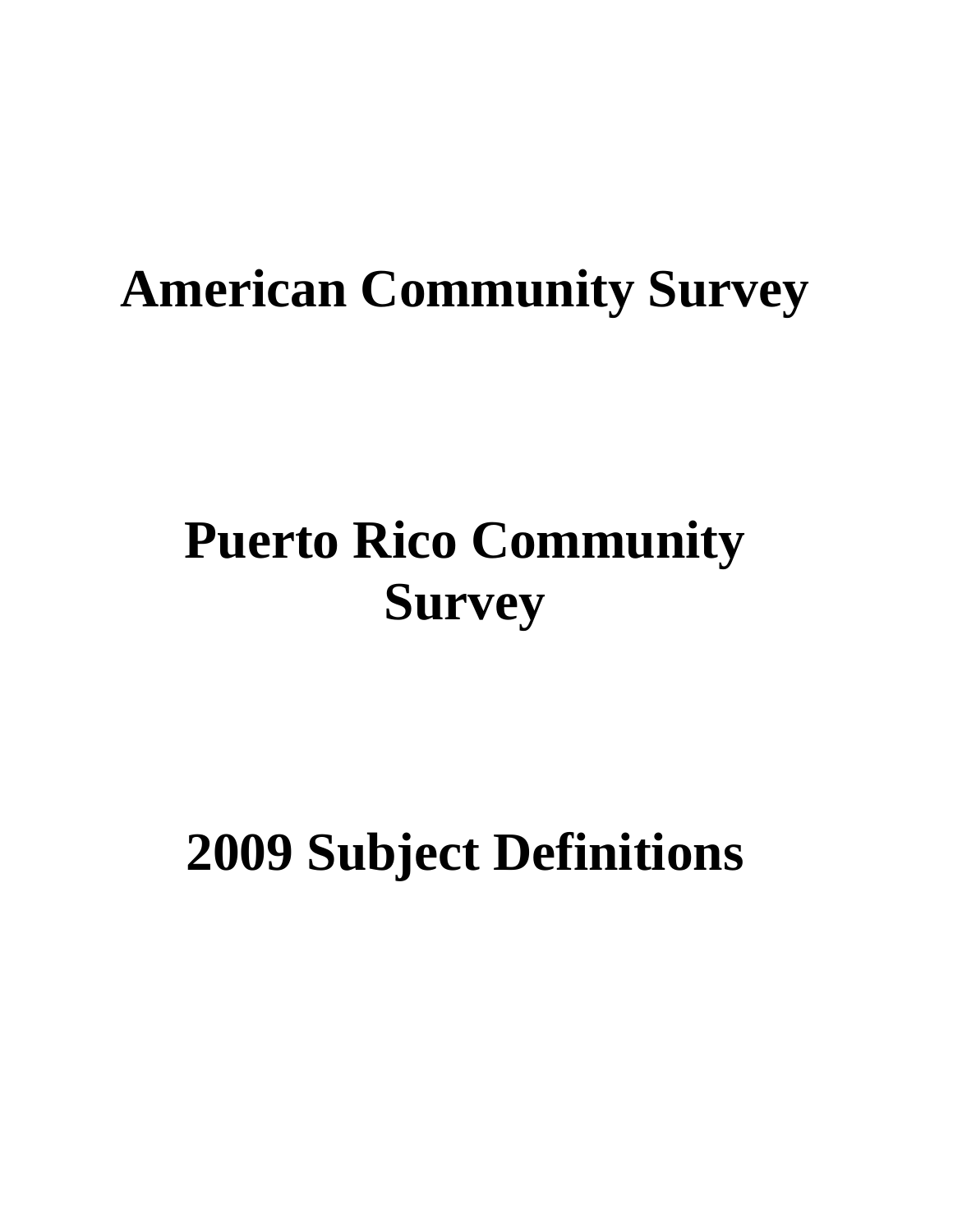# American Community Survey

# Puerto Rico Community Survey

# 2009 Subject Definitions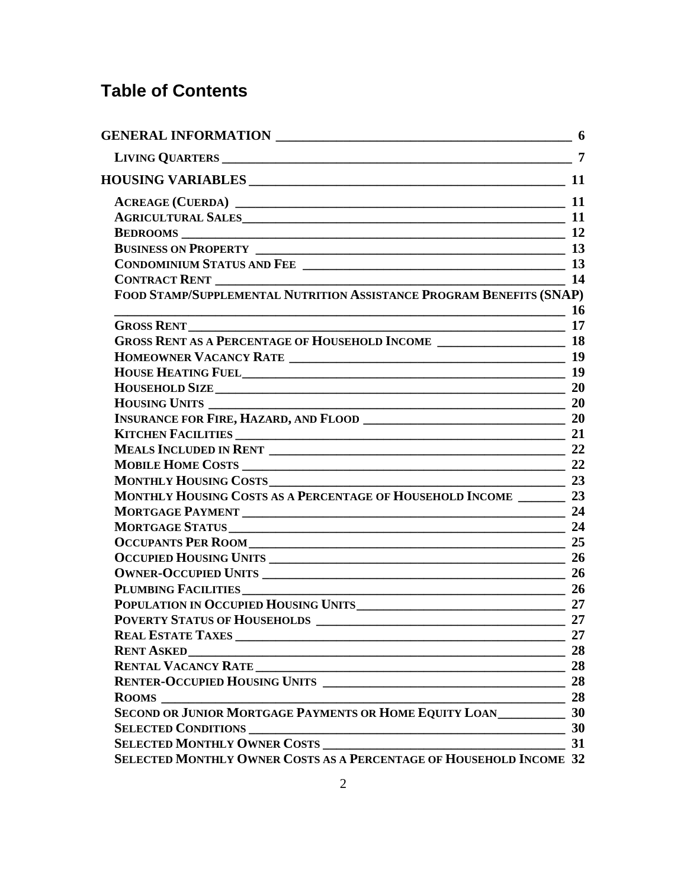# Table of Contents

| | |
|---|---|
| **GENERAL INFORMATION** | **6** |
| **LIVING QUARTERS** | **7** |
| **HOUSING VARIABLES** | **11** |
| **ACREAGE (CUERDA)** | **11** |
| **AGRICULTURAL SALES** | **11** |
| **BEDROOMS** | **12** |
| **BUSINESS ON PROPERTY** | **13** |
| **CONDOMINIUM STATUS AND FEE** | **13** |
| **CONTRACT RENT** | **14** |
| **FOOD STAMP/SUPPLEMENTAL NUTRITION ASSISTANCE PROGRAM BENEFITS (SNAP)** | **16** |
| **GROSS RENT** | **17** |
| **GROSS RENT AS A PERCENTAGE OF HOUSEHOLD INCOME** | **18** |
| **HOMEOWNER VACANCY RATE** | **19** |
| **HOUSE HEATING FUEL** | **19** |
| **HOUSEHOLD SIZE** | **20** |
| **HOUSING UNITS** | **20** |
| **INSURANCE FOR FIRE, HAZARD, AND FLOOD** | **20** |
| **KITCHEN FACILITIES** | **21** |
| **MEALS INCLUDED IN RENT** | **22** |
| **MOBILE HOME COSTS** | **22** |
| **MONTHLY HOUSING COSTS** | **23** |
| **MONTHLY HOUSING COSTS AS A PERCENTAGE OF HOUSEHOLD INCOME** | **23** |
| **MORTGAGE PAYMENT** | **24** |
| **MORTGAGE STATUS** | **24** |
| **OCCUPANTS PER ROOM** | **25** |
| **OCCUPIED HOUSING UNITS** | **26** |
| **OWNER-OCCUPIED UNITS** | **26** |
| **PLUMBING FACILITIES** | **26** |
| **POPULATION IN OCCUPIED HOUSING UNITS** | **27** |
| **POVERTY STATUS OF HOUSEHOLDS** | **27** |
| **REAL ESTATE TAXES** | **27** |
| **RENT ASKED** | **28** |
| **RENTAL VACANCY RATE** | **28** |
| **RENTER-OCCUPIED HOUSING UNITS** | **28** |
| **ROOMS** | **28** |
| **SECOND OR JUNIOR MORTGAGE PAYMENTS OR HOME EQUITY LOAN** | **30** |
| **SELECTED CONDITIONS** | **30** |
| **SELECTED MONTHLY OWNER COSTS** | **31** |
| **SELECTED MONTHLY OWNER COSTS AS A PERCENTAGE OF HOUSEHOLD INCOME** | **32** |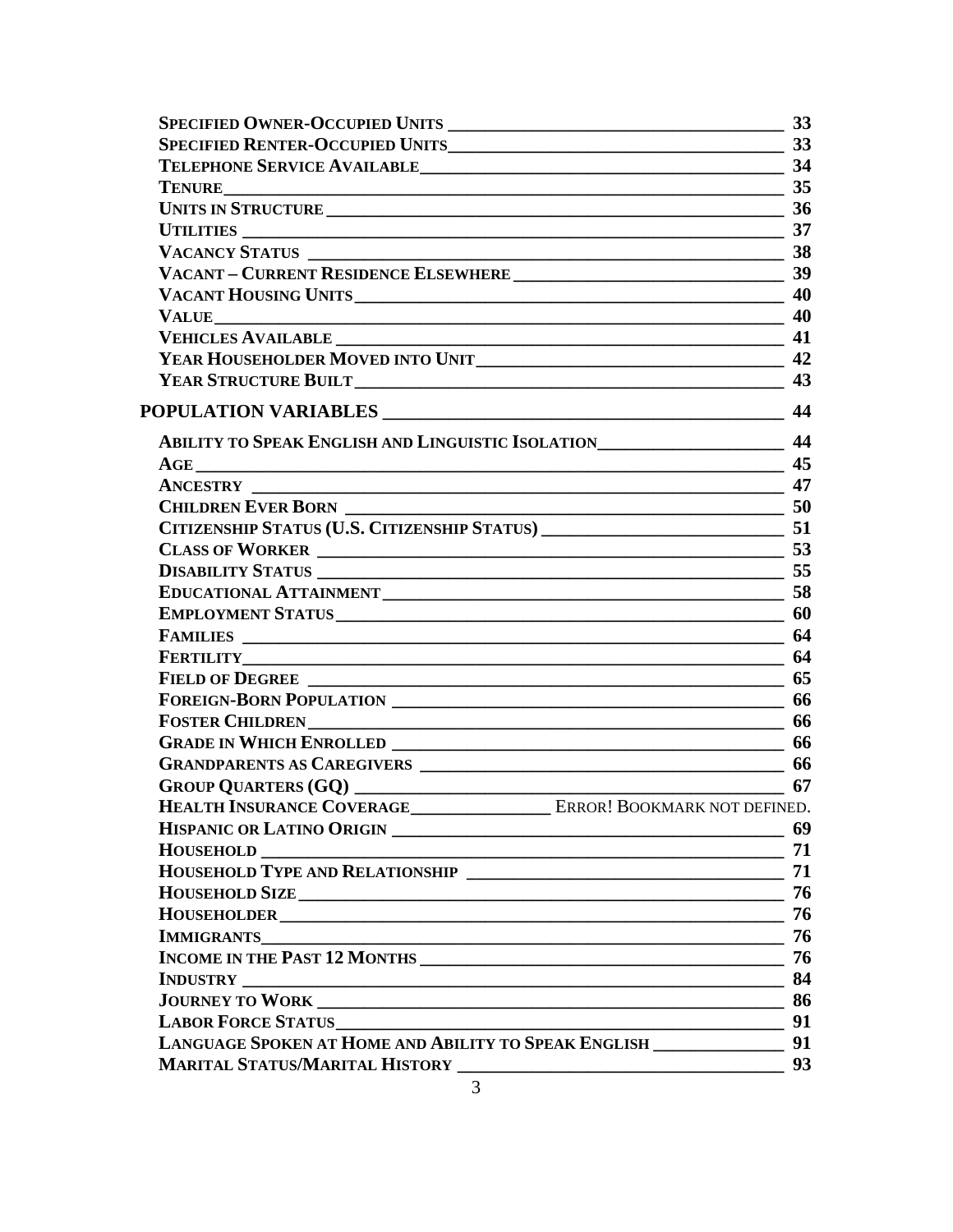| | |
|---|---|
| SPECIFIED OWNER-OCCUPIED UNITS | 33 |
| SPECIFIED RENTER-OCCUPIED UNITS | 33 |
| TELEPHONE SERVICE AVAILABLE | 34 |
| TENURE | 35 |
| UNITS IN STRUCTURE | 36 |
| UTILITIES | 37 |
| VACANCY STATUS | 38 |
| VACANT – CURRENT RESIDENCE ELSEWHERE | 39 |
| VACANT HOUSING UNITS | 40 |
| VALUE | 40 |
| VEHICLES AVAILABLE | 41 |
| YEAR HOUSEHOLDER MOVED INTO UNIT | 42 |
| YEAR STRUCTURE BUILT | 43 |
| **POPULATION VARIABLES** | **44** |
| ABILITY TO SPEAK ENGLISH AND LINGUISTIC ISOLATION | 44 |
| AGE | 45 |
| ANCESTRY | 47 |
| CHILDREN EVER BORN | 50 |
| CITIZENSHIP STATUS (U.S. CITIZENSHIP STATUS) | 51 |
| CLASS OF WORKER | 53 |
| DISABILITY STATUS | 55 |
| EDUCATIONAL ATTAINMENT | 58 |
| EMPLOYMENT STATUS | 60 |
| FAMILIES | 64 |
| FERTILITY | 64 |
| FIELD OF DEGREE | 65 |
| FOREIGN-BORN POPULATION | 66 |
| FOSTER CHILDREN | 66 |
| GRADE IN WHICH ENROLLED | 66 |
| GRANDPARENTS AS CAREGIVERS | 66 |
| GROUP QUARTERS (GQ) | 67 |
| HEALTH INSURANCE COVERAGE | ERROR! BOOKMARK NOT DEFINED. |
| HISPANIC OR LATINO ORIGIN | 69 |
| HOUSEHOLD | 71 |
| HOUSEHOLD TYPE AND RELATIONSHIP | 71 |
| HOUSEHOLD SIZE | 76 |
| HOUSEHOLDER | 76 |
| IMMIGRANTS | 76 |
| INCOME IN THE PAST 12 MONTHS | 76 |
| INDUSTRY | 84 |
| JOURNEY TO WORK | 86 |
| LABOR FORCE STATUS | 91 |
| LANGUAGE SPOKEN AT HOME AND ABILITY TO SPEAK ENGLISH | 91 |
| MARITAL STATUS/MARITAL HISTORY | 93 |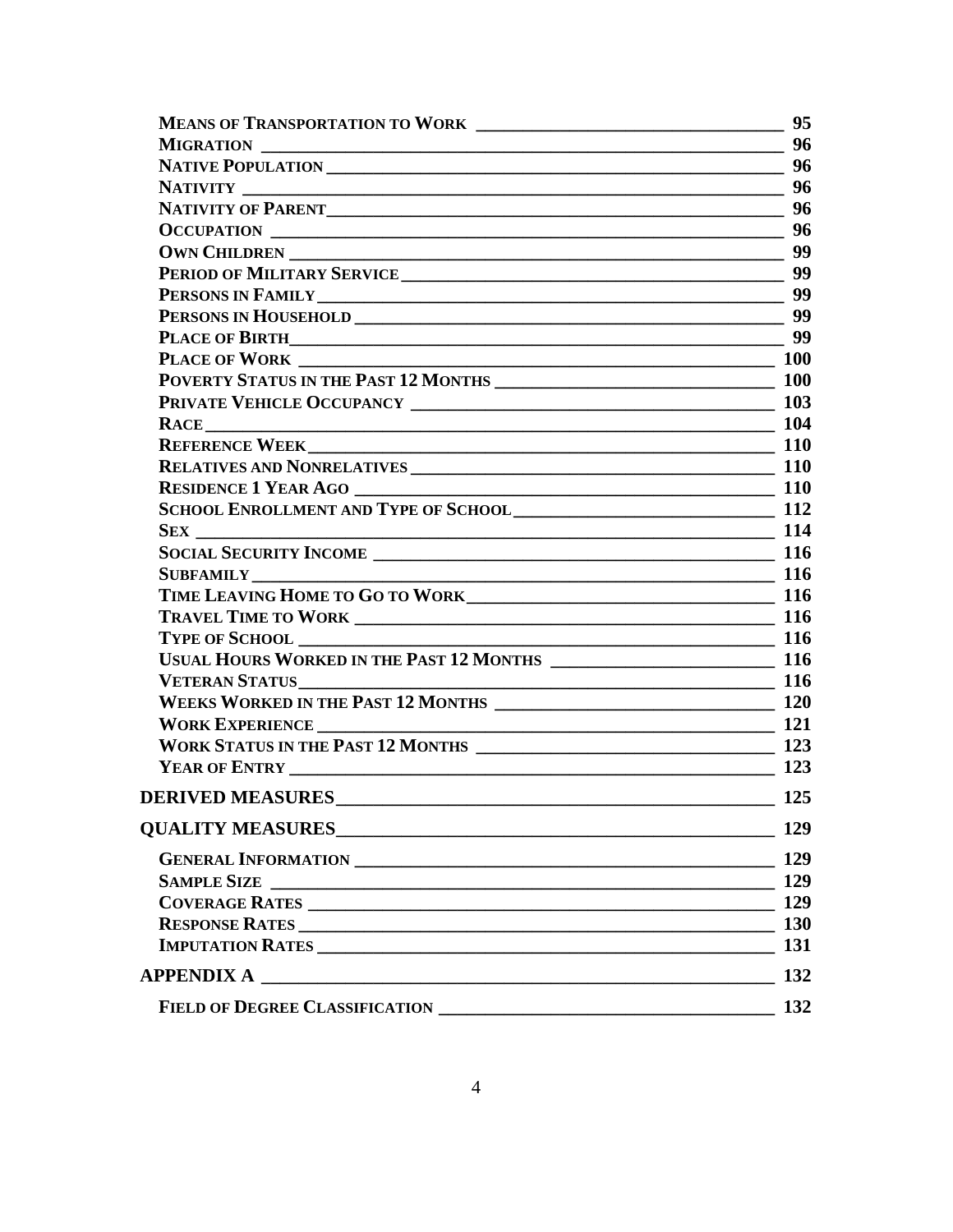**Means of Transportation to Work** ______________________________ 95
**Migration** ______________________________ 96
**Native Population** ______________________________ 96
**Nativity** ______________________________ 96
**Nativity of Parent** ______________________________ 96
**Occupation** ______________________________ 96
**Own Children** ______________________________ 99
**Period of Military Service** ______________________________ 99
**Persons in Family** ______________________________ 99
**Persons in Household** ______________________________ 99
**Place of Birth** ______________________________ 99
**Place of Work** ______________________________ 100
**Poverty Status in the Past 12 Months** ______________________________ 100
**Private Vehicle Occupancy** ______________________________ 103
**Race** ______________________________ 104
**Reference Week** ______________________________ 110
**Relatives and Nonrelatives** ______________________________ 110
**Residence 1 Year Ago** ______________________________ 110
**School Enrollment and Type of School** ______________________________ 112
**Sex** ______________________________ 114
**Social Security Income** ______________________________ 116
**Subfamily** ______________________________ 116
**Time Leaving Home to Go to Work** ______________________________ 116
**Travel Time to Work** ______________________________ 116
**Type of School** ______________________________ 116
**Usual Hours Worked in the Past 12 Months** ______________________________ 116
**Veteran Status** ______________________________ 116
**Weeks Worked in the Past 12 Months** ______________________________ 120
**Work Experience** ______________________________ 121
**Work Status in the Past 12 Months** ______________________________ 123
**Year of Entry** ______________________________ 123

**DERIVED MEASURES** ______________________________ 125

**QUALITY MEASURES** ______________________________ 129

**General Information** ______________________________ 129
**Sample Size** ______________________________ 129
**Coverage Rates** ______________________________ 129
**Response Rates** ______________________________ 130
**Imputation Rates** ______________________________ 131

**APPENDIX A** ______________________________ 132

**Field of Degree Classification** ______________________________ 132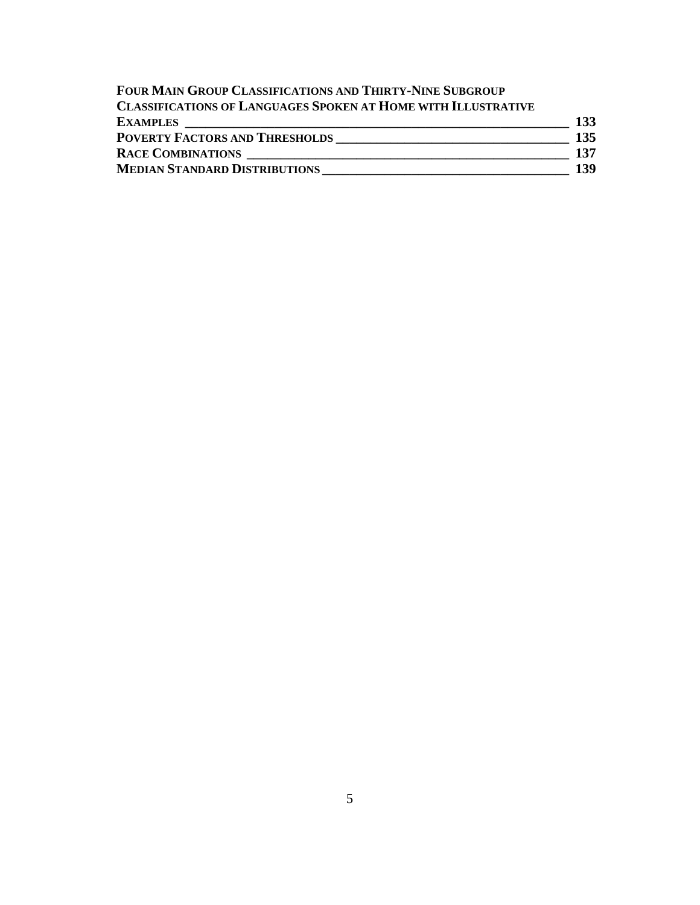**Four Main Group Classifications and Thirty-Nine Subgroup Classifications of Languages Spoken at Home with Illustrative Examples** ____ **133**
**Poverty Factors and Thresholds** ____ **135**
**Race Combinations** ____ **137**
**Median Standard Distributions** ____ **139**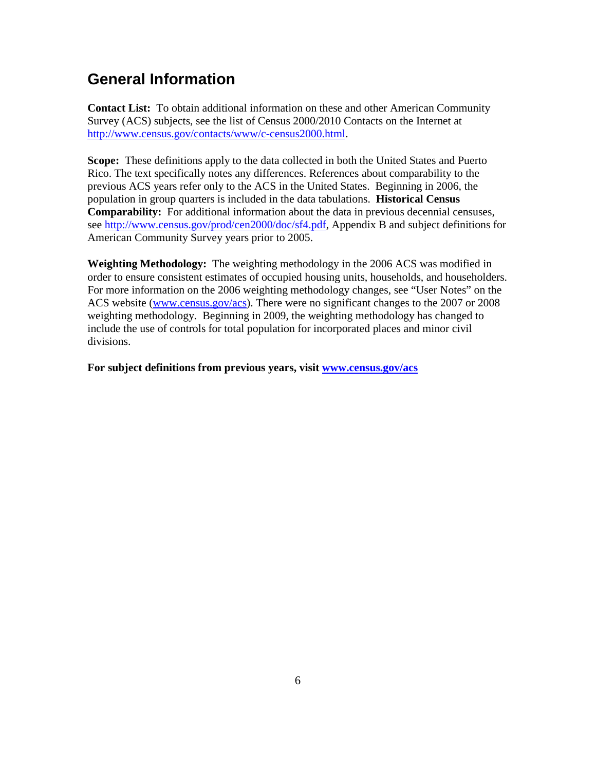## General Information

**Contact List:** To obtain additional information on these and other American Community Survey (ACS) subjects, see the list of Census 2000/2010 Contacts on the Internet at http://www.census.gov/contacts/www/c-census2000.html.

**Scope:** These definitions apply to the data collected in both the United States and Puerto Rico. The text specifically notes any differences. References about comparability to the previous ACS years refer only to the ACS in the United States. Beginning in 2006, the population in group quarters is included in the data tabulations. **Historical Census Comparability:** For additional information about the data in previous decennial censuses, see http://www.census.gov/prod/cen2000/doc/sf4.pdf, Appendix B and subject definitions for American Community Survey years prior to 2005.

**Weighting Methodology:** The weighting methodology in the 2006 ACS was modified in order to ensure consistent estimates of occupied housing units, households, and householders. For more information on the 2006 weighting methodology changes, see "User Notes" on the ACS website (www.census.gov/acs). There were no significant changes to the 2007 or 2008 weighting methodology. Beginning in 2009, the weighting methodology has changed to include the use of controls for total population for incorporated places and minor civil divisions.

**For subject definitions from previous years, visit www.census.gov/acs**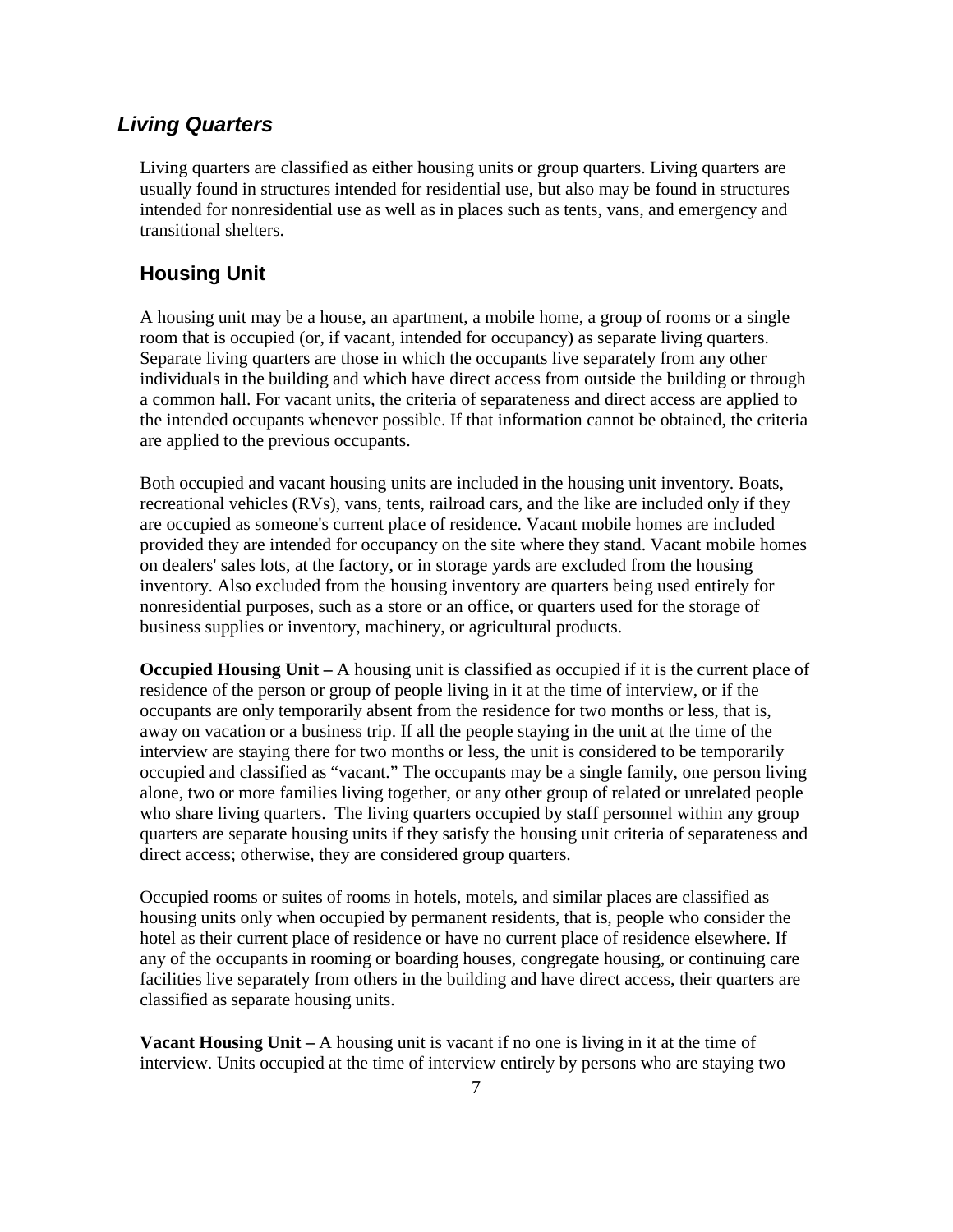## *Living Quarters*

Living quarters are classified as either housing units or group quarters. Living quarters are usually found in structures intended for residential use, but also may be found in structures intended for nonresidential use as well as in places such as tents, vans, and emergency and transitional shelters.

### Housing Unit

A housing unit may be a house, an apartment, a mobile home, a group of rooms or a single room that is occupied (or, if vacant, intended for occupancy) as separate living quarters. Separate living quarters are those in which the occupants live separately from any other individuals in the building and which have direct access from outside the building or through a common hall. For vacant units, the criteria of separateness and direct access are applied to the intended occupants whenever possible. If that information cannot be obtained, the criteria are applied to the previous occupants.

Both occupied and vacant housing units are included in the housing unit inventory. Boats, recreational vehicles (RVs), vans, tents, railroad cars, and the like are included only if they are occupied as someone's current place of residence. Vacant mobile homes are included provided they are intended for occupancy on the site where they stand. Vacant mobile homes on dealers' sales lots, at the factory, or in storage yards are excluded from the housing inventory. Also excluded from the housing inventory are quarters being used entirely for nonresidential purposes, such as a store or an office, or quarters used for the storage of business supplies or inventory, machinery, or agricultural products.

**Occupied Housing Unit –** A housing unit is classified as occupied if it is the current place of residence of the person or group of people living in it at the time of interview, or if the occupants are only temporarily absent from the residence for two months or less, that is, away on vacation or a business trip. If all the people staying in the unit at the time of the interview are staying there for two months or less, the unit is considered to be temporarily occupied and classified as "vacant." The occupants may be a single family, one person living alone, two or more families living together, or any other group of related or unrelated people who share living quarters. The living quarters occupied by staff personnel within any group quarters are separate housing units if they satisfy the housing unit criteria of separateness and direct access; otherwise, they are considered group quarters.

Occupied rooms or suites of rooms in hotels, motels, and similar places are classified as housing units only when occupied by permanent residents, that is, people who consider the hotel as their current place of residence or have no current place of residence elsewhere. If any of the occupants in rooming or boarding houses, congregate housing, or continuing care facilities live separately from others in the building and have direct access, their quarters are classified as separate housing units.

**Vacant Housing Unit –** A housing unit is vacant if no one is living in it at the time of interview. Units occupied at the time of interview entirely by persons who are staying two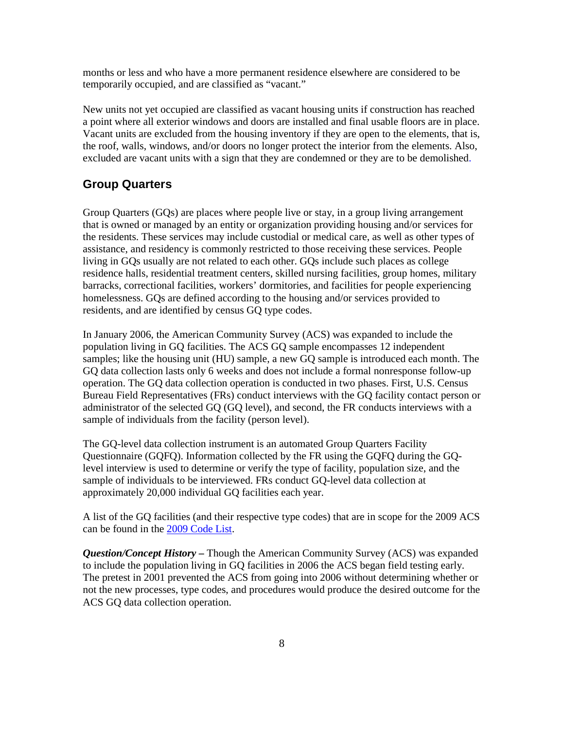months or less and who have a more permanent residence elsewhere are considered to be temporarily occupied, and are classified as "vacant."

New units not yet occupied are classified as vacant housing units if construction has reached a point where all exterior windows and doors are installed and final usable floors are in place. Vacant units are excluded from the housing inventory if they are open to the elements, that is, the roof, walls, windows, and/or doors no longer protect the interior from the elements. Also, excluded are vacant units with a sign that they are condemned or they are to be demolished.

## Group Quarters

Group Quarters (GQs) are places where people live or stay, in a group living arrangement that is owned or managed by an entity or organization providing housing and/or services for the residents. These services may include custodial or medical care, as well as other types of assistance, and residency is commonly restricted to those receiving these services. People living in GQs usually are not related to each other. GQs include such places as college residence halls, residential treatment centers, skilled nursing facilities, group homes, military barracks, correctional facilities, workers' dormitories, and facilities for people experiencing homelessness. GQs are defined according to the housing and/or services provided to residents, and are identified by census GQ type codes.

In January 2006, the American Community Survey (ACS) was expanded to include the population living in GQ facilities. The ACS GQ sample encompasses 12 independent samples; like the housing unit (HU) sample, a new GQ sample is introduced each month. The GQ data collection lasts only 6 weeks and does not include a formal nonresponse follow-up operation. The GQ data collection operation is conducted in two phases. First, U.S. Census Bureau Field Representatives (FRs) conduct interviews with the GQ facility contact person or administrator of the selected GQ (GQ level), and second, the FR conducts interviews with a sample of individuals from the facility (person level).

The GQ-level data collection instrument is an automated Group Quarters Facility Questionnaire (GQFQ). Information collected by the FR using the GQFQ during the GQ-level interview is used to determine or verify the type of facility, population size, and the sample of individuals to be interviewed. FRs conduct GQ-level data collection at approximately 20,000 individual GQ facilities each year.

A list of the GQ facilities (and their respective type codes) that are in scope for the 2009 ACS can be found in the 2009 Code List.

***Question/Concept History –*** Though the American Community Survey (ACS) was expanded to include the population living in GQ facilities in 2006 the ACS began field testing early. The pretest in 2001 prevented the ACS from going into 2006 without determining whether or not the new processes, type codes, and procedures would produce the desired outcome for the ACS GQ data collection operation.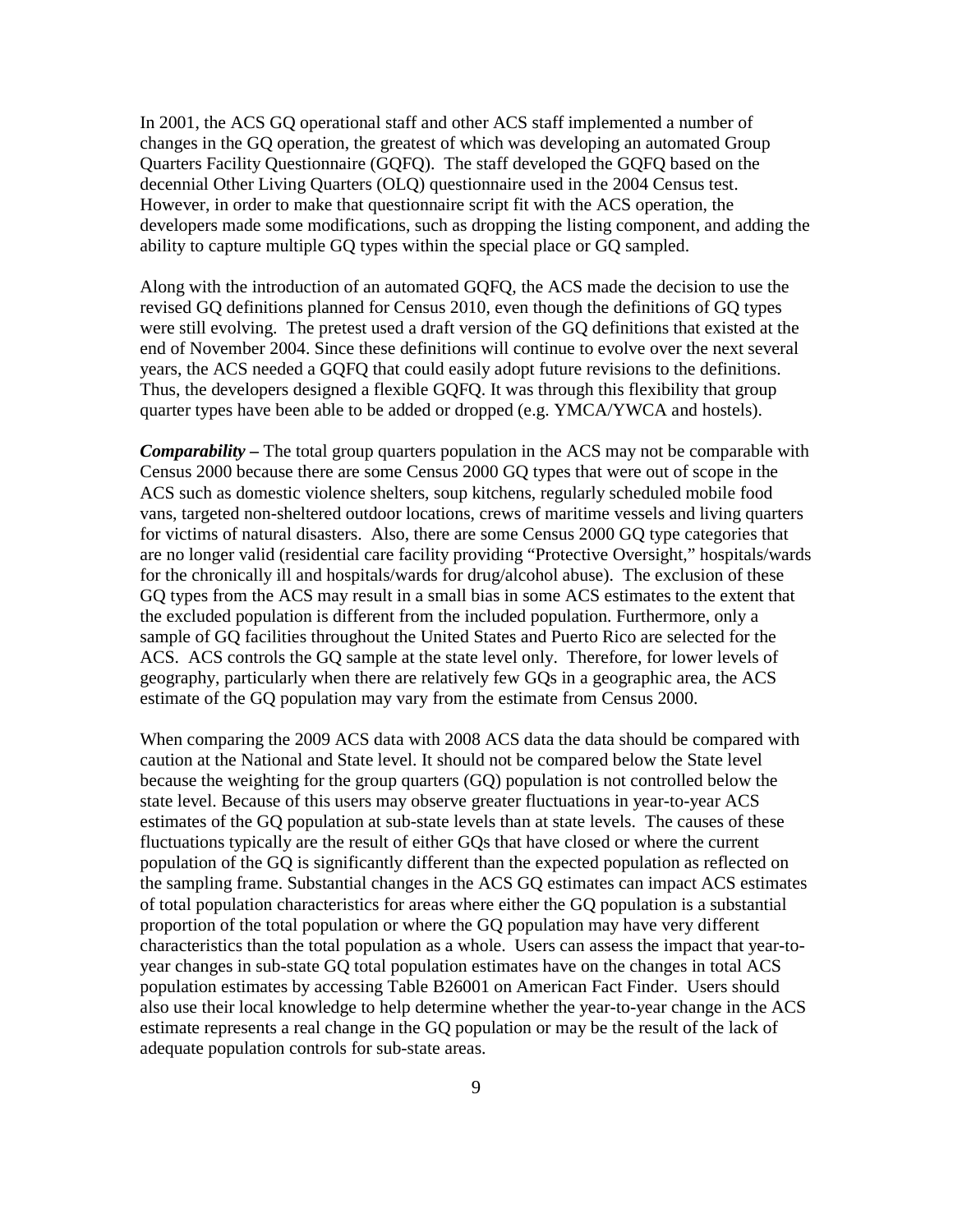In 2001, the ACS GQ operational staff and other ACS staff implemented a number of changes in the GQ operation, the greatest of which was developing an automated Group Quarters Facility Questionnaire (GQFQ). The staff developed the GQFQ based on the decennial Other Living Quarters (OLQ) questionnaire used in the 2004 Census test. However, in order to make that questionnaire script fit with the ACS operation, the developers made some modifications, such as dropping the listing component, and adding the ability to capture multiple GQ types within the special place or GQ sampled.

Along with the introduction of an automated GQFQ, the ACS made the decision to use the revised GQ definitions planned for Census 2010, even though the definitions of GQ types were still evolving. The pretest used a draft version of the GQ definitions that existed at the end of November 2004. Since these definitions will continue to evolve over the next several years, the ACS needed a GQFQ that could easily adopt future revisions to the definitions. Thus, the developers designed a flexible GQFQ. It was through this flexibility that group quarter types have been able to be added or dropped (e.g. YMCA/YWCA and hostels).

***Comparability –*** The total group quarters population in the ACS may not be comparable with Census 2000 because there are some Census 2000 GQ types that were out of scope in the ACS such as domestic violence shelters, soup kitchens, regularly scheduled mobile food vans, targeted non-sheltered outdoor locations, crews of maritime vessels and living quarters for victims of natural disasters. Also, there are some Census 2000 GQ type categories that are no longer valid (residential care facility providing "Protective Oversight," hospitals/wards for the chronically ill and hospitals/wards for drug/alcohol abuse). The exclusion of these GQ types from the ACS may result in a small bias in some ACS estimates to the extent that the excluded population is different from the included population. Furthermore, only a sample of GQ facilities throughout the United States and Puerto Rico are selected for the ACS. ACS controls the GQ sample at the state level only. Therefore, for lower levels of geography, particularly when there are relatively few GQs in a geographic area, the ACS estimate of the GQ population may vary from the estimate from Census 2000.

When comparing the 2009 ACS data with 2008 ACS data the data should be compared with caution at the National and State level. It should not be compared below the State level because the weighting for the group quarters (GQ) population is not controlled below the state level. Because of this users may observe greater fluctuations in year-to-year ACS estimates of the GQ population at sub-state levels than at state levels. The causes of these fluctuations typically are the result of either GQs that have closed or where the current population of the GQ is significantly different than the expected population as reflected on the sampling frame. Substantial changes in the ACS GQ estimates can impact ACS estimates of total population characteristics for areas where either the GQ population is a substantial proportion of the total population or where the GQ population may have very different characteristics than the total population as a whole. Users can assess the impact that year-to-year changes in sub-state GQ total population estimates have on the changes in total ACS population estimates by accessing Table B26001 on American Fact Finder. Users should also use their local knowledge to help determine whether the year-to-year change in the ACS estimate represents a real change in the GQ population or may be the result of the lack of adequate population controls for sub-state areas.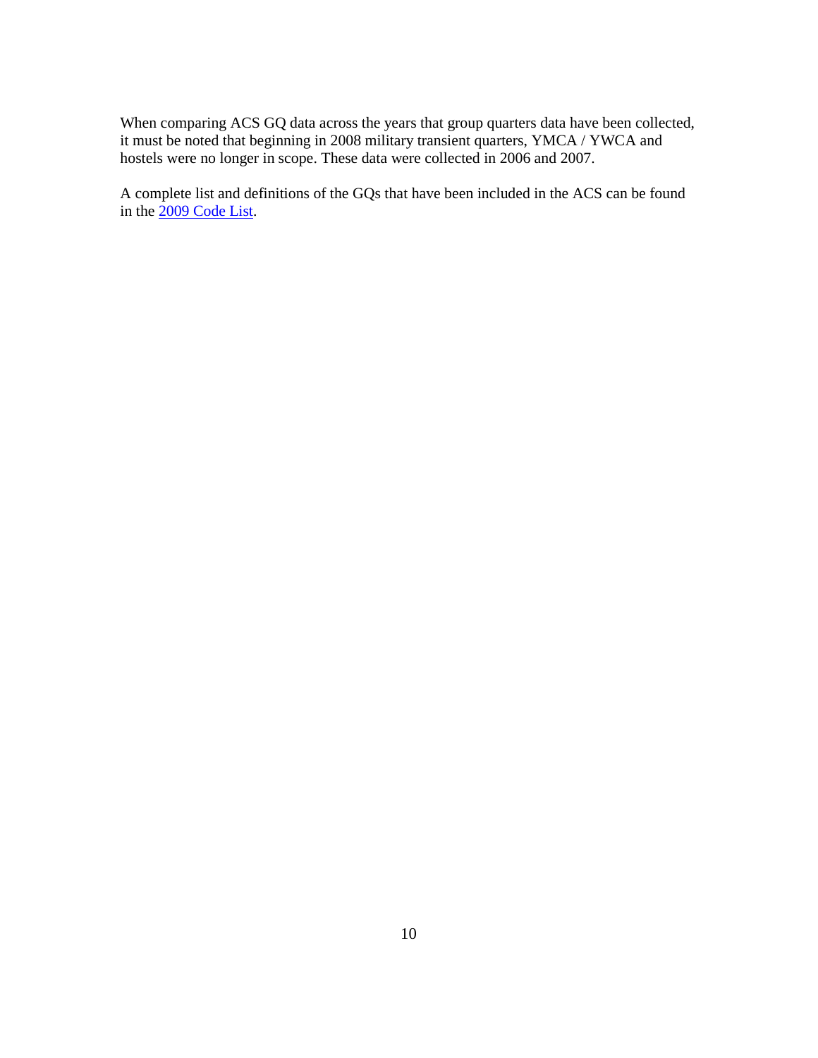When comparing ACS GQ data across the years that group quarters data have been collected, it must be noted that beginning in 2008 military transient quarters, YMCA / YWCA and hostels were no longer in scope. These data were collected in 2006 and 2007.

A complete list and definitions of the GQs that have been included in the ACS can be found in the 2009 Code List.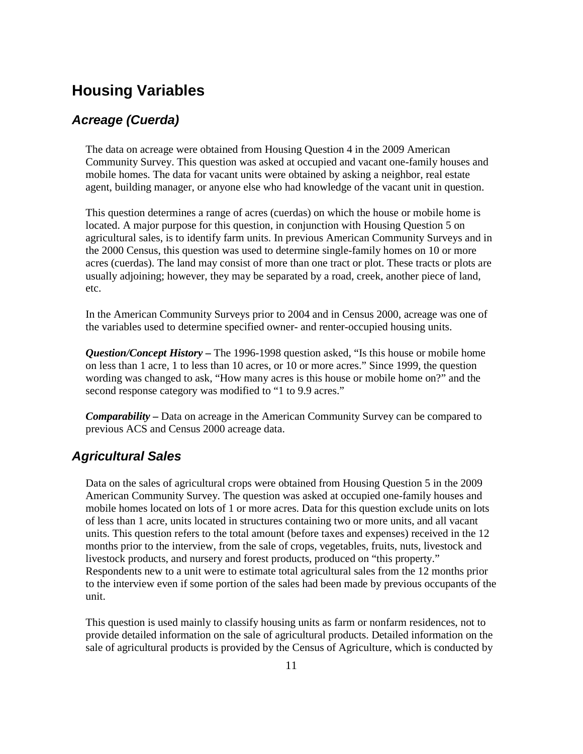# Housing Variables

## *Acreage (Cuerda)*

The data on acreage were obtained from Housing Question 4 in the 2009 American Community Survey. This question was asked at occupied and vacant one-family houses and mobile homes. The data for vacant units were obtained by asking a neighbor, real estate agent, building manager, or anyone else who had knowledge of the vacant unit in question.

This question determines a range of acres (cuerdas) on which the house or mobile home is located. A major purpose for this question, in conjunction with Housing Question 5 on agricultural sales, is to identify farm units. In previous American Community Surveys and in the 2000 Census, this question was used to determine single-family homes on 10 or more acres (cuerdas). The land may consist of more than one tract or plot. These tracts or plots are usually adjoining; however, they may be separated by a road, creek, another piece of land, etc.

In the American Community Surveys prior to 2004 and in Census 2000, acreage was one of the variables used to determine specified owner- and renter-occupied housing units.

***Question/Concept History –*** The 1996-1998 question asked, "Is this house or mobile home on less than 1 acre, 1 to less than 10 acres, or 10 or more acres." Since 1999, the question wording was changed to ask, "How many acres is this house or mobile home on?" and the second response category was modified to "1 to 9.9 acres."

***Comparability –*** Data on acreage in the American Community Survey can be compared to previous ACS and Census 2000 acreage data.

## *Agricultural Sales*

Data on the sales of agricultural crops were obtained from Housing Question 5 in the 2009 American Community Survey. The question was asked at occupied one-family houses and mobile homes located on lots of 1 or more acres. Data for this question exclude units on lots of less than 1 acre, units located in structures containing two or more units, and all vacant units. This question refers to the total amount (before taxes and expenses) received in the 12 months prior to the interview, from the sale of crops, vegetables, fruits, nuts, livestock and livestock products, and nursery and forest products, produced on "this property." Respondents new to a unit were to estimate total agricultural sales from the 12 months prior to the interview even if some portion of the sales had been made by previous occupants of the unit.

This question is used mainly to classify housing units as farm or nonfarm residences, not to provide detailed information on the sale of agricultural products. Detailed information on the sale of agricultural products is provided by the Census of Agriculture, which is conducted by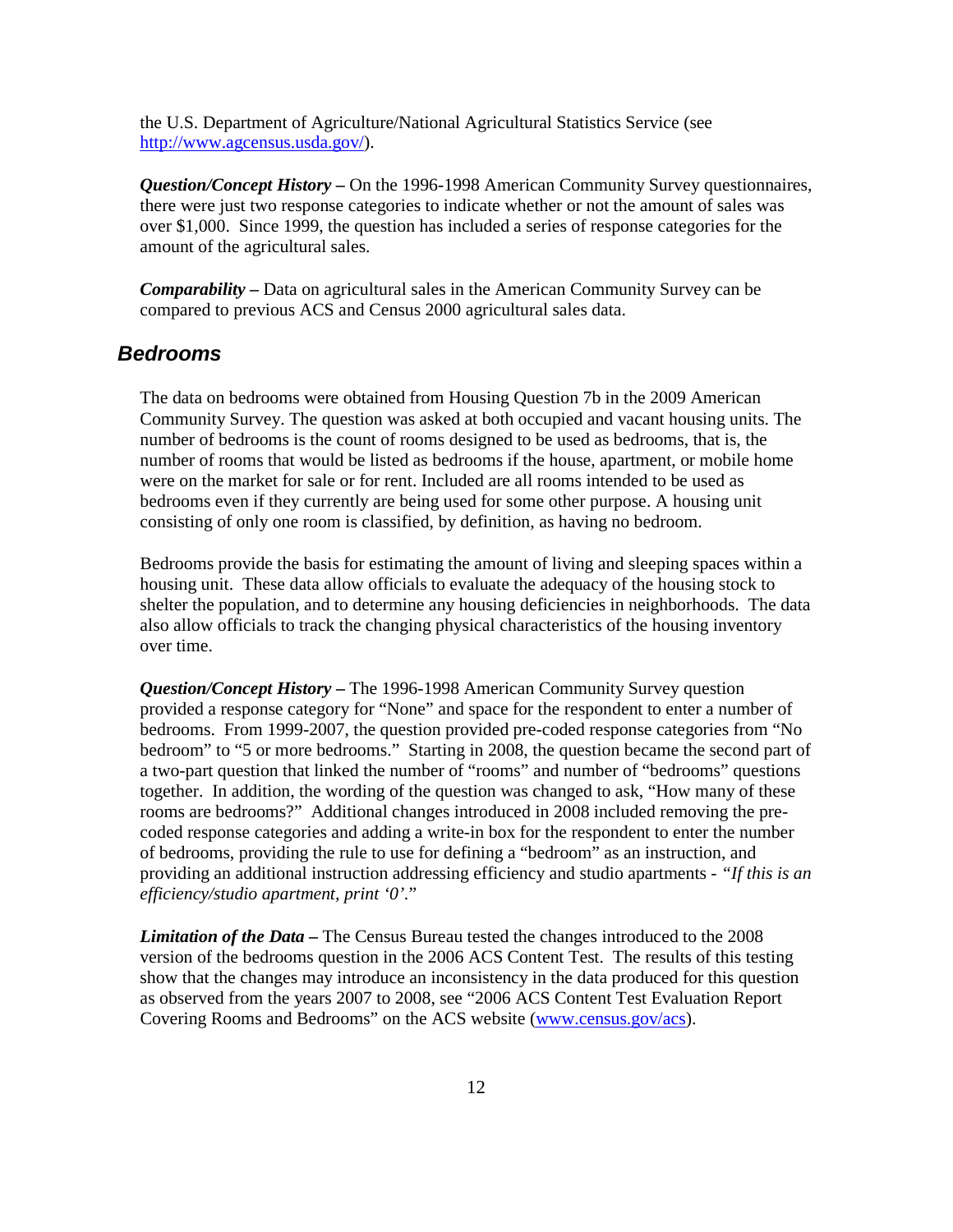the U.S. Department of Agriculture/National Agricultural Statistics Service (see http://www.agcensus.usda.gov/).

***Question/Concept History –*** On the 1996-1998 American Community Survey questionnaires, there were just two response categories to indicate whether or not the amount of sales was over $1,000. Since 1999, the question has included a series of response categories for the amount of the agricultural sales.

***Comparability –*** Data on agricultural sales in the American Community Survey can be compared to previous ACS and Census 2000 agricultural sales data.

## *Bedrooms*

The data on bedrooms were obtained from Housing Question 7b in the 2009 American Community Survey. The question was asked at both occupied and vacant housing units. The number of bedrooms is the count of rooms designed to be used as bedrooms, that is, the number of rooms that would be listed as bedrooms if the house, apartment, or mobile home were on the market for sale or for rent. Included are all rooms intended to be used as bedrooms even if they currently are being used for some other purpose. A housing unit consisting of only one room is classified, by definition, as having no bedroom.

Bedrooms provide the basis for estimating the amount of living and sleeping spaces within a housing unit. These data allow officials to evaluate the adequacy of the housing stock to shelter the population, and to determine any housing deficiencies in neighborhoods. The data also allow officials to track the changing physical characteristics of the housing inventory over time.

***Question/Concept History –*** The 1996-1998 American Community Survey question provided a response category for "None" and space for the respondent to enter a number of bedrooms. From 1999-2007, the question provided pre-coded response categories from "No bedroom" to "5 or more bedrooms." Starting in 2008, the question became the second part of a two-part question that linked the number of "rooms" and number of "bedrooms" questions together. In addition, the wording of the question was changed to ask, "How many of these rooms are bedrooms?" Additional changes introduced in 2008 included removing the pre-coded response categories and adding a write-in box for the respondent to enter the number of bedrooms, providing the rule to use for defining a "bedroom" as an instruction, and providing an additional instruction addressing efficiency and studio apartments - *"If this is an efficiency/studio apartment, print '0'."*

***Limitation of the Data –*** The Census Bureau tested the changes introduced to the 2008 version of the bedrooms question in the 2006 ACS Content Test. The results of this testing show that the changes may introduce an inconsistency in the data produced for this question as observed from the years 2007 to 2008, see "2006 ACS Content Test Evaluation Report Covering Rooms and Bedrooms" on the ACS website (www.census.gov/acs).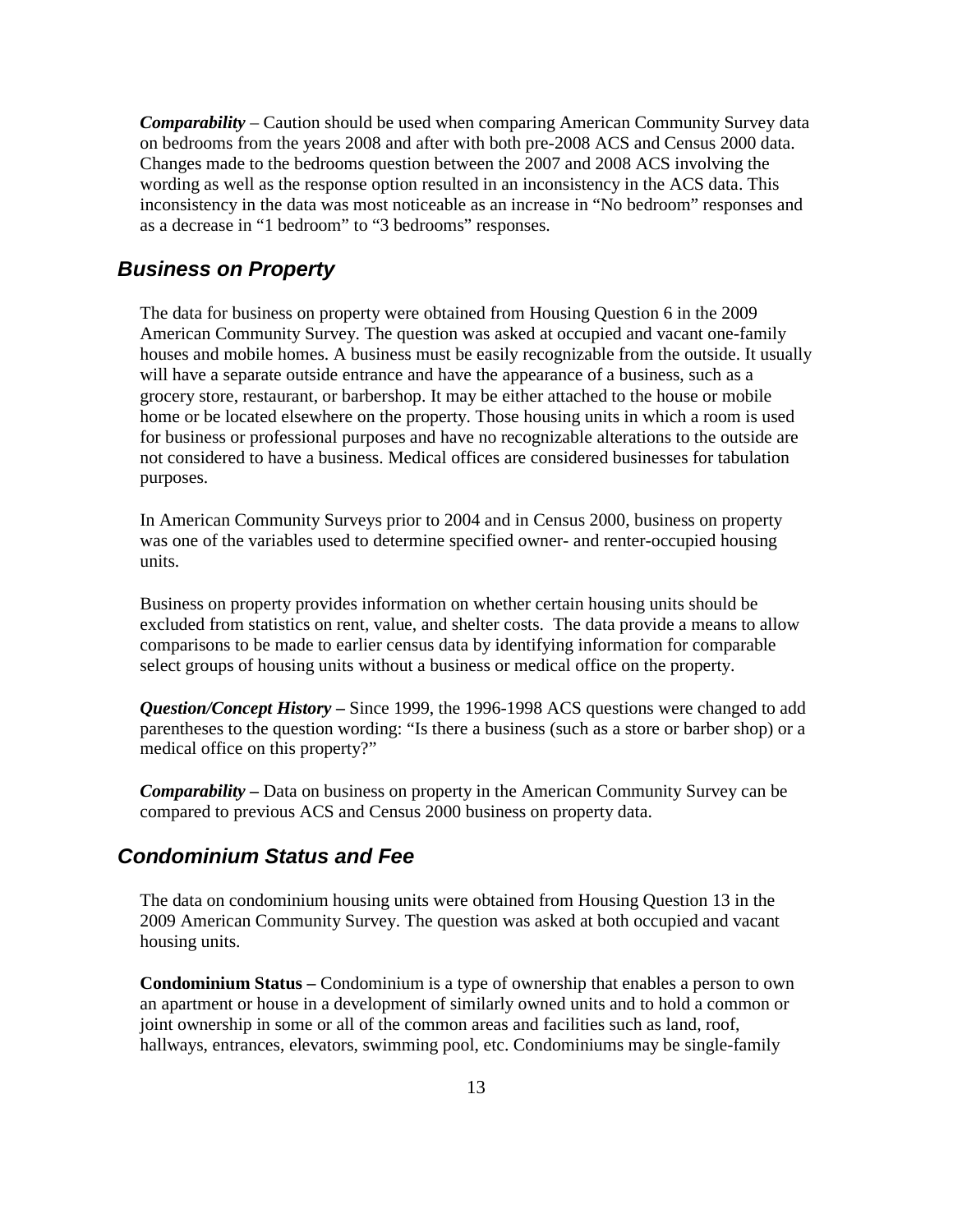***Comparability*** – Caution should be used when comparing American Community Survey data on bedrooms from the years 2008 and after with both pre-2008 ACS and Census 2000 data. Changes made to the bedrooms question between the 2007 and 2008 ACS involving the wording as well as the response option resulted in an inconsistency in the ACS data. This inconsistency in the data was most noticeable as an increase in "No bedroom" responses and as a decrease in "1 bedroom" to "3 bedrooms" responses.

## *Business on Property*

The data for business on property were obtained from Housing Question 6 in the 2009 American Community Survey. The question was asked at occupied and vacant one-family houses and mobile homes. A business must be easily recognizable from the outside. It usually will have a separate outside entrance and have the appearance of a business, such as a grocery store, restaurant, or barbershop. It may be either attached to the house or mobile home or be located elsewhere on the property. Those housing units in which a room is used for business or professional purposes and have no recognizable alterations to the outside are not considered to have a business. Medical offices are considered businesses for tabulation purposes.

In American Community Surveys prior to 2004 and in Census 2000, business on property was one of the variables used to determine specified owner- and renter-occupied housing units.

Business on property provides information on whether certain housing units should be excluded from statistics on rent, value, and shelter costs. The data provide a means to allow comparisons to be made to earlier census data by identifying information for comparable select groups of housing units without a business or medical office on the property.

***Question/Concept History –*** Since 1999, the 1996-1998 ACS questions were changed to add parentheses to the question wording: "Is there a business (such as a store or barber shop) or a medical office on this property?"

***Comparability –*** Data on business on property in the American Community Survey can be compared to previous ACS and Census 2000 business on property data.

## *Condominium Status and Fee*

The data on condominium housing units were obtained from Housing Question 13 in the 2009 American Community Survey. The question was asked at both occupied and vacant housing units.

**Condominium Status –** Condominium is a type of ownership that enables a person to own an apartment or house in a development of similarly owned units and to hold a common or joint ownership in some or all of the common areas and facilities such as land, roof, hallways, entrances, elevators, swimming pool, etc. Condominiums may be single-family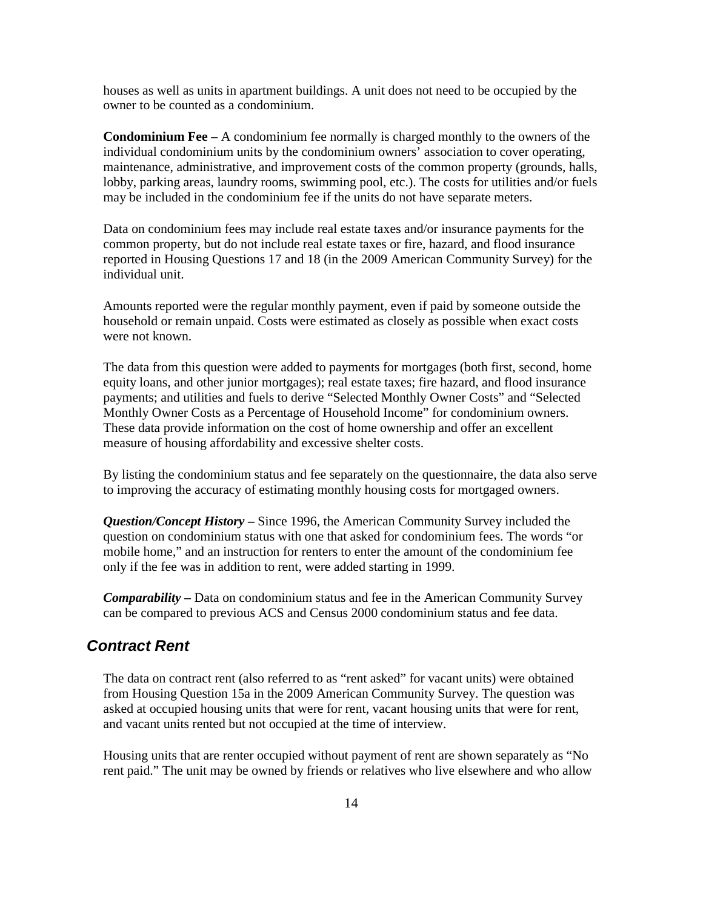houses as well as units in apartment buildings. A unit does not need to be occupied by the owner to be counted as a condominium.

**Condominium Fee –** A condominium fee normally is charged monthly to the owners of the individual condominium units by the condominium owners' association to cover operating, maintenance, administrative, and improvement costs of the common property (grounds, halls, lobby, parking areas, laundry rooms, swimming pool, etc.). The costs for utilities and/or fuels may be included in the condominium fee if the units do not have separate meters.

Data on condominium fees may include real estate taxes and/or insurance payments for the common property, but do not include real estate taxes or fire, hazard, and flood insurance reported in Housing Questions 17 and 18 (in the 2009 American Community Survey) for the individual unit.

Amounts reported were the regular monthly payment, even if paid by someone outside the household or remain unpaid. Costs were estimated as closely as possible when exact costs were not known.

The data from this question were added to payments for mortgages (both first, second, home equity loans, and other junior mortgages); real estate taxes; fire hazard, and flood insurance payments; and utilities and fuels to derive "Selected Monthly Owner Costs" and "Selected Monthly Owner Costs as a Percentage of Household Income" for condominium owners. These data provide information on the cost of home ownership and offer an excellent measure of housing affordability and excessive shelter costs.

By listing the condominium status and fee separately on the questionnaire, the data also serve to improving the accuracy of estimating monthly housing costs for mortgaged owners.

***Question/Concept History –*** Since 1996, the American Community Survey included the question on condominium status with one that asked for condominium fees. The words "or mobile home," and an instruction for renters to enter the amount of the condominium fee only if the fee was in addition to rent, were added starting in 1999.

***Comparability –*** Data on condominium status and fee in the American Community Survey can be compared to previous ACS and Census 2000 condominium status and fee data.

## *Contract Rent*

The data on contract rent (also referred to as "rent asked" for vacant units) were obtained from Housing Question 15a in the 2009 American Community Survey. The question was asked at occupied housing units that were for rent, vacant housing units that were for rent, and vacant units rented but not occupied at the time of interview.

Housing units that are renter occupied without payment of rent are shown separately as "No rent paid." The unit may be owned by friends or relatives who live elsewhere and who allow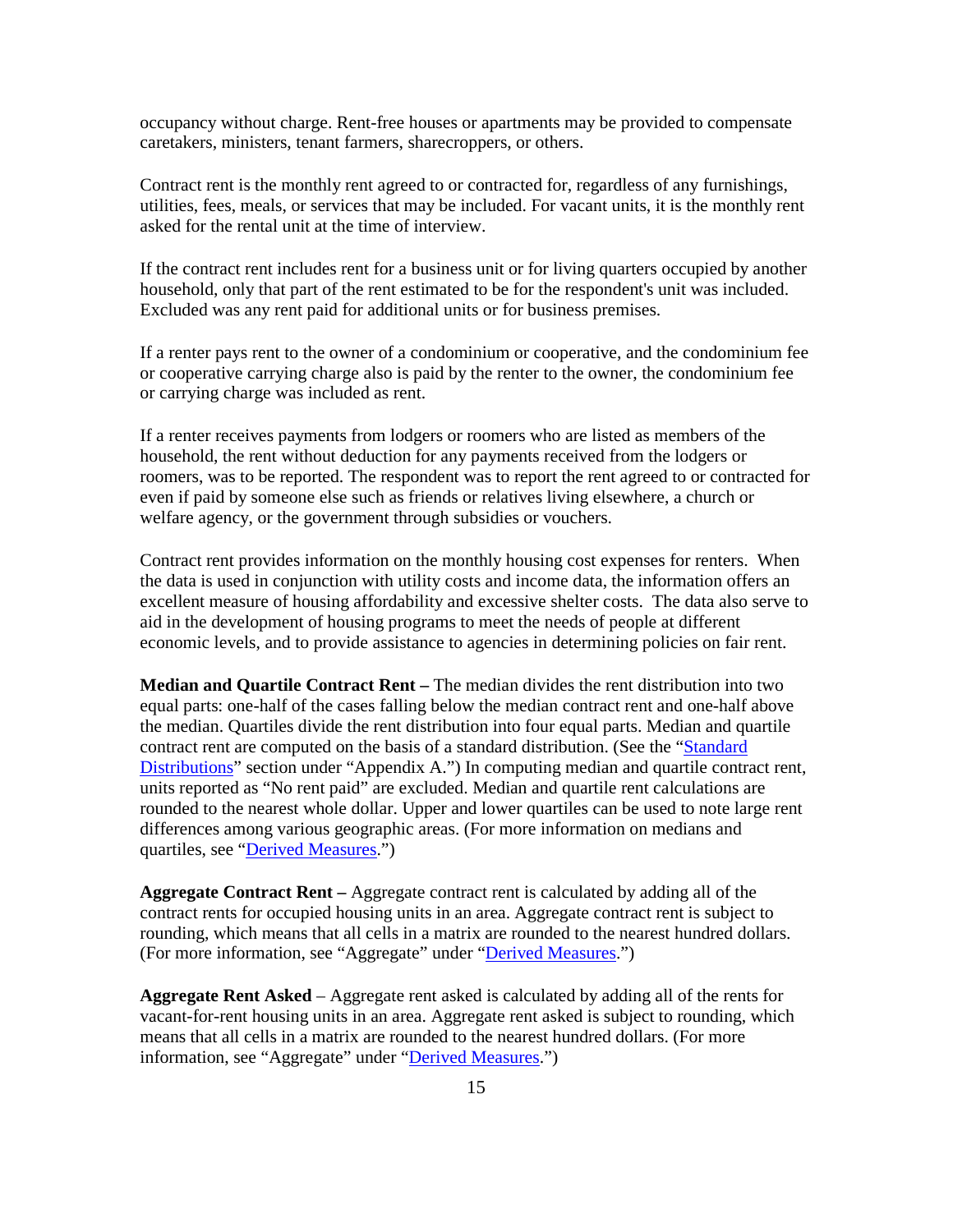occupancy without charge. Rent-free houses or apartments may be provided to compensate caretakers, ministers, tenant farmers, sharecroppers, or others.

Contract rent is the monthly rent agreed to or contracted for, regardless of any furnishings, utilities, fees, meals, or services that may be included. For vacant units, it is the monthly rent asked for the rental unit at the time of interview.

If the contract rent includes rent for a business unit or for living quarters occupied by another household, only that part of the rent estimated to be for the respondent's unit was included. Excluded was any rent paid for additional units or for business premises.

If a renter pays rent to the owner of a condominium or cooperative, and the condominium fee or cooperative carrying charge also is paid by the renter to the owner, the condominium fee or carrying charge was included as rent.

If a renter receives payments from lodgers or roomers who are listed as members of the household, the rent without deduction for any payments received from the lodgers or roomers, was to be reported. The respondent was to report the rent agreed to or contracted for even if paid by someone else such as friends or relatives living elsewhere, a church or welfare agency, or the government through subsidies or vouchers.

Contract rent provides information on the monthly housing cost expenses for renters. When the data is used in conjunction with utility costs and income data, the information offers an excellent measure of housing affordability and excessive shelter costs. The data also serve to aid in the development of housing programs to meet the needs of people at different economic levels, and to provide assistance to agencies in determining policies on fair rent.

**Median and Quartile Contract Rent –** The median divides the rent distribution into two equal parts: one-half of the cases falling below the median contract rent and one-half above the median. Quartiles divide the rent distribution into four equal parts. Median and quartile contract rent are computed on the basis of a standard distribution. (See the "Standard Distributions" section under "Appendix A.") In computing median and quartile contract rent, units reported as "No rent paid" are excluded. Median and quartile rent calculations are rounded to the nearest whole dollar. Upper and lower quartiles can be used to note large rent differences among various geographic areas. (For more information on medians and quartiles, see "Derived Measures.")

**Aggregate Contract Rent –** Aggregate contract rent is calculated by adding all of the contract rents for occupied housing units in an area. Aggregate contract rent is subject to rounding, which means that all cells in a matrix are rounded to the nearest hundred dollars. (For more information, see "Aggregate" under "Derived Measures.")

**Aggregate Rent Asked** – Aggregate rent asked is calculated by adding all of the rents for vacant-for-rent housing units in an area. Aggregate rent asked is subject to rounding, which means that all cells in a matrix are rounded to the nearest hundred dollars. (For more information, see "Aggregate" under "Derived Measures.")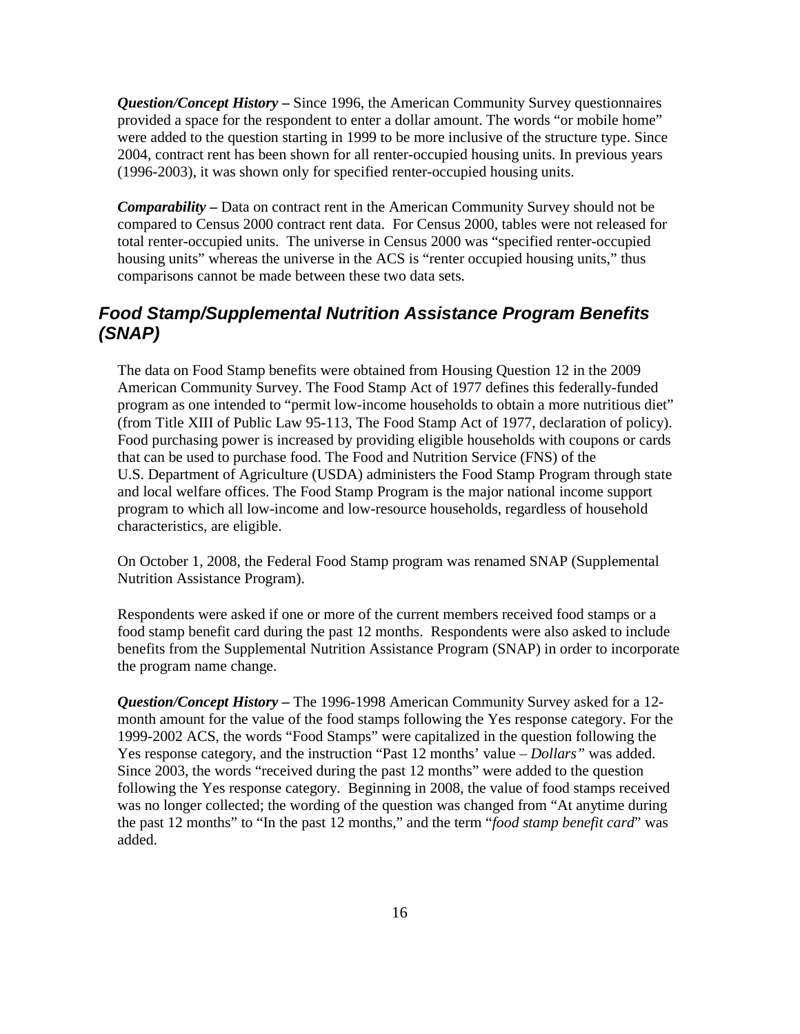***Question/Concept History –*** Since 1996, the American Community Survey questionnaires provided a space for the respondent to enter a dollar amount. The words "or mobile home" were added to the question starting in 1999 to be more inclusive of the structure type. Since 2004, contract rent has been shown for all renter-occupied housing units. In previous years (1996-2003), it was shown only for specified renter-occupied housing units.

***Comparability –*** Data on contract rent in the American Community Survey should not be compared to Census 2000 contract rent data. For Census 2000, tables were not released for total renter-occupied units. The universe in Census 2000 was "specified renter-occupied housing units" whereas the universe in the ACS is "renter occupied housing units," thus comparisons cannot be made between these two data sets.

## *Food Stamp/Supplemental Nutrition Assistance Program Benefits (SNAP)*

The data on Food Stamp benefits were obtained from Housing Question 12 in the 2009 American Community Survey. The Food Stamp Act of 1977 defines this federally-funded program as one intended to "permit low-income households to obtain a more nutritious diet" (from Title XIII of Public Law 95-113, The Food Stamp Act of 1977, declaration of policy). Food purchasing power is increased by providing eligible households with coupons or cards that can be used to purchase food. The Food and Nutrition Service (FNS) of the U.S. Department of Agriculture (USDA) administers the Food Stamp Program through state and local welfare offices. The Food Stamp Program is the major national income support program to which all low-income and low-resource households, regardless of household characteristics, are eligible.

On October 1, 2008, the Federal Food Stamp program was renamed SNAP (Supplemental Nutrition Assistance Program).

Respondents were asked if one or more of the current members received food stamps or a food stamp benefit card during the past 12 months. Respondents were also asked to include benefits from the Supplemental Nutrition Assistance Program (SNAP) in order to incorporate the program name change.

***Question/Concept History –*** The 1996-1998 American Community Survey asked for a 12-month amount for the value of the food stamps following the Yes response category. For the 1999-2002 ACS, the words "Food Stamps" were capitalized in the question following the Yes response category, and the instruction "Past 12 months' value – *Dollars"* was added. Since 2003, the words "received during the past 12 months" were added to the question following the Yes response category. Beginning in 2008, the value of food stamps received was no longer collected; the wording of the question was changed from "At anytime during the past 12 months" to "In the past 12 months," and the term "*food stamp benefit card*" was added.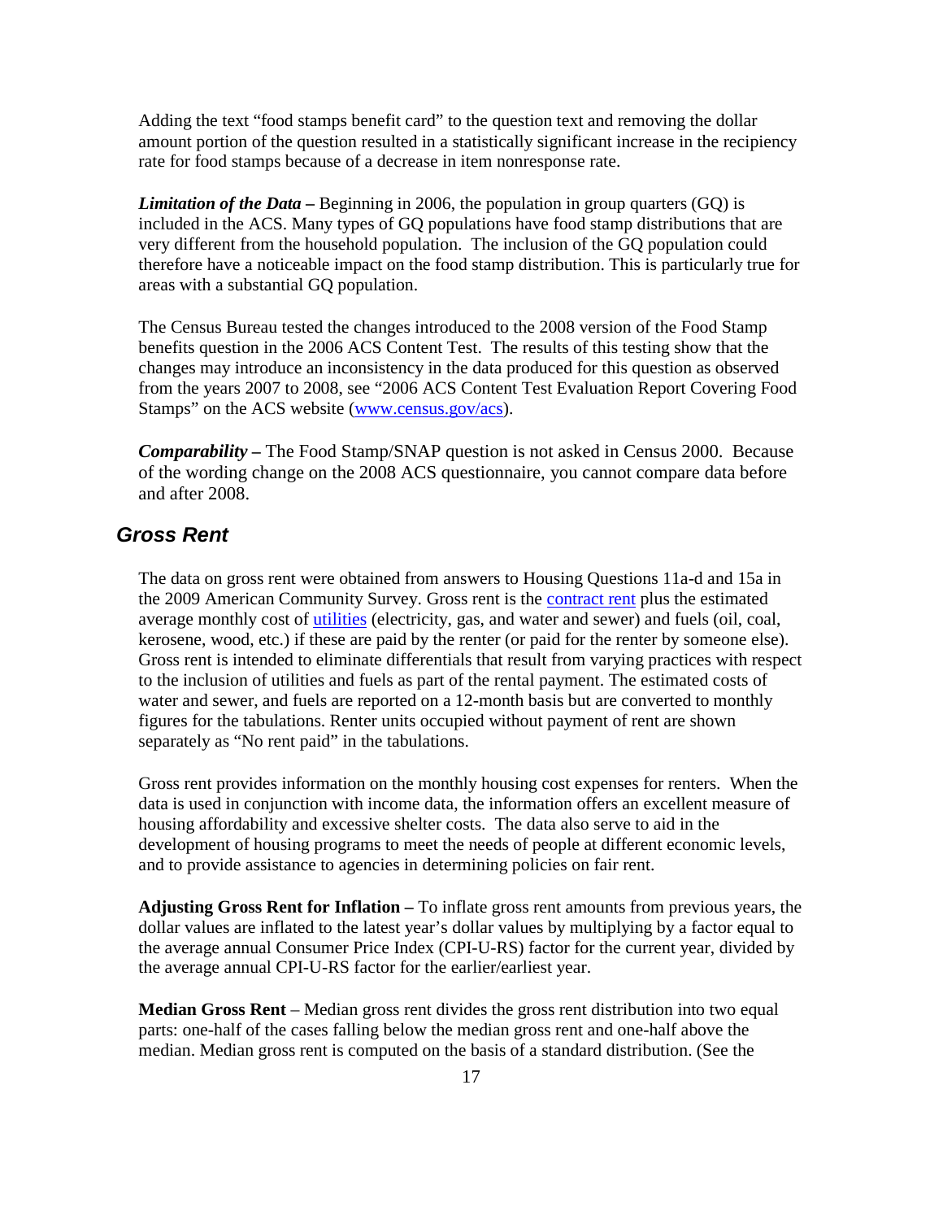Adding the text "food stamps benefit card" to the question text and removing the dollar amount portion of the question resulted in a statistically significant increase in the recipiency rate for food stamps because of a decrease in item nonresponse rate.

***Limitation of the Data –*** Beginning in 2006, the population in group quarters (GQ) is included in the ACS. Many types of GQ populations have food stamp distributions that are very different from the household population. The inclusion of the GQ population could therefore have a noticeable impact on the food stamp distribution. This is particularly true for areas with a substantial GQ population.

The Census Bureau tested the changes introduced to the 2008 version of the Food Stamp benefits question in the 2006 ACS Content Test. The results of this testing show that the changes may introduce an inconsistency in the data produced for this question as observed from the years 2007 to 2008, see "2006 ACS Content Test Evaluation Report Covering Food Stamps" on the ACS website (www.census.gov/acs).

***Comparability –*** The Food Stamp/SNAP question is not asked in Census 2000. Because of the wording change on the 2008 ACS questionnaire, you cannot compare data before and after 2008.

## *Gross Rent*

The data on gross rent were obtained from answers to Housing Questions 11a-d and 15a in the 2009 American Community Survey. Gross rent is the contract rent plus the estimated average monthly cost of utilities (electricity, gas, and water and sewer) and fuels (oil, coal, kerosene, wood, etc.) if these are paid by the renter (or paid for the renter by someone else). Gross rent is intended to eliminate differentials that result from varying practices with respect to the inclusion of utilities and fuels as part of the rental payment. The estimated costs of water and sewer, and fuels are reported on a 12-month basis but are converted to monthly figures for the tabulations. Renter units occupied without payment of rent are shown separately as "No rent paid" in the tabulations.

Gross rent provides information on the monthly housing cost expenses for renters. When the data is used in conjunction with income data, the information offers an excellent measure of housing affordability and excessive shelter costs. The data also serve to aid in the development of housing programs to meet the needs of people at different economic levels, and to provide assistance to agencies in determining policies on fair rent.

**Adjusting Gross Rent for Inflation –** To inflate gross rent amounts from previous years, the dollar values are inflated to the latest year's dollar values by multiplying by a factor equal to the average annual Consumer Price Index (CPI-U-RS) factor for the current year, divided by the average annual CPI-U-RS factor for the earlier/earliest year.

**Median Gross Rent** – Median gross rent divides the gross rent distribution into two equal parts: one-half of the cases falling below the median gross rent and one-half above the median. Median gross rent is computed on the basis of a standard distribution. (See the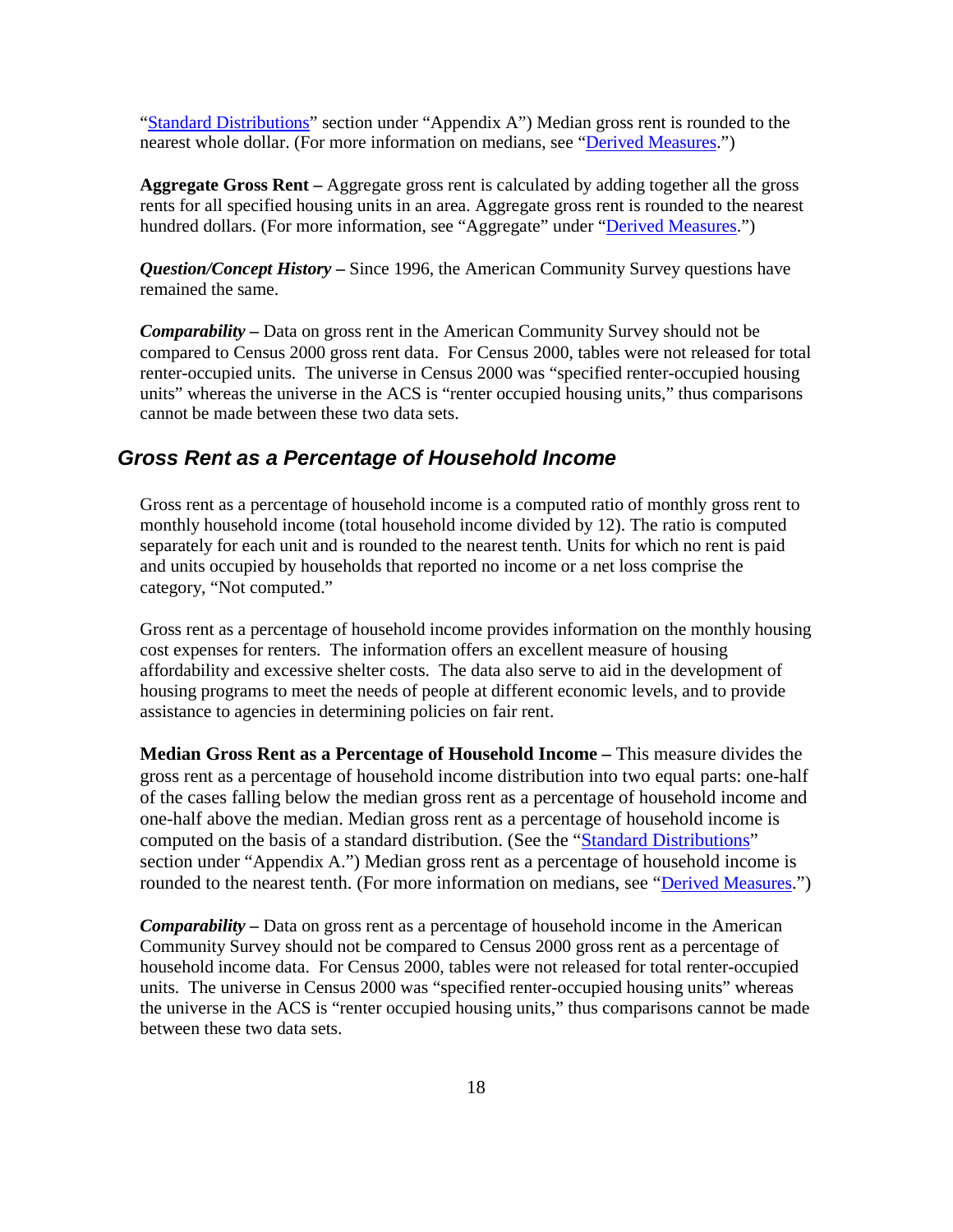"Standard Distributions" section under "Appendix A") Median gross rent is rounded to the nearest whole dollar. (For more information on medians, see "Derived Measures.")

**Aggregate Gross Rent –** Aggregate gross rent is calculated by adding together all the gross rents for all specified housing units in an area. Aggregate gross rent is rounded to the nearest hundred dollars. (For more information, see "Aggregate" under "Derived Measures.")

***Question/Concept History –*** Since 1996, the American Community Survey questions have remained the same.

***Comparability –*** Data on gross rent in the American Community Survey should not be compared to Census 2000 gross rent data. For Census 2000, tables were not released for total renter-occupied units. The universe in Census 2000 was "specified renter-occupied housing units" whereas the universe in the ACS is "renter occupied housing units," thus comparisons cannot be made between these two data sets.

## *Gross Rent as a Percentage of Household Income*

Gross rent as a percentage of household income is a computed ratio of monthly gross rent to monthly household income (total household income divided by 12). The ratio is computed separately for each unit and is rounded to the nearest tenth. Units for which no rent is paid and units occupied by households that reported no income or a net loss comprise the category, "Not computed."

Gross rent as a percentage of household income provides information on the monthly housing cost expenses for renters. The information offers an excellent measure of housing affordability and excessive shelter costs. The data also serve to aid in the development of housing programs to meet the needs of people at different economic levels, and to provide assistance to agencies in determining policies on fair rent.

**Median Gross Rent as a Percentage of Household Income –** This measure divides the gross rent as a percentage of household income distribution into two equal parts: one-half of the cases falling below the median gross rent as a percentage of household income and one-half above the median. Median gross rent as a percentage of household income is computed on the basis of a standard distribution. (See the "Standard Distributions" section under "Appendix A.") Median gross rent as a percentage of household income is rounded to the nearest tenth. (For more information on medians, see "Derived Measures.")

***Comparability –*** Data on gross rent as a percentage of household income in the American Community Survey should not be compared to Census 2000 gross rent as a percentage of household income data. For Census 2000, tables were not released for total renter-occupied units. The universe in Census 2000 was "specified renter-occupied housing units" whereas the universe in the ACS is "renter occupied housing units," thus comparisons cannot be made between these two data sets.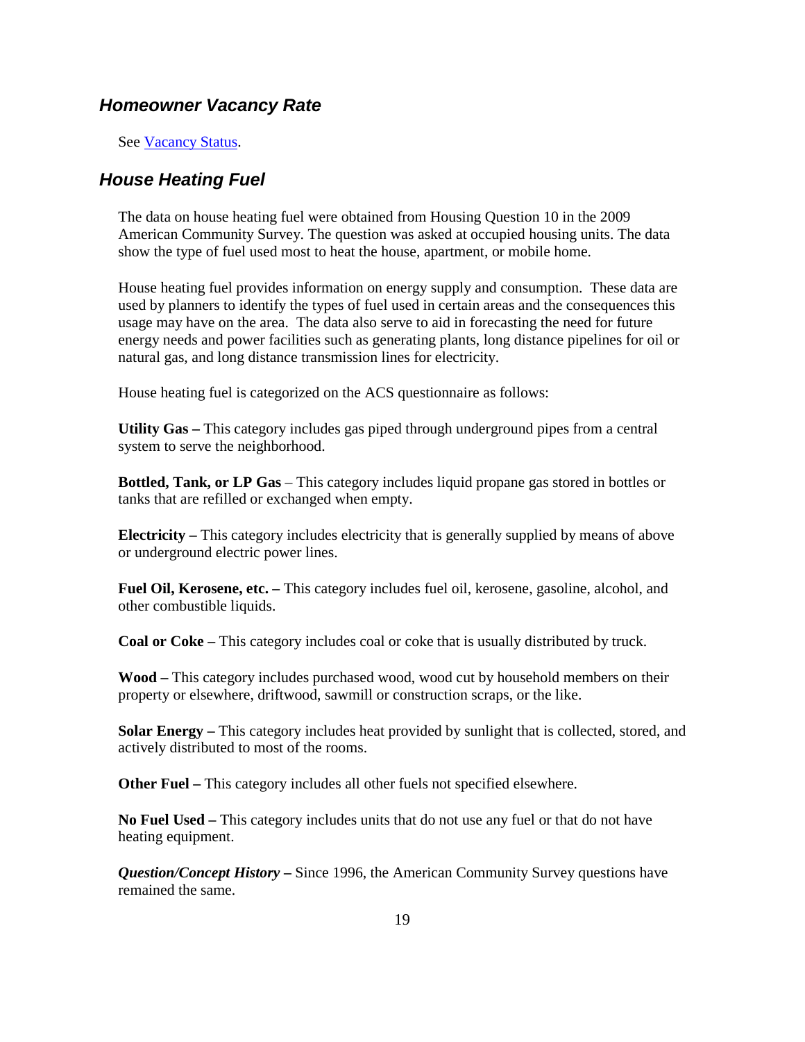## *Homeowner Vacancy Rate*

See Vacancy Status.

## *House Heating Fuel*

The data on house heating fuel were obtained from Housing Question 10 in the 2009 American Community Survey. The question was asked at occupied housing units. The data show the type of fuel used most to heat the house, apartment, or mobile home.

House heating fuel provides information on energy supply and consumption. These data are used by planners to identify the types of fuel used in certain areas and the consequences this usage may have on the area. The data also serve to aid in forecasting the need for future energy needs and power facilities such as generating plants, long distance pipelines for oil or natural gas, and long distance transmission lines for electricity.

House heating fuel is categorized on the ACS questionnaire as follows:

**Utility Gas –** This category includes gas piped through underground pipes from a central system to serve the neighborhood.

**Bottled, Tank, or LP Gas** – This category includes liquid propane gas stored in bottles or tanks that are refilled or exchanged when empty.

**Electricity –** This category includes electricity that is generally supplied by means of above or underground electric power lines.

**Fuel Oil, Kerosene, etc. –** This category includes fuel oil, kerosene, gasoline, alcohol, and other combustible liquids.

**Coal or Coke –** This category includes coal or coke that is usually distributed by truck.

**Wood –** This category includes purchased wood, wood cut by household members on their property or elsewhere, driftwood, sawmill or construction scraps, or the like.

**Solar Energy –** This category includes heat provided by sunlight that is collected, stored, and actively distributed to most of the rooms.

**Other Fuel –** This category includes all other fuels not specified elsewhere.

**No Fuel Used –** This category includes units that do not use any fuel or that do not have heating equipment.

***Question/Concept History* –** Since 1996, the American Community Survey questions have remained the same.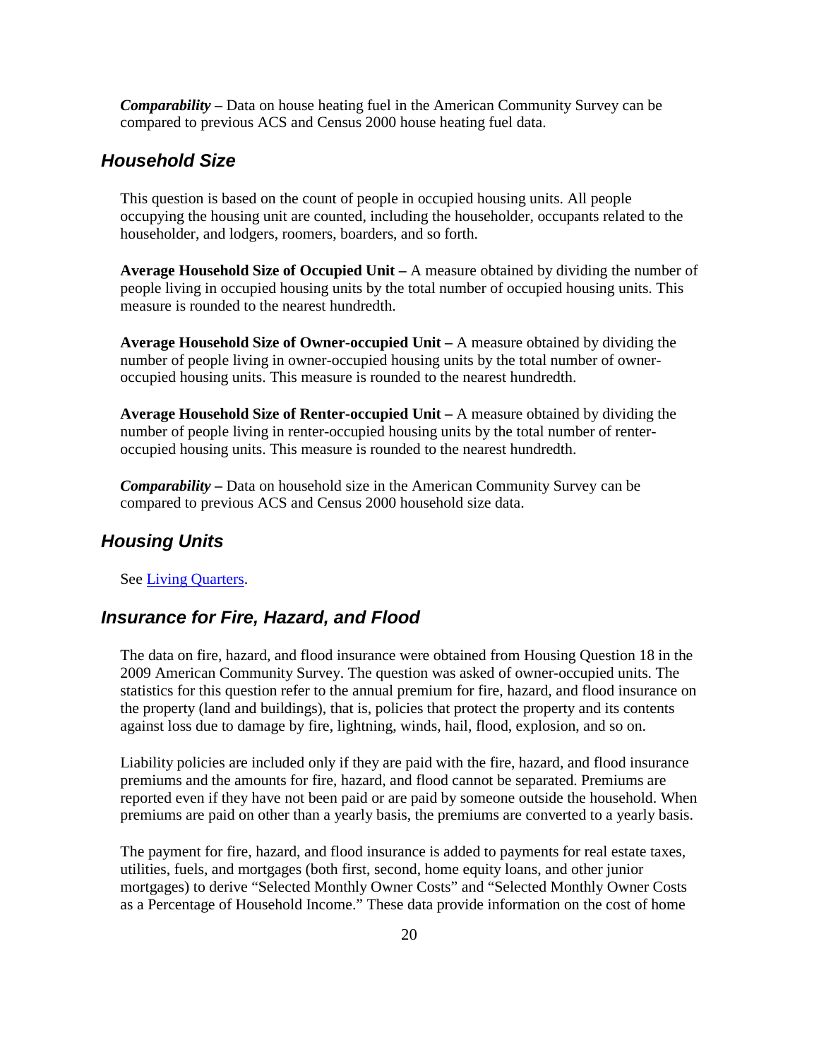***Comparability –*** Data on house heating fuel in the American Community Survey can be compared to previous ACS and Census 2000 house heating fuel data.

## *Household Size*

This question is based on the count of people in occupied housing units. All people occupying the housing unit are counted, including the householder, occupants related to the householder, and lodgers, roomers, boarders, and so forth.

**Average Household Size of Occupied Unit –** A measure obtained by dividing the number of people living in occupied housing units by the total number of occupied housing units. This measure is rounded to the nearest hundredth.

**Average Household Size of Owner-occupied Unit –** A measure obtained by dividing the number of people living in owner-occupied housing units by the total number of owner-occupied housing units. This measure is rounded to the nearest hundredth.

**Average Household Size of Renter-occupied Unit –** A measure obtained by dividing the number of people living in renter-occupied housing units by the total number of renter-occupied housing units. This measure is rounded to the nearest hundredth.

***Comparability –*** Data on household size in the American Community Survey can be compared to previous ACS and Census 2000 household size data.

## *Housing Units*

See [Living Quarters](#).

## *Insurance for Fire, Hazard, and Flood*

The data on fire, hazard, and flood insurance were obtained from Housing Question 18 in the 2009 American Community Survey. The question was asked of owner-occupied units. The statistics for this question refer to the annual premium for fire, hazard, and flood insurance on the property (land and buildings), that is, policies that protect the property and its contents against loss due to damage by fire, lightning, winds, hail, flood, explosion, and so on.

Liability policies are included only if they are paid with the fire, hazard, and flood insurance premiums and the amounts for fire, hazard, and flood cannot be separated. Premiums are reported even if they have not been paid or are paid by someone outside the household. When premiums are paid on other than a yearly basis, the premiums are converted to a yearly basis.

The payment for fire, hazard, and flood insurance is added to payments for real estate taxes, utilities, fuels, and mortgages (both first, second, home equity loans, and other junior mortgages) to derive "Selected Monthly Owner Costs" and "Selected Monthly Owner Costs as a Percentage of Household Income." These data provide information on the cost of home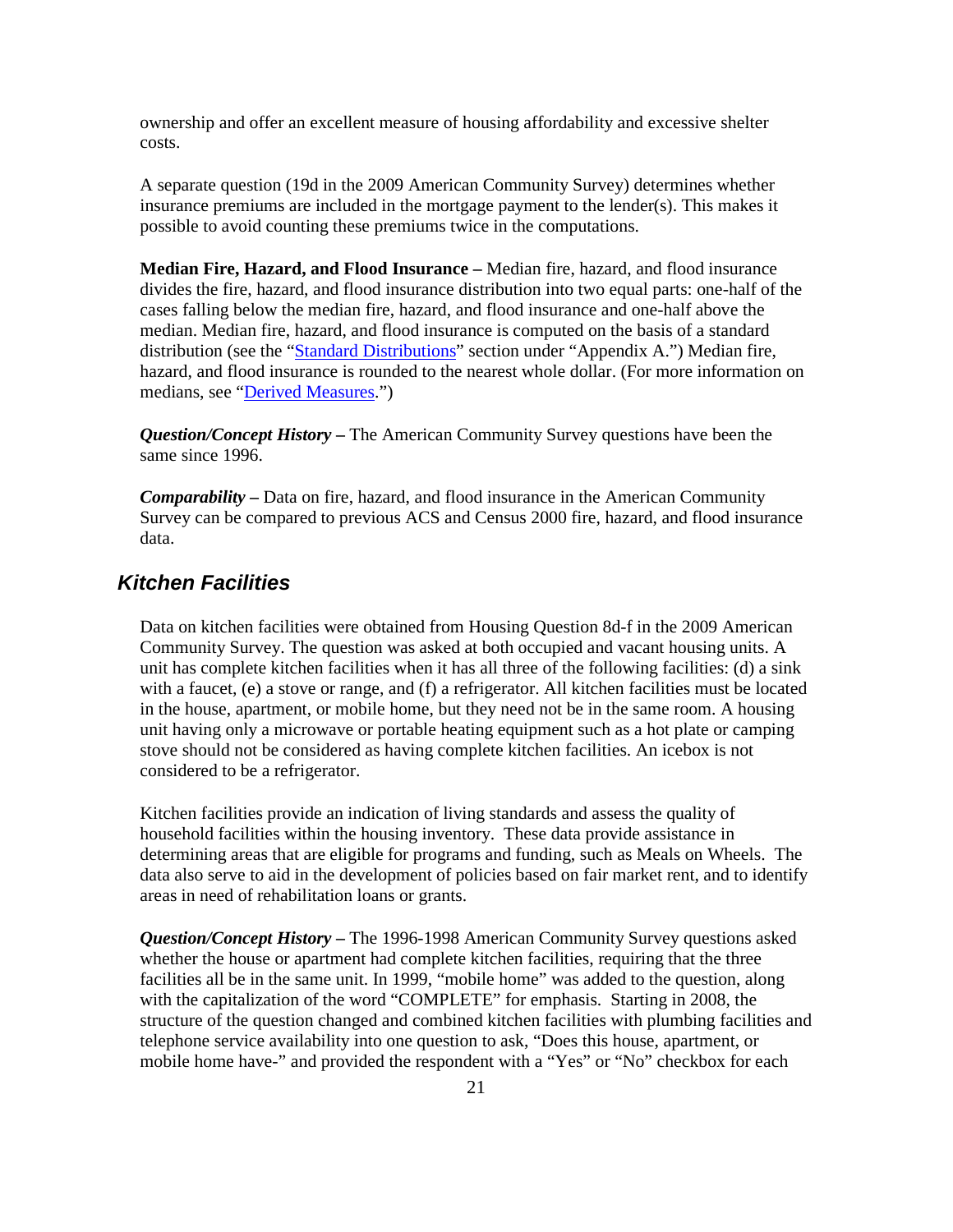ownership and offer an excellent measure of housing affordability and excessive shelter costs.

A separate question (19d in the 2009 American Community Survey) determines whether insurance premiums are included in the mortgage payment to the lender(s). This makes it possible to avoid counting these premiums twice in the computations.

**Median Fire, Hazard, and Flood Insurance –** Median fire, hazard, and flood insurance divides the fire, hazard, and flood insurance distribution into two equal parts: one-half of the cases falling below the median fire, hazard, and flood insurance and one-half above the median. Median fire, hazard, and flood insurance is computed on the basis of a standard distribution (see the "Standard Distributions" section under "Appendix A.") Median fire, hazard, and flood insurance is rounded to the nearest whole dollar. (For more information on medians, see "Derived Measures.")

***Question/Concept History –*** The American Community Survey questions have been the same since 1996.

***Comparability –*** Data on fire, hazard, and flood insurance in the American Community Survey can be compared to previous ACS and Census 2000 fire, hazard, and flood insurance data.

## *Kitchen Facilities*

Data on kitchen facilities were obtained from Housing Question 8d-f in the 2009 American Community Survey. The question was asked at both occupied and vacant housing units. A unit has complete kitchen facilities when it has all three of the following facilities: (d) a sink with a faucet, (e) a stove or range, and (f) a refrigerator. All kitchen facilities must be located in the house, apartment, or mobile home, but they need not be in the same room. A housing unit having only a microwave or portable heating equipment such as a hot plate or camping stove should not be considered as having complete kitchen facilities. An icebox is not considered to be a refrigerator.

Kitchen facilities provide an indication of living standards and assess the quality of household facilities within the housing inventory. These data provide assistance in determining areas that are eligible for programs and funding, such as Meals on Wheels. The data also serve to aid in the development of policies based on fair market rent, and to identify areas in need of rehabilitation loans or grants.

***Question/Concept History –*** The 1996-1998 American Community Survey questions asked whether the house or apartment had complete kitchen facilities, requiring that the three facilities all be in the same unit. In 1999, "mobile home" was added to the question, along with the capitalization of the word "COMPLETE" for emphasis. Starting in 2008, the structure of the question changed and combined kitchen facilities with plumbing facilities and telephone service availability into one question to ask, "Does this house, apartment, or mobile home have-" and provided the respondent with a "Yes" or "No" checkbox for each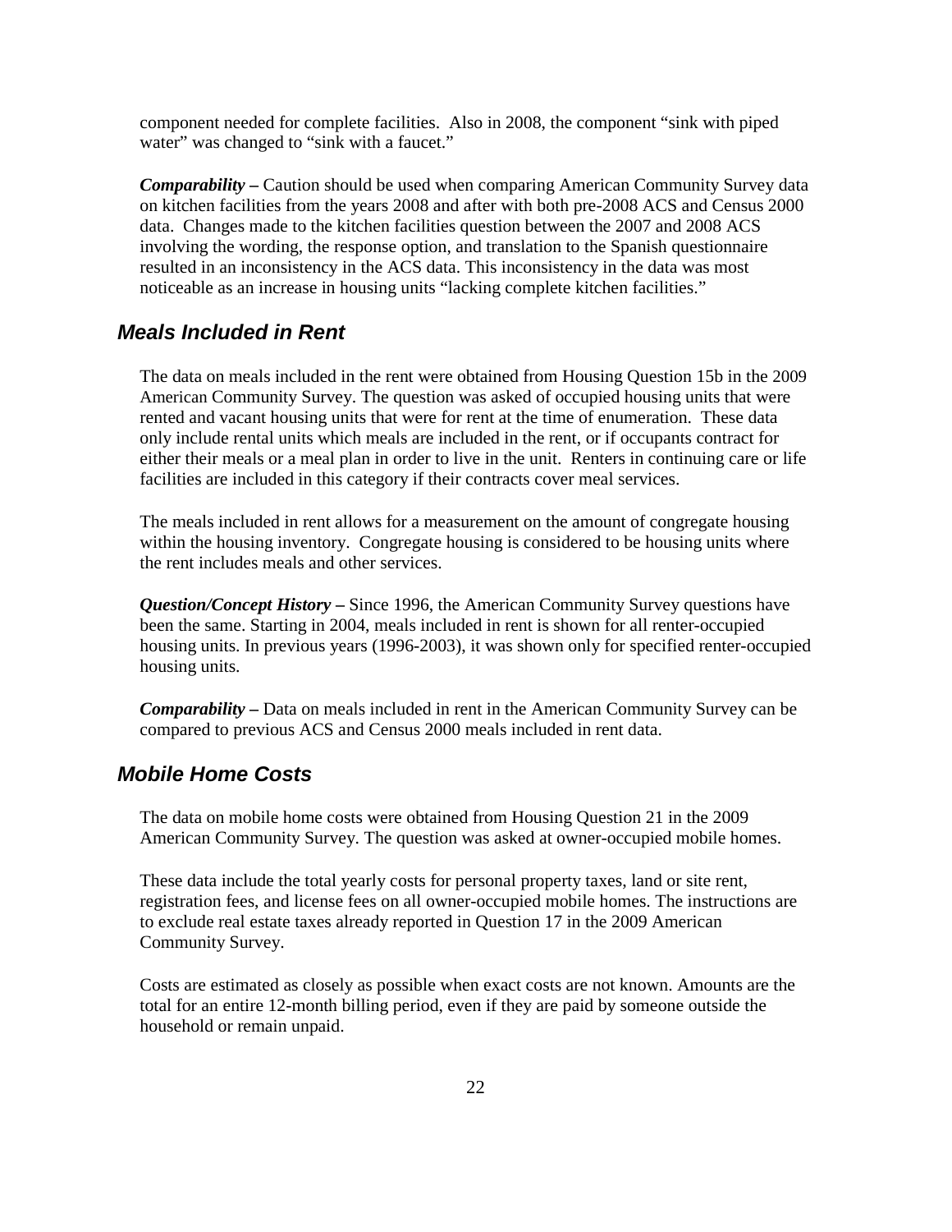component needed for complete facilities. Also in 2008, the component "sink with piped water" was changed to "sink with a faucet."

***Comparability –*** Caution should be used when comparing American Community Survey data on kitchen facilities from the years 2008 and after with both pre-2008 ACS and Census 2000 data. Changes made to the kitchen facilities question between the 2007 and 2008 ACS involving the wording, the response option, and translation to the Spanish questionnaire resulted in an inconsistency in the ACS data. This inconsistency in the data was most noticeable as an increase in housing units "lacking complete kitchen facilities."

## Meals Included in Rent

The data on meals included in the rent were obtained from Housing Question 15b in the 2009 American Community Survey. The question was asked of occupied housing units that were rented and vacant housing units that were for rent at the time of enumeration. These data only include rental units which meals are included in the rent, or if occupants contract for either their meals or a meal plan in order to live in the unit. Renters in continuing care or life facilities are included in this category if their contracts cover meal services.

The meals included in rent allows for a measurement on the amount of congregate housing within the housing inventory. Congregate housing is considered to be housing units where the rent includes meals and other services.

***Question/Concept History –*** Since 1996, the American Community Survey questions have been the same. Starting in 2004, meals included in rent is shown for all renter-occupied housing units. In previous years (1996-2003), it was shown only for specified renter-occupied housing units.

***Comparability –*** Data on meals included in rent in the American Community Survey can be compared to previous ACS and Census 2000 meals included in rent data.

## Mobile Home Costs

The data on mobile home costs were obtained from Housing Question 21 in the 2009 American Community Survey. The question was asked at owner-occupied mobile homes.

These data include the total yearly costs for personal property taxes, land or site rent, registration fees, and license fees on all owner-occupied mobile homes. The instructions are to exclude real estate taxes already reported in Question 17 in the 2009 American Community Survey.

Costs are estimated as closely as possible when exact costs are not known. Amounts are the total for an entire 12-month billing period, even if they are paid by someone outside the household or remain unpaid.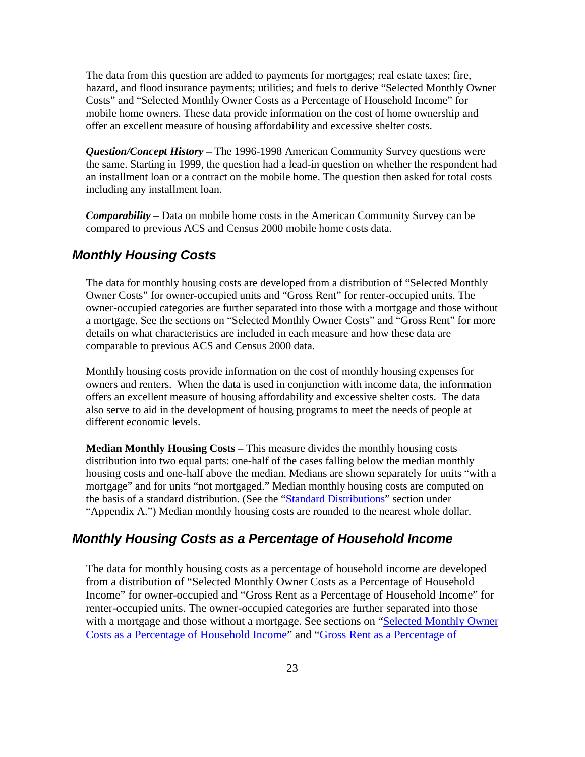The data from this question are added to payments for mortgages; real estate taxes; fire, hazard, and flood insurance payments; utilities; and fuels to derive "Selected Monthly Owner Costs" and "Selected Monthly Owner Costs as a Percentage of Household Income" for mobile home owners. These data provide information on the cost of home ownership and offer an excellent measure of housing affordability and excessive shelter costs.

***Question/Concept History*** **–** The 1996-1998 American Community Survey questions were the same. Starting in 1999, the question had a lead-in question on whether the respondent had an installment loan or a contract on the mobile home. The question then asked for total costs including any installment loan.

***Comparability*** **–** Data on mobile home costs in the American Community Survey can be compared to previous ACS and Census 2000 mobile home costs data.

## *Monthly Housing Costs*

The data for monthly housing costs are developed from a distribution of "Selected Monthly Owner Costs" for owner-occupied units and "Gross Rent" for renter-occupied units. The owner-occupied categories are further separated into those with a mortgage and those without a mortgage. See the sections on "Selected Monthly Owner Costs" and "Gross Rent" for more details on what characteristics are included in each measure and how these data are comparable to previous ACS and Census 2000 data.

Monthly housing costs provide information on the cost of monthly housing expenses for owners and renters. When the data is used in conjunction with income data, the information offers an excellent measure of housing affordability and excessive shelter costs. The data also serve to aid in the development of housing programs to meet the needs of people at different economic levels.

**Median Monthly Housing Costs –** This measure divides the monthly housing costs distribution into two equal parts: one-half of the cases falling below the median monthly housing costs and one-half above the median. Medians are shown separately for units "with a mortgage" and for units "not mortgaged." Median monthly housing costs are computed on the basis of a standard distribution. (See the "Standard Distributions" section under "Appendix A.") Median monthly housing costs are rounded to the nearest whole dollar.

## *Monthly Housing Costs as a Percentage of Household Income*

The data for monthly housing costs as a percentage of household income are developed from a distribution of "Selected Monthly Owner Costs as a Percentage of Household Income" for owner-occupied and "Gross Rent as a Percentage of Household Income" for renter-occupied units. The owner-occupied categories are further separated into those with a mortgage and those without a mortgage. See sections on "Selected Monthly Owner Costs as a Percentage of Household Income" and "Gross Rent as a Percentage of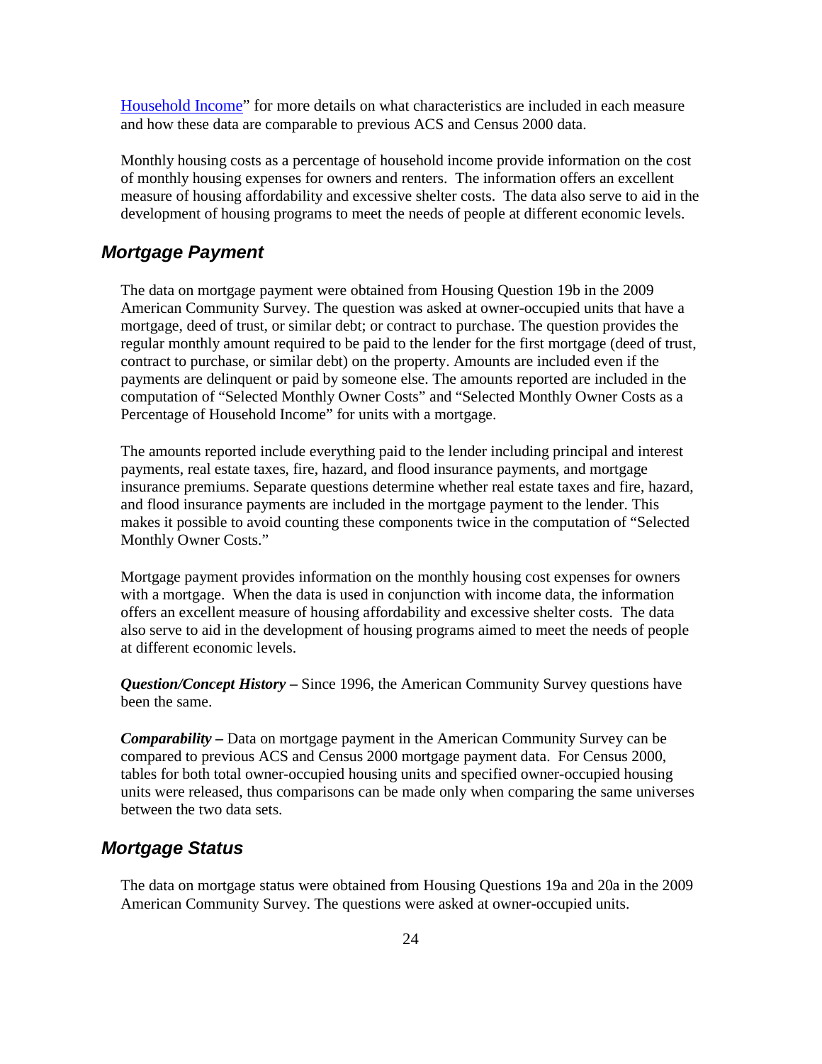Household Income" for more details on what characteristics are included in each measure and how these data are comparable to previous ACS and Census 2000 data.

Monthly housing costs as a percentage of household income provide information on the cost of monthly housing expenses for owners and renters. The information offers an excellent measure of housing affordability and excessive shelter costs. The data also serve to aid in the development of housing programs to meet the needs of people at different economic levels.

## Mortgage Payment

The data on mortgage payment were obtained from Housing Question 19b in the 2009 American Community Survey. The question was asked at owner-occupied units that have a mortgage, deed of trust, or similar debt; or contract to purchase. The question provides the regular monthly amount required to be paid to the lender for the first mortgage (deed of trust, contract to purchase, or similar debt) on the property. Amounts are included even if the payments are delinquent or paid by someone else. The amounts reported are included in the computation of "Selected Monthly Owner Costs" and "Selected Monthly Owner Costs as a Percentage of Household Income" for units with a mortgage.

The amounts reported include everything paid to the lender including principal and interest payments, real estate taxes, fire, hazard, and flood insurance payments, and mortgage insurance premiums. Separate questions determine whether real estate taxes and fire, hazard, and flood insurance payments are included in the mortgage payment to the lender. This makes it possible to avoid counting these components twice in the computation of "Selected Monthly Owner Costs."

Mortgage payment provides information on the monthly housing cost expenses for owners with a mortgage. When the data is used in conjunction with income data, the information offers an excellent measure of housing affordability and excessive shelter costs. The data also serve to aid in the development of housing programs aimed to meet the needs of people at different economic levels.

***Question/Concept History –*** Since 1996, the American Community Survey questions have been the same.

***Comparability –*** Data on mortgage payment in the American Community Survey can be compared to previous ACS and Census 2000 mortgage payment data. For Census 2000, tables for both total owner-occupied housing units and specified owner-occupied housing units were released, thus comparisons can be made only when comparing the same universes between the two data sets.

## Mortgage Status

The data on mortgage status were obtained from Housing Questions 19a and 20a in the 2009 American Community Survey. The questions were asked at owner-occupied units.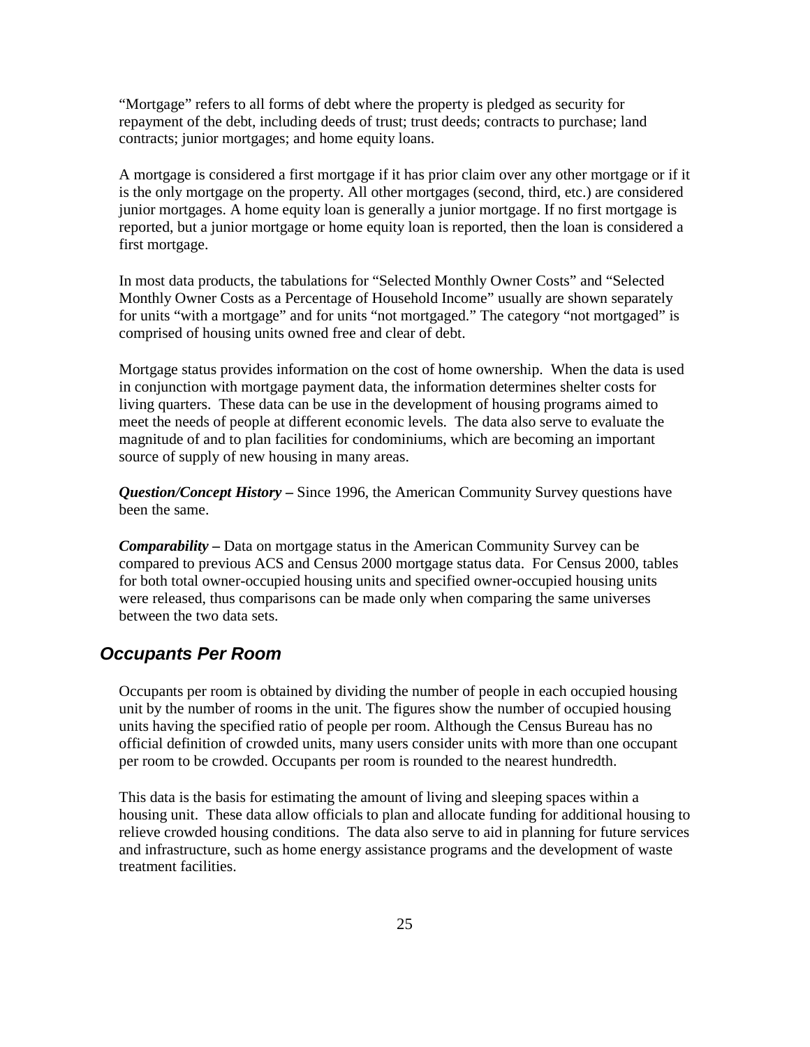"Mortgage" refers to all forms of debt where the property is pledged as security for repayment of the debt, including deeds of trust; trust deeds; contracts to purchase; land contracts; junior mortgages; and home equity loans.

A mortgage is considered a first mortgage if it has prior claim over any other mortgage or if it is the only mortgage on the property. All other mortgages (second, third, etc.) are considered junior mortgages. A home equity loan is generally a junior mortgage. If no first mortgage is reported, but a junior mortgage or home equity loan is reported, then the loan is considered a first mortgage.

In most data products, the tabulations for "Selected Monthly Owner Costs" and "Selected Monthly Owner Costs as a Percentage of Household Income" usually are shown separately for units "with a mortgage" and for units "not mortgaged." The category "not mortgaged" is comprised of housing units owned free and clear of debt.

Mortgage status provides information on the cost of home ownership. When the data is used in conjunction with mortgage payment data, the information determines shelter costs for living quarters. These data can be use in the development of housing programs aimed to meet the needs of people at different economic levels. The data also serve to evaluate the magnitude of and to plan facilities for condominiums, which are becoming an important source of supply of new housing in many areas.

***Question/Concept History –*** Since 1996, the American Community Survey questions have been the same.

***Comparability –*** Data on mortgage status in the American Community Survey can be compared to previous ACS and Census 2000 mortgage status data. For Census 2000, tables for both total owner-occupied housing units and specified owner-occupied housing units were released, thus comparisons can be made only when comparing the same universes between the two data sets.

## *Occupants Per Room*

Occupants per room is obtained by dividing the number of people in each occupied housing unit by the number of rooms in the unit. The figures show the number of occupied housing units having the specified ratio of people per room. Although the Census Bureau has no official definition of crowded units, many users consider units with more than one occupant per room to be crowded. Occupants per room is rounded to the nearest hundredth.

This data is the basis for estimating the amount of living and sleeping spaces within a housing unit. These data allow officials to plan and allocate funding for additional housing to relieve crowded housing conditions. The data also serve to aid in planning for future services and infrastructure, such as home energy assistance programs and the development of waste treatment facilities.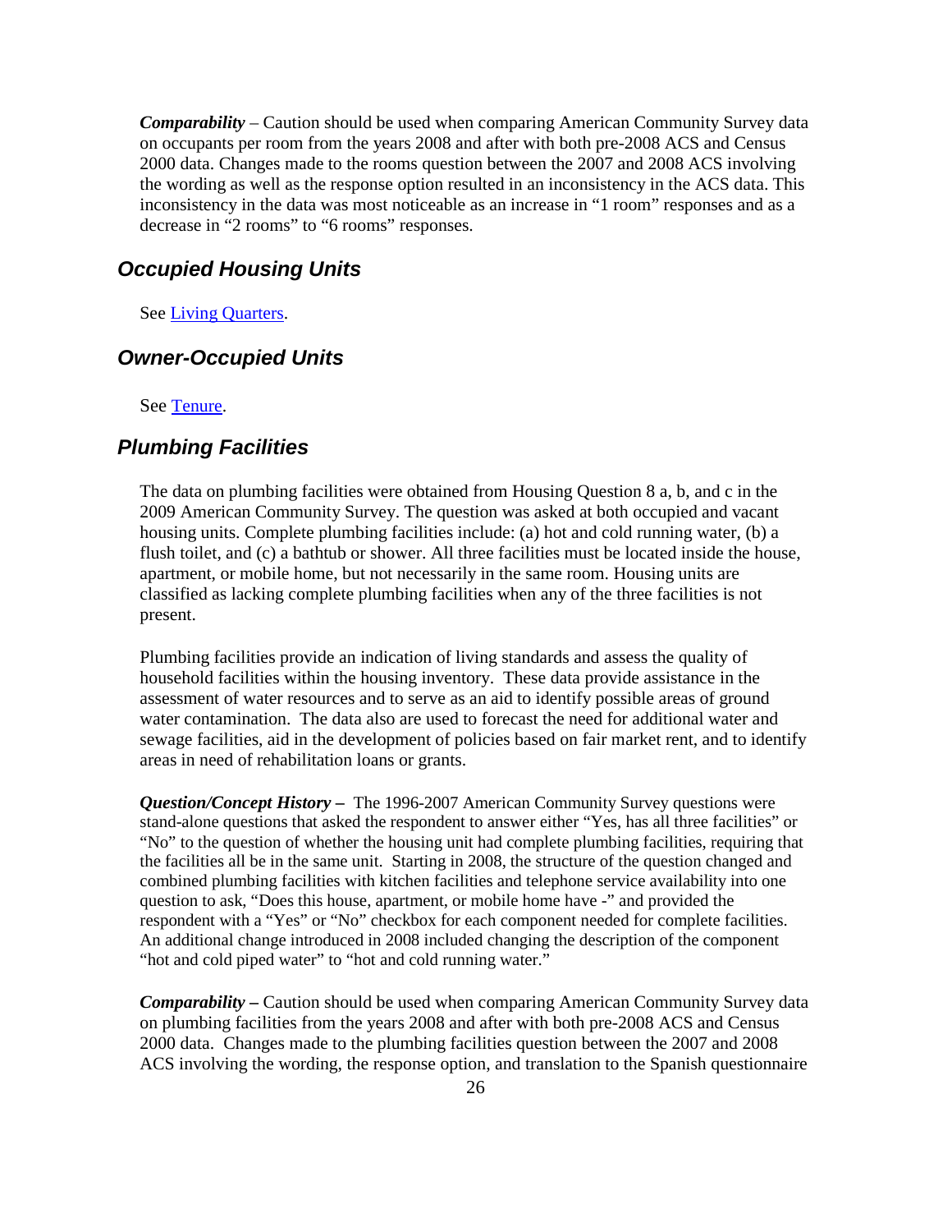*Comparability* – Caution should be used when comparing American Community Survey data on occupants per room from the years 2008 and after with both pre-2008 ACS and Census 2000 data. Changes made to the rooms question between the 2007 and 2008 ACS involving the wording as well as the response option resulted in an inconsistency in the ACS data. This inconsistency in the data was most noticeable as an increase in "1 room" responses and as a decrease in "2 rooms" to "6 rooms" responses.

## Occupied Housing Units

See [Living Quarters](#).

## Owner-Occupied Units

See [Tenure](#).

## Plumbing Facilities

The data on plumbing facilities were obtained from Housing Question 8 a, b, and c in the 2009 American Community Survey. The question was asked at both occupied and vacant housing units. Complete plumbing facilities include: (a) hot and cold running water, (b) a flush toilet, and (c) a bathtub or shower. All three facilities must be located inside the house, apartment, or mobile home, but not necessarily in the same room. Housing units are classified as lacking complete plumbing facilities when any of the three facilities is not present.

Plumbing facilities provide an indication of living standards and assess the quality of household facilities within the housing inventory. These data provide assistance in the assessment of water resources and to serve as an aid to identify possible areas of ground water contamination. The data also are used to forecast the need for additional water and sewage facilities, aid in the development of policies based on fair market rent, and to identify areas in need of rehabilitation loans or grants.

***Question/Concept History*** – The 1996-2007 American Community Survey questions were stand-alone questions that asked the respondent to answer either "Yes, has all three facilities" or "No" to the question of whether the housing unit had complete plumbing facilities, requiring that the facilities all be in the same unit. Starting in 2008, the structure of the question changed and combined plumbing facilities with kitchen facilities and telephone service availability into one question to ask, "Does this house, apartment, or mobile home have -" and provided the respondent with a "Yes" or "No" checkbox for each component needed for complete facilities. An additional change introduced in 2008 included changing the description of the component "hot and cold piped water" to "hot and cold running water."

***Comparability*** – Caution should be used when comparing American Community Survey data on plumbing facilities from the years 2008 and after with both pre-2008 ACS and Census 2000 data. Changes made to the plumbing facilities question between the 2007 and 2008 ACS involving the wording, the response option, and translation to the Spanish questionnaire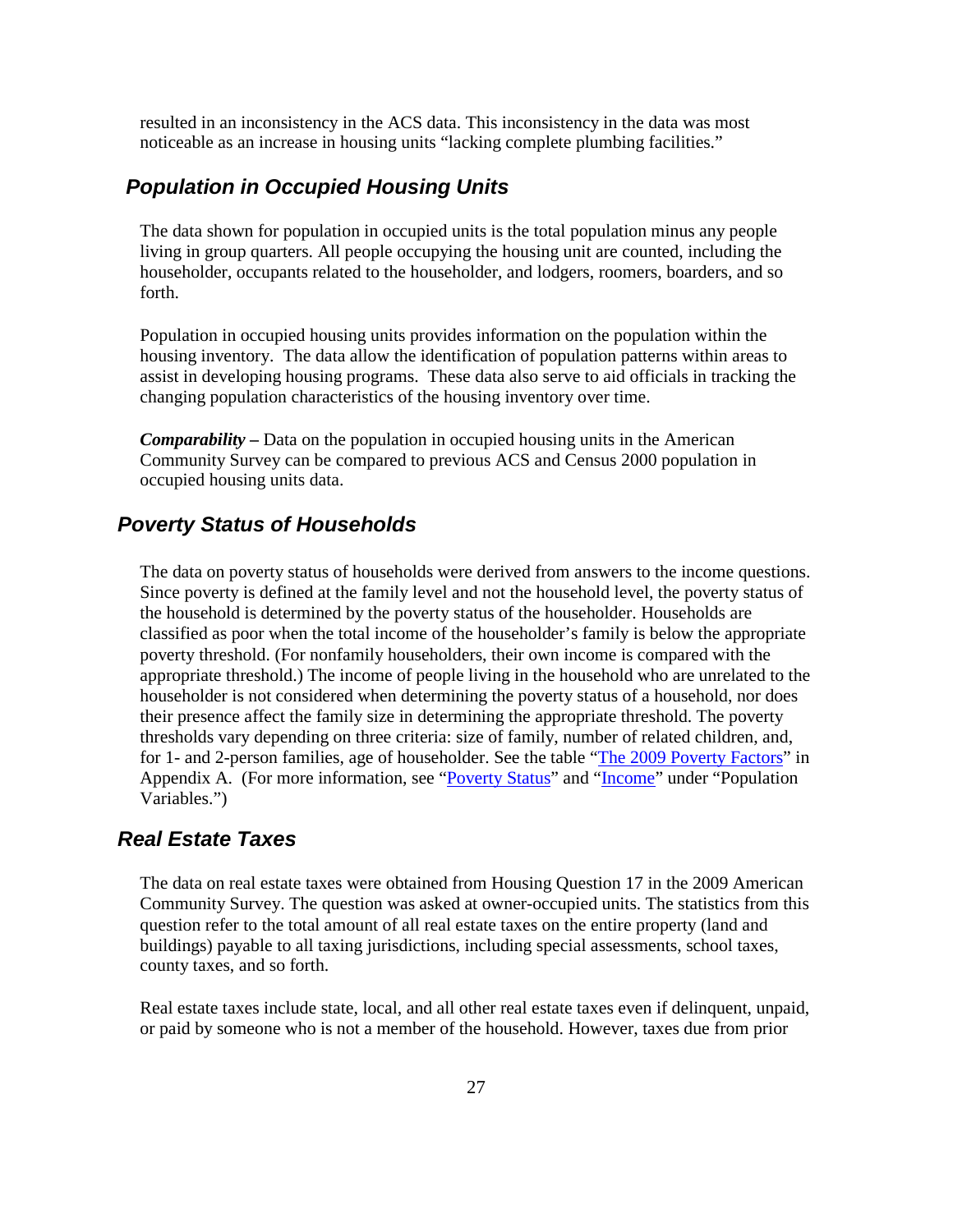resulted in an inconsistency in the ACS data. This inconsistency in the data was most noticeable as an increase in housing units "lacking complete plumbing facilities."

## Population in Occupied Housing Units

The data shown for population in occupied units is the total population minus any people living in group quarters. All people occupying the housing unit are counted, including the householder, occupants related to the householder, and lodgers, roomers, boarders, and so forth.

Population in occupied housing units provides information on the population within the housing inventory. The data allow the identification of population patterns within areas to assist in developing housing programs. These data also serve to aid officials in tracking the changing population characteristics of the housing inventory over time.

***Comparability* –** Data on the population in occupied housing units in the American Community Survey can be compared to previous ACS and Census 2000 population in occupied housing units data.

## Poverty Status of Households

The data on poverty status of households were derived from answers to the income questions. Since poverty is defined at the family level and not the household level, the poverty status of the household is determined by the poverty status of the householder. Households are classified as poor when the total income of the householder's family is below the appropriate poverty threshold. (For nonfamily householders, their own income is compared with the appropriate threshold.) The income of people living in the household who are unrelated to the householder is not considered when determining the poverty status of a household, nor does their presence affect the family size in determining the appropriate threshold. The poverty thresholds vary depending on three criteria: size of family, number of related children, and, for 1- and 2-person families, age of householder. See the table "The 2009 Poverty Factors" in Appendix A. (For more information, see "Poverty Status" and "Income" under "Population Variables.")

## Real Estate Taxes

The data on real estate taxes were obtained from Housing Question 17 in the 2009 American Community Survey. The question was asked at owner-occupied units. The statistics from this question refer to the total amount of all real estate taxes on the entire property (land and buildings) payable to all taxing jurisdictions, including special assessments, school taxes, county taxes, and so forth.

Real estate taxes include state, local, and all other real estate taxes even if delinquent, unpaid, or paid by someone who is not a member of the household. However, taxes due from prior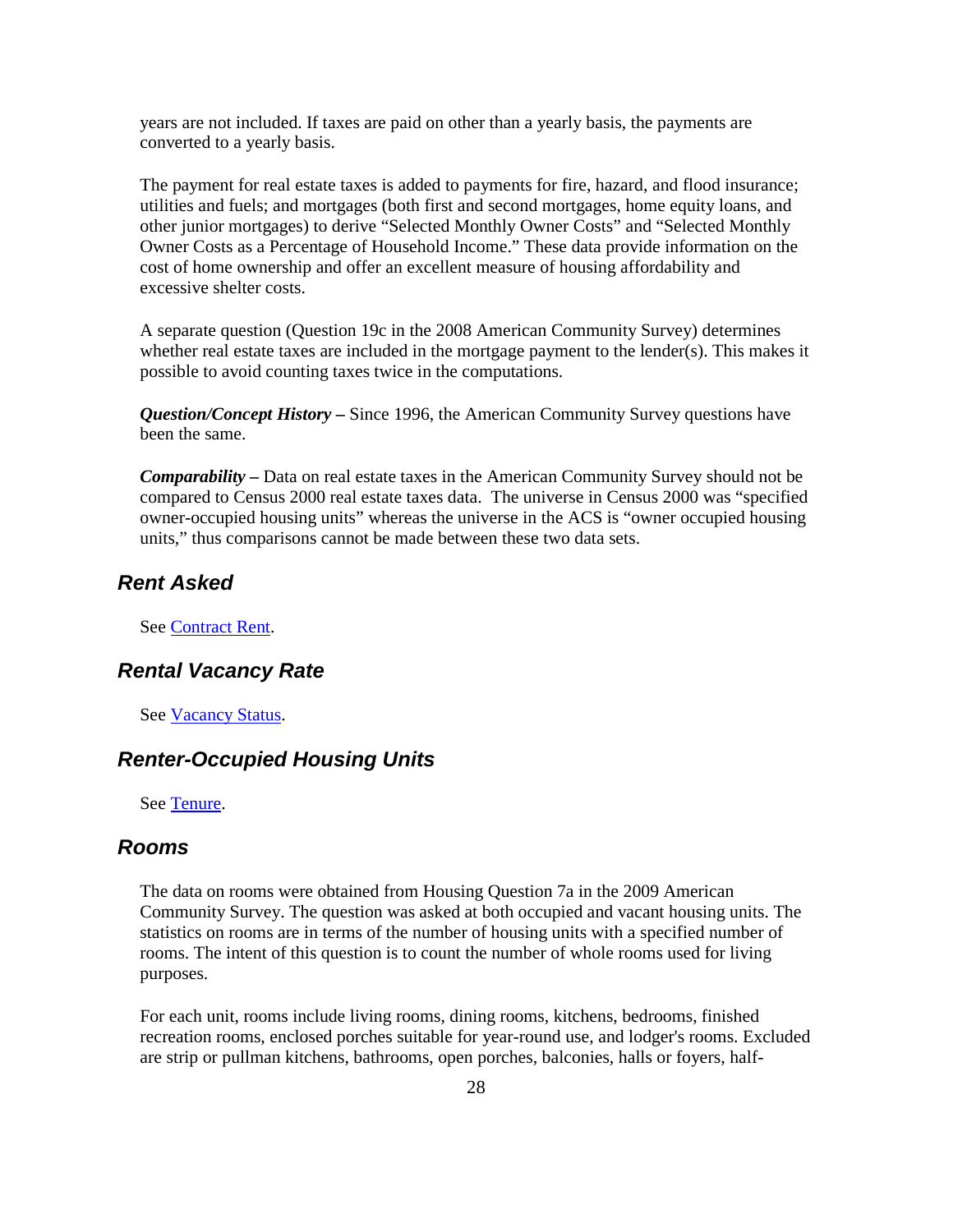years are not included. If taxes are paid on other than a yearly basis, the payments are converted to a yearly basis.

The payment for real estate taxes is added to payments for fire, hazard, and flood insurance; utilities and fuels; and mortgages (both first and second mortgages, home equity loans, and other junior mortgages) to derive "Selected Monthly Owner Costs" and "Selected Monthly Owner Costs as a Percentage of Household Income." These data provide information on the cost of home ownership and offer an excellent measure of housing affordability and excessive shelter costs.

A separate question (Question 19c in the 2008 American Community Survey) determines whether real estate taxes are included in the mortgage payment to the lender(s). This makes it possible to avoid counting taxes twice in the computations.

***Question/Concept History –*** Since 1996, the American Community Survey questions have been the same.

***Comparability –*** Data on real estate taxes in the American Community Survey should not be compared to Census 2000 real estate taxes data. The universe in Census 2000 was "specified owner-occupied housing units" whereas the universe in the ACS is "owner occupied housing units," thus comparisons cannot be made between these two data sets.

## *Rent Asked*

See Contract Rent.

## *Rental Vacancy Rate*

See Vacancy Status.

## *Renter-Occupied Housing Units*

See Tenure.

## *Rooms*

The data on rooms were obtained from Housing Question 7a in the 2009 American Community Survey. The question was asked at both occupied and vacant housing units. The statistics on rooms are in terms of the number of housing units with a specified number of rooms. The intent of this question is to count the number of whole rooms used for living purposes.

For each unit, rooms include living rooms, dining rooms, kitchens, bedrooms, finished recreation rooms, enclosed porches suitable for year-round use, and lodger's rooms. Excluded are strip or pullman kitchens, bathrooms, open porches, balconies, halls or foyers, half-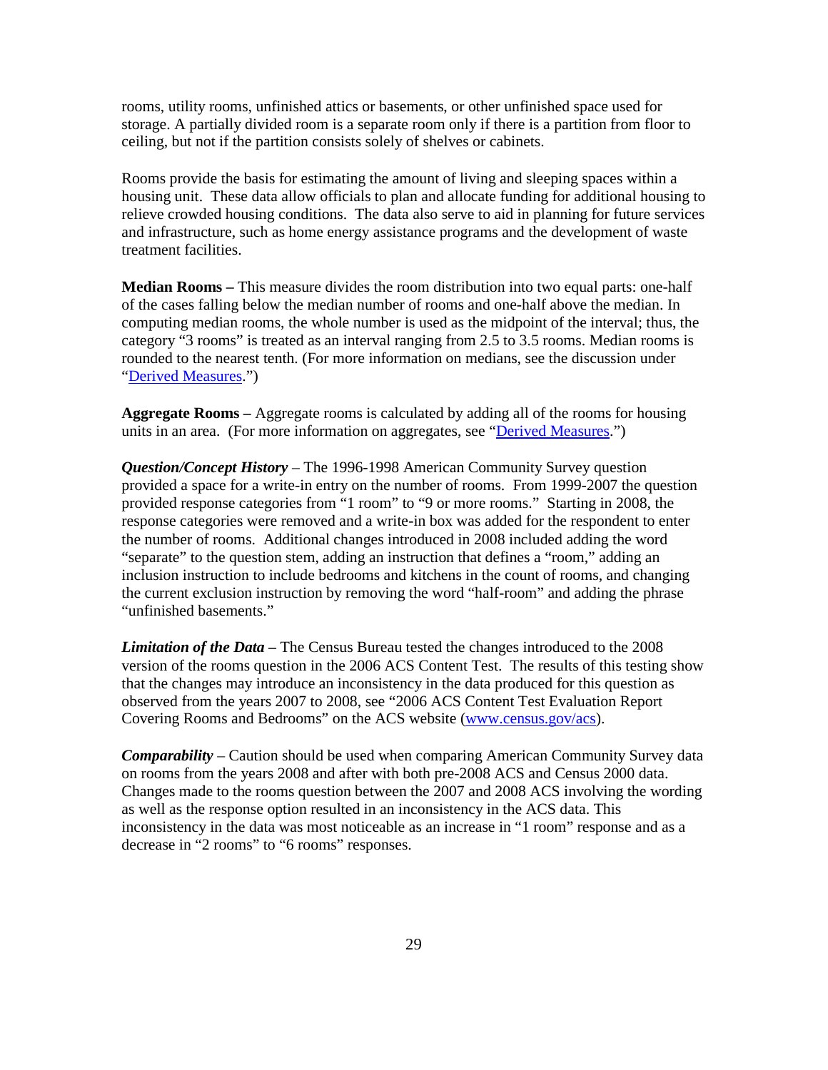rooms, utility rooms, unfinished attics or basements, or other unfinished space used for storage. A partially divided room is a separate room only if there is a partition from floor to ceiling, but not if the partition consists solely of shelves or cabinets.

Rooms provide the basis for estimating the amount of living and sleeping spaces within a housing unit. These data allow officials to plan and allocate funding for additional housing to relieve crowded housing conditions. The data also serve to aid in planning for future services and infrastructure, such as home energy assistance programs and the development of waste treatment facilities.

**Median Rooms –** This measure divides the room distribution into two equal parts: one-half of the cases falling below the median number of rooms and one-half above the median. In computing median rooms, the whole number is used as the midpoint of the interval; thus, the category "3 rooms" is treated as an interval ranging from 2.5 to 3.5 rooms. Median rooms is rounded to the nearest tenth. (For more information on medians, see the discussion under "Derived Measures.")

**Aggregate Rooms –** Aggregate rooms is calculated by adding all of the rooms for housing units in an area. (For more information on aggregates, see "Derived Measures.")

***Question/Concept History*** – The 1996-1998 American Community Survey question provided a space for a write-in entry on the number of rooms. From 1999-2007 the question provided response categories from "1 room" to "9 or more rooms." Starting in 2008, the response categories were removed and a write-in box was added for the respondent to enter the number of rooms. Additional changes introduced in 2008 included adding the word "separate" to the question stem, adding an instruction that defines a "room," adding an inclusion instruction to include bedrooms and kitchens in the count of rooms, and changing the current exclusion instruction by removing the word "half-room" and adding the phrase "unfinished basements."

***Limitation of the Data –*** The Census Bureau tested the changes introduced to the 2008 version of the rooms question in the 2006 ACS Content Test. The results of this testing show that the changes may introduce an inconsistency in the data produced for this question as observed from the years 2007 to 2008, see "2006 ACS Content Test Evaluation Report Covering Rooms and Bedrooms" on the ACS website (www.census.gov/acs).

***Comparability*** – Caution should be used when comparing American Community Survey data on rooms from the years 2008 and after with both pre-2008 ACS and Census 2000 data. Changes made to the rooms question between the 2007 and 2008 ACS involving the wording as well as the response option resulted in an inconsistency in the ACS data. This inconsistency in the data was most noticeable as an increase in "1 room" response and as a decrease in "2 rooms" to "6 rooms" responses.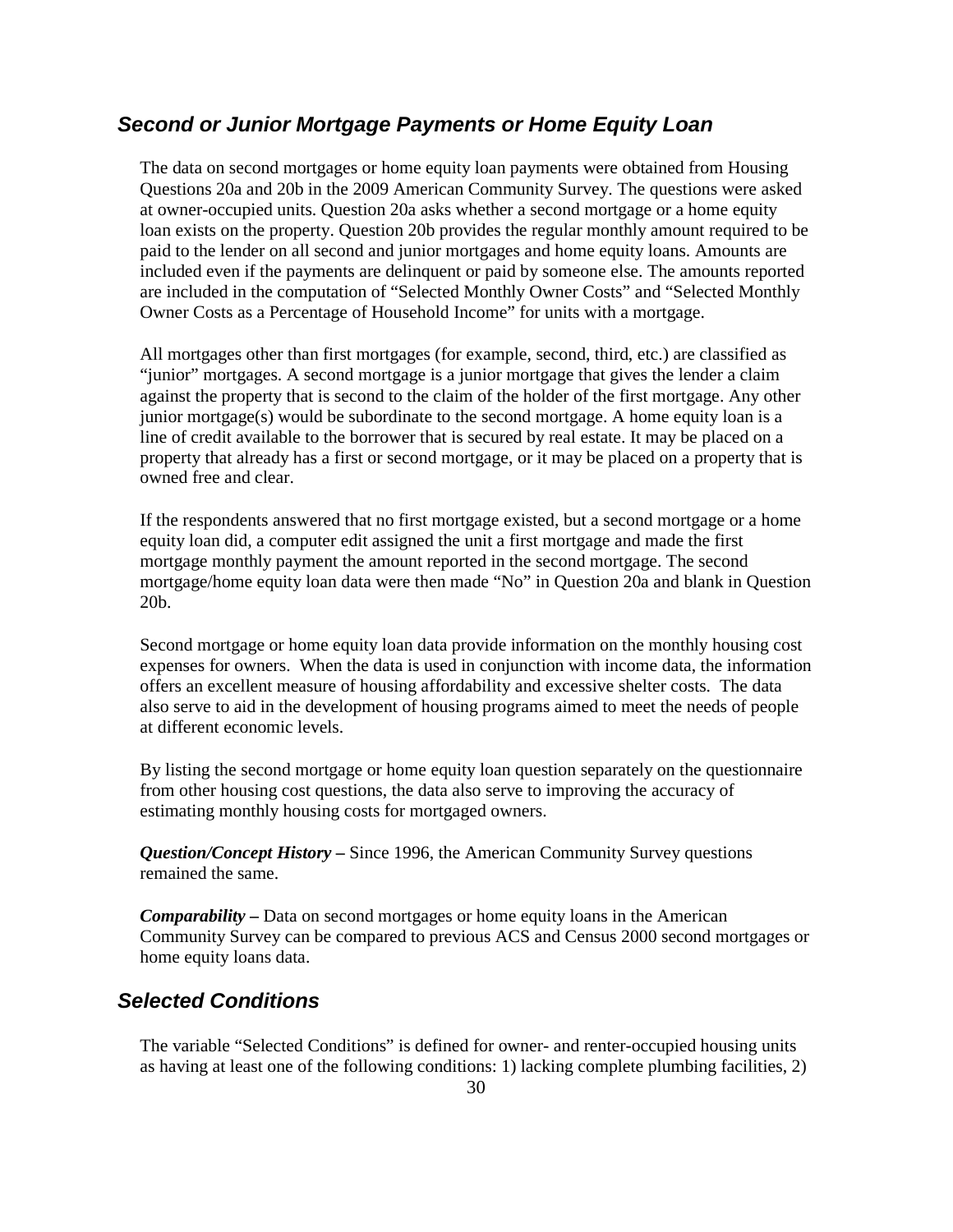## *Second or Junior Mortgage Payments or Home Equity Loan*

The data on second mortgages or home equity loan payments were obtained from Housing Questions 20a and 20b in the 2009 American Community Survey. The questions were asked at owner-occupied units. Question 20a asks whether a second mortgage or a home equity loan exists on the property. Question 20b provides the regular monthly amount required to be paid to the lender on all second and junior mortgages and home equity loans. Amounts are included even if the payments are delinquent or paid by someone else. The amounts reported are included in the computation of "Selected Monthly Owner Costs" and "Selected Monthly Owner Costs as a Percentage of Household Income" for units with a mortgage.

All mortgages other than first mortgages (for example, second, third, etc.) are classified as "junior" mortgages. A second mortgage is a junior mortgage that gives the lender a claim against the property that is second to the claim of the holder of the first mortgage. Any other junior mortgage(s) would be subordinate to the second mortgage. A home equity loan is a line of credit available to the borrower that is secured by real estate. It may be placed on a property that already has a first or second mortgage, or it may be placed on a property that is owned free and clear.

If the respondents answered that no first mortgage existed, but a second mortgage or a home equity loan did, a computer edit assigned the unit a first mortgage and made the first mortgage monthly payment the amount reported in the second mortgage. The second mortgage/home equity loan data were then made "No" in Question 20a and blank in Question 20b.

Second mortgage or home equity loan data provide information on the monthly housing cost expenses for owners. When the data is used in conjunction with income data, the information offers an excellent measure of housing affordability and excessive shelter costs. The data also serve to aid in the development of housing programs aimed to meet the needs of people at different economic levels.

By listing the second mortgage or home equity loan question separately on the questionnaire from other housing cost questions, the data also serve to improving the accuracy of estimating monthly housing costs for mortgaged owners.

***Question/Concept History –*** Since 1996, the American Community Survey questions remained the same.

***Comparability –*** Data on second mortgages or home equity loans in the American Community Survey can be compared to previous ACS and Census 2000 second mortgages or home equity loans data.

## *Selected Conditions*

The variable "Selected Conditions" is defined for owner- and renter-occupied housing units as having at least one of the following conditions: 1) lacking complete plumbing facilities, 2)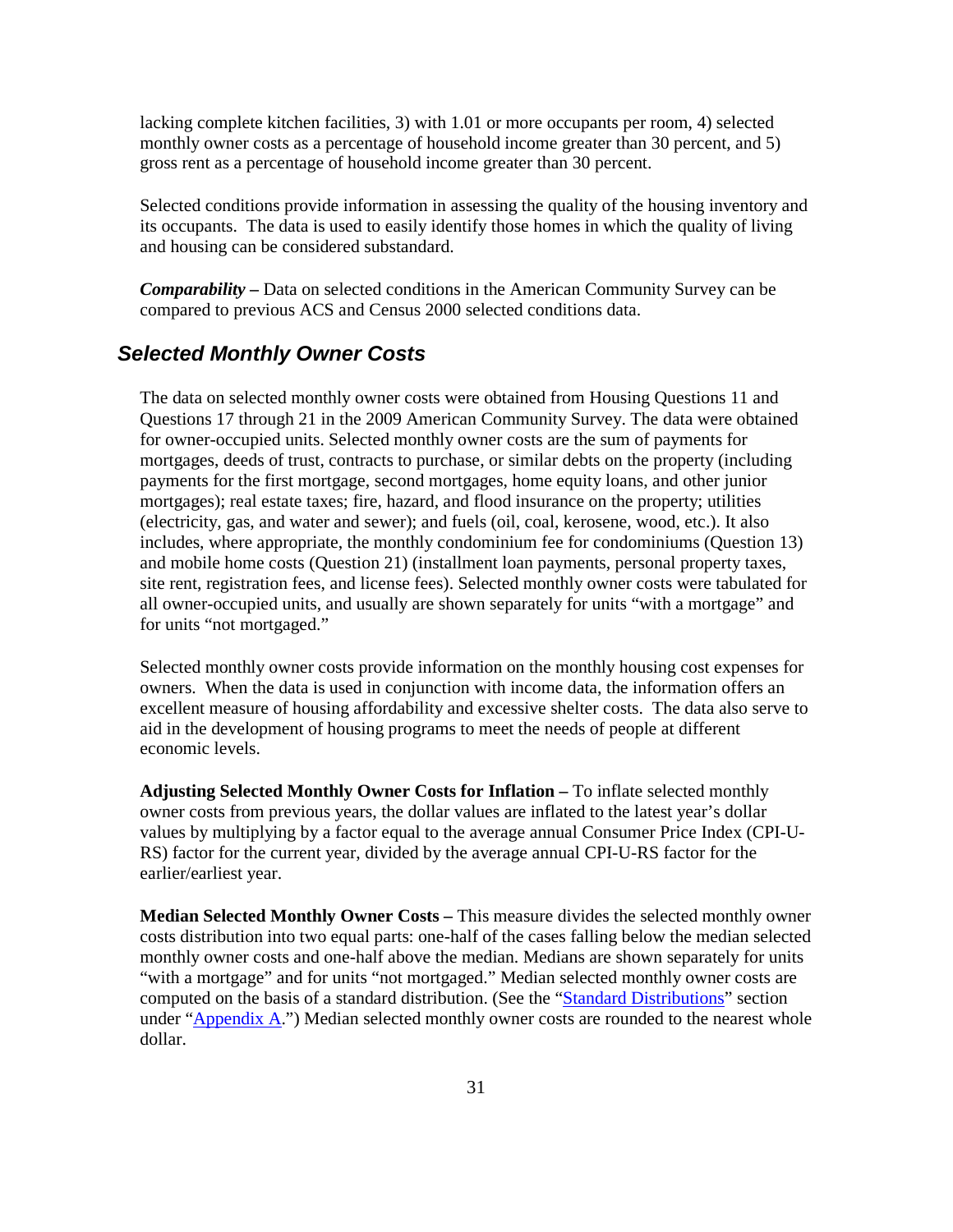lacking complete kitchen facilities, 3) with 1.01 or more occupants per room, 4) selected monthly owner costs as a percentage of household income greater than 30 percent, and 5) gross rent as a percentage of household income greater than 30 percent.

Selected conditions provide information in assessing the quality of the housing inventory and its occupants. The data is used to easily identify those homes in which the quality of living and housing can be considered substandard.

***Comparability –*** Data on selected conditions in the American Community Survey can be compared to previous ACS and Census 2000 selected conditions data.

## *Selected Monthly Owner Costs*

The data on selected monthly owner costs were obtained from Housing Questions 11 and Questions 17 through 21 in the 2009 American Community Survey. The data were obtained for owner-occupied units. Selected monthly owner costs are the sum of payments for mortgages, deeds of trust, contracts to purchase, or similar debts on the property (including payments for the first mortgage, second mortgages, home equity loans, and other junior mortgages); real estate taxes; fire, hazard, and flood insurance on the property; utilities (electricity, gas, and water and sewer); and fuels (oil, coal, kerosene, wood, etc.). It also includes, where appropriate, the monthly condominium fee for condominiums (Question 13) and mobile home costs (Question 21) (installment loan payments, personal property taxes, site rent, registration fees, and license fees). Selected monthly owner costs were tabulated for all owner-occupied units, and usually are shown separately for units "with a mortgage" and for units "not mortgaged."

Selected monthly owner costs provide information on the monthly housing cost expenses for owners. When the data is used in conjunction with income data, the information offers an excellent measure of housing affordability and excessive shelter costs. The data also serve to aid in the development of housing programs to meet the needs of people at different economic levels.

**Adjusting Selected Monthly Owner Costs for Inflation –** To inflate selected monthly owner costs from previous years, the dollar values are inflated to the latest year's dollar values by multiplying by a factor equal to the average annual Consumer Price Index (CPI-U-RS) factor for the current year, divided by the average annual CPI-U-RS factor for the earlier/earliest year.

**Median Selected Monthly Owner Costs –** This measure divides the selected monthly owner costs distribution into two equal parts: one-half of the cases falling below the median selected monthly owner costs and one-half above the median. Medians are shown separately for units "with a mortgage" and for units "not mortgaged." Median selected monthly owner costs are computed on the basis of a standard distribution. (See the "Standard Distributions" section under "Appendix A.") Median selected monthly owner costs are rounded to the nearest whole dollar.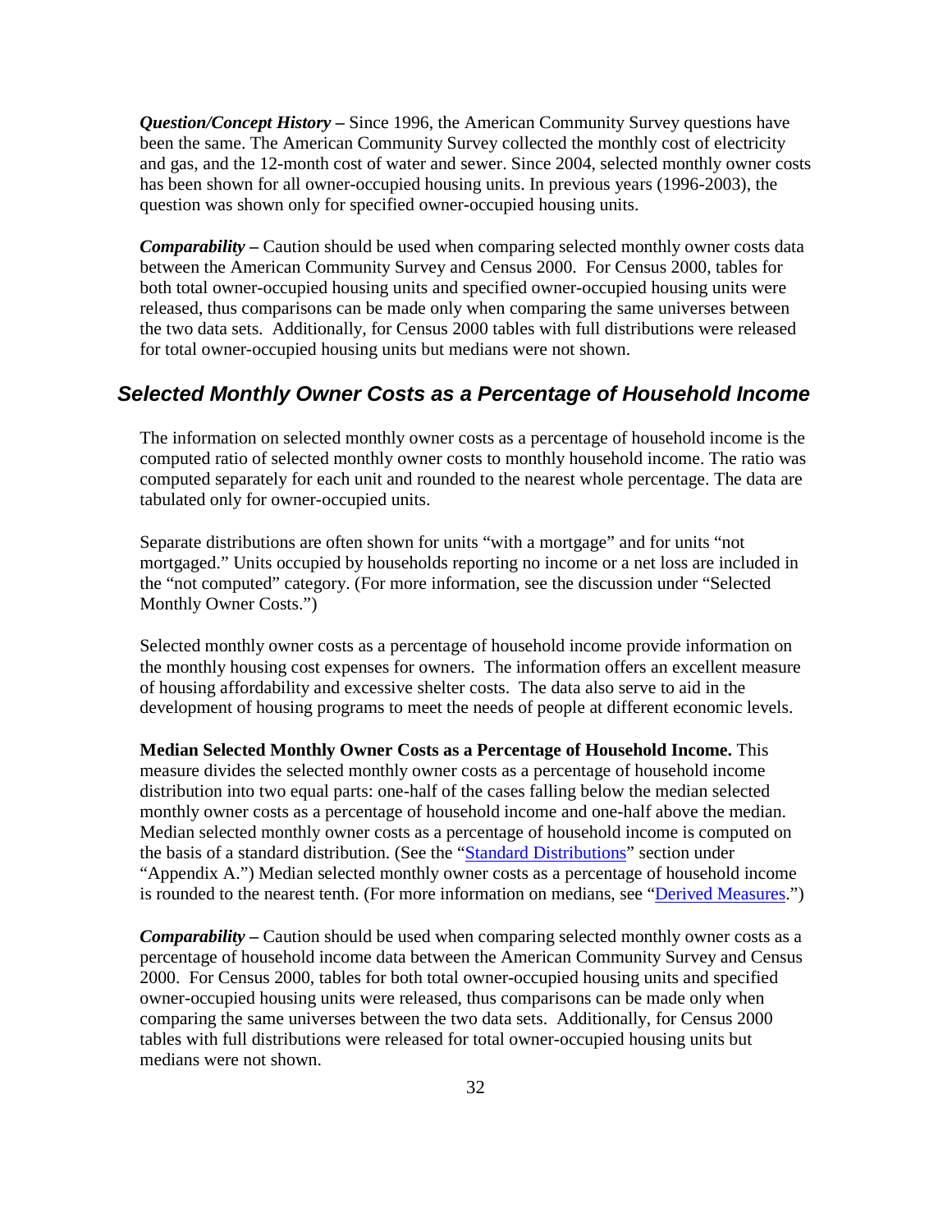***Question/Concept History –*** Since 1996, the American Community Survey questions have been the same. The American Community Survey collected the monthly cost of electricity and gas, and the 12-month cost of water and sewer. Since 2004, selected monthly owner costs has been shown for all owner-occupied housing units. In previous years (1996-2003), the question was shown only for specified owner-occupied housing units.

***Comparability –*** Caution should be used when comparing selected monthly owner costs data between the American Community Survey and Census 2000. For Census 2000, tables for both total owner-occupied housing units and specified owner-occupied housing units were released, thus comparisons can be made only when comparing the same universes between the two data sets. Additionally, for Census 2000 tables with full distributions were released for total owner-occupied housing units but medians were not shown.

## *Selected Monthly Owner Costs as a Percentage of Household Income*

The information on selected monthly owner costs as a percentage of household income is the computed ratio of selected monthly owner costs to monthly household income. The ratio was computed separately for each unit and rounded to the nearest whole percentage. The data are tabulated only for owner-occupied units.

Separate distributions are often shown for units "with a mortgage" and for units "not mortgaged." Units occupied by households reporting no income or a net loss are included in the "not computed" category. (For more information, see the discussion under "Selected Monthly Owner Costs.")

Selected monthly owner costs as a percentage of household income provide information on the monthly housing cost expenses for owners. The information offers an excellent measure of housing affordability and excessive shelter costs. The data also serve to aid in the development of housing programs to meet the needs of people at different economic levels.

**Median Selected Monthly Owner Costs as a Percentage of Household Income.** This measure divides the selected monthly owner costs as a percentage of household income distribution into two equal parts: one-half of the cases falling below the median selected monthly owner costs as a percentage of household income and one-half above the median. Median selected monthly owner costs as a percentage of household income is computed on the basis of a standard distribution. (See the "Standard Distributions" section under "Appendix A.") Median selected monthly owner costs as a percentage of household income is rounded to the nearest tenth. (For more information on medians, see "Derived Measures.")

***Comparability –*** Caution should be used when comparing selected monthly owner costs as a percentage of household income data between the American Community Survey and Census 2000. For Census 2000, tables for both total owner-occupied housing units and specified owner-occupied housing units were released, thus comparisons can be made only when comparing the same universes between the two data sets. Additionally, for Census 2000 tables with full distributions were released for total owner-occupied housing units but medians were not shown.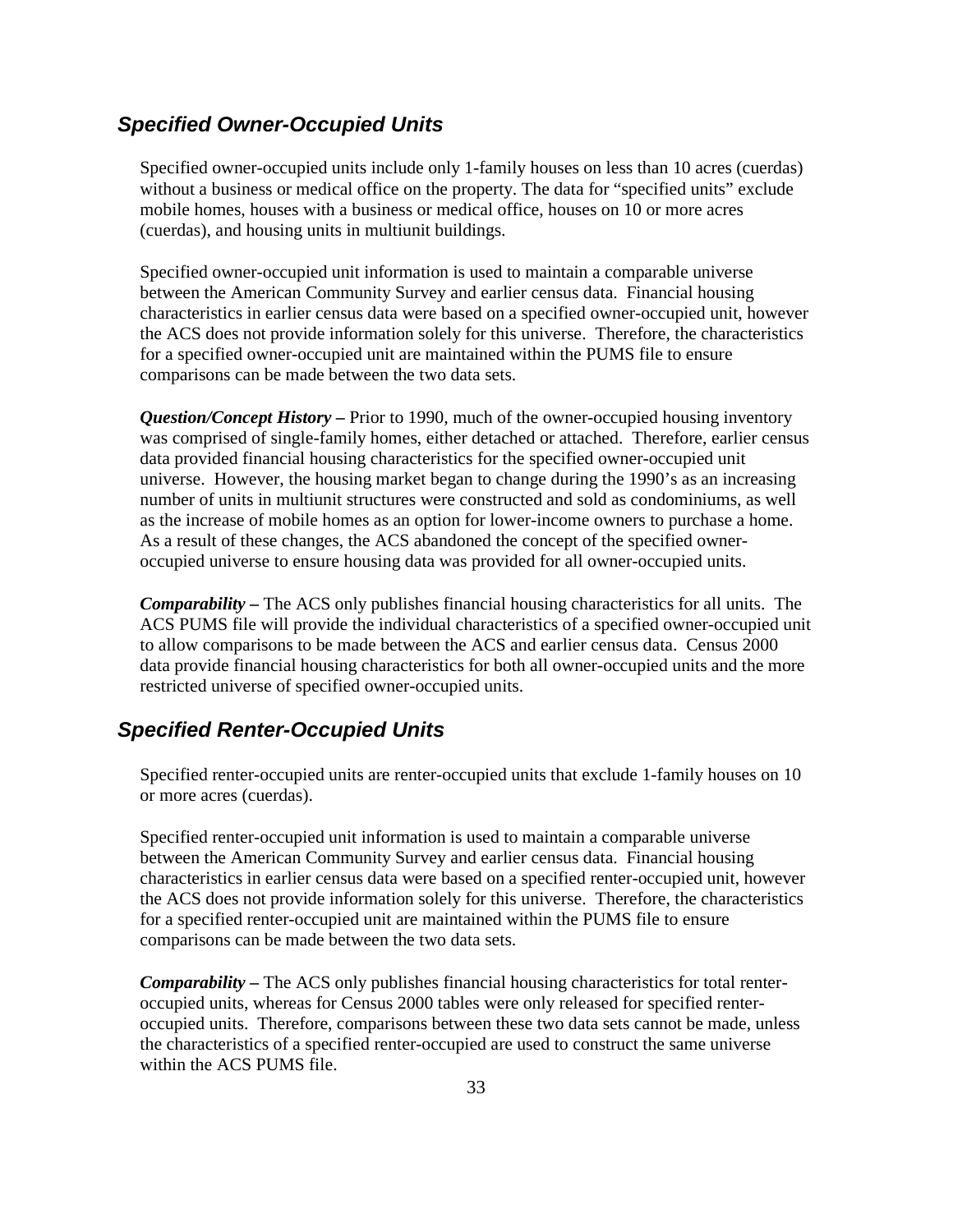## *Specified Owner-Occupied Units*

Specified owner-occupied units include only 1-family houses on less than 10 acres (cuerdas) without a business or medical office on the property. The data for "specified units" exclude mobile homes, houses with a business or medical office, houses on 10 or more acres (cuerdas), and housing units in multiunit buildings.

Specified owner-occupied unit information is used to maintain a comparable universe between the American Community Survey and earlier census data. Financial housing characteristics in earlier census data were based on a specified owner-occupied unit, however the ACS does not provide information solely for this universe. Therefore, the characteristics for a specified owner-occupied unit are maintained within the PUMS file to ensure comparisons can be made between the two data sets.

***Question/Concept History –*** Prior to 1990, much of the owner-occupied housing inventory was comprised of single-family homes, either detached or attached. Therefore, earlier census data provided financial housing characteristics for the specified owner-occupied unit universe. However, the housing market began to change during the 1990's as an increasing number of units in multiunit structures were constructed and sold as condominiums, as well as the increase of mobile homes as an option for lower-income owners to purchase a home. As a result of these changes, the ACS abandoned the concept of the specified owner-occupied universe to ensure housing data was provided for all owner-occupied units.

***Comparability –*** The ACS only publishes financial housing characteristics for all units. The ACS PUMS file will provide the individual characteristics of a specified owner-occupied unit to allow comparisons to be made between the ACS and earlier census data. Census 2000 data provide financial housing characteristics for both all owner-occupied units and the more restricted universe of specified owner-occupied units.

## *Specified Renter-Occupied Units*

Specified renter-occupied units are renter-occupied units that exclude 1-family houses on 10 or more acres (cuerdas).

Specified renter-occupied unit information is used to maintain a comparable universe between the American Community Survey and earlier census data. Financial housing characteristics in earlier census data were based on a specified renter-occupied unit, however the ACS does not provide information solely for this universe. Therefore, the characteristics for a specified renter-occupied unit are maintained within the PUMS file to ensure comparisons can be made between the two data sets.

***Comparability –*** The ACS only publishes financial housing characteristics for total renter-occupied units, whereas for Census 2000 tables were only released for specified renter-occupied units. Therefore, comparisons between these two data sets cannot be made, unless the characteristics of a specified renter-occupied are used to construct the same universe within the ACS PUMS file.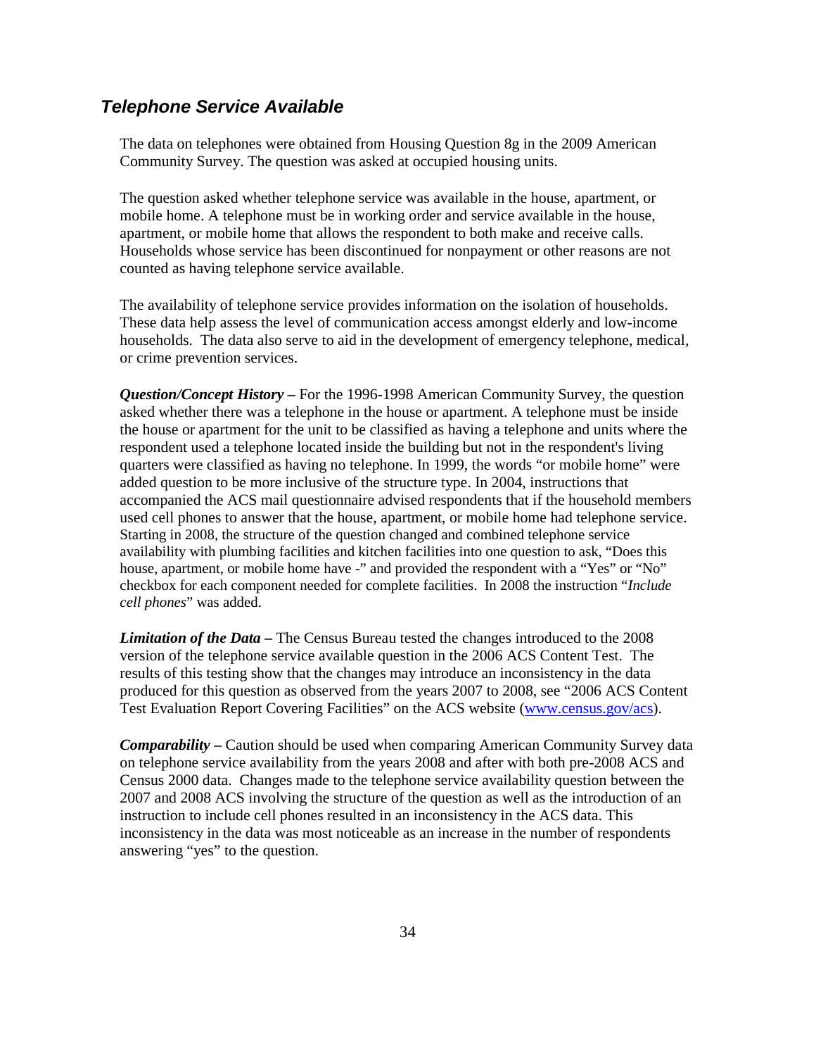## *Telephone Service Available*

The data on telephones were obtained from Housing Question 8g in the 2009 American Community Survey. The question was asked at occupied housing units.

The question asked whether telephone service was available in the house, apartment, or mobile home. A telephone must be in working order and service available in the house, apartment, or mobile home that allows the respondent to both make and receive calls. Households whose service has been discontinued for nonpayment or other reasons are not counted as having telephone service available.

The availability of telephone service provides information on the isolation of households. These data help assess the level of communication access amongst elderly and low-income households. The data also serve to aid in the development of emergency telephone, medical, or crime prevention services.

***Question/Concept History –*** For the 1996-1998 American Community Survey, the question asked whether there was a telephone in the house or apartment. A telephone must be inside the house or apartment for the unit to be classified as having a telephone and units where the respondent used a telephone located inside the building but not in the respondent's living quarters were classified as having no telephone. In 1999, the words "or mobile home" were added question to be more inclusive of the structure type. In 2004, instructions that accompanied the ACS mail questionnaire advised respondents that if the household members used cell phones to answer that the house, apartment, or mobile home had telephone service. Starting in 2008, the structure of the question changed and combined telephone service availability with plumbing facilities and kitchen facilities into one question to ask, "Does this house, apartment, or mobile home have -" and provided the respondent with a "Yes" or "No" checkbox for each component needed for complete facilities. In 2008 the instruction "*Include cell phones*" was added.

***Limitation of the Data –*** The Census Bureau tested the changes introduced to the 2008 version of the telephone service available question in the 2006 ACS Content Test. The results of this testing show that the changes may introduce an inconsistency in the data produced for this question as observed from the years 2007 to 2008, see "2006 ACS Content Test Evaluation Report Covering Facilities" on the ACS website (www.census.gov/acs).

***Comparability –*** Caution should be used when comparing American Community Survey data on telephone service availability from the years 2008 and after with both pre-2008 ACS and Census 2000 data. Changes made to the telephone service availability question between the 2007 and 2008 ACS involving the structure of the question as well as the introduction of an instruction to include cell phones resulted in an inconsistency in the ACS data. This inconsistency in the data was most noticeable as an increase in the number of respondents answering "yes" to the question.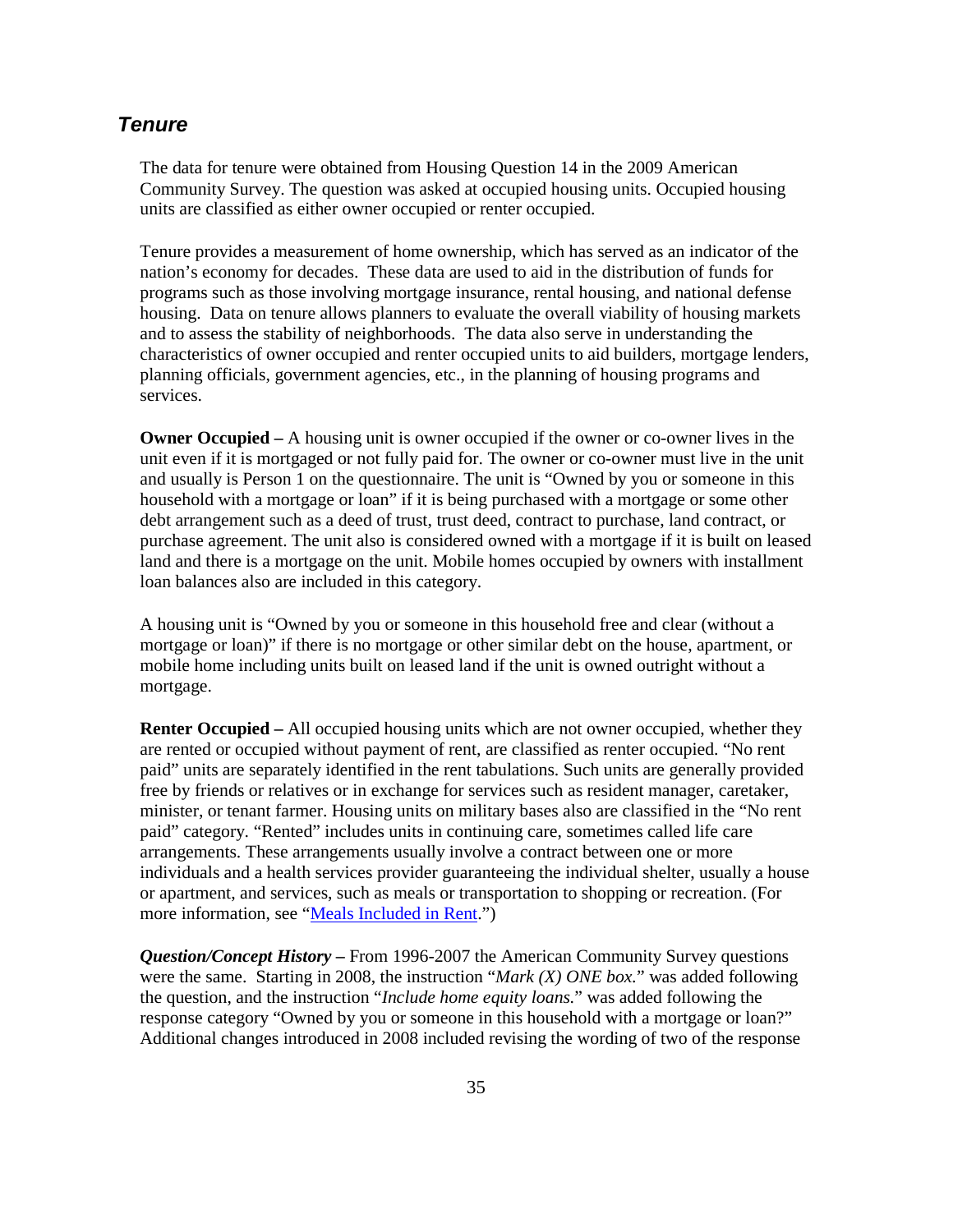## *Tenure*

The data for tenure were obtained from Housing Question 14 in the 2009 American Community Survey. The question was asked at occupied housing units. Occupied housing units are classified as either owner occupied or renter occupied.

Tenure provides a measurement of home ownership, which has served as an indicator of the nation's economy for decades. These data are used to aid in the distribution of funds for programs such as those involving mortgage insurance, rental housing, and national defense housing. Data on tenure allows planners to evaluate the overall viability of housing markets and to assess the stability of neighborhoods. The data also serve in understanding the characteristics of owner occupied and renter occupied units to aid builders, mortgage lenders, planning officials, government agencies, etc., in the planning of housing programs and services.

**Owner Occupied –** A housing unit is owner occupied if the owner or co-owner lives in the unit even if it is mortgaged or not fully paid for. The owner or co-owner must live in the unit and usually is Person 1 on the questionnaire. The unit is "Owned by you or someone in this household with a mortgage or loan" if it is being purchased with a mortgage or some other debt arrangement such as a deed of trust, trust deed, contract to purchase, land contract, or purchase agreement. The unit also is considered owned with a mortgage if it is built on leased land and there is a mortgage on the unit. Mobile homes occupied by owners with installment loan balances also are included in this category.

A housing unit is "Owned by you or someone in this household free and clear (without a mortgage or loan)" if there is no mortgage or other similar debt on the house, apartment, or mobile home including units built on leased land if the unit is owned outright without a mortgage.

**Renter Occupied –** All occupied housing units which are not owner occupied, whether they are rented or occupied without payment of rent, are classified as renter occupied. "No rent paid" units are separately identified in the rent tabulations. Such units are generally provided free by friends or relatives or in exchange for services such as resident manager, caretaker, minister, or tenant farmer. Housing units on military bases also are classified in the "No rent paid" category. "Rented" includes units in continuing care, sometimes called life care arrangements. These arrangements usually involve a contract between one or more individuals and a health services provider guaranteeing the individual shelter, usually a house or apartment, and services, such as meals or transportation to shopping or recreation. (For more information, see "Meals Included in Rent.")

***Question/Concept History –*** From 1996-2007 the American Community Survey questions were the same. Starting in 2008, the instruction "*Mark (X) ONE box.*" was added following the question, and the instruction "*Include home equity loans.*" was added following the response category "Owned by you or someone in this household with a mortgage or loan?" Additional changes introduced in 2008 included revising the wording of two of the response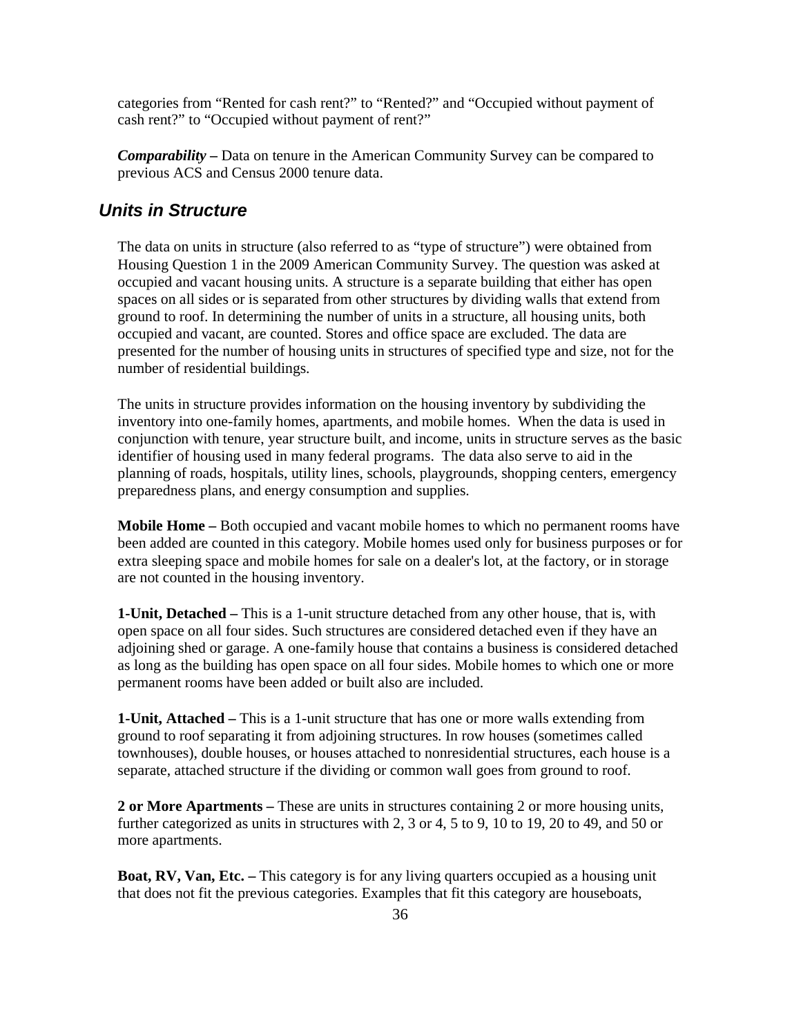categories from "Rented for cash rent?" to "Rented?" and "Occupied without payment of cash rent?" to "Occupied without payment of rent?"

***Comparability*** **–** Data on tenure in the American Community Survey can be compared to previous ACS and Census 2000 tenure data.

## *Units in Structure*

The data on units in structure (also referred to as "type of structure") were obtained from Housing Question 1 in the 2009 American Community Survey. The question was asked at occupied and vacant housing units. A structure is a separate building that either has open spaces on all sides or is separated from other structures by dividing walls that extend from ground to roof. In determining the number of units in a structure, all housing units, both occupied and vacant, are counted. Stores and office space are excluded. The data are presented for the number of housing units in structures of specified type and size, not for the number of residential buildings.

The units in structure provides information on the housing inventory by subdividing the inventory into one-family homes, apartments, and mobile homes. When the data is used in conjunction with tenure, year structure built, and income, units in structure serves as the basic identifier of housing used in many federal programs. The data also serve to aid in the planning of roads, hospitals, utility lines, schools, playgrounds, shopping centers, emergency preparedness plans, and energy consumption and supplies.

**Mobile Home –** Both occupied and vacant mobile homes to which no permanent rooms have been added are counted in this category. Mobile homes used only for business purposes or for extra sleeping space and mobile homes for sale on a dealer's lot, at the factory, or in storage are not counted in the housing inventory.

**1-Unit, Detached –** This is a 1-unit structure detached from any other house, that is, with open space on all four sides. Such structures are considered detached even if they have an adjoining shed or garage. A one-family house that contains a business is considered detached as long as the building has open space on all four sides. Mobile homes to which one or more permanent rooms have been added or built also are included.

**1-Unit, Attached –** This is a 1-unit structure that has one or more walls extending from ground to roof separating it from adjoining structures. In row houses (sometimes called townhouses), double houses, or houses attached to nonresidential structures, each house is a separate, attached structure if the dividing or common wall goes from ground to roof.

**2 or More Apartments –** These are units in structures containing 2 or more housing units, further categorized as units in structures with 2, 3 or 4, 5 to 9, 10 to 19, 20 to 49, and 50 or more apartments.

**Boat, RV, Van, Etc. –** This category is for any living quarters occupied as a housing unit that does not fit the previous categories. Examples that fit this category are houseboats,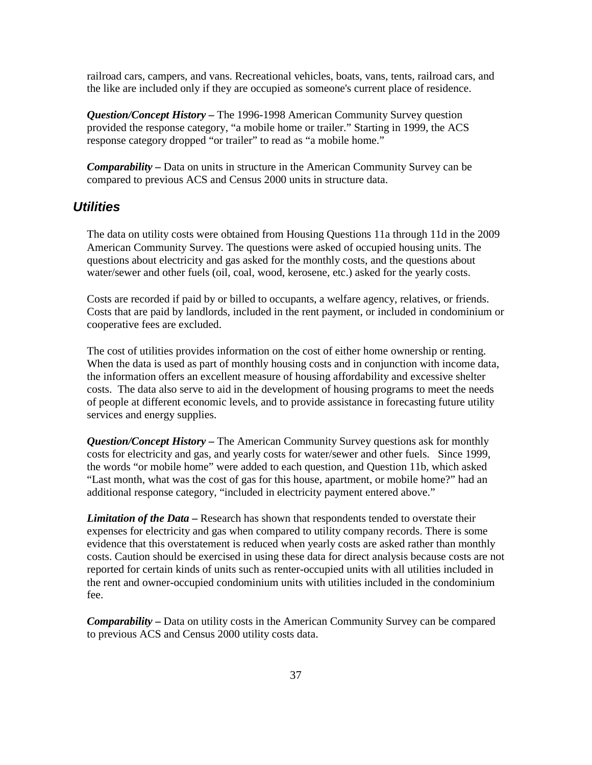railroad cars, campers, and vans. Recreational vehicles, boats, vans, tents, railroad cars, and the like are included only if they are occupied as someone's current place of residence.

***Question/Concept History –*** The 1996-1998 American Community Survey question provided the response category, "a mobile home or trailer." Starting in 1999, the ACS response category dropped "or trailer" to read as "a mobile home."

***Comparability –*** Data on units in structure in the American Community Survey can be compared to previous ACS and Census 2000 units in structure data.

## *Utilities*

The data on utility costs were obtained from Housing Questions 11a through 11d in the 2009 American Community Survey. The questions were asked of occupied housing units. The questions about electricity and gas asked for the monthly costs, and the questions about water/sewer and other fuels (oil, coal, wood, kerosene, etc.) asked for the yearly costs.

Costs are recorded if paid by or billed to occupants, a welfare agency, relatives, or friends. Costs that are paid by landlords, included in the rent payment, or included in condominium or cooperative fees are excluded.

The cost of utilities provides information on the cost of either home ownership or renting. When the data is used as part of monthly housing costs and in conjunction with income data, the information offers an excellent measure of housing affordability and excessive shelter costs. The data also serve to aid in the development of housing programs to meet the needs of people at different economic levels, and to provide assistance in forecasting future utility services and energy supplies.

***Question/Concept History –*** The American Community Survey questions ask for monthly costs for electricity and gas, and yearly costs for water/sewer and other fuels. Since 1999, the words "or mobile home" were added to each question, and Question 11b, which asked "Last month, what was the cost of gas for this house, apartment, or mobile home?" had an additional response category, "included in electricity payment entered above."

***Limitation of the Data –*** Research has shown that respondents tended to overstate their expenses for electricity and gas when compared to utility company records. There is some evidence that this overstatement is reduced when yearly costs are asked rather than monthly costs. Caution should be exercised in using these data for direct analysis because costs are not reported for certain kinds of units such as renter-occupied units with all utilities included in the rent and owner-occupied condominium units with utilities included in the condominium fee.

***Comparability –*** Data on utility costs in the American Community Survey can be compared to previous ACS and Census 2000 utility costs data.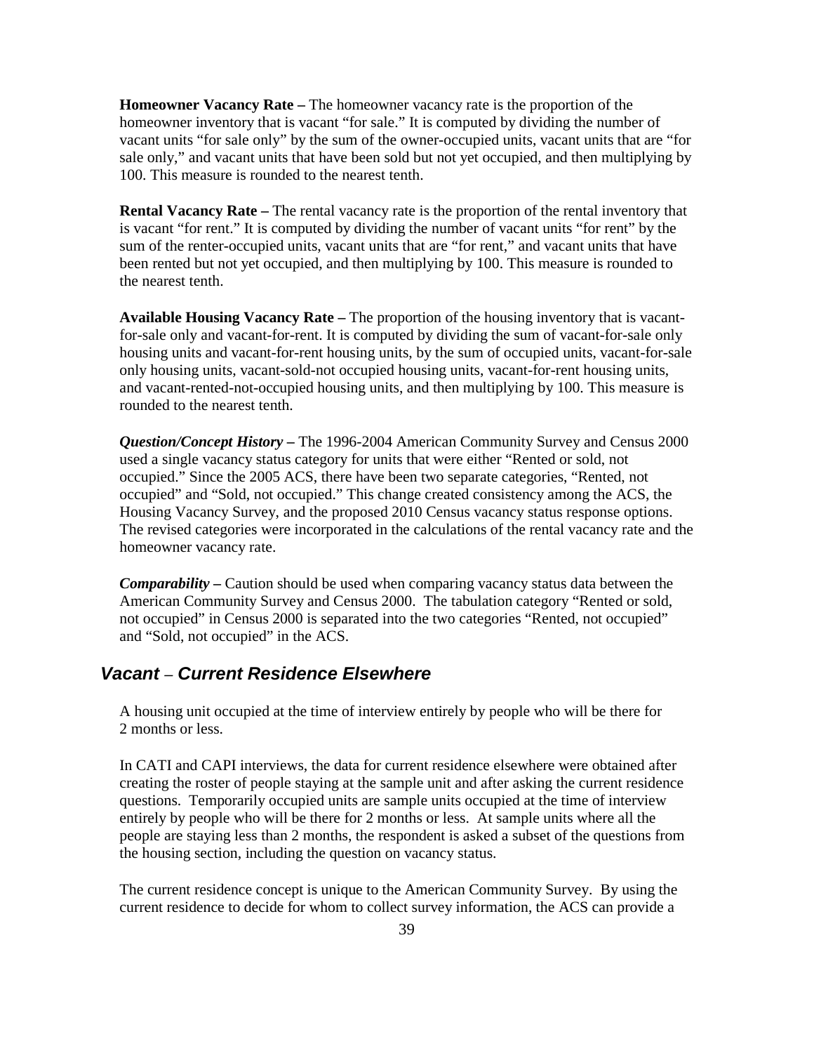**Homeowner Vacancy Rate –** The homeowner vacancy rate is the proportion of the homeowner inventory that is vacant "for sale." It is computed by dividing the number of vacant units "for sale only" by the sum of the owner-occupied units, vacant units that are "for sale only," and vacant units that have been sold but not yet occupied, and then multiplying by 100. This measure is rounded to the nearest tenth.

**Rental Vacancy Rate –** The rental vacancy rate is the proportion of the rental inventory that is vacant "for rent." It is computed by dividing the number of vacant units "for rent" by the sum of the renter-occupied units, vacant units that are "for rent," and vacant units that have been rented but not yet occupied, and then multiplying by 100. This measure is rounded to the nearest tenth.

**Available Housing Vacancy Rate –** The proportion of the housing inventory that is vacant-for-sale only and vacant-for-rent. It is computed by dividing the sum of vacant-for-sale only housing units and vacant-for-rent housing units, by the sum of occupied units, vacant-for-sale only housing units, vacant-sold-not occupied housing units, vacant-for-rent housing units, and vacant-rented-not-occupied housing units, and then multiplying by 100. This measure is rounded to the nearest tenth.

***Question/Concept History* –** The 1996-2004 American Community Survey and Census 2000 used a single vacancy status category for units that were either "Rented or sold, not occupied." Since the 2005 ACS, there have been two separate categories, "Rented, not occupied" and "Sold, not occupied." This change created consistency among the ACS, the Housing Vacancy Survey, and the proposed 2010 Census vacancy status response options. The revised categories were incorporated in the calculations of the rental vacancy rate and the homeowner vacancy rate.

***Comparability* –** Caution should be used when comparing vacancy status data between the American Community Survey and Census 2000. The tabulation category "Rented or sold, not occupied" in Census 2000 is separated into the two categories "Rented, not occupied" and "Sold, not occupied" in the ACS.

## *Vacant – Current Residence Elsewhere*

A housing unit occupied at the time of interview entirely by people who will be there for 2 months or less.

In CATI and CAPI interviews, the data for current residence elsewhere were obtained after creating the roster of people staying at the sample unit and after asking the current residence questions. Temporarily occupied units are sample units occupied at the time of interview entirely by people who will be there for 2 months or less. At sample units where all the people are staying less than 2 months, the respondent is asked a subset of the questions from the housing section, including the question on vacancy status.

The current residence concept is unique to the American Community Survey. By using the current residence to decide for whom to collect survey information, the ACS can provide a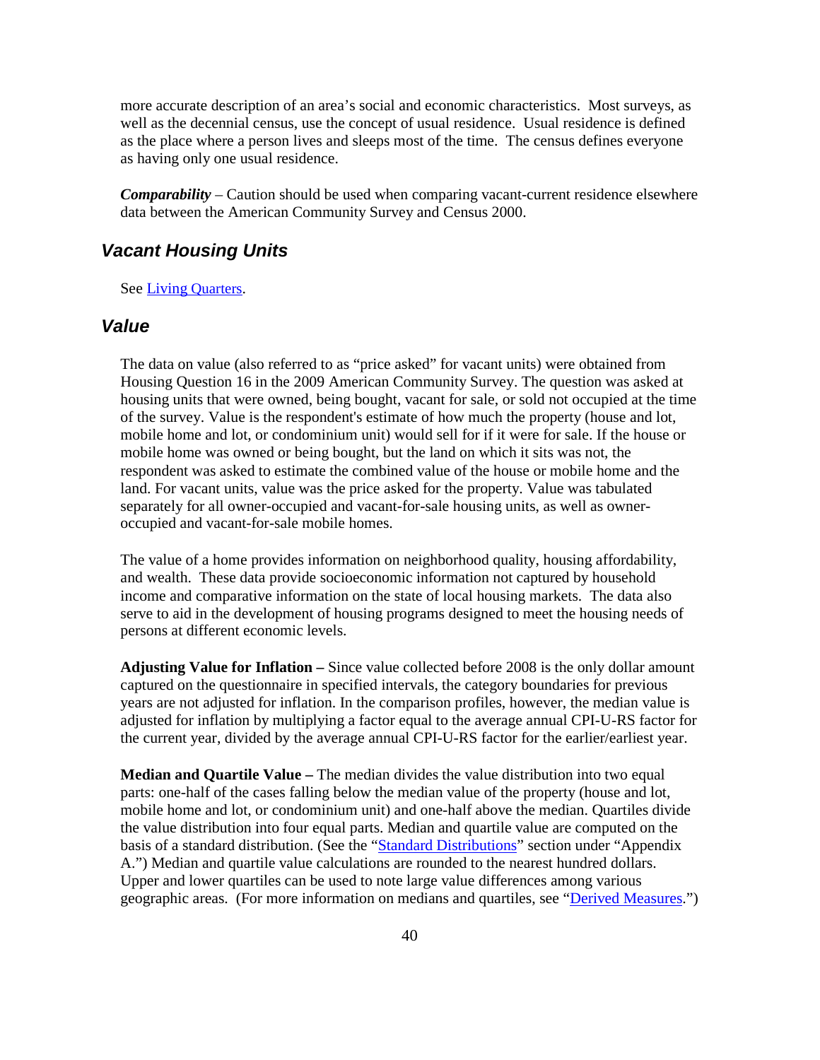more accurate description of an area's social and economic characteristics. Most surveys, as well as the decennial census, use the concept of usual residence. Usual residence is defined as the place where a person lives and sleeps most of the time. The census defines everyone as having only one usual residence.

***Comparability*** – Caution should be used when comparing vacant-current residence elsewhere data between the American Community Survey and Census 2000.

## Vacant Housing Units

See Living Quarters.

## Value

The data on value (also referred to as "price asked" for vacant units) were obtained from Housing Question 16 in the 2009 American Community Survey. The question was asked at housing units that were owned, being bought, vacant for sale, or sold not occupied at the time of the survey. Value is the respondent's estimate of how much the property (house and lot, mobile home and lot, or condominium unit) would sell for if it were for sale. If the house or mobile home was owned or being bought, but the land on which it sits was not, the respondent was asked to estimate the combined value of the house or mobile home and the land. For vacant units, value was the price asked for the property. Value was tabulated separately for all owner-occupied and vacant-for-sale housing units, as well as owner-occupied and vacant-for-sale mobile homes.

The value of a home provides information on neighborhood quality, housing affordability, and wealth. These data provide socioeconomic information not captured by household income and comparative information on the state of local housing markets. The data also serve to aid in the development of housing programs designed to meet the housing needs of persons at different economic levels.

**Adjusting Value for Inflation –** Since value collected before 2008 is the only dollar amount captured on the questionnaire in specified intervals, the category boundaries for previous years are not adjusted for inflation. In the comparison profiles, however, the median value is adjusted for inflation by multiplying a factor equal to the average annual CPI-U-RS factor for the current year, divided by the average annual CPI-U-RS factor for the earlier/earliest year.

**Median and Quartile Value –** The median divides the value distribution into two equal parts: one-half of the cases falling below the median value of the property (house and lot, mobile home and lot, or condominium unit) and one-half above the median. Quartiles divide the value distribution into four equal parts. Median and quartile value are computed on the basis of a standard distribution. (See the "Standard Distributions" section under "Appendix A.") Median and quartile value calculations are rounded to the nearest hundred dollars. Upper and lower quartiles can be used to note large value differences among various geographic areas. (For more information on medians and quartiles, see "Derived Measures.")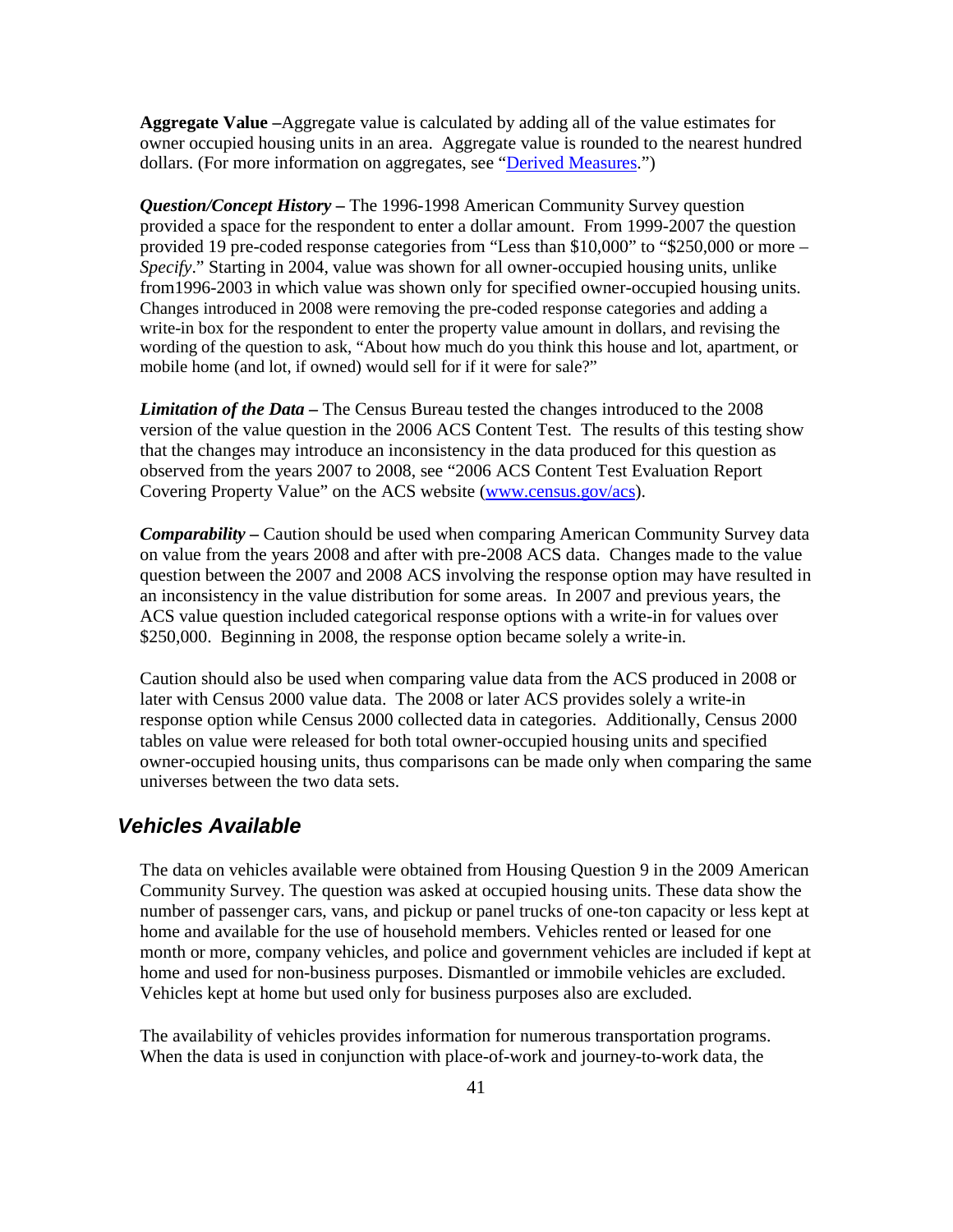**Aggregate Value –**Aggregate value is calculated by adding all of the value estimates for owner occupied housing units in an area. Aggregate value is rounded to the nearest hundred dollars. (For more information on aggregates, see "[Derived Measures](#).")

***Question/Concept History –*** The 1996-1998 American Community Survey question provided a space for the respondent to enter a dollar amount. From 1999-2007 the question provided 19 pre-coded response categories from "Less than $10,000" to "$250,000 or more – *Specify*." Starting in 2004, value was shown for all owner-occupied housing units, unlike from1996-2003 in which value was shown only for specified owner-occupied housing units. Changes introduced in 2008 were removing the pre-coded response categories and adding a write-in box for the respondent to enter the property value amount in dollars, and revising the wording of the question to ask, "About how much do you think this house and lot, apartment, or mobile home (and lot, if owned) would sell for if it were for sale?"

***Limitation of the Data –*** The Census Bureau tested the changes introduced to the 2008 version of the value question in the 2006 ACS Content Test. The results of this testing show that the changes may introduce an inconsistency in the data produced for this question as observed from the years 2007 to 2008, see "2006 ACS Content Test Evaluation Report Covering Property Value" on the ACS website ([www.census.gov/acs](www.census.gov/acs)).

***Comparability –*** Caution should be used when comparing American Community Survey data on value from the years 2008 and after with pre-2008 ACS data. Changes made to the value question between the 2007 and 2008 ACS involving the response option may have resulted in an inconsistency in the value distribution for some areas. In 2007 and previous years, the ACS value question included categorical response options with a write-in for values over $250,000. Beginning in 2008, the response option became solely a write-in.

Caution should also be used when comparing value data from the ACS produced in 2008 or later with Census 2000 value data. The 2008 or later ACS provides solely a write-in response option while Census 2000 collected data in categories. Additionally, Census 2000 tables on value were released for both total owner-occupied housing units and specified owner-occupied housing units, thus comparisons can be made only when comparing the same universes between the two data sets.

## *Vehicles Available*

The data on vehicles available were obtained from Housing Question 9 in the 2009 American Community Survey. The question was asked at occupied housing units. These data show the number of passenger cars, vans, and pickup or panel trucks of one-ton capacity or less kept at home and available for the use of household members. Vehicles rented or leased for one month or more, company vehicles, and police and government vehicles are included if kept at home and used for non-business purposes. Dismantled or immobile vehicles are excluded. Vehicles kept at home but used only for business purposes also are excluded.

The availability of vehicles provides information for numerous transportation programs. When the data is used in conjunction with place-of-work and journey-to-work data, the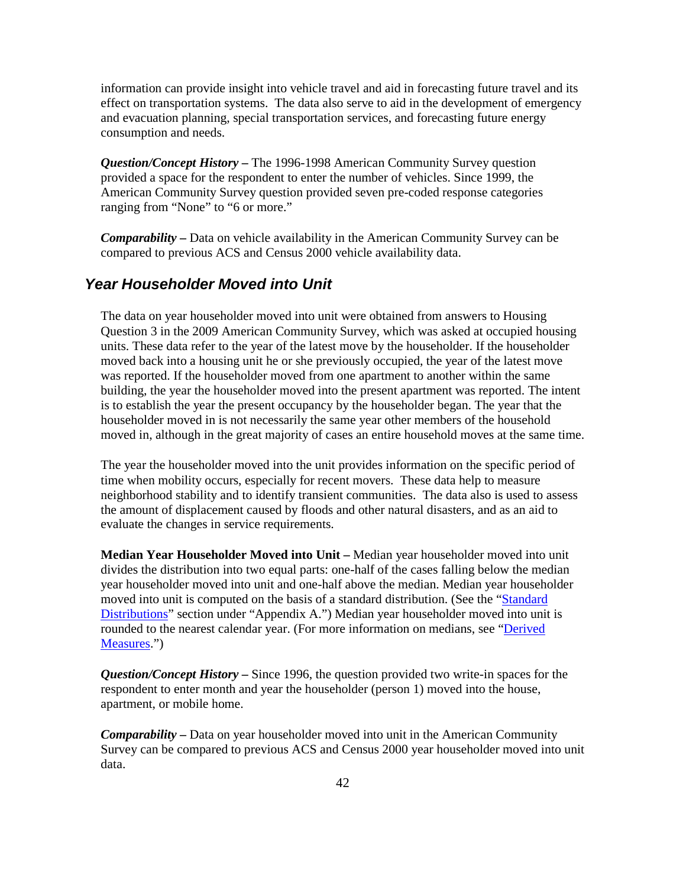information can provide insight into vehicle travel and aid in forecasting future travel and its effect on transportation systems. The data also serve to aid in the development of emergency and evacuation planning, special transportation services, and forecasting future energy consumption and needs.

***Question/Concept History –*** The 1996-1998 American Community Survey question provided a space for the respondent to enter the number of vehicles. Since 1999, the American Community Survey question provided seven pre-coded response categories ranging from "None" to "6 or more."

***Comparability –*** Data on vehicle availability in the American Community Survey can be compared to previous ACS and Census 2000 vehicle availability data.

## *Year Householder Moved into Unit*

The data on year householder moved into unit were obtained from answers to Housing Question 3 in the 2009 American Community Survey, which was asked at occupied housing units. These data refer to the year of the latest move by the householder. If the householder moved back into a housing unit he or she previously occupied, the year of the latest move was reported. If the householder moved from one apartment to another within the same building, the year the householder moved into the present apartment was reported. The intent is to establish the year the present occupancy by the householder began. The year that the householder moved in is not necessarily the same year other members of the household moved in, although in the great majority of cases an entire household moves at the same time.

The year the householder moved into the unit provides information on the specific period of time when mobility occurs, especially for recent movers. These data help to measure neighborhood stability and to identify transient communities. The data also is used to assess the amount of displacement caused by floods and other natural disasters, and as an aid to evaluate the changes in service requirements.

**Median Year Householder Moved into Unit –** Median year householder moved into unit divides the distribution into two equal parts: one-half of the cases falling below the median year householder moved into unit and one-half above the median. Median year householder moved into unit is computed on the basis of a standard distribution. (See the "Standard Distributions" section under "Appendix A.") Median year householder moved into unit is rounded to the nearest calendar year. (For more information on medians, see "Derived Measures.")

***Question/Concept History –*** Since 1996, the question provided two write-in spaces for the respondent to enter month and year the householder (person 1) moved into the house, apartment, or mobile home.

***Comparability –*** Data on year householder moved into unit in the American Community Survey can be compared to previous ACS and Census 2000 year householder moved into unit data.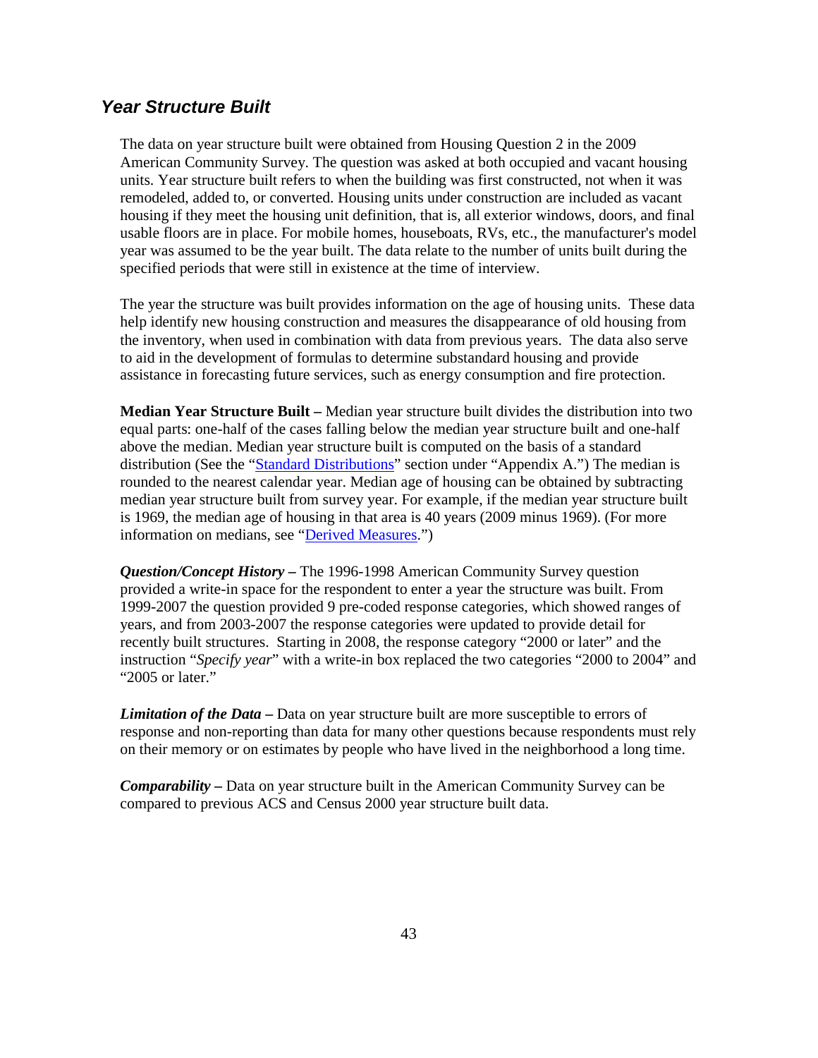## *Year Structure Built*

The data on year structure built were obtained from Housing Question 2 in the 2009 American Community Survey. The question was asked at both occupied and vacant housing units. Year structure built refers to when the building was first constructed, not when it was remodeled, added to, or converted. Housing units under construction are included as vacant housing if they meet the housing unit definition, that is, all exterior windows, doors, and final usable floors are in place. For mobile homes, houseboats, RVs, etc., the manufacturer's model year was assumed to be the year built. The data relate to the number of units built during the specified periods that were still in existence at the time of interview.

The year the structure was built provides information on the age of housing units. These data help identify new housing construction and measures the disappearance of old housing from the inventory, when used in combination with data from previous years. The data also serve to aid in the development of formulas to determine substandard housing and provide assistance in forecasting future services, such as energy consumption and fire protection.

**Median Year Structure Built –** Median year structure built divides the distribution into two equal parts: one-half of the cases falling below the median year structure built and one-half above the median. Median year structure built is computed on the basis of a standard distribution (See the "Standard Distributions" section under "Appendix A.") The median is rounded to the nearest calendar year. Median age of housing can be obtained by subtracting median year structure built from survey year. For example, if the median year structure built is 1969, the median age of housing in that area is 40 years (2009 minus 1969). (For more information on medians, see "Derived Measures.")

***Question/Concept History* –** The 1996-1998 American Community Survey question provided a write-in space for the respondent to enter a year the structure was built. From 1999-2007 the question provided 9 pre-coded response categories, which showed ranges of years, and from 2003-2007 the response categories were updated to provide detail for recently built structures. Starting in 2008, the response category "2000 or later" and the instruction "*Specify year*" with a write-in box replaced the two categories "2000 to 2004" and "2005 or later."

***Limitation of the Data* –** Data on year structure built are more susceptible to errors of response and non-reporting than data for many other questions because respondents must rely on their memory or on estimates by people who have lived in the neighborhood a long time.

***Comparability* –** Data on year structure built in the American Community Survey can be compared to previous ACS and Census 2000 year structure built data.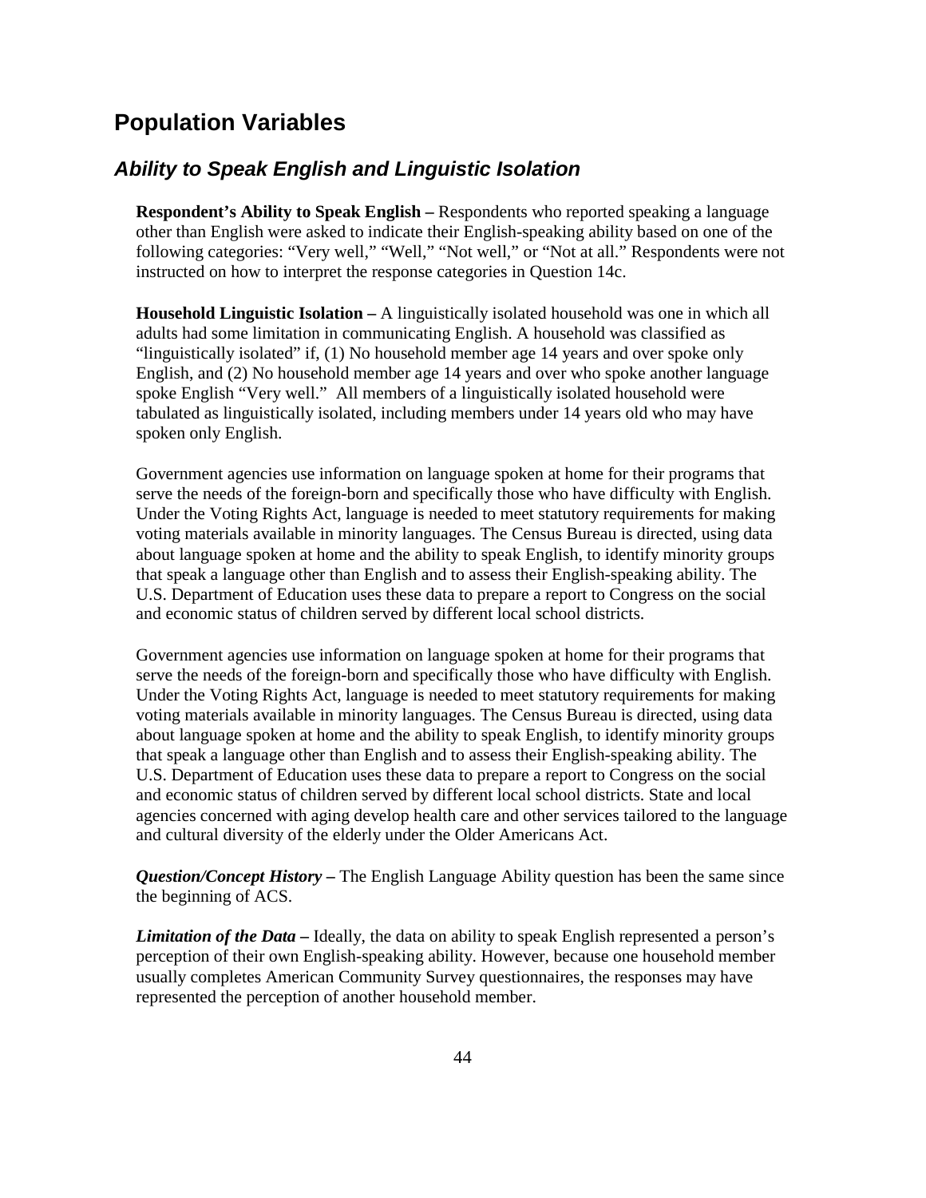# Population Variables

## *Ability to Speak English and Linguistic Isolation*

**Respondent's Ability to Speak English –** Respondents who reported speaking a language other than English were asked to indicate their English-speaking ability based on one of the following categories: "Very well," "Well," "Not well," or "Not at all." Respondents were not instructed on how to interpret the response categories in Question 14c.

**Household Linguistic Isolation –** A linguistically isolated household was one in which all adults had some limitation in communicating English. A household was classified as "linguistically isolated" if, (1) No household member age 14 years and over spoke only English, and (2) No household member age 14 years and over who spoke another language spoke English "Very well." All members of a linguistically isolated household were tabulated as linguistically isolated, including members under 14 years old who may have spoken only English.

Government agencies use information on language spoken at home for their programs that serve the needs of the foreign-born and specifically those who have difficulty with English. Under the Voting Rights Act, language is needed to meet statutory requirements for making voting materials available in minority languages. The Census Bureau is directed, using data about language spoken at home and the ability to speak English, to identify minority groups that speak a language other than English and to assess their English-speaking ability. The U.S. Department of Education uses these data to prepare a report to Congress on the social and economic status of children served by different local school districts.

Government agencies use information on language spoken at home for their programs that serve the needs of the foreign-born and specifically those who have difficulty with English. Under the Voting Rights Act, language is needed to meet statutory requirements for making voting materials available in minority languages. The Census Bureau is directed, using data about language spoken at home and the ability to speak English, to identify minority groups that speak a language other than English and to assess their English-speaking ability. The U.S. Department of Education uses these data to prepare a report to Congress on the social and economic status of children served by different local school districts. State and local agencies concerned with aging develop health care and other services tailored to the language and cultural diversity of the elderly under the Older Americans Act.

***Question/Concept History* –** The English Language Ability question has been the same since the beginning of ACS.

***Limitation of the Data* –** Ideally, the data on ability to speak English represented a person's perception of their own English-speaking ability. However, because one household member usually completes American Community Survey questionnaires, the responses may have represented the perception of another household member.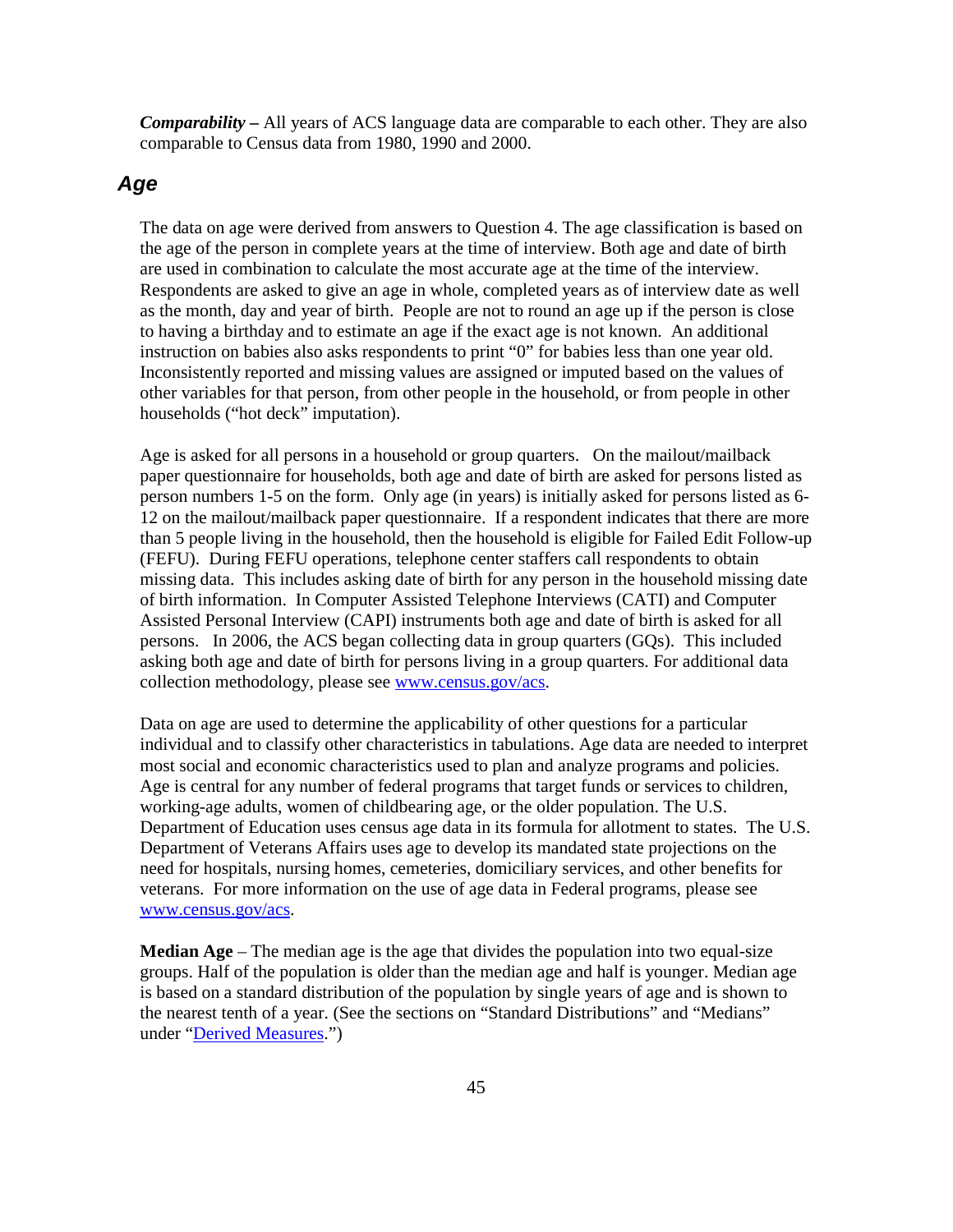***Comparability –*** All years of ACS language data are comparable to each other. They are also comparable to Census data from 1980, 1990 and 2000.

## *Age*

The data on age were derived from answers to Question 4. The age classification is based on the age of the person in complete years at the time of interview. Both age and date of birth are used in combination to calculate the most accurate age at the time of the interview. Respondents are asked to give an age in whole, completed years as of interview date as well as the month, day and year of birth. People are not to round an age up if the person is close to having a birthday and to estimate an age if the exact age is not known. An additional instruction on babies also asks respondents to print "0" for babies less than one year old. Inconsistently reported and missing values are assigned or imputed based on the values of other variables for that person, from other people in the household, or from people in other households ("hot deck" imputation).

Age is asked for all persons in a household or group quarters. On the mailout/mailback paper questionnaire for households, both age and date of birth are asked for persons listed as person numbers 1-5 on the form. Only age (in years) is initially asked for persons listed as 6-12 on the mailout/mailback paper questionnaire. If a respondent indicates that there are more than 5 people living in the household, then the household is eligible for Failed Edit Follow-up (FEFU). During FEFU operations, telephone center staffers call respondents to obtain missing data. This includes asking date of birth for any person in the household missing date of birth information. In Computer Assisted Telephone Interviews (CATI) and Computer Assisted Personal Interview (CAPI) instruments both age and date of birth is asked for all persons. In 2006, the ACS began collecting data in group quarters (GQs). This included asking both age and date of birth for persons living in a group quarters. For additional data collection methodology, please see [www.census.gov/acs](www.census.gov/acs).

Data on age are used to determine the applicability of other questions for a particular individual and to classify other characteristics in tabulations. Age data are needed to interpret most social and economic characteristics used to plan and analyze programs and policies. Age is central for any number of federal programs that target funds or services to children, working-age adults, women of childbearing age, or the older population. The U.S. Department of Education uses census age data in its formula for allotment to states. The U.S. Department of Veterans Affairs uses age to develop its mandated state projections on the need for hospitals, nursing homes, cemeteries, domiciliary services, and other benefits for veterans. For more information on the use of age data in Federal programs, please see [www.census.gov/acs](www.census.gov/acs).

**Median Age** – The median age is the age that divides the population into two equal-size groups. Half of the population is older than the median age and half is younger. Median age is based on a standard distribution of the population by single years of age and is shown to the nearest tenth of a year. (See the sections on "Standard Distributions" and "Medians" under "Derived Measures.")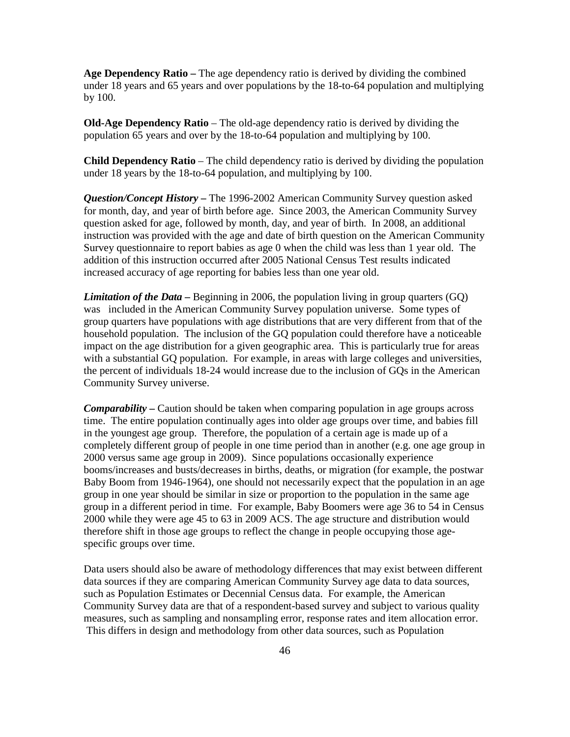**Age Dependency Ratio –** The age dependency ratio is derived by dividing the combined under 18 years and 65 years and over populations by the 18-to-64 population and multiplying by 100.

**Old-Age Dependency Ratio** – The old-age dependency ratio is derived by dividing the population 65 years and over by the 18-to-64 population and multiplying by 100.

**Child Dependency Ratio** – The child dependency ratio is derived by dividing the population under 18 years by the 18-to-64 population, and multiplying by 100.

***Question/Concept History –*** The 1996-2002 American Community Survey question asked for month, day, and year of birth before age. Since 2003, the American Community Survey question asked for age, followed by month, day, and year of birth. In 2008, an additional instruction was provided with the age and date of birth question on the American Community Survey questionnaire to report babies as age 0 when the child was less than 1 year old. The addition of this instruction occurred after 2005 National Census Test results indicated increased accuracy of age reporting for babies less than one year old.

***Limitation of the Data –*** Beginning in 2006, the population living in group quarters (GQ) was included in the American Community Survey population universe. Some types of group quarters have populations with age distributions that are very different from that of the household population. The inclusion of the GQ population could therefore have a noticeable impact on the age distribution for a given geographic area. This is particularly true for areas with a substantial GQ population. For example, in areas with large colleges and universities, the percent of individuals 18-24 would increase due to the inclusion of GQs in the American Community Survey universe.

***Comparability –*** Caution should be taken when comparing population in age groups across time. The entire population continually ages into older age groups over time, and babies fill in the youngest age group. Therefore, the population of a certain age is made up of a completely different group of people in one time period than in another (e.g. one age group in 2000 versus same age group in 2009). Since populations occasionally experience booms/increases and busts/decreases in births, deaths, or migration (for example, the postwar Baby Boom from 1946-1964), one should not necessarily expect that the population in an age group in one year should be similar in size or proportion to the population in the same age group in a different period in time. For example, Baby Boomers were age 36 to 54 in Census 2000 while they were age 45 to 63 in 2009 ACS. The age structure and distribution would therefore shift in those age groups to reflect the change in people occupying those age-specific groups over time.

Data users should also be aware of methodology differences that may exist between different data sources if they are comparing American Community Survey age data to data sources, such as Population Estimates or Decennial Census data. For example, the American Community Survey data are that of a respondent-based survey and subject to various quality measures, such as sampling and nonsampling error, response rates and item allocation error. This differs in design and methodology from other data sources, such as Population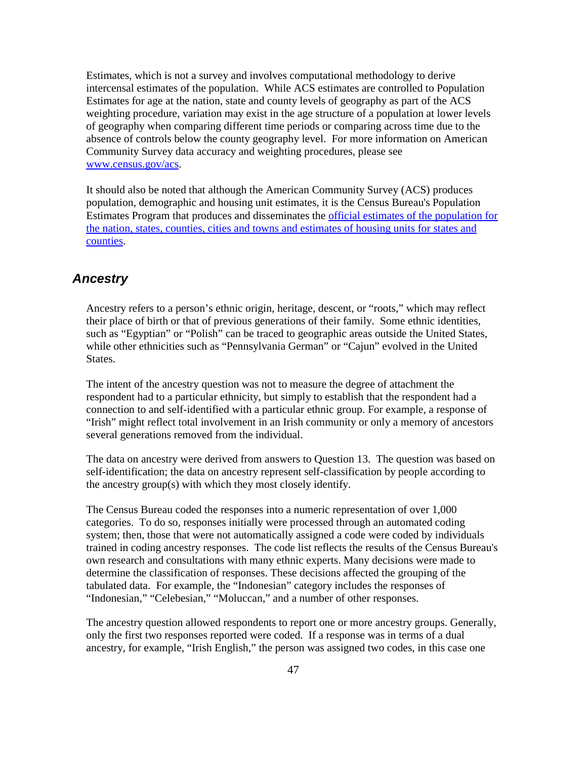Estimates, which is not a survey and involves computational methodology to derive intercensal estimates of the population. While ACS estimates are controlled to Population Estimates for age at the nation, state and county levels of geography as part of the ACS weighting procedure, variation may exist in the age structure of a population at lower levels of geography when comparing different time periods or comparing across time due to the absence of controls below the county geography level. For more information on American Community Survey data accuracy and weighting procedures, please see www.census.gov/acs.

It should also be noted that although the American Community Survey (ACS) produces population, demographic and housing unit estimates, it is the Census Bureau's Population Estimates Program that produces and disseminates the official estimates of the population for the nation, states, counties, cities and towns and estimates of housing units for states and counties.

## *Ancestry*

Ancestry refers to a person's ethnic origin, heritage, descent, or "roots," which may reflect their place of birth or that of previous generations of their family. Some ethnic identities, such as "Egyptian" or "Polish" can be traced to geographic areas outside the United States, while other ethnicities such as "Pennsylvania German" or "Cajun" evolved in the United States.

The intent of the ancestry question was not to measure the degree of attachment the respondent had to a particular ethnicity, but simply to establish that the respondent had a connection to and self-identified with a particular ethnic group. For example, a response of "Irish" might reflect total involvement in an Irish community or only a memory of ancestors several generations removed from the individual.

The data on ancestry were derived from answers to Question 13. The question was based on self-identification; the data on ancestry represent self-classification by people according to the ancestry group(s) with which they most closely identify.

The Census Bureau coded the responses into a numeric representation of over 1,000 categories. To do so, responses initially were processed through an automated coding system; then, those that were not automatically assigned a code were coded by individuals trained in coding ancestry responses. The code list reflects the results of the Census Bureau's own research and consultations with many ethnic experts. Many decisions were made to determine the classification of responses. These decisions affected the grouping of the tabulated data. For example, the "Indonesian" category includes the responses of "Indonesian," "Celebesian," "Moluccan," and a number of other responses.

The ancestry question allowed respondents to report one or more ancestry groups. Generally, only the first two responses reported were coded. If a response was in terms of a dual ancestry, for example, "Irish English," the person was assigned two codes, in this case one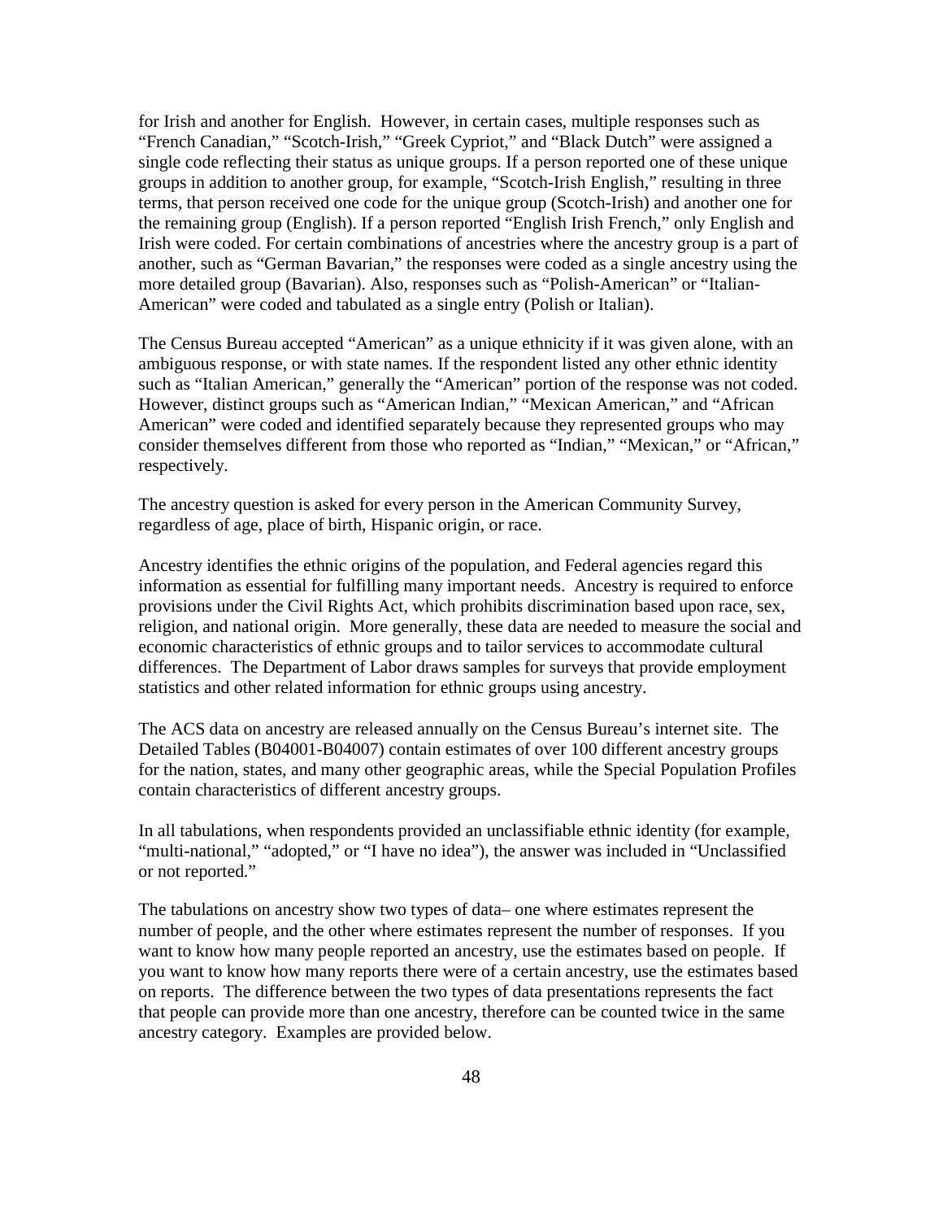for Irish and another for English. However, in certain cases, multiple responses such as "French Canadian," "Scotch-Irish," "Greek Cypriot," and "Black Dutch" were assigned a single code reflecting their status as unique groups. If a person reported one of these unique groups in addition to another group, for example, "Scotch-Irish English," resulting in three terms, that person received one code for the unique group (Scotch-Irish) and another one for the remaining group (English). If a person reported "English Irish French," only English and Irish were coded. For certain combinations of ancestries where the ancestry group is a part of another, such as "German Bavarian," the responses were coded as a single ancestry using the more detailed group (Bavarian). Also, responses such as "Polish-American" or "Italian-American" were coded and tabulated as a single entry (Polish or Italian).

The Census Bureau accepted "American" as a unique ethnicity if it was given alone, with an ambiguous response, or with state names. If the respondent listed any other ethnic identity such as "Italian American," generally the "American" portion of the response was not coded. However, distinct groups such as "American Indian," "Mexican American," and "African American" were coded and identified separately because they represented groups who may consider themselves different from those who reported as "Indian," "Mexican," or "African," respectively.

The ancestry question is asked for every person in the American Community Survey, regardless of age, place of birth, Hispanic origin, or race.

Ancestry identifies the ethnic origins of the population, and Federal agencies regard this information as essential for fulfilling many important needs. Ancestry is required to enforce provisions under the Civil Rights Act, which prohibits discrimination based upon race, sex, religion, and national origin. More generally, these data are needed to measure the social and economic characteristics of ethnic groups and to tailor services to accommodate cultural differences. The Department of Labor draws samples for surveys that provide employment statistics and other related information for ethnic groups using ancestry.

The ACS data on ancestry are released annually on the Census Bureau's internet site. The Detailed Tables (B04001-B04007) contain estimates of over 100 different ancestry groups for the nation, states, and many other geographic areas, while the Special Population Profiles contain characteristics of different ancestry groups.

In all tabulations, when respondents provided an unclassifiable ethnic identity (for example, "multi-national," "adopted," or "I have no idea"), the answer was included in "Unclassified or not reported."

The tabulations on ancestry show two types of data– one where estimates represent the number of people, and the other where estimates represent the number of responses. If you want to know how many people reported an ancestry, use the estimates based on people. If you want to know how many reports there were of a certain ancestry, use the estimates based on reports. The difference between the two types of data presentations represents the fact that people can provide more than one ancestry, therefore can be counted twice in the same ancestry category. Examples are provided below.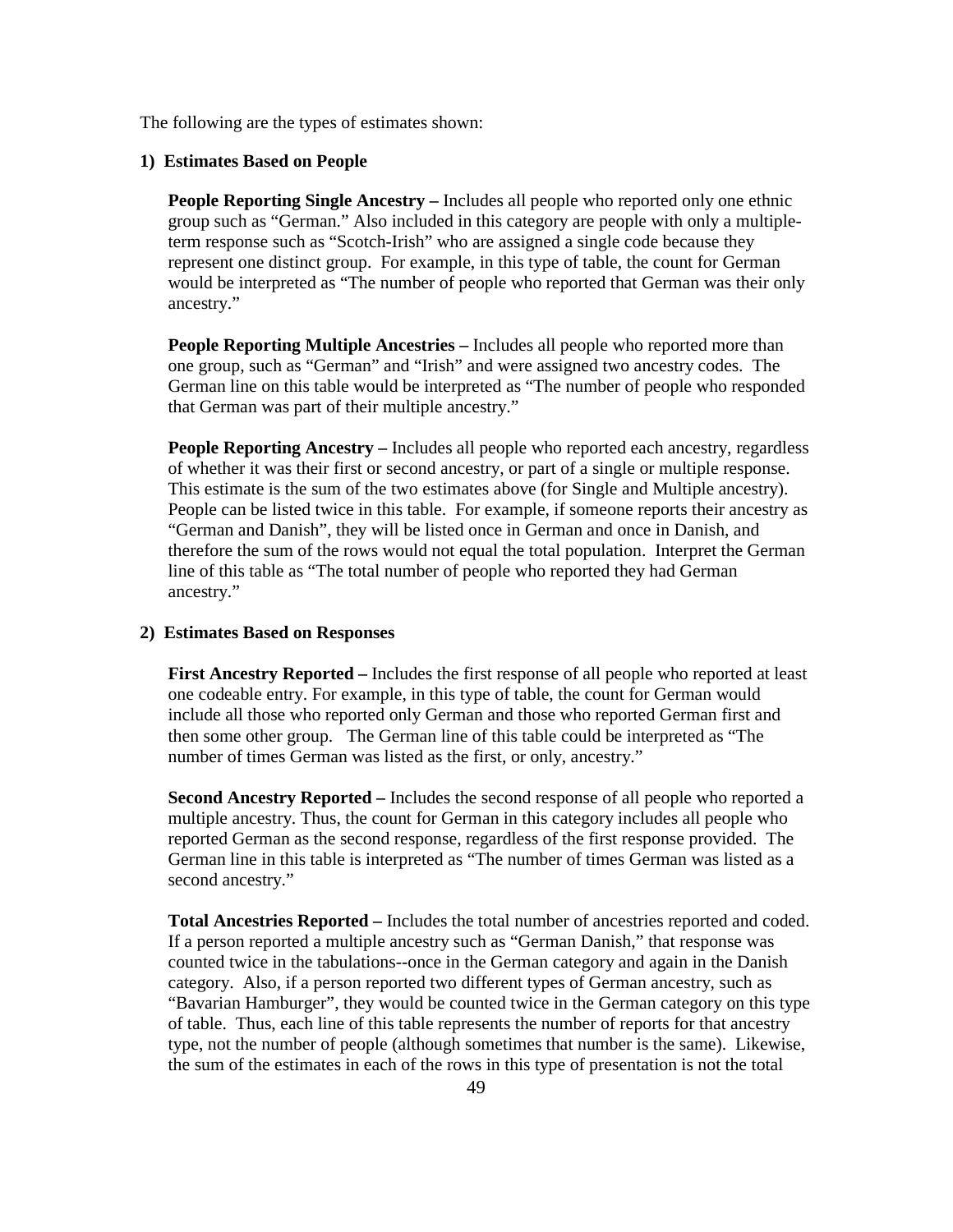The following are the types of estimates shown:

**1) Estimates Based on People**

**People Reporting Single Ancestry –** Includes all people who reported only one ethnic group such as "German." Also included in this category are people with only a multiple-term response such as "Scotch-Irish" who are assigned a single code because they represent one distinct group. For example, in this type of table, the count for German would be interpreted as "The number of people who reported that German was their only ancestry."

**People Reporting Multiple Ancestries –** Includes all people who reported more than one group, such as "German" and "Irish" and were assigned two ancestry codes. The German line on this table would be interpreted as "The number of people who responded that German was part of their multiple ancestry."

**People Reporting Ancestry –** Includes all people who reported each ancestry, regardless of whether it was their first or second ancestry, or part of a single or multiple response. This estimate is the sum of the two estimates above (for Single and Multiple ancestry). People can be listed twice in this table. For example, if someone reports their ancestry as "German and Danish", they will be listed once in German and once in Danish, and therefore the sum of the rows would not equal the total population. Interpret the German line of this table as "The total number of people who reported they had German ancestry."

**2) Estimates Based on Responses**

**First Ancestry Reported –** Includes the first response of all people who reported at least one codeable entry. For example, in this type of table, the count for German would include all those who reported only German and those who reported German first and then some other group. The German line of this table could be interpreted as "The number of times German was listed as the first, or only, ancestry."

**Second Ancestry Reported –** Includes the second response of all people who reported a multiple ancestry. Thus, the count for German in this category includes all people who reported German as the second response, regardless of the first response provided. The German line in this table is interpreted as "The number of times German was listed as a second ancestry."

**Total Ancestries Reported –** Includes the total number of ancestries reported and coded. If a person reported a multiple ancestry such as "German Danish," that response was counted twice in the tabulations--once in the German category and again in the Danish category. Also, if a person reported two different types of German ancestry, such as "Bavarian Hamburger", they would be counted twice in the German category on this type of table. Thus, each line of this table represents the number of reports for that ancestry type, not the number of people (although sometimes that number is the same). Likewise, the sum of the estimates in each of the rows in this type of presentation is not the total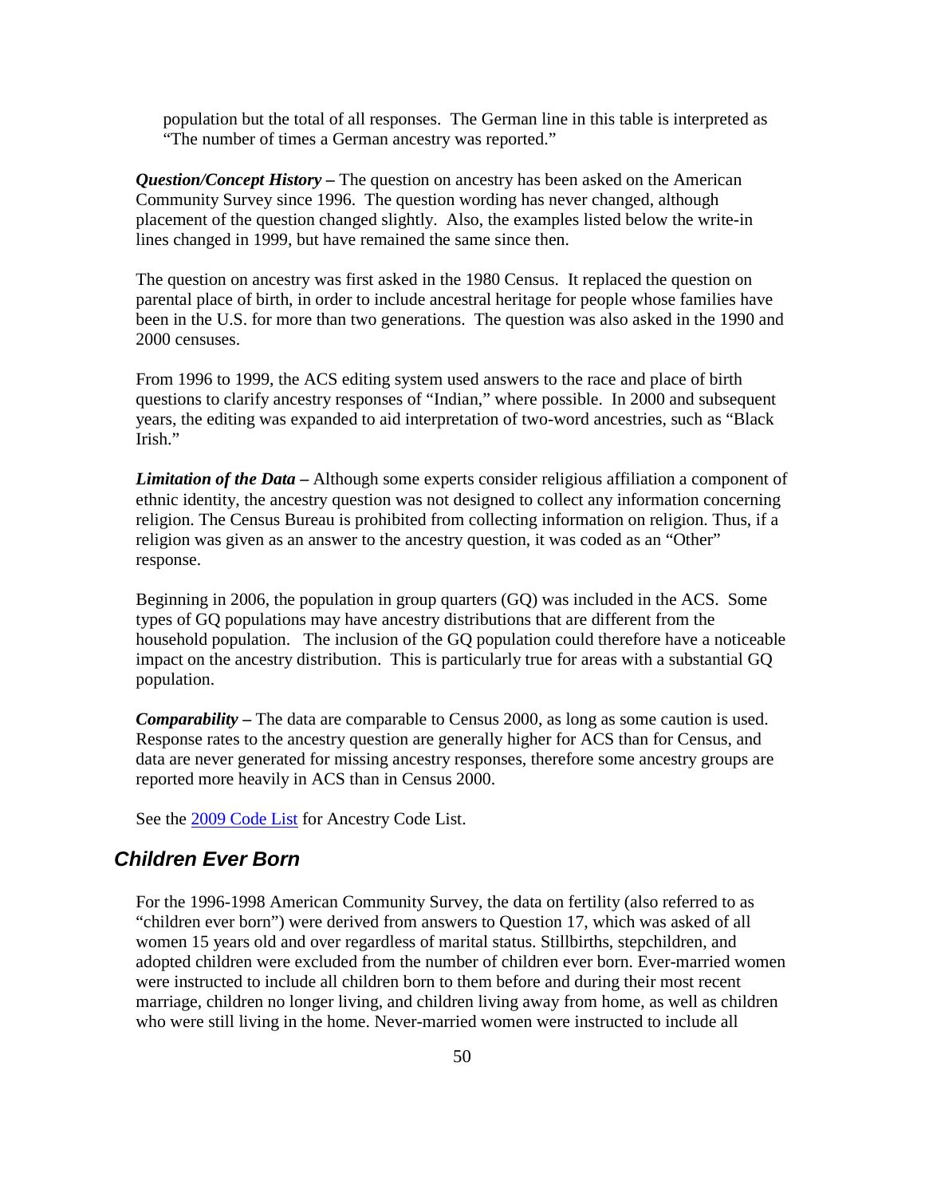population but the total of all responses. The German line in this table is interpreted as "The number of times a German ancestry was reported."

***Question/Concept History –*** The question on ancestry has been asked on the American Community Survey since 1996. The question wording has never changed, although placement of the question changed slightly. Also, the examples listed below the write-in lines changed in 1999, but have remained the same since then.

The question on ancestry was first asked in the 1980 Census. It replaced the question on parental place of birth, in order to include ancestral heritage for people whose families have been in the U.S. for more than two generations. The question was also asked in the 1990 and 2000 censuses.

From 1996 to 1999, the ACS editing system used answers to the race and place of birth questions to clarify ancestry responses of "Indian," where possible. In 2000 and subsequent years, the editing was expanded to aid interpretation of two-word ancestries, such as "Black Irish."

***Limitation of the Data –*** Although some experts consider religious affiliation a component of ethnic identity, the ancestry question was not designed to collect any information concerning religion. The Census Bureau is prohibited from collecting information on religion. Thus, if a religion was given as an answer to the ancestry question, it was coded as an "Other" response.

Beginning in 2006, the population in group quarters (GQ) was included in the ACS. Some types of GQ populations may have ancestry distributions that are different from the household population. The inclusion of the GQ population could therefore have a noticeable impact on the ancestry distribution. This is particularly true for areas with a substantial GQ population.

***Comparability –*** The data are comparable to Census 2000, as long as some caution is used. Response rates to the ancestry question are generally higher for ACS than for Census, and data are never generated for missing ancestry responses, therefore some ancestry groups are reported more heavily in ACS than in Census 2000.

See the 2009 Code List for Ancestry Code List.

## Children Ever Born

For the 1996-1998 American Community Survey, the data on fertility (also referred to as "children ever born") were derived from answers to Question 17, which was asked of all women 15 years old and over regardless of marital status. Stillbirths, stepchildren, and adopted children were excluded from the number of children ever born. Ever-married women were instructed to include all children born to them before and during their most recent marriage, children no longer living, and children living away from home, as well as children who were still living in the home. Never-married women were instructed to include all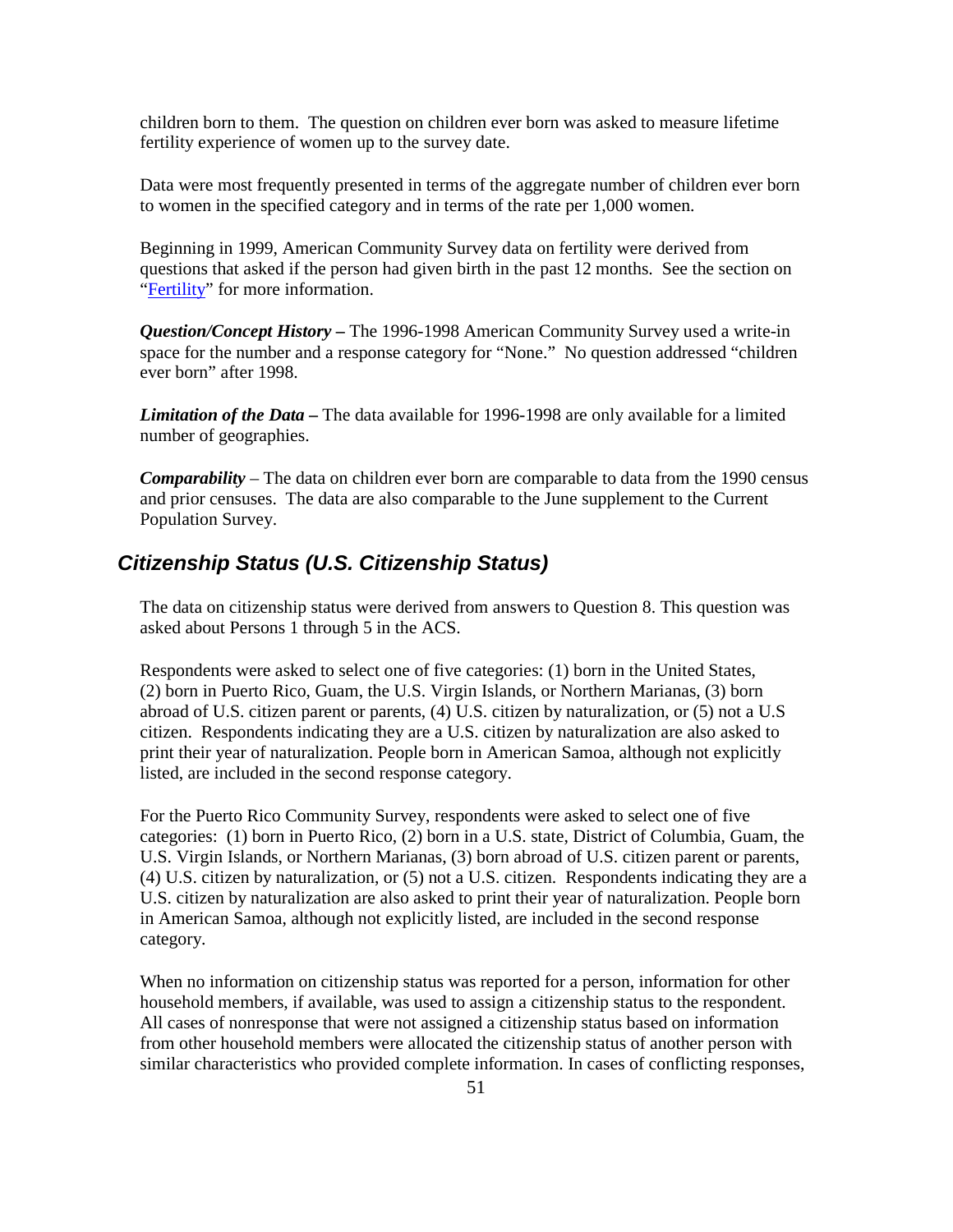children born to them. The question on children ever born was asked to measure lifetime fertility experience of women up to the survey date.

Data were most frequently presented in terms of the aggregate number of children ever born to women in the specified category and in terms of the rate per 1,000 women.

Beginning in 1999, American Community Survey data on fertility were derived from questions that asked if the person had given birth in the past 12 months. See the section on "Fertility" for more information.

***Question/Concept History –*** The 1996-1998 American Community Survey used a write-in space for the number and a response category for "None." No question addressed "children ever born" after 1998.

***Limitation of the Data –*** The data available for 1996-1998 are only available for a limited number of geographies.

***Comparability*** – The data on children ever born are comparable to data from the 1990 census and prior censuses. The data are also comparable to the June supplement to the Current Population Survey.

## *Citizenship Status (U.S. Citizenship Status)*

The data on citizenship status were derived from answers to Question 8. This question was asked about Persons 1 through 5 in the ACS.

Respondents were asked to select one of five categories: (1) born in the United States, (2) born in Puerto Rico, Guam, the U.S. Virgin Islands, or Northern Marianas, (3) born abroad of U.S. citizen parent or parents, (4) U.S. citizen by naturalization, or (5) not a U.S citizen. Respondents indicating they are a U.S. citizen by naturalization are also asked to print their year of naturalization. People born in American Samoa, although not explicitly listed, are included in the second response category.

For the Puerto Rico Community Survey, respondents were asked to select one of five categories: (1) born in Puerto Rico, (2) born in a U.S. state, District of Columbia, Guam, the U.S. Virgin Islands, or Northern Marianas, (3) born abroad of U.S. citizen parent or parents, (4) U.S. citizen by naturalization, or (5) not a U.S. citizen. Respondents indicating they are a U.S. citizen by naturalization are also asked to print their year of naturalization. People born in American Samoa, although not explicitly listed, are included in the second response category.

When no information on citizenship status was reported for a person, information for other household members, if available, was used to assign a citizenship status to the respondent. All cases of nonresponse that were not assigned a citizenship status based on information from other household members were allocated the citizenship status of another person with similar characteristics who provided complete information. In cases of conflicting responses,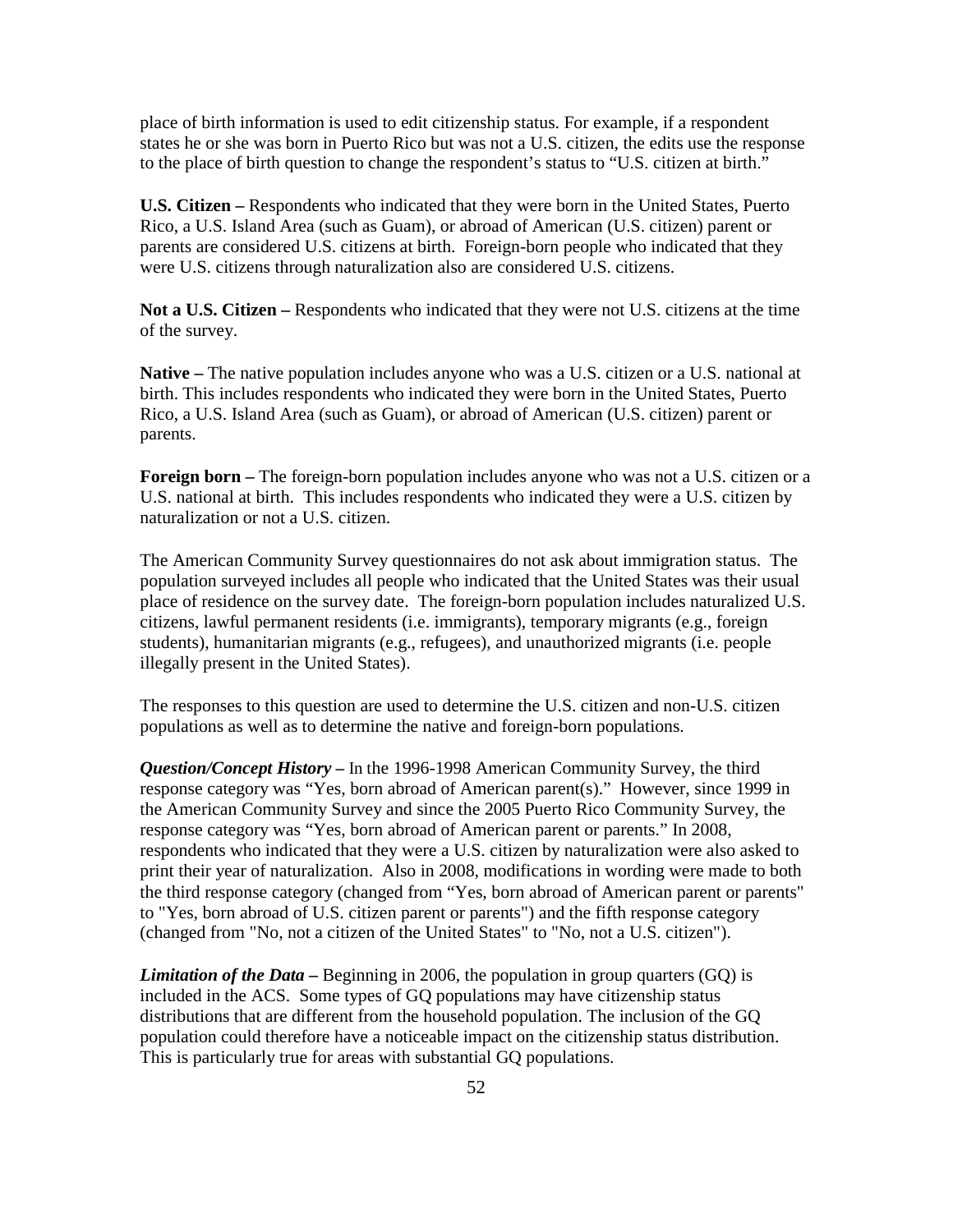place of birth information is used to edit citizenship status. For example, if a respondent states he or she was born in Puerto Rico but was not a U.S. citizen, the edits use the response to the place of birth question to change the respondent's status to "U.S. citizen at birth."

**U.S. Citizen –** Respondents who indicated that they were born in the United States, Puerto Rico, a U.S. Island Area (such as Guam), or abroad of American (U.S. citizen) parent or parents are considered U.S. citizens at birth. Foreign-born people who indicated that they were U.S. citizens through naturalization also are considered U.S. citizens.

**Not a U.S. Citizen –** Respondents who indicated that they were not U.S. citizens at the time of the survey.

**Native –** The native population includes anyone who was a U.S. citizen or a U.S. national at birth. This includes respondents who indicated they were born in the United States, Puerto Rico, a U.S. Island Area (such as Guam), or abroad of American (U.S. citizen) parent or parents.

**Foreign born –** The foreign-born population includes anyone who was not a U.S. citizen or a U.S. national at birth. This includes respondents who indicated they were a U.S. citizen by naturalization or not a U.S. citizen.

The American Community Survey questionnaires do not ask about immigration status. The population surveyed includes all people who indicated that the United States was their usual place of residence on the survey date. The foreign-born population includes naturalized U.S. citizens, lawful permanent residents (i.e. immigrants), temporary migrants (e.g., foreign students), humanitarian migrants (e.g., refugees), and unauthorized migrants (i.e. people illegally present in the United States).

The responses to this question are used to determine the U.S. citizen and non-U.S. citizen populations as well as to determine the native and foreign-born populations.

***Question/Concept History –*** In the 1996-1998 American Community Survey, the third response category was "Yes, born abroad of American parent(s)." However, since 1999 in the American Community Survey and since the 2005 Puerto Rico Community Survey, the response category was "Yes, born abroad of American parent or parents." In 2008, respondents who indicated that they were a U.S. citizen by naturalization were also asked to print their year of naturalization. Also in 2008, modifications in wording were made to both the third response category (changed from "Yes, born abroad of American parent or parents" to "Yes, born abroad of U.S. citizen parent or parents") and the fifth response category (changed from "No, not a citizen of the United States" to "No, not a U.S. citizen").

***Limitation of the Data –*** Beginning in 2006, the population in group quarters (GQ) is included in the ACS. Some types of GQ populations may have citizenship status distributions that are different from the household population. The inclusion of the GQ population could therefore have a noticeable impact on the citizenship status distribution. This is particularly true for areas with substantial GQ populations.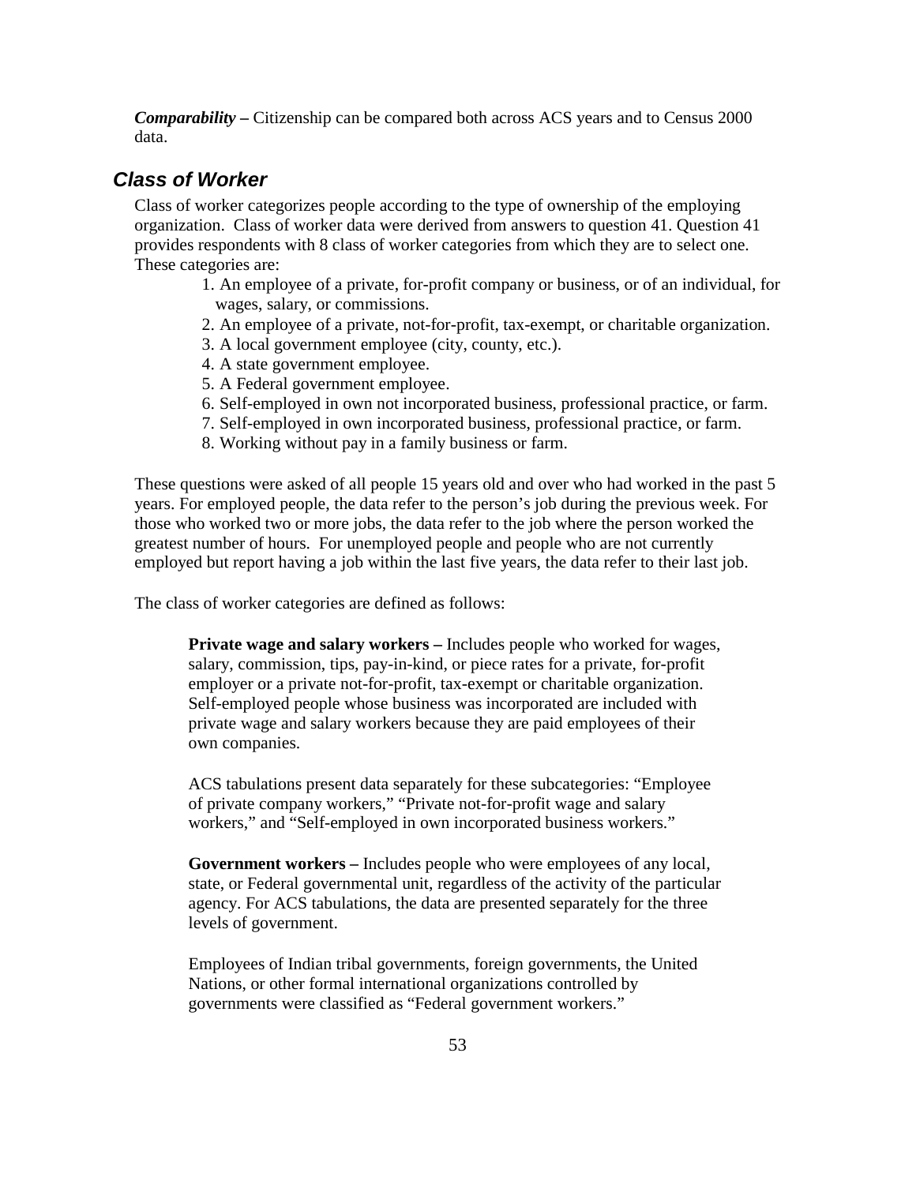***Comparability –*** Citizenship can be compared both across ACS years and to Census 2000 data.

## *Class of Worker*

Class of worker categorizes people according to the type of ownership of the employing organization. Class of worker data were derived from answers to question 41. Question 41 provides respondents with 8 class of worker categories from which they are to select one. These categories are:

1. An employee of a private, for-profit company or business, or of an individual, for wages, salary, or commissions.
2. An employee of a private, not-for-profit, tax-exempt, or charitable organization.
3. A local government employee (city, county, etc.).
4. A state government employee.
5. A Federal government employee.
6. Self-employed in own not incorporated business, professional practice, or farm.
7. Self-employed in own incorporated business, professional practice, or farm.
8. Working without pay in a family business or farm.

These questions were asked of all people 15 years old and over who had worked in the past 5 years. For employed people, the data refer to the person's job during the previous week. For those who worked two or more jobs, the data refer to the job where the person worked the greatest number of hours. For unemployed people and people who are not currently employed but report having a job within the last five years, the data refer to their last job.

The class of worker categories are defined as follows:

**Private wage and salary workers –** Includes people who worked for wages, salary, commission, tips, pay-in-kind, or piece rates for a private, for-profit employer or a private not-for-profit, tax-exempt or charitable organization. Self-employed people whose business was incorporated are included with private wage and salary workers because they are paid employees of their own companies.

ACS tabulations present data separately for these subcategories: "Employee of private company workers," "Private not-for-profit wage and salary workers," and "Self-employed in own incorporated business workers."

**Government workers –** Includes people who were employees of any local, state, or Federal governmental unit, regardless of the activity of the particular agency. For ACS tabulations, the data are presented separately for the three levels of government.

Employees of Indian tribal governments, foreign governments, the United Nations, or other formal international organizations controlled by governments were classified as "Federal government workers."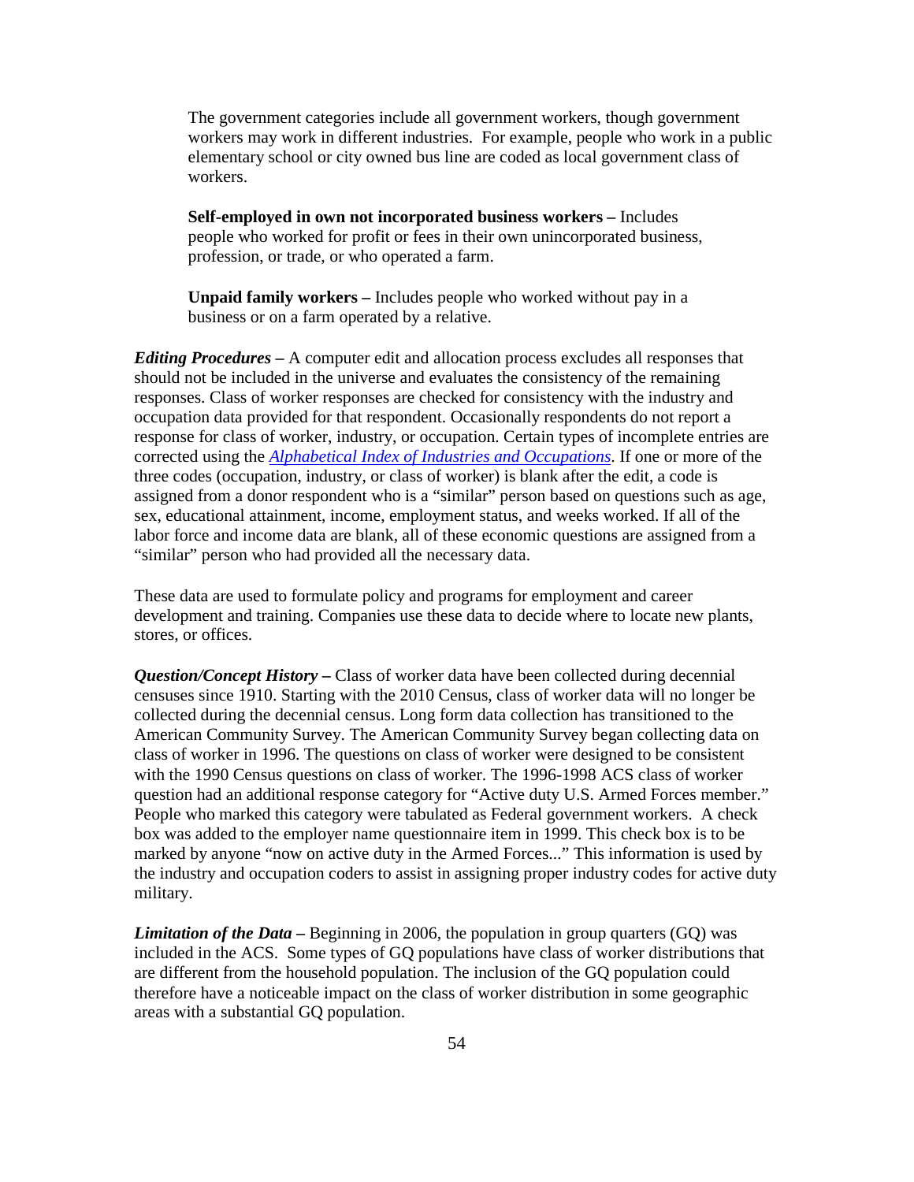The government categories include all government workers, though government workers may work in different industries. For example, people who work in a public elementary school or city owned bus line are coded as local government class of workers.

**Self-employed in own not incorporated business workers –** Includes people who worked for profit or fees in their own unincorporated business, profession, or trade, or who operated a farm.

**Unpaid family workers –** Includes people who worked without pay in a business or on a farm operated by a relative.

***Editing Procedures* –** A computer edit and allocation process excludes all responses that should not be included in the universe and evaluates the consistency of the remaining responses. Class of worker responses are checked for consistency with the industry and occupation data provided for that respondent. Occasionally respondents do not report a response for class of worker, industry, or occupation. Certain types of incomplete entries are corrected using the *Alphabetical Index of Industries and Occupations*. If one or more of the three codes (occupation, industry, or class of worker) is blank after the edit, a code is assigned from a donor respondent who is a "similar" person based on questions such as age, sex, educational attainment, income, employment status, and weeks worked. If all of the labor force and income data are blank, all of these economic questions are assigned from a "similar" person who had provided all the necessary data.

These data are used to formulate policy and programs for employment and career development and training. Companies use these data to decide where to locate new plants, stores, or offices.

***Question/Concept History* –** Class of worker data have been collected during decennial censuses since 1910. Starting with the 2010 Census, class of worker data will no longer be collected during the decennial census. Long form data collection has transitioned to the American Community Survey. The American Community Survey began collecting data on class of worker in 1996. The questions on class of worker were designed to be consistent with the 1990 Census questions on class of worker. The 1996-1998 ACS class of worker question had an additional response category for "Active duty U.S. Armed Forces member." People who marked this category were tabulated as Federal government workers. A check box was added to the employer name questionnaire item in 1999. This check box is to be marked by anyone "now on active duty in the Armed Forces..." This information is used by the industry and occupation coders to assist in assigning proper industry codes for active duty military.

***Limitation of the Data* –** Beginning in 2006, the population in group quarters (GQ) was included in the ACS. Some types of GQ populations have class of worker distributions that are different from the household population. The inclusion of the GQ population could therefore have a noticeable impact on the class of worker distribution in some geographic areas with a substantial GQ population.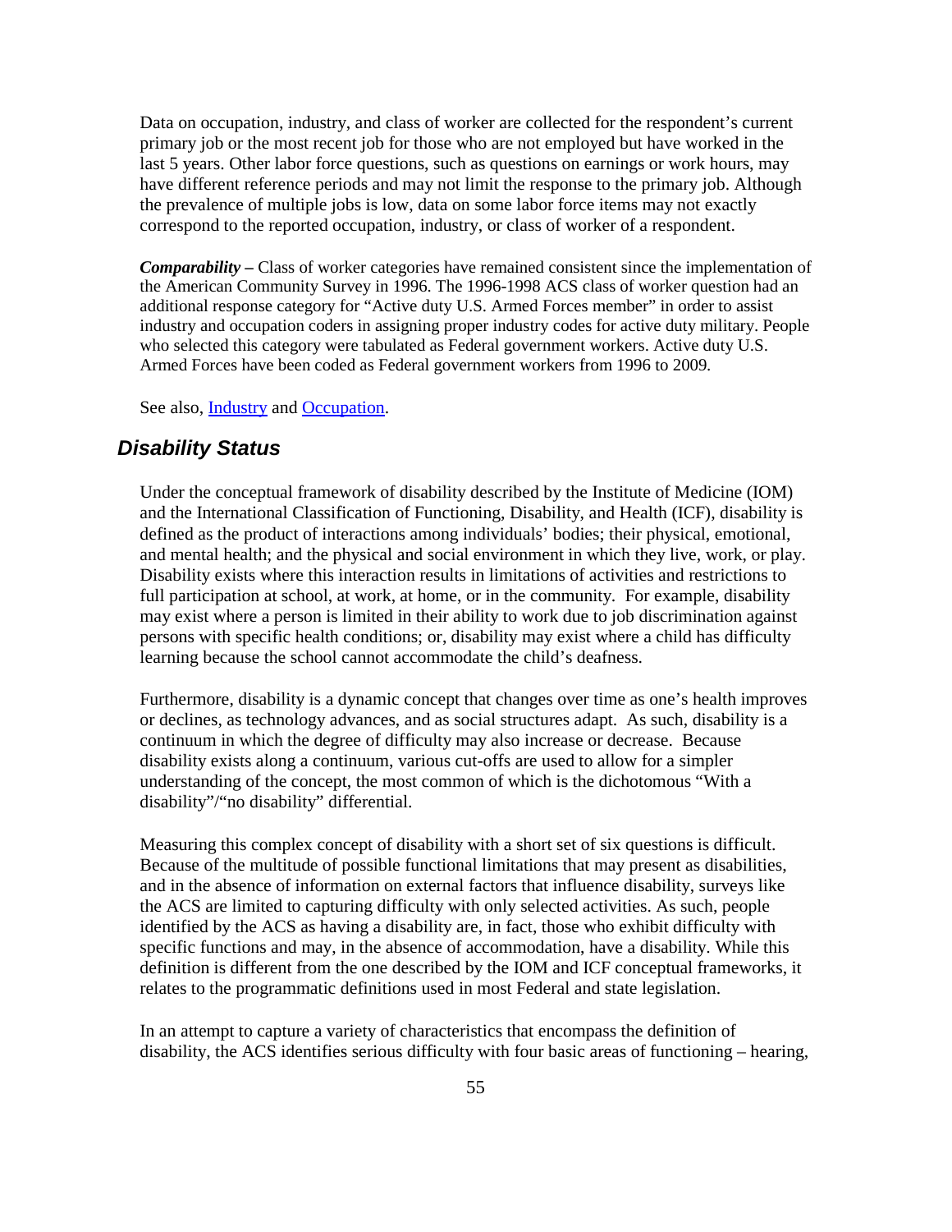Data on occupation, industry, and class of worker are collected for the respondent's current primary job or the most recent job for those who are not employed but have worked in the last 5 years. Other labor force questions, such as questions on earnings or work hours, may have different reference periods and may not limit the response to the primary job. Although the prevalence of multiple jobs is low, data on some labor force items may not exactly correspond to the reported occupation, industry, or class of worker of a respondent.

***Comparability –*** Class of worker categories have remained consistent since the implementation of the American Community Survey in 1996. The 1996-1998 ACS class of worker question had an additional response category for "Active duty U.S. Armed Forces member" in order to assist industry and occupation coders in assigning proper industry codes for active duty military. People who selected this category were tabulated as Federal government workers. Active duty U.S. Armed Forces have been coded as Federal government workers from 1996 to 2009.

See also, Industry and Occupation.

## *Disability Status*

Under the conceptual framework of disability described by the Institute of Medicine (IOM) and the International Classification of Functioning, Disability, and Health (ICF), disability is defined as the product of interactions among individuals' bodies; their physical, emotional, and mental health; and the physical and social environment in which they live, work, or play. Disability exists where this interaction results in limitations of activities and restrictions to full participation at school, at work, at home, or in the community. For example, disability may exist where a person is limited in their ability to work due to job discrimination against persons with specific health conditions; or, disability may exist where a child has difficulty learning because the school cannot accommodate the child's deafness.

Furthermore, disability is a dynamic concept that changes over time as one's health improves or declines, as technology advances, and as social structures adapt. As such, disability is a continuum in which the degree of difficulty may also increase or decrease. Because disability exists along a continuum, various cut-offs are used to allow for a simpler understanding of the concept, the most common of which is the dichotomous "With a disability"/"no disability" differential.

Measuring this complex concept of disability with a short set of six questions is difficult. Because of the multitude of possible functional limitations that may present as disabilities, and in the absence of information on external factors that influence disability, surveys like the ACS are limited to capturing difficulty with only selected activities. As such, people identified by the ACS as having a disability are, in fact, those who exhibit difficulty with specific functions and may, in the absence of accommodation, have a disability. While this definition is different from the one described by the IOM and ICF conceptual frameworks, it relates to the programmatic definitions used in most Federal and state legislation.

In an attempt to capture a variety of characteristics that encompass the definition of disability, the ACS identifies serious difficulty with four basic areas of functioning – hearing,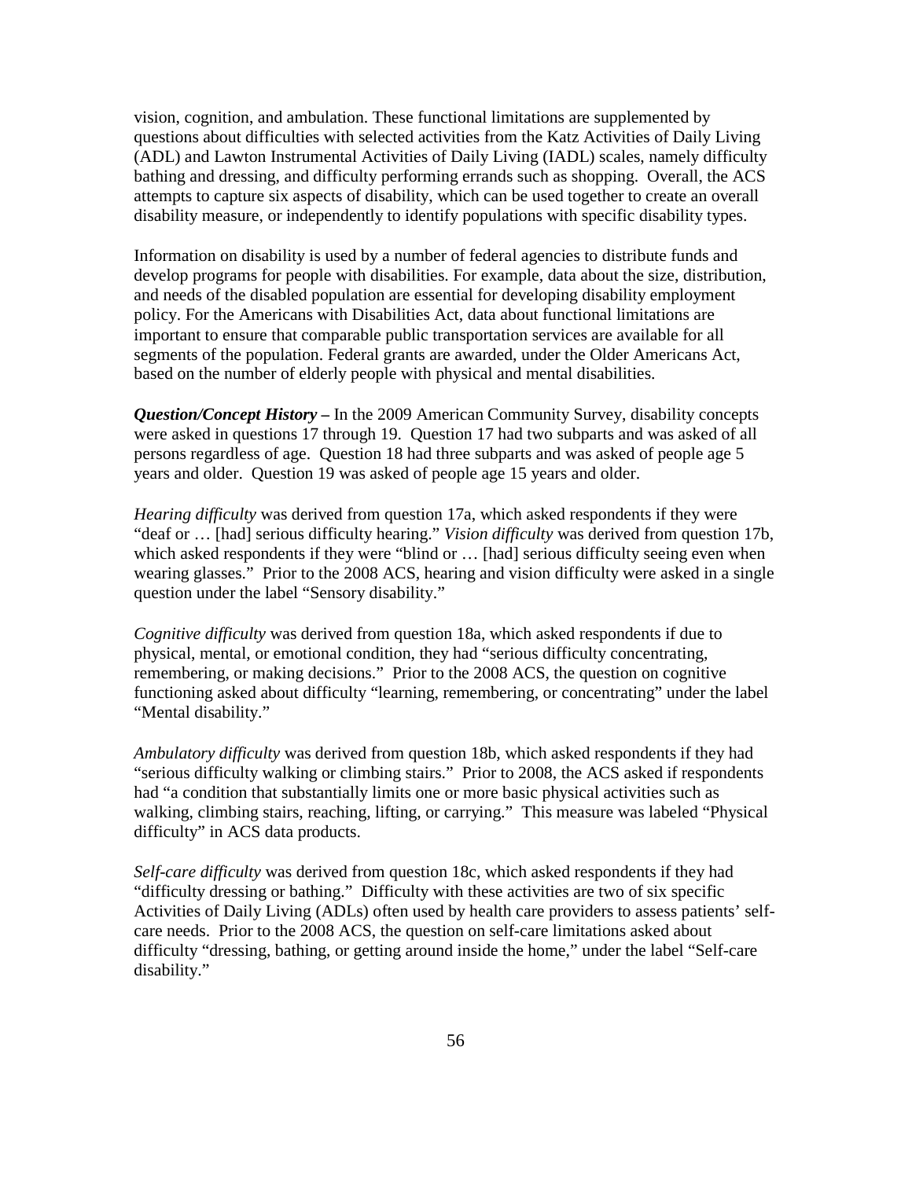vision, cognition, and ambulation. These functional limitations are supplemented by questions about difficulties with selected activities from the Katz Activities of Daily Living (ADL) and Lawton Instrumental Activities of Daily Living (IADL) scales, namely difficulty bathing and dressing, and difficulty performing errands such as shopping. Overall, the ACS attempts to capture six aspects of disability, which can be used together to create an overall disability measure, or independently to identify populations with specific disability types.

Information on disability is used by a number of federal agencies to distribute funds and develop programs for people with disabilities. For example, data about the size, distribution, and needs of the disabled population are essential for developing disability employment policy. For the Americans with Disabilities Act, data about functional limitations are important to ensure that comparable public transportation services are available for all segments of the population. Federal grants are awarded, under the Older Americans Act, based on the number of elderly people with physical and mental disabilities.

***Question/Concept History –*** In the 2009 American Community Survey, disability concepts were asked in questions 17 through 19. Question 17 had two subparts and was asked of all persons regardless of age. Question 18 had three subparts and was asked of people age 5 years and older. Question 19 was asked of people age 15 years and older.

*Hearing difficulty* was derived from question 17a, which asked respondents if they were "deaf or … [had] serious difficulty hearing." *Vision difficulty* was derived from question 17b, which asked respondents if they were "blind or … [had] serious difficulty seeing even when wearing glasses." Prior to the 2008 ACS, hearing and vision difficulty were asked in a single question under the label "Sensory disability."

*Cognitive difficulty* was derived from question 18a, which asked respondents if due to physical, mental, or emotional condition, they had "serious difficulty concentrating, remembering, or making decisions." Prior to the 2008 ACS, the question on cognitive functioning asked about difficulty "learning, remembering, or concentrating" under the label "Mental disability."

*Ambulatory difficulty* was derived from question 18b, which asked respondents if they had "serious difficulty walking or climbing stairs." Prior to 2008, the ACS asked if respondents had "a condition that substantially limits one or more basic physical activities such as walking, climbing stairs, reaching, lifting, or carrying." This measure was labeled "Physical difficulty" in ACS data products.

*Self-care difficulty* was derived from question 18c, which asked respondents if they had "difficulty dressing or bathing." Difficulty with these activities are two of six specific Activities of Daily Living (ADLs) often used by health care providers to assess patients' self-care needs. Prior to the 2008 ACS, the question on self-care limitations asked about difficulty "dressing, bathing, or getting around inside the home," under the label "Self-care disability."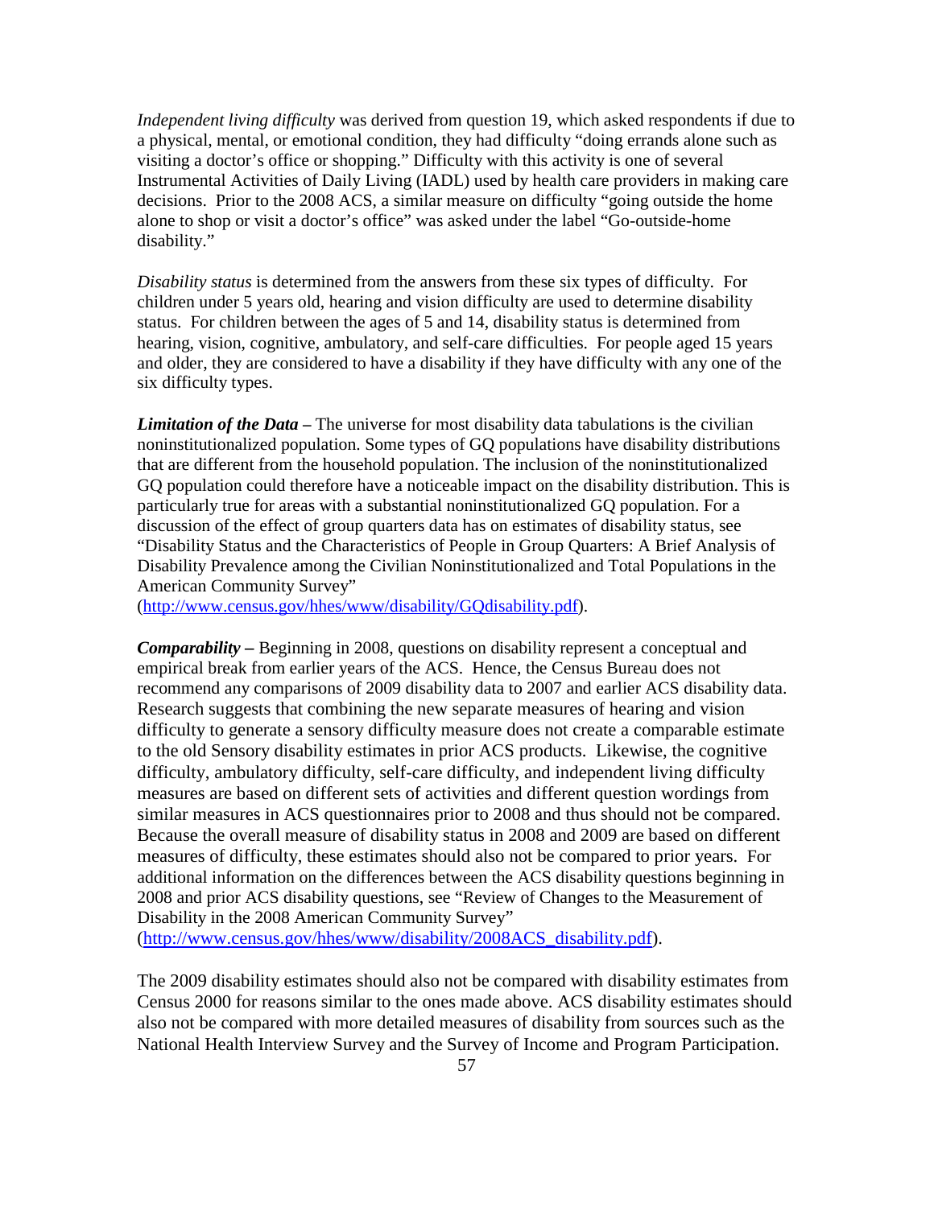*Independent living difficulty* was derived from question 19, which asked respondents if due to a physical, mental, or emotional condition, they had difficulty "doing errands alone such as visiting a doctor's office or shopping." Difficulty with this activity is one of several Instrumental Activities of Daily Living (IADL) used by health care providers in making care decisions. Prior to the 2008 ACS, a similar measure on difficulty "going outside the home alone to shop or visit a doctor's office" was asked under the label "Go-outside-home disability."

*Disability status* is determined from the answers from these six types of difficulty. For children under 5 years old, hearing and vision difficulty are used to determine disability status. For children between the ages of 5 and 14, disability status is determined from hearing, vision, cognitive, ambulatory, and self-care difficulties. For people aged 15 years and older, they are considered to have a disability if they have difficulty with any one of the six difficulty types.

***Limitation of the Data –*** The universe for most disability data tabulations is the civilian noninstitutionalized population. Some types of GQ populations have disability distributions that are different from the household population. The inclusion of the noninstitutionalized GQ population could therefore have a noticeable impact on the disability distribution. This is particularly true for areas with a substantial noninstitutionalized GQ population. For a discussion of the effect of group quarters data has on estimates of disability status, see "Disability Status and the Characteristics of People in Group Quarters: A Brief Analysis of Disability Prevalence among the Civilian Noninstitutionalized and Total Populations in the American Community Survey" (http://www.census.gov/hhes/www/disability/GQdisability.pdf).

***Comparability –*** Beginning in 2008, questions on disability represent a conceptual and empirical break from earlier years of the ACS. Hence, the Census Bureau does not recommend any comparisons of 2009 disability data to 2007 and earlier ACS disability data. Research suggests that combining the new separate measures of hearing and vision difficulty to generate a sensory difficulty measure does not create a comparable estimate to the old Sensory disability estimates in prior ACS products. Likewise, the cognitive difficulty, ambulatory difficulty, self-care difficulty, and independent living difficulty measures are based on different sets of activities and different question wordings from similar measures in ACS questionnaires prior to 2008 and thus should not be compared. Because the overall measure of disability status in 2008 and 2009 are based on different measures of difficulty, these estimates should also not be compared to prior years. For additional information on the differences between the ACS disability questions beginning in 2008 and prior ACS disability questions, see "Review of Changes to the Measurement of Disability in the 2008 American Community Survey" (http://www.census.gov/hhes/www/disability/2008ACS_disability.pdf).

The 2009 disability estimates should also not be compared with disability estimates from Census 2000 for reasons similar to the ones made above. ACS disability estimates should also not be compared with more detailed measures of disability from sources such as the National Health Interview Survey and the Survey of Income and Program Participation.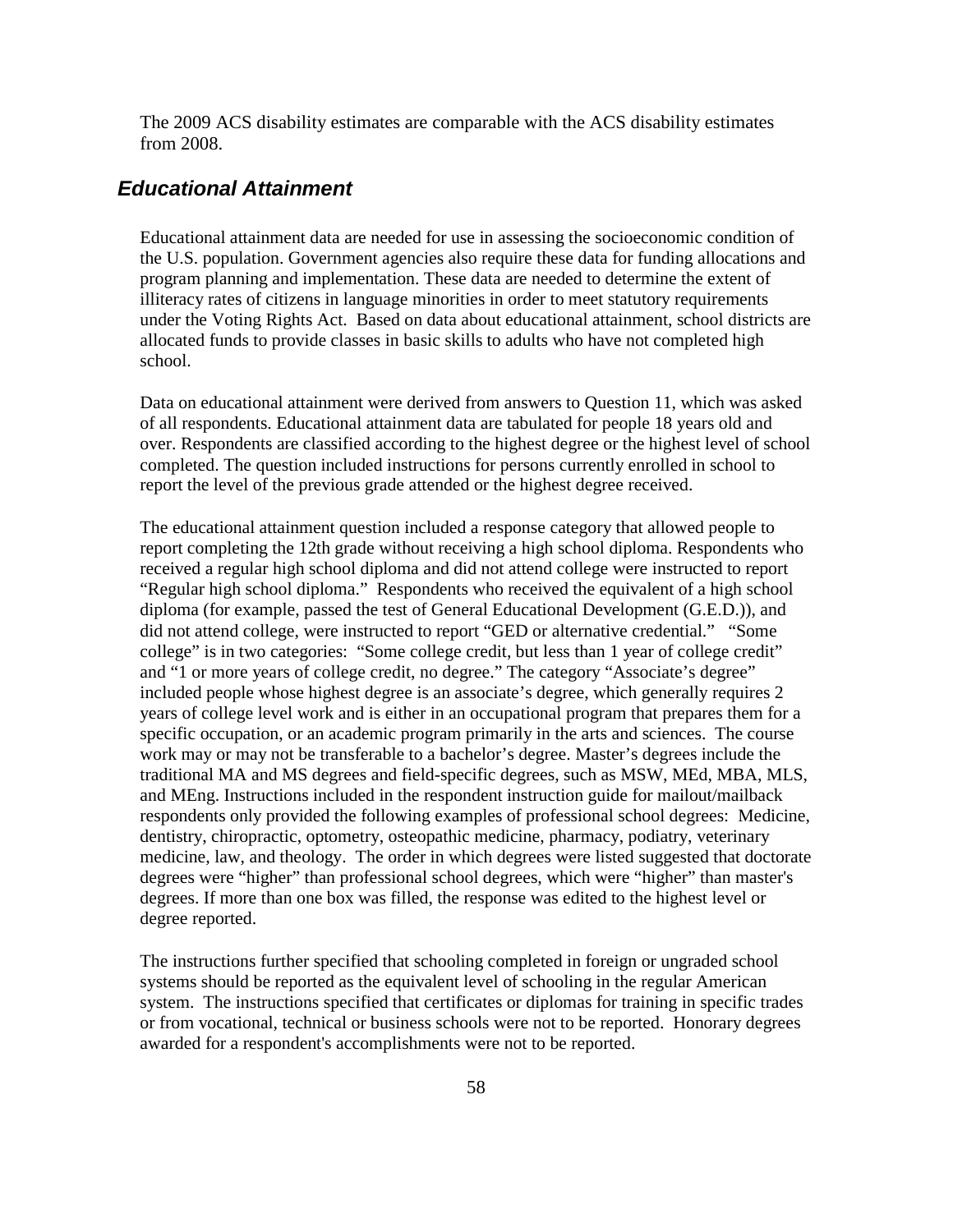The 2009 ACS disability estimates are comparable with the ACS disability estimates from 2008.

## *Educational Attainment*

Educational attainment data are needed for use in assessing the socioeconomic condition of the U.S. population. Government agencies also require these data for funding allocations and program planning and implementation. These data are needed to determine the extent of illiteracy rates of citizens in language minorities in order to meet statutory requirements under the Voting Rights Act. Based on data about educational attainment, school districts are allocated funds to provide classes in basic skills to adults who have not completed high school.

Data on educational attainment were derived from answers to Question 11, which was asked of all respondents. Educational attainment data are tabulated for people 18 years old and over. Respondents are classified according to the highest degree or the highest level of school completed. The question included instructions for persons currently enrolled in school to report the level of the previous grade attended or the highest degree received.

The educational attainment question included a response category that allowed people to report completing the 12th grade without receiving a high school diploma. Respondents who received a regular high school diploma and did not attend college were instructed to report "Regular high school diploma." Respondents who received the equivalent of a high school diploma (for example, passed the test of General Educational Development (G.E.D.)), and did not attend college, were instructed to report "GED or alternative credential." "Some college" is in two categories: "Some college credit, but less than 1 year of college credit" and "1 or more years of college credit, no degree." The category "Associate's degree" included people whose highest degree is an associate's degree, which generally requires 2 years of college level work and is either in an occupational program that prepares them for a specific occupation, or an academic program primarily in the arts and sciences. The course work may or may not be transferable to a bachelor's degree. Master's degrees include the traditional MA and MS degrees and field-specific degrees, such as MSW, MEd, MBA, MLS, and MEng. Instructions included in the respondent instruction guide for mailout/mailback respondents only provided the following examples of professional school degrees: Medicine, dentistry, chiropractic, optometry, osteopathic medicine, pharmacy, podiatry, veterinary medicine, law, and theology. The order in which degrees were listed suggested that doctorate degrees were "higher" than professional school degrees, which were "higher" than master's degrees. If more than one box was filled, the response was edited to the highest level or degree reported.

The instructions further specified that schooling completed in foreign or ungraded school systems should be reported as the equivalent level of schooling in the regular American system. The instructions specified that certificates or diplomas for training in specific trades or from vocational, technical or business schools were not to be reported. Honorary degrees awarded for a respondent's accomplishments were not to be reported.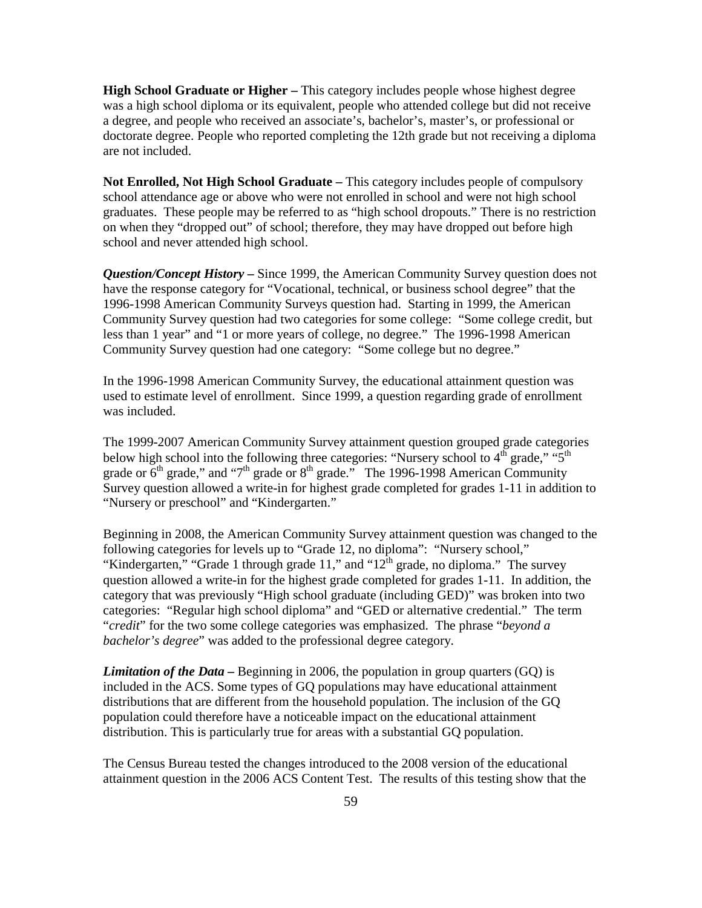**High School Graduate or Higher –** This category includes people whose highest degree was a high school diploma or its equivalent, people who attended college but did not receive a degree, and people who received an associate's, bachelor's, master's, or professional or doctorate degree. People who reported completing the 12th grade but not receiving a diploma are not included.

**Not Enrolled, Not High School Graduate –** This category includes people of compulsory school attendance age or above who were not enrolled in school and were not high school graduates. These people may be referred to as "high school dropouts." There is no restriction on when they "dropped out" of school; therefore, they may have dropped out before high school and never attended high school.

***Question/Concept History* –** Since 1999, the American Community Survey question does not have the response category for "Vocational, technical, or business school degree" that the 1996-1998 American Community Surveys question had. Starting in 1999, the American Community Survey question had two categories for some college: "Some college credit, but less than 1 year" and "1 or more years of college, no degree." The 1996-1998 American Community Survey question had one category: "Some college but no degree."

In the 1996-1998 American Community Survey, the educational attainment question was used to estimate level of enrollment. Since 1999, a question regarding grade of enrollment was included.

The 1999-2007 American Community Survey attainment question grouped grade categories below high school into the following three categories: "Nursery school to 4th grade," "5th grade or 6th grade," and "7th grade or 8th grade." The 1996-1998 American Community Survey question allowed a write-in for highest grade completed for grades 1-11 in addition to "Nursery or preschool" and "Kindergarten."

Beginning in 2008, the American Community Survey attainment question was changed to the following categories for levels up to "Grade 12, no diploma": "Nursery school," "Kindergarten," "Grade 1 through grade 11," and "12th grade, no diploma." The survey question allowed a write-in for the highest grade completed for grades 1-11. In addition, the category that was previously "High school graduate (including GED)" was broken into two categories: "Regular high school diploma" and "GED or alternative credential." The term "*credit*" for the two some college categories was emphasized. The phrase "*beyond a bachelor's degree*" was added to the professional degree category.

***Limitation of the Data* –** Beginning in 2006, the population in group quarters (GQ) is included in the ACS. Some types of GQ populations may have educational attainment distributions that are different from the household population. The inclusion of the GQ population could therefore have a noticeable impact on the educational attainment distribution. This is particularly true for areas with a substantial GQ population.

The Census Bureau tested the changes introduced to the 2008 version of the educational attainment question in the 2006 ACS Content Test. The results of this testing show that the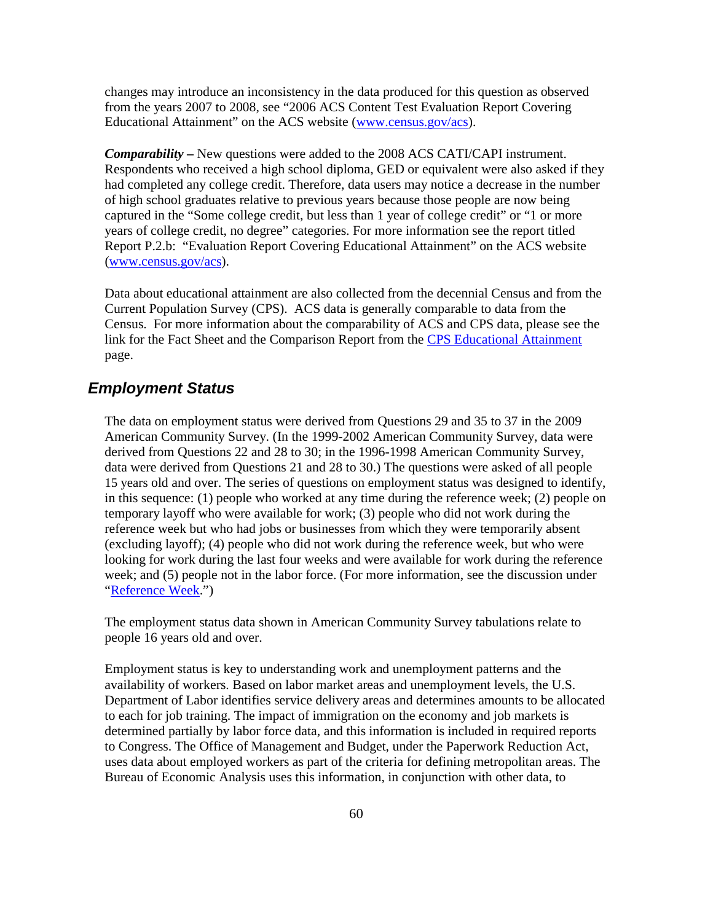changes may introduce an inconsistency in the data produced for this question as observed from the years 2007 to 2008, see "2006 ACS Content Test Evaluation Report Covering Educational Attainment" on the ACS website (www.census.gov/acs).

***Comparability –*** New questions were added to the 2008 ACS CATI/CAPI instrument. Respondents who received a high school diploma, GED or equivalent were also asked if they had completed any college credit. Therefore, data users may notice a decrease in the number of high school graduates relative to previous years because those people are now being captured in the "Some college credit, but less than 1 year of college credit" or "1 or more years of college credit, no degree" categories. For more information see the report titled Report P.2.b: "Evaluation Report Covering Educational Attainment" on the ACS website (www.census.gov/acs).

Data about educational attainment are also collected from the decennial Census and from the Current Population Survey (CPS). ACS data is generally comparable to data from the Census. For more information about the comparability of ACS and CPS data, please see the link for the Fact Sheet and the Comparison Report from the CPS Educational Attainment page.

## *Employment Status*

The data on employment status were derived from Questions 29 and 35 to 37 in the 2009 American Community Survey. (In the 1999-2002 American Community Survey, data were derived from Questions 22 and 28 to 30; in the 1996-1998 American Community Survey, data were derived from Questions 21 and 28 to 30.) The questions were asked of all people 15 years old and over. The series of questions on employment status was designed to identify, in this sequence: (1) people who worked at any time during the reference week; (2) people on temporary layoff who were available for work; (3) people who did not work during the reference week but who had jobs or businesses from which they were temporarily absent (excluding layoff); (4) people who did not work during the reference week, but who were looking for work during the last four weeks and were available for work during the reference week; and (5) people not in the labor force. (For more information, see the discussion under "Reference Week.")

The employment status data shown in American Community Survey tabulations relate to people 16 years old and over.

Employment status is key to understanding work and unemployment patterns and the availability of workers. Based on labor market areas and unemployment levels, the U.S. Department of Labor identifies service delivery areas and determines amounts to be allocated to each for job training. The impact of immigration on the economy and job markets is determined partially by labor force data, and this information is included in required reports to Congress. The Office of Management and Budget, under the Paperwork Reduction Act, uses data about employed workers as part of the criteria for defining metropolitan areas. The Bureau of Economic Analysis uses this information, in conjunction with other data, to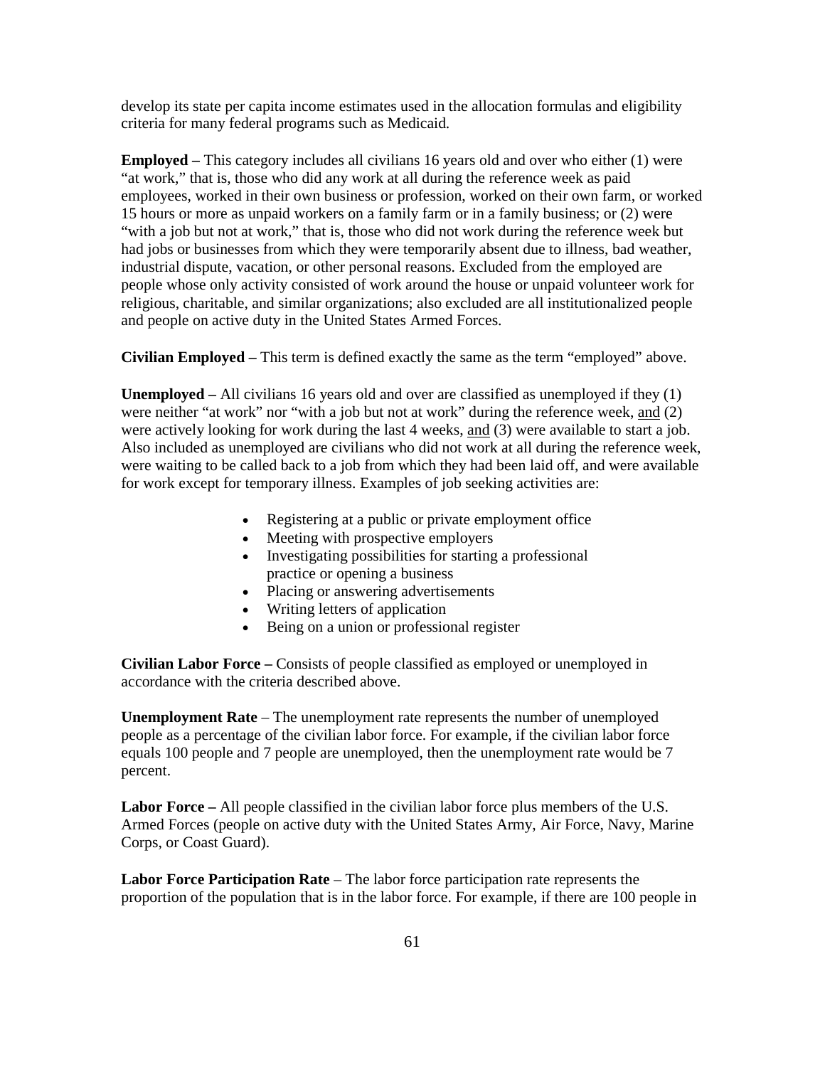develop its state per capita income estimates used in the allocation formulas and eligibility criteria for many federal programs such as Medicaid.

**Employed –** This category includes all civilians 16 years old and over who either (1) were "at work," that is, those who did any work at all during the reference week as paid employees, worked in their own business or profession, worked on their own farm, or worked 15 hours or more as unpaid workers on a family farm or in a family business; or (2) were "with a job but not at work," that is, those who did not work during the reference week but had jobs or businesses from which they were temporarily absent due to illness, bad weather, industrial dispute, vacation, or other personal reasons. Excluded from the employed are people whose only activity consisted of work around the house or unpaid volunteer work for religious, charitable, and similar organizations; also excluded are all institutionalized people and people on active duty in the United States Armed Forces.

**Civilian Employed –** This term is defined exactly the same as the term "employed" above.

**Unemployed –** All civilians 16 years old and over are classified as unemployed if they (1) were neither "at work" nor "with a job but not at work" during the reference week, and (2) were actively looking for work during the last 4 weeks, and (3) were available to start a job. Also included as unemployed are civilians who did not work at all during the reference week, were waiting to be called back to a job from which they had been laid off, and were available for work except for temporary illness. Examples of job seeking activities are:

- Registering at a public or private employment office
- Meeting with prospective employers
- Investigating possibilities for starting a professional practice or opening a business
- Placing or answering advertisements
- Writing letters of application
- Being on a union or professional register

**Civilian Labor Force –** Consists of people classified as employed or unemployed in accordance with the criteria described above.

**Unemployment Rate** – The unemployment rate represents the number of unemployed people as a percentage of the civilian labor force. For example, if the civilian labor force equals 100 people and 7 people are unemployed, then the unemployment rate would be 7 percent.

**Labor Force –** All people classified in the civilian labor force plus members of the U.S. Armed Forces (people on active duty with the United States Army, Air Force, Navy, Marine Corps, or Coast Guard).

**Labor Force Participation Rate** – The labor force participation rate represents the proportion of the population that is in the labor force. For example, if there are 100 people in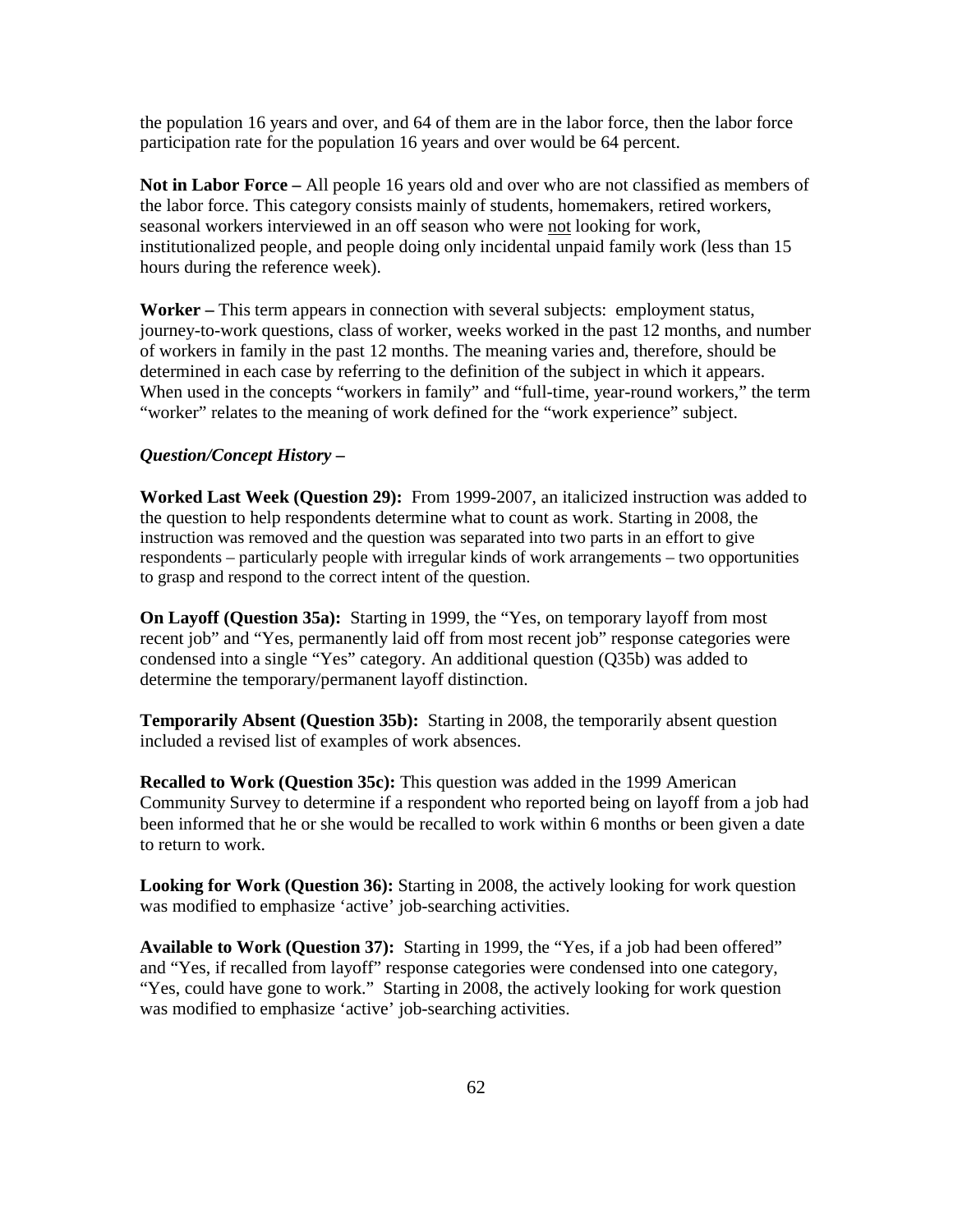the population 16 years and over, and 64 of them are in the labor force, then the labor force participation rate for the population 16 years and over would be 64 percent.

**Not in Labor Force –** All people 16 years old and over who are not classified as members of the labor force. This category consists mainly of students, homemakers, retired workers, seasonal workers interviewed in an off season who were <u>not</u> looking for work, institutionalized people, and people doing only incidental unpaid family work (less than 15 hours during the reference week).

**Worker –** This term appears in connection with several subjects: employment status, journey-to-work questions, class of worker, weeks worked in the past 12 months, and number of workers in family in the past 12 months. The meaning varies and, therefore, should be determined in each case by referring to the definition of the subject in which it appears. When used in the concepts "workers in family" and "full-time, year-round workers," the term "worker" relates to the meaning of work defined for the "work experience" subject.

***Question/Concept History –***

**Worked Last Week (Question 29):** From 1999-2007, an italicized instruction was added to the question to help respondents determine what to count as work. Starting in 2008, the instruction was removed and the question was separated into two parts in an effort to give respondents – particularly people with irregular kinds of work arrangements – two opportunities to grasp and respond to the correct intent of the question.

**On Layoff (Question 35a):** Starting in 1999, the "Yes, on temporary layoff from most recent job" and "Yes, permanently laid off from most recent job" response categories were condensed into a single "Yes" category. An additional question (Q35b) was added to determine the temporary/permanent layoff distinction.

**Temporarily Absent (Question 35b):** Starting in 2008, the temporarily absent question included a revised list of examples of work absences.

**Recalled to Work (Question 35c):** This question was added in the 1999 American Community Survey to determine if a respondent who reported being on layoff from a job had been informed that he or she would be recalled to work within 6 months or been given a date to return to work.

**Looking for Work (Question 36):** Starting in 2008, the actively looking for work question was modified to emphasize 'active' job-searching activities.

**Available to Work (Question 37):** Starting in 1999, the "Yes, if a job had been offered" and "Yes, if recalled from layoff" response categories were condensed into one category, "Yes, could have gone to work." Starting in 2008, the actively looking for work question was modified to emphasize 'active' job-searching activities.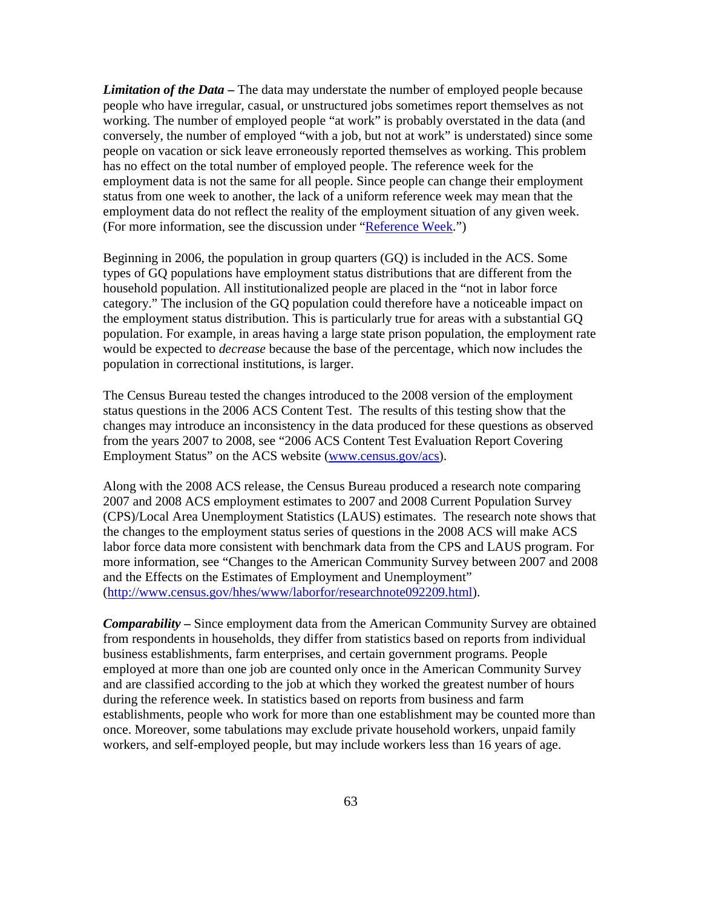***Limitation of the Data –*** The data may understate the number of employed people because people who have irregular, casual, or unstructured jobs sometimes report themselves as not working. The number of employed people "at work" is probably overstated in the data (and conversely, the number of employed "with a job, but not at work" is understated) since some people on vacation or sick leave erroneously reported themselves as working. This problem has no effect on the total number of employed people. The reference week for the employment data is not the same for all people. Since people can change their employment status from one week to another, the lack of a uniform reference week may mean that the employment data do not reflect the reality of the employment situation of any given week. (For more information, see the discussion under "Reference Week.")

Beginning in 2006, the population in group quarters (GQ) is included in the ACS. Some types of GQ populations have employment status distributions that are different from the household population. All institutionalized people are placed in the "not in labor force category." The inclusion of the GQ population could therefore have a noticeable impact on the employment status distribution. This is particularly true for areas with a substantial GQ population. For example, in areas having a large state prison population, the employment rate would be expected to *decrease* because the base of the percentage, which now includes the population in correctional institutions, is larger.

The Census Bureau tested the changes introduced to the 2008 version of the employment status questions in the 2006 ACS Content Test. The results of this testing show that the changes may introduce an inconsistency in the data produced for these questions as observed from the years 2007 to 2008, see "2006 ACS Content Test Evaluation Report Covering Employment Status" on the ACS website (www.census.gov/acs).

Along with the 2008 ACS release, the Census Bureau produced a research note comparing 2007 and 2008 ACS employment estimates to 2007 and 2008 Current Population Survey (CPS)/Local Area Unemployment Statistics (LAUS) estimates. The research note shows that the changes to the employment status series of questions in the 2008 ACS will make ACS labor force data more consistent with benchmark data from the CPS and LAUS program. For more information, see "Changes to the American Community Survey between 2007 and 2008 and the Effects on the Estimates of Employment and Unemployment" (http://www.census.gov/hhes/www/laborfor/researchnote092209.html).

***Comparability –*** Since employment data from the American Community Survey are obtained from respondents in households, they differ from statistics based on reports from individual business establishments, farm enterprises, and certain government programs. People employed at more than one job are counted only once in the American Community Survey and are classified according to the job at which they worked the greatest number of hours during the reference week. In statistics based on reports from business and farm establishments, people who work for more than one establishment may be counted more than once. Moreover, some tabulations may exclude private household workers, unpaid family workers, and self-employed people, but may include workers less than 16 years of age.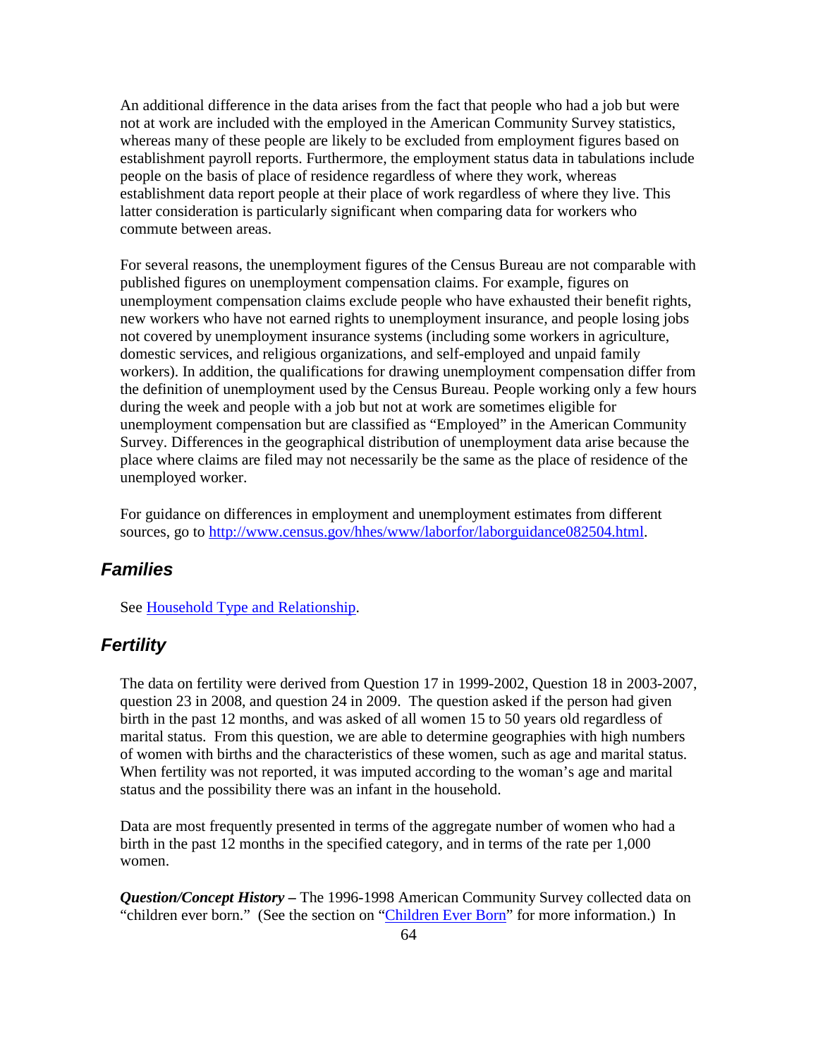An additional difference in the data arises from the fact that people who had a job but were not at work are included with the employed in the American Community Survey statistics, whereas many of these people are likely to be excluded from employment figures based on establishment payroll reports. Furthermore, the employment status data in tabulations include people on the basis of place of residence regardless of where they work, whereas establishment data report people at their place of work regardless of where they live. This latter consideration is particularly significant when comparing data for workers who commute between areas.

For several reasons, the unemployment figures of the Census Bureau are not comparable with published figures on unemployment compensation claims. For example, figures on unemployment compensation claims exclude people who have exhausted their benefit rights, new workers who have not earned rights to unemployment insurance, and people losing jobs not covered by unemployment insurance systems (including some workers in agriculture, domestic services, and religious organizations, and self-employed and unpaid family workers). In addition, the qualifications for drawing unemployment compensation differ from the definition of unemployment used by the Census Bureau. People working only a few hours during the week and people with a job but not at work are sometimes eligible for unemployment compensation but are classified as "Employed" in the American Community Survey. Differences in the geographical distribution of unemployment data arise because the place where claims are filed may not necessarily be the same as the place of residence of the unemployed worker.

For guidance on differences in employment and unemployment estimates from different sources, go to [http://www.census.gov/hhes/www/laborfor/laborguidance082504.html](http://www.census.gov/hhes/www/laborfor/laborguidance082504.html).

## Families

See [Household Type and Relationship](#).

## Fertility

The data on fertility were derived from Question 17 in 1999-2002, Question 18 in 2003-2007, question 23 in 2008, and question 24 in 2009. The question asked if the person had given birth in the past 12 months, and was asked of all women 15 to 50 years old regardless of marital status. From this question, we are able to determine geographies with high numbers of women with births and the characteristics of these women, such as age and marital status. When fertility was not reported, it was imputed according to the woman's age and marital status and the possibility there was an infant in the household.

Data are most frequently presented in terms of the aggregate number of women who had a birth in the past 12 months in the specified category, and in terms of the rate per 1,000 women.

***Question/Concept History –*** The 1996-1998 American Community Survey collected data on "children ever born." (See the section on "[Children Ever Born](#)" for more information.) In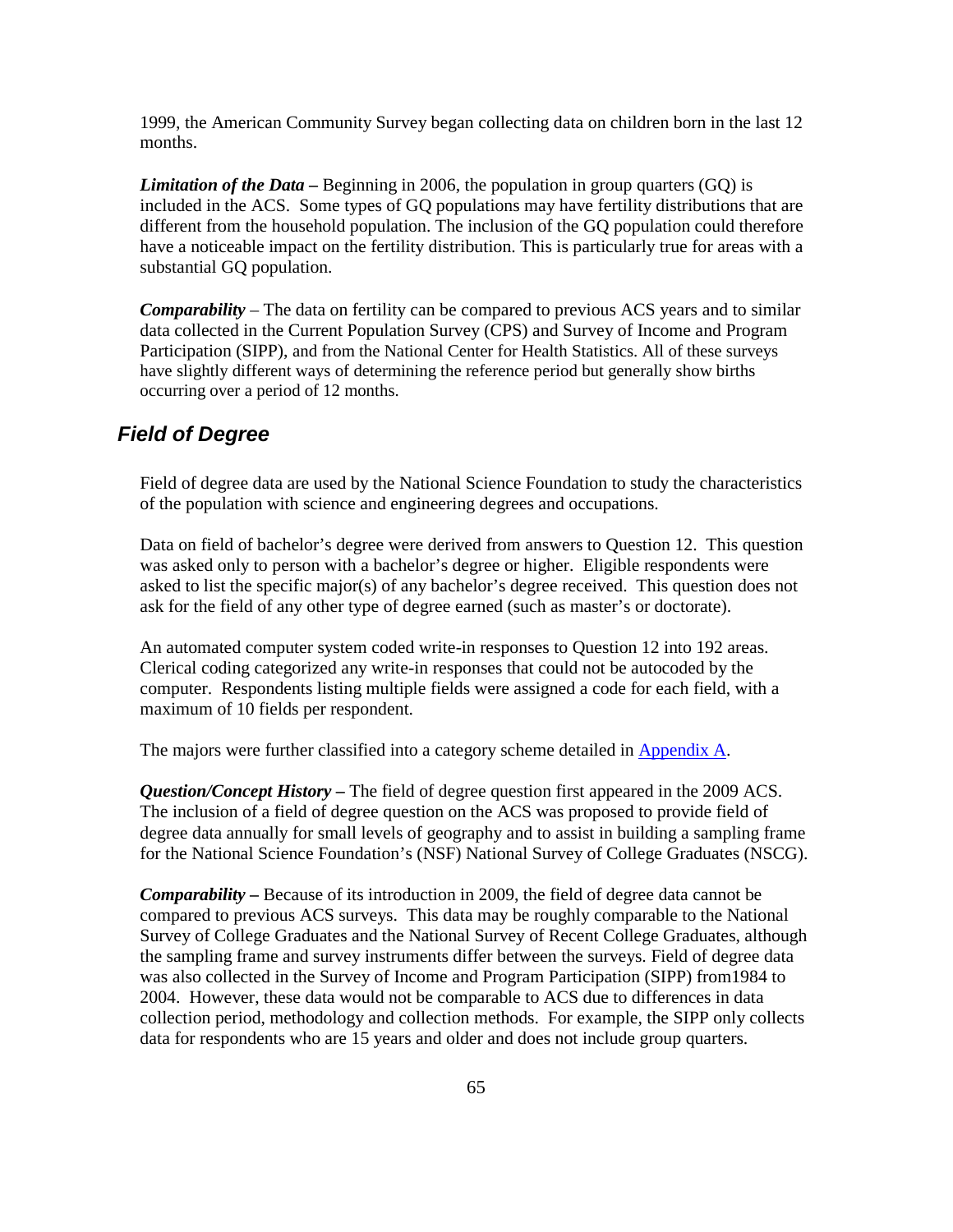1999, the American Community Survey began collecting data on children born in the last 12 months.

***Limitation of the Data –*** Beginning in 2006, the population in group quarters (GQ) is included in the ACS. Some types of GQ populations may have fertility distributions that are different from the household population. The inclusion of the GQ population could therefore have a noticeable impact on the fertility distribution. This is particularly true for areas with a substantial GQ population.

***Comparability*** – The data on fertility can be compared to previous ACS years and to similar data collected in the Current Population Survey (CPS) and Survey of Income and Program Participation (SIPP), and from the National Center for Health Statistics. All of these surveys have slightly different ways of determining the reference period but generally show births occurring over a period of 12 months.

## *Field of Degree*

Field of degree data are used by the National Science Foundation to study the characteristics of the population with science and engineering degrees and occupations.

Data on field of bachelor's degree were derived from answers to Question 12. This question was asked only to person with a bachelor's degree or higher. Eligible respondents were asked to list the specific major(s) of any bachelor's degree received. This question does not ask for the field of any other type of degree earned (such as master's or doctorate).

An automated computer system coded write-in responses to Question 12 into 192 areas. Clerical coding categorized any write-in responses that could not be autocoded by the computer. Respondents listing multiple fields were assigned a code for each field, with a maximum of 10 fields per respondent.

The majors were further classified into a category scheme detailed in Appendix A.

***Question/Concept History –*** The field of degree question first appeared in the 2009 ACS. The inclusion of a field of degree question on the ACS was proposed to provide field of degree data annually for small levels of geography and to assist in building a sampling frame for the National Science Foundation's (NSF) National Survey of College Graduates (NSCG).

***Comparability –*** Because of its introduction in 2009, the field of degree data cannot be compared to previous ACS surveys. This data may be roughly comparable to the National Survey of College Graduates and the National Survey of Recent College Graduates, although the sampling frame and survey instruments differ between the surveys. Field of degree data was also collected in the Survey of Income and Program Participation (SIPP) from1984 to 2004. However, these data would not be comparable to ACS due to differences in data collection period, methodology and collection methods. For example, the SIPP only collects data for respondents who are 15 years and older and does not include group quarters.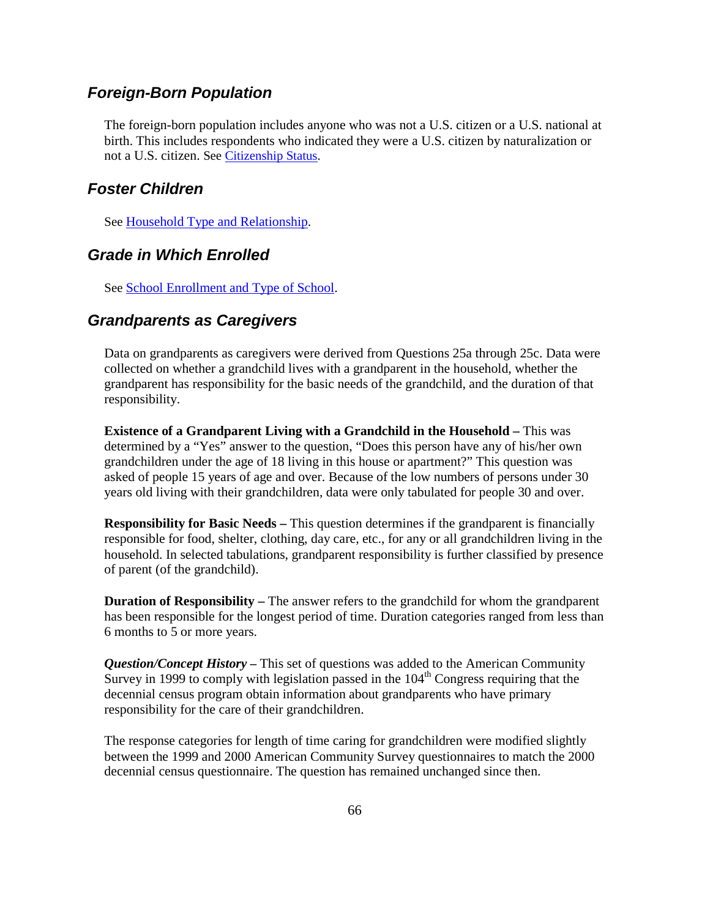## *Foreign-Born Population*

The foreign-born population includes anyone who was not a U.S. citizen or a U.S. national at birth. This includes respondents who indicated they were a U.S. citizen by naturalization or not a U.S. citizen. See Citizenship Status.

## *Foster Children*

See Household Type and Relationship.

## *Grade in Which Enrolled*

See School Enrollment and Type of School.

## *Grandparents as Caregivers*

Data on grandparents as caregivers were derived from Questions 25a through 25c. Data were collected on whether a grandchild lives with a grandparent in the household, whether the grandparent has responsibility for the basic needs of the grandchild, and the duration of that responsibility.

**Existence of a Grandparent Living with a Grandchild in the Household –** This was determined by a "Yes" answer to the question, "Does this person have any of his/her own grandchildren under the age of 18 living in this house or apartment?" This question was asked of people 15 years of age and over. Because of the low numbers of persons under 30 years old living with their grandchildren, data were only tabulated for people 30 and over.

**Responsibility for Basic Needs –** This question determines if the grandparent is financially responsible for food, shelter, clothing, day care, etc., for any or all grandchildren living in the household. In selected tabulations, grandparent responsibility is further classified by presence of parent (of the grandchild).

**Duration of Responsibility –** The answer refers to the grandchild for whom the grandparent has been responsible for the longest period of time. Duration categories ranged from less than 6 months to 5 or more years.

***Question/Concept History* –** This set of questions was added to the American Community Survey in 1999 to comply with legislation passed in the 104th Congress requiring that the decennial census program obtain information about grandparents who have primary responsibility for the care of their grandchildren.

The response categories for length of time caring for grandchildren were modified slightly between the 1999 and 2000 American Community Survey questionnaires to match the 2000 decennial census questionnaire. The question has remained unchanged since then.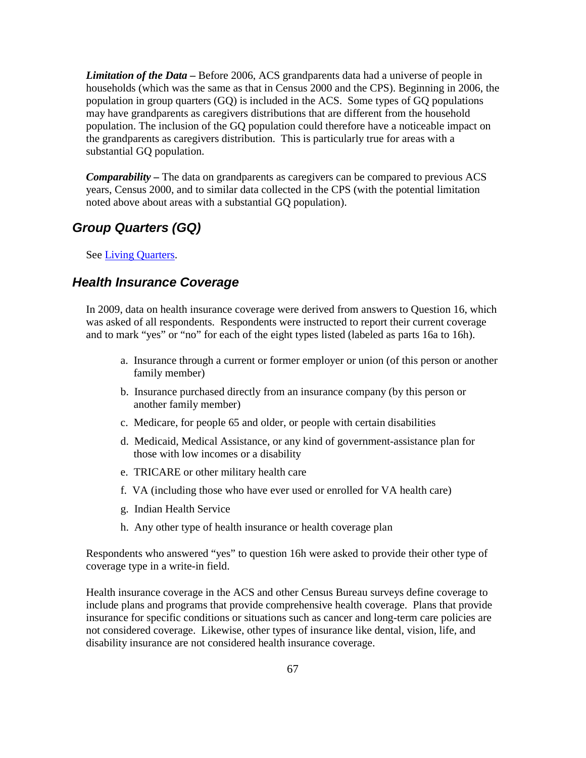***Limitation of the Data –*** Before 2006, ACS grandparents data had a universe of people in households (which was the same as that in Census 2000 and the CPS). Beginning in 2006, the population in group quarters (GQ) is included in the ACS. Some types of GQ populations may have grandparents as caregivers distributions that are different from the household population. The inclusion of the GQ population could therefore have a noticeable impact on the grandparents as caregivers distribution. This is particularly true for areas with a substantial GQ population.

***Comparability –*** The data on grandparents as caregivers can be compared to previous ACS years, Census 2000, and to similar data collected in the CPS (with the potential limitation noted above about areas with a substantial GQ population).

## *Group Quarters (GQ)*

See Living Quarters.

## *Health Insurance Coverage*

In 2009, data on health insurance coverage were derived from answers to Question 16, which was asked of all respondents. Respondents were instructed to report their current coverage and to mark "yes" or "no" for each of the eight types listed (labeled as parts 16a to 16h).

a. Insurance through a current or former employer or union (of this person or another family member)
b. Insurance purchased directly from an insurance company (by this person or another family member)
c. Medicare, for people 65 and older, or people with certain disabilities
d. Medicaid, Medical Assistance, or any kind of government-assistance plan for those with low incomes or a disability
e. TRICARE or other military health care
f. VA (including those who have ever used or enrolled for VA health care)
g. Indian Health Service
h. Any other type of health insurance or health coverage plan

Respondents who answered "yes" to question 16h were asked to provide their other type of coverage type in a write-in field.

Health insurance coverage in the ACS and other Census Bureau surveys define coverage to include plans and programs that provide comprehensive health coverage. Plans that provide insurance for specific conditions or situations such as cancer and long-term care policies are not considered coverage. Likewise, other types of insurance like dental, vision, life, and disability insurance are not considered health insurance coverage.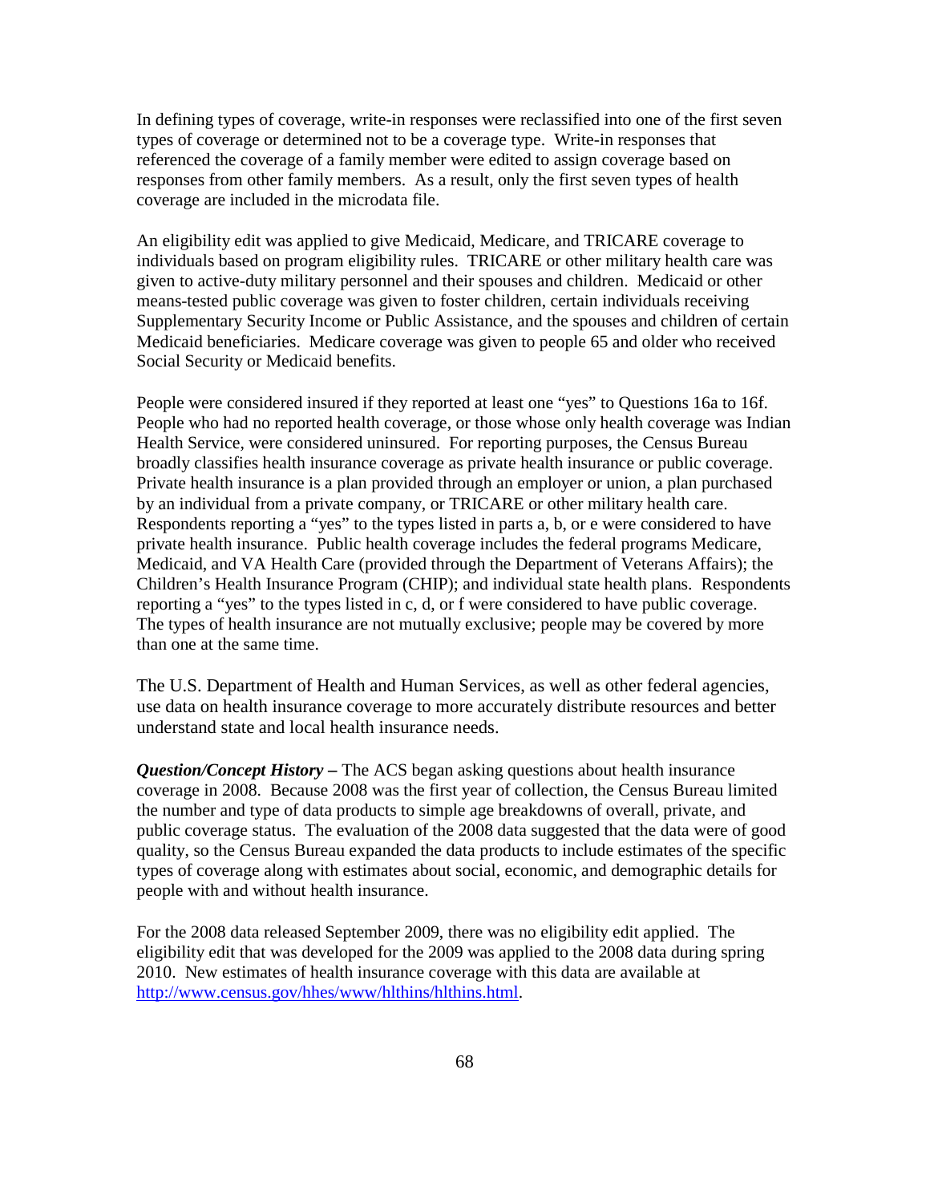In defining types of coverage, write-in responses were reclassified into one of the first seven types of coverage or determined not to be a coverage type. Write-in responses that referenced the coverage of a family member were edited to assign coverage based on responses from other family members. As a result, only the first seven types of health coverage are included in the microdata file.

An eligibility edit was applied to give Medicaid, Medicare, and TRICARE coverage to individuals based on program eligibility rules. TRICARE or other military health care was given to active-duty military personnel and their spouses and children. Medicaid or other means-tested public coverage was given to foster children, certain individuals receiving Supplementary Security Income or Public Assistance, and the spouses and children of certain Medicaid beneficiaries. Medicare coverage was given to people 65 and older who received Social Security or Medicaid benefits.

People were considered insured if they reported at least one "yes" to Questions 16a to 16f. People who had no reported health coverage, or those whose only health coverage was Indian Health Service, were considered uninsured. For reporting purposes, the Census Bureau broadly classifies health insurance coverage as private health insurance or public coverage. Private health insurance is a plan provided through an employer or union, a plan purchased by an individual from a private company, or TRICARE or other military health care. Respondents reporting a "yes" to the types listed in parts a, b, or e were considered to have private health insurance. Public health coverage includes the federal programs Medicare, Medicaid, and VA Health Care (provided through the Department of Veterans Affairs); the Children's Health Insurance Program (CHIP); and individual state health plans. Respondents reporting a "yes" to the types listed in c, d, or f were considered to have public coverage. The types of health insurance are not mutually exclusive; people may be covered by more than one at the same time.

The U.S. Department of Health and Human Services, as well as other federal agencies, use data on health insurance coverage to more accurately distribute resources and better understand state and local health insurance needs.

***Question/Concept History –*** The ACS began asking questions about health insurance coverage in 2008. Because 2008 was the first year of collection, the Census Bureau limited the number and type of data products to simple age breakdowns of overall, private, and public coverage status. The evaluation of the 2008 data suggested that the data were of good quality, so the Census Bureau expanded the data products to include estimates of the specific types of coverage along with estimates about social, economic, and demographic details for people with and without health insurance.

For the 2008 data released September 2009, there was no eligibility edit applied. The eligibility edit that was developed for the 2009 was applied to the 2008 data during spring 2010. New estimates of health insurance coverage with this data are available at http://www.census.gov/hhes/www/hlthins/hlthins.html.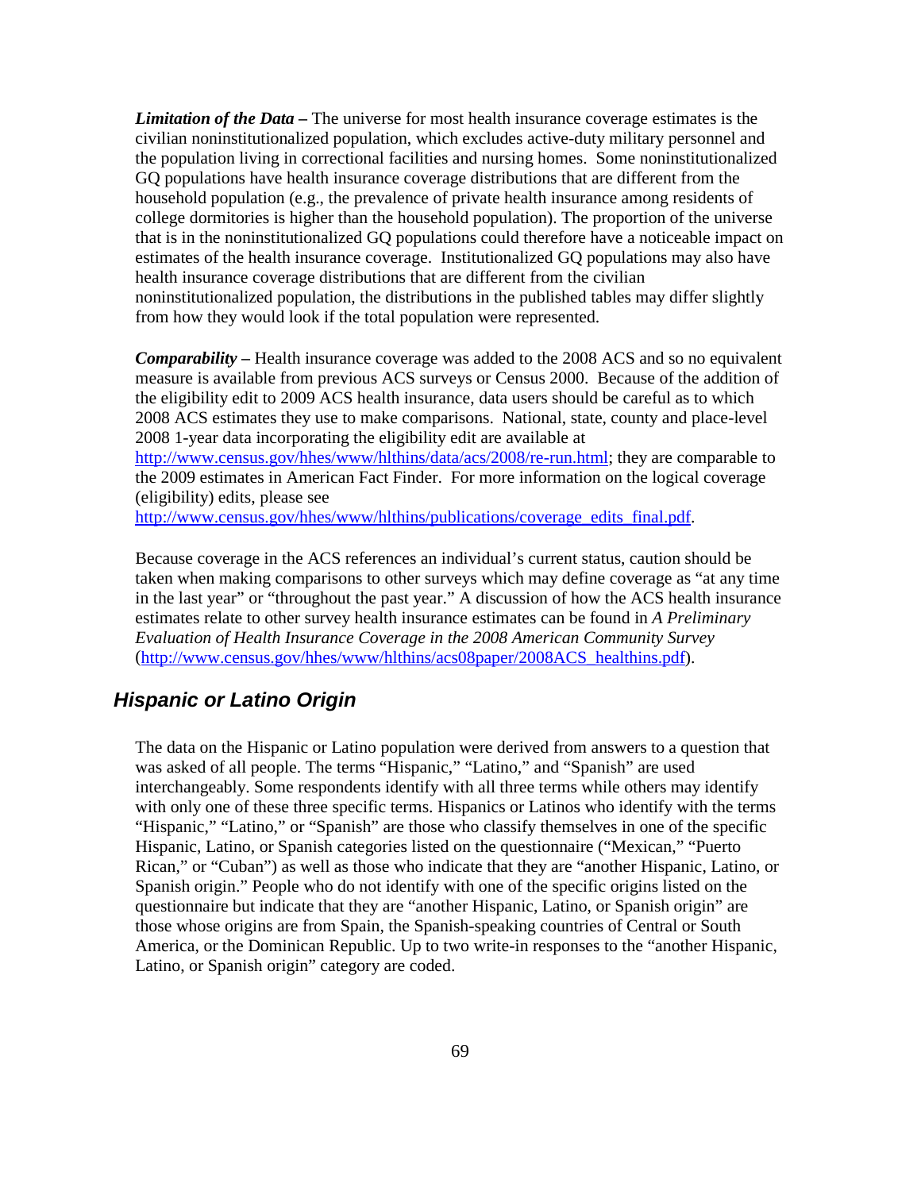***Limitation of the Data –*** The universe for most health insurance coverage estimates is the civilian noninstitutionalized population, which excludes active-duty military personnel and the population living in correctional facilities and nursing homes. Some noninstitutionalized GQ populations have health insurance coverage distributions that are different from the household population (e.g., the prevalence of private health insurance among residents of college dormitories is higher than the household population). The proportion of the universe that is in the noninstitutionalized GQ populations could therefore have a noticeable impact on estimates of the health insurance coverage. Institutionalized GQ populations may also have health insurance coverage distributions that are different from the civilian noninstitutionalized population, the distributions in the published tables may differ slightly from how they would look if the total population were represented.

***Comparability –*** Health insurance coverage was added to the 2008 ACS and so no equivalent measure is available from previous ACS surveys or Census 2000. Because of the addition of the eligibility edit to 2009 ACS health insurance, data users should be careful as to which 2008 ACS estimates they use to make comparisons. National, state, county and place-level 2008 1-year data incorporating the eligibility edit are available at http://www.census.gov/hhes/www/hlthins/data/acs/2008/re-run.html; they are comparable to the 2009 estimates in American Fact Finder. For more information on the logical coverage (eligibility) edits, please see http://www.census.gov/hhes/www/hlthins/publications/coverage_edits_final.pdf.

Because coverage in the ACS references an individual's current status, caution should be taken when making comparisons to other surveys which may define coverage as "at any time in the last year" or "throughout the past year." A discussion of how the ACS health insurance estimates relate to other survey health insurance estimates can be found in *A Preliminary Evaluation of Health Insurance Coverage in the 2008 American Community Survey* (http://www.census.gov/hhes/www/hlthins/acs08paper/2008ACS_healthins.pdf).

## Hispanic or Latino Origin

The data on the Hispanic or Latino population were derived from answers to a question that was asked of all people. The terms "Hispanic," "Latino," and "Spanish" are used interchangeably. Some respondents identify with all three terms while others may identify with only one of these three specific terms. Hispanics or Latinos who identify with the terms "Hispanic," "Latino," or "Spanish" are those who classify themselves in one of the specific Hispanic, Latino, or Spanish categories listed on the questionnaire ("Mexican," "Puerto Rican," or "Cuban") as well as those who indicate that they are "another Hispanic, Latino, or Spanish origin." People who do not identify with one of the specific origins listed on the questionnaire but indicate that they are "another Hispanic, Latino, or Spanish origin" are those whose origins are from Spain, the Spanish-speaking countries of Central or South America, or the Dominican Republic. Up to two write-in responses to the "another Hispanic, Latino, or Spanish origin" category are coded.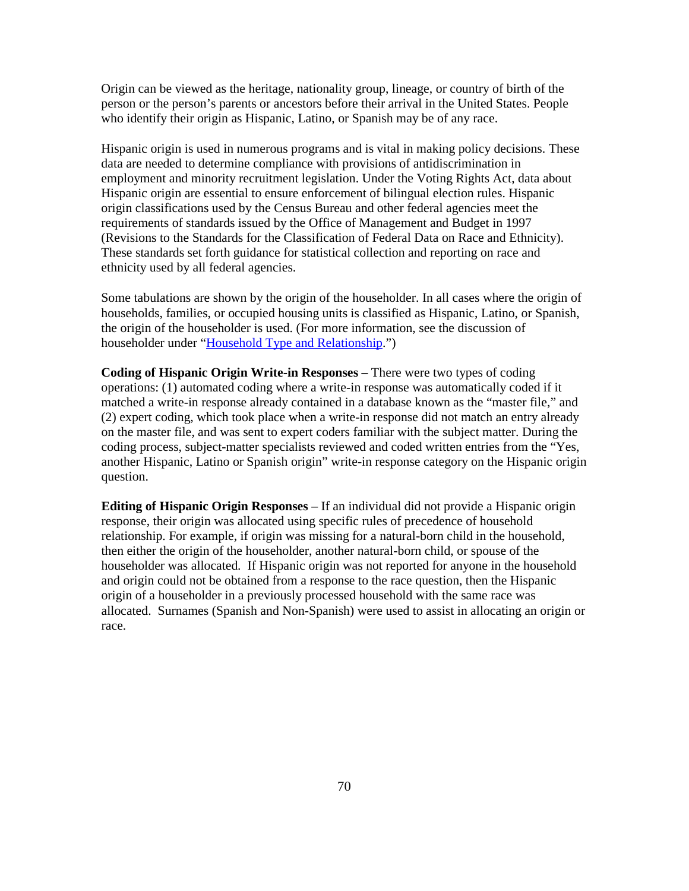Origin can be viewed as the heritage, nationality group, lineage, or country of birth of the person or the person's parents or ancestors before their arrival in the United States. People who identify their origin as Hispanic, Latino, or Spanish may be of any race.

Hispanic origin is used in numerous programs and is vital in making policy decisions. These data are needed to determine compliance with provisions of antidiscrimination in employment and minority recruitment legislation. Under the Voting Rights Act, data about Hispanic origin are essential to ensure enforcement of bilingual election rules. Hispanic origin classifications used by the Census Bureau and other federal agencies meet the requirements of standards issued by the Office of Management and Budget in 1997 (Revisions to the Standards for the Classification of Federal Data on Race and Ethnicity). These standards set forth guidance for statistical collection and reporting on race and ethnicity used by all federal agencies.

Some tabulations are shown by the origin of the householder. In all cases where the origin of households, families, or occupied housing units is classified as Hispanic, Latino, or Spanish, the origin of the householder is used. (For more information, see the discussion of householder under "Household Type and Relationship.")

**Coding of Hispanic Origin Write-in Responses –** There were two types of coding operations: (1) automated coding where a write-in response was automatically coded if it matched a write-in response already contained in a database known as the "master file," and (2) expert coding, which took place when a write-in response did not match an entry already on the master file, and was sent to expert coders familiar with the subject matter. During the coding process, subject-matter specialists reviewed and coded written entries from the "Yes, another Hispanic, Latino or Spanish origin" write-in response category on the Hispanic origin question.

**Editing of Hispanic Origin Responses** – If an individual did not provide a Hispanic origin response, their origin was allocated using specific rules of precedence of household relationship. For example, if origin was missing for a natural-born child in the household, then either the origin of the householder, another natural-born child, or spouse of the householder was allocated. If Hispanic origin was not reported for anyone in the household and origin could not be obtained from a response to the race question, then the Hispanic origin of a householder in a previously processed household with the same race was allocated. Surnames (Spanish and Non-Spanish) were used to assist in allocating an origin or race.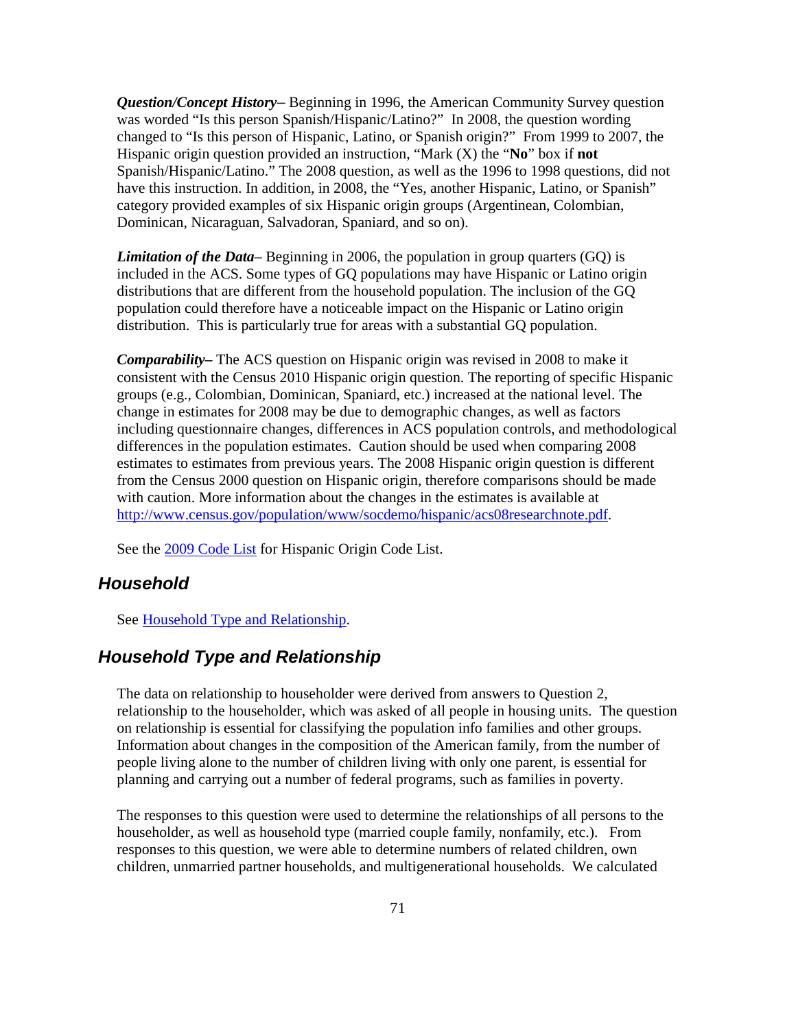***Question/Concept History–*** Beginning in 1996, the American Community Survey question was worded "Is this person Spanish/Hispanic/Latino?" In 2008, the question wording changed to "Is this person of Hispanic, Latino, or Spanish origin?" From 1999 to 2007, the Hispanic origin question provided an instruction, "Mark (X) the "**No**" box if **not** Spanish/Hispanic/Latino." The 2008 question, as well as the 1996 to 1998 questions, did not have this instruction. In addition, in 2008, the "Yes, another Hispanic, Latino, or Spanish" category provided examples of six Hispanic origin groups (Argentinean, Colombian, Dominican, Nicaraguan, Salvadoran, Spaniard, and so on).

***Limitation of the Data***– Beginning in 2006, the population in group quarters (GQ) is included in the ACS. Some types of GQ populations may have Hispanic or Latino origin distributions that are different from the household population. The inclusion of the GQ population could therefore have a noticeable impact on the Hispanic or Latino origin distribution. This is particularly true for areas with a substantial GQ population.

***Comparability–*** The ACS question on Hispanic origin was revised in 2008 to make it consistent with the Census 2010 Hispanic origin question. The reporting of specific Hispanic groups (e.g., Colombian, Dominican, Spaniard, etc.) increased at the national level. The change in estimates for 2008 may be due to demographic changes, as well as factors including questionnaire changes, differences in ACS population controls, and methodological differences in the population estimates. Caution should be used when comparing 2008 estimates to estimates from previous years. The 2008 Hispanic origin question is different from the Census 2000 question on Hispanic origin, therefore comparisons should be made with caution. More information about the changes in the estimates is available at http://www.census.gov/population/www/socdemo/hispanic/acs08researchnote.pdf.

See the 2009 Code List for Hispanic Origin Code List.

## Household

See Household Type and Relationship.

## Household Type and Relationship

The data on relationship to householder were derived from answers to Question 2, relationship to the householder, which was asked of all people in housing units. The question on relationship is essential for classifying the population info families and other groups. Information about changes in the composition of the American family, from the number of people living alone to the number of children living with only one parent, is essential for planning and carrying out a number of federal programs, such as families in poverty.

The responses to this question were used to determine the relationships of all persons to the householder, as well as household type (married couple family, nonfamily, etc.). From responses to this question, we were able to determine numbers of related children, own children, unmarried partner households, and multigenerational households. We calculated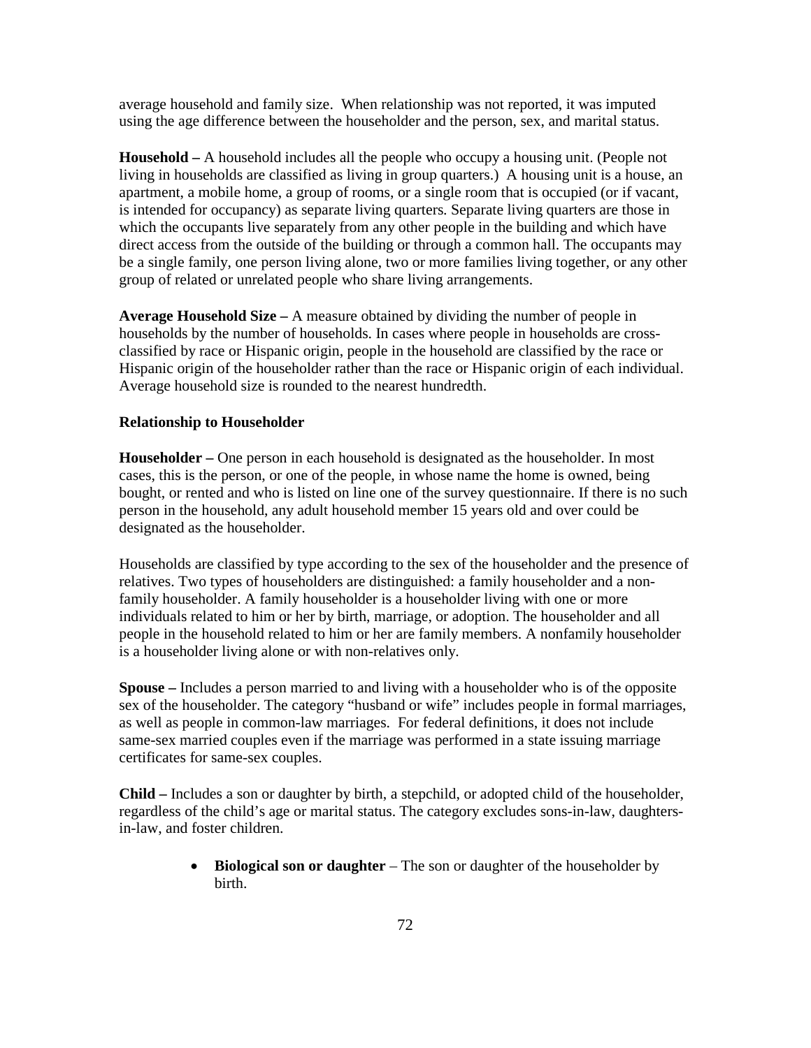average household and family size. When relationship was not reported, it was imputed using the age difference between the householder and the person, sex, and marital status.

**Household –** A household includes all the people who occupy a housing unit. (People not living in households are classified as living in group quarters.) A housing unit is a house, an apartment, a mobile home, a group of rooms, or a single room that is occupied (or if vacant, is intended for occupancy) as separate living quarters. Separate living quarters are those in which the occupants live separately from any other people in the building and which have direct access from the outside of the building or through a common hall. The occupants may be a single family, one person living alone, two or more families living together, or any other group of related or unrelated people who share living arrangements.

**Average Household Size –** A measure obtained by dividing the number of people in households by the number of households. In cases where people in households are cross-classified by race or Hispanic origin, people in the household are classified by the race or Hispanic origin of the householder rather than the race or Hispanic origin of each individual. Average household size is rounded to the nearest hundredth.

**Relationship to Householder**

**Householder –** One person in each household is designated as the householder. In most cases, this is the person, or one of the people, in whose name the home is owned, being bought, or rented and who is listed on line one of the survey questionnaire. If there is no such person in the household, any adult household member 15 years old and over could be designated as the householder.

Households are classified by type according to the sex of the householder and the presence of relatives. Two types of householders are distinguished: a family householder and a non-family householder. A family householder is a householder living with one or more individuals related to him or her by birth, marriage, or adoption. The householder and all people in the household related to him or her are family members. A nonfamily householder is a householder living alone or with non-relatives only.

**Spouse –** Includes a person married to and living with a householder who is of the opposite sex of the householder. The category "husband or wife" includes people in formal marriages, as well as people in common-law marriages. For federal definitions, it does not include same-sex married couples even if the marriage was performed in a state issuing marriage certificates for same-sex couples.

**Child –** Includes a son or daughter by birth, a stepchild, or adopted child of the householder, regardless of the child's age or marital status. The category excludes sons-in-law, daughters-in-law, and foster children.

- **Biological son or daughter** – The son or daughter of the householder by birth.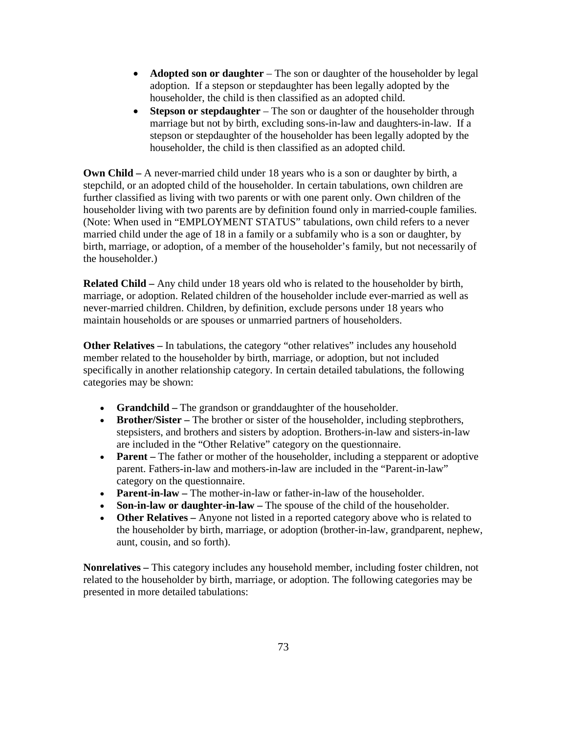- **Adopted son or daughter** – The son or daughter of the householder by legal adoption. If a stepson or stepdaughter has been legally adopted by the householder, the child is then classified as an adopted child.
- **Stepson or stepdaughter** – The son or daughter of the householder through marriage but not by birth, excluding sons-in-law and daughters-in-law. If a stepson or stepdaughter of the householder has been legally adopted by the householder, the child is then classified as an adopted child.

**Own Child –** A never-married child under 18 years who is a son or daughter by birth, a stepchild, or an adopted child of the householder. In certain tabulations, own children are further classified as living with two parents or with one parent only. Own children of the householder living with two parents are by definition found only in married-couple families. (Note: When used in "EMPLOYMENT STATUS" tabulations, own child refers to a never married child under the age of 18 in a family or a subfamily who is a son or daughter, by birth, marriage, or adoption, of a member of the householder's family, but not necessarily of the householder.)

**Related Child –** Any child under 18 years old who is related to the householder by birth, marriage, or adoption. Related children of the householder include ever-married as well as never-married children. Children, by definition, exclude persons under 18 years who maintain households or are spouses or unmarried partners of householders.

**Other Relatives –** In tabulations, the category "other relatives" includes any household member related to the householder by birth, marriage, or adoption, but not included specifically in another relationship category. In certain detailed tabulations, the following categories may be shown:

- **Grandchild –** The grandson or granddaughter of the householder.
- **Brother/Sister –** The brother or sister of the householder, including stepbrothers, stepsisters, and brothers and sisters by adoption. Brothers-in-law and sisters-in-law are included in the "Other Relative" category on the questionnaire.
- **Parent –** The father or mother of the householder, including a stepparent or adoptive parent. Fathers-in-law and mothers-in-law are included in the "Parent-in-law" category on the questionnaire.
- **Parent-in-law –** The mother-in-law or father-in-law of the householder.
- **Son-in-law or daughter-in-law –** The spouse of the child of the householder.
- **Other Relatives –** Anyone not listed in a reported category above who is related to the householder by birth, marriage, or adoption (brother-in-law, grandparent, nephew, aunt, cousin, and so forth).

**Nonrelatives –** This category includes any household member, including foster children, not related to the householder by birth, marriage, or adoption. The following categories may be presented in more detailed tabulations: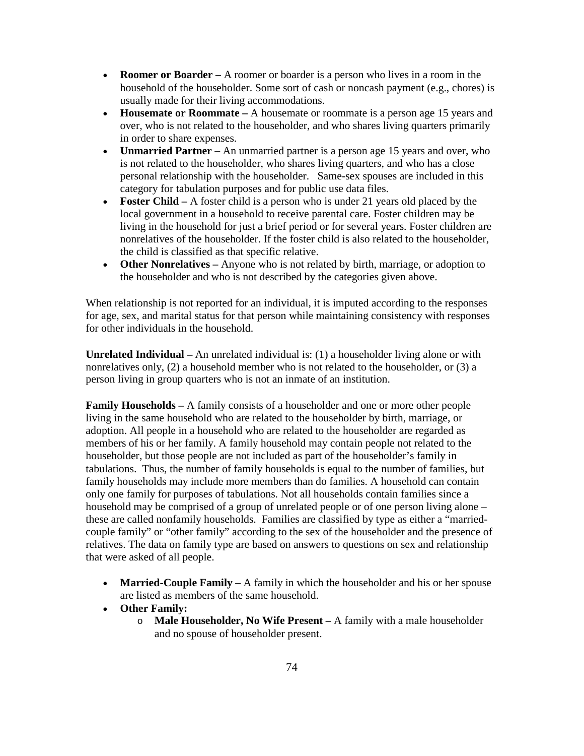- **Roomer or Boarder –** A roomer or boarder is a person who lives in a room in the household of the householder. Some sort of cash or noncash payment (e.g., chores) is usually made for their living accommodations.
- **Housemate or Roommate –** A housemate or roommate is a person age 15 years and over, who is not related to the householder, and who shares living quarters primarily in order to share expenses.
- **Unmarried Partner –** An unmarried partner is a person age 15 years and over, who is not related to the householder, who shares living quarters, and who has a close personal relationship with the householder. Same-sex spouses are included in this category for tabulation purposes and for public use data files.
- **Foster Child –** A foster child is a person who is under 21 years old placed by the local government in a household to receive parental care. Foster children may be living in the household for just a brief period or for several years. Foster children are nonrelatives of the householder. If the foster child is also related to the householder, the child is classified as that specific relative.
- **Other Nonrelatives –** Anyone who is not related by birth, marriage, or adoption to the householder and who is not described by the categories given above.

When relationship is not reported for an individual, it is imputed according to the responses for age, sex, and marital status for that person while maintaining consistency with responses for other individuals in the household.

**Unrelated Individual –** An unrelated individual is: (1) a householder living alone or with nonrelatives only, (2) a household member who is not related to the householder, or (3) a person living in group quarters who is not an inmate of an institution.

**Family Households –** A family consists of a householder and one or more other people living in the same household who are related to the householder by birth, marriage, or adoption. All people in a household who are related to the householder are regarded as members of his or her family. A family household may contain people not related to the householder, but those people are not included as part of the householder's family in tabulations. Thus, the number of family households is equal to the number of families, but family households may include more members than do families. A household can contain only one family for purposes of tabulations. Not all households contain families since a household may be comprised of a group of unrelated people or of one person living alone – these are called nonfamily households. Families are classified by type as either a "married-couple family" or "other family" according to the sex of the householder and the presence of relatives. The data on family type are based on answers to questions on sex and relationship that were asked of all people.

- **Married-Couple Family –** A family in which the householder and his or her spouse are listed as members of the same household.
- **Other Family:**
  - **Male Householder, No Wife Present –** A family with a male householder and no spouse of householder present.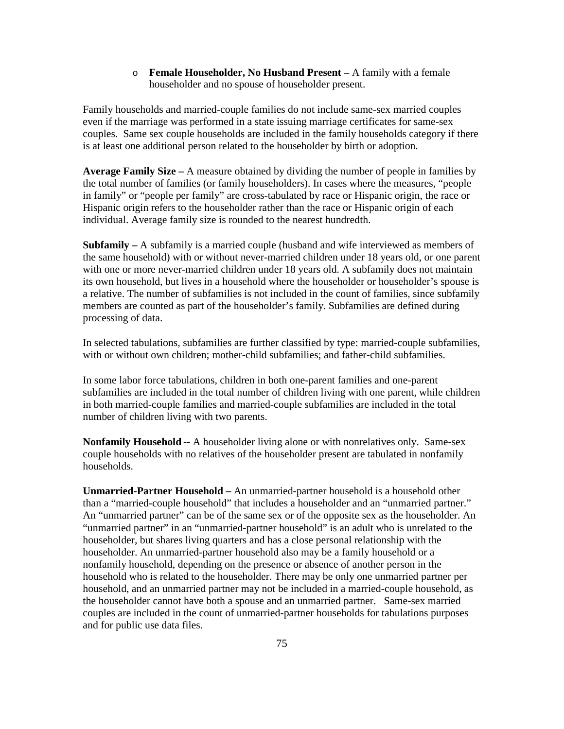- **Female Householder, No Husband Present –** A family with a female householder and no spouse of householder present.

Family households and married-couple families do not include same-sex married couples even if the marriage was performed in a state issuing marriage certificates for same-sex couples. Same sex couple households are included in the family households category if there is at least one additional person related to the householder by birth or adoption.

**Average Family Size –** A measure obtained by dividing the number of people in families by the total number of families (or family householders). In cases where the measures, "people in family" or "people per family" are cross-tabulated by race or Hispanic origin, the race or Hispanic origin refers to the householder rather than the race or Hispanic origin of each individual. Average family size is rounded to the nearest hundredth.

**Subfamily –** A subfamily is a married couple (husband and wife interviewed as members of the same household) with or without never-married children under 18 years old, or one parent with one or more never-married children under 18 years old. A subfamily does not maintain its own household, but lives in a household where the householder or householder's spouse is a relative. The number of subfamilies is not included in the count of families, since subfamily members are counted as part of the householder's family. Subfamilies are defined during processing of data.

In selected tabulations, subfamilies are further classified by type: married-couple subfamilies, with or without own children; mother-child subfamilies; and father-child subfamilies.

In some labor force tabulations, children in both one-parent families and one-parent subfamilies are included in the total number of children living with one parent, while children in both married-couple families and married-couple subfamilies are included in the total number of children living with two parents.

**Nonfamily Household** -- A householder living alone or with nonrelatives only. Same-sex couple households with no relatives of the householder present are tabulated in nonfamily households.

**Unmarried-Partner Household –** An unmarried-partner household is a household other than a "married-couple household" that includes a householder and an "unmarried partner." An "unmarried partner" can be of the same sex or of the opposite sex as the householder. An "unmarried partner" in an "unmarried-partner household" is an adult who is unrelated to the householder, but shares living quarters and has a close personal relationship with the householder. An unmarried-partner household also may be a family household or a nonfamily household, depending on the presence or absence of another person in the household who is related to the householder. There may be only one unmarried partner per household, and an unmarried partner may not be included in a married-couple household, as the householder cannot have both a spouse and an unmarried partner. Same-sex married couples are included in the count of unmarried-partner households for tabulations purposes and for public use data files.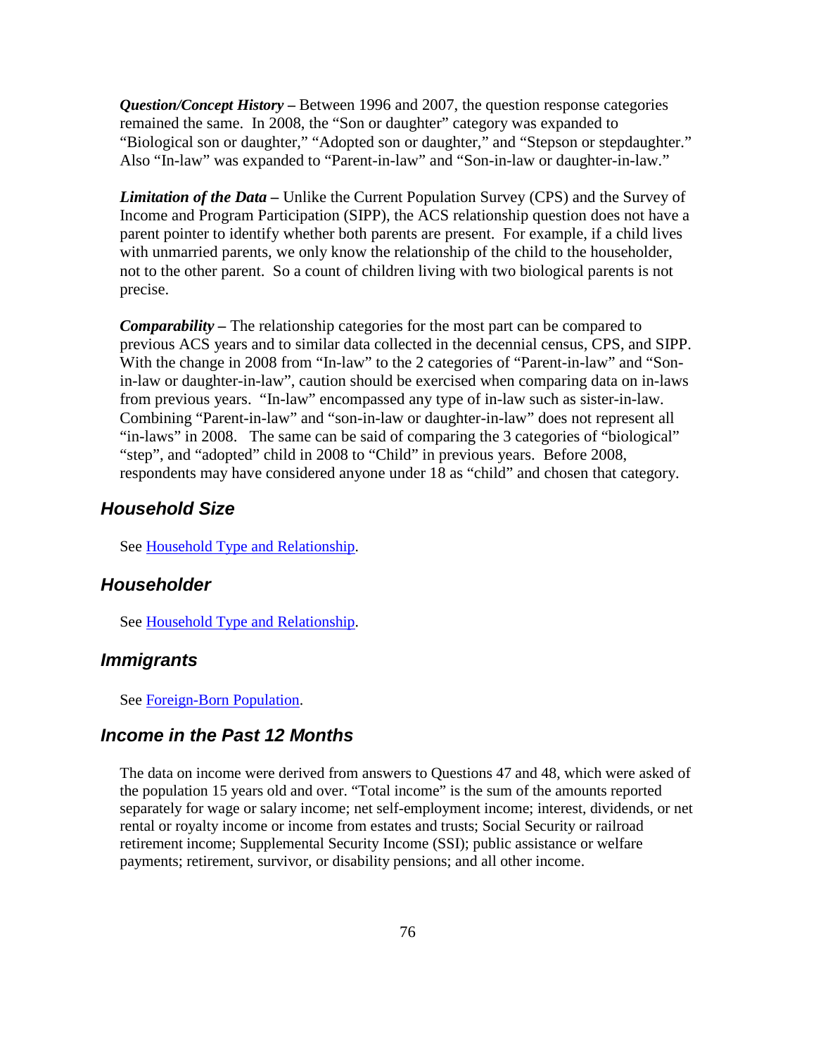***Question/Concept History –*** Between 1996 and 2007, the question response categories remained the same. In 2008, the "Son or daughter" category was expanded to "Biological son or daughter," "Adopted son or daughter," and "Stepson or stepdaughter." Also "In-law" was expanded to "Parent-in-law" and "Son-in-law or daughter-in-law."

***Limitation of the Data –*** Unlike the Current Population Survey (CPS) and the Survey of Income and Program Participation (SIPP), the ACS relationship question does not have a parent pointer to identify whether both parents are present. For example, if a child lives with unmarried parents, we only know the relationship of the child to the householder, not to the other parent. So a count of children living with two biological parents is not precise.

***Comparability –*** The relationship categories for the most part can be compared to previous ACS years and to similar data collected in the decennial census, CPS, and SIPP. With the change in 2008 from "In-law" to the 2 categories of "Parent-in-law" and "Son-in-law or daughter-in-law", caution should be exercised when comparing data on in-laws from previous years. "In-law" encompassed any type of in-law such as sister-in-law. Combining "Parent-in-law" and "son-in-law or daughter-in-law" does not represent all "in-laws" in 2008. The same can be said of comparing the 3 categories of "biological" "step", and "adopted" child in 2008 to "Child" in previous years. Before 2008, respondents may have considered anyone under 18 as "child" and chosen that category.

## Household Size

See Household Type and Relationship.

## Householder

See Household Type and Relationship.

## Immigrants

See Foreign-Born Population.

## Income in the Past 12 Months

The data on income were derived from answers to Questions 47 and 48, which were asked of the population 15 years old and over. "Total income" is the sum of the amounts reported separately for wage or salary income; net self-employment income; interest, dividends, or net rental or royalty income or income from estates and trusts; Social Security or railroad retirement income; Supplemental Security Income (SSI); public assistance or welfare payments; retirement, survivor, or disability pensions; and all other income.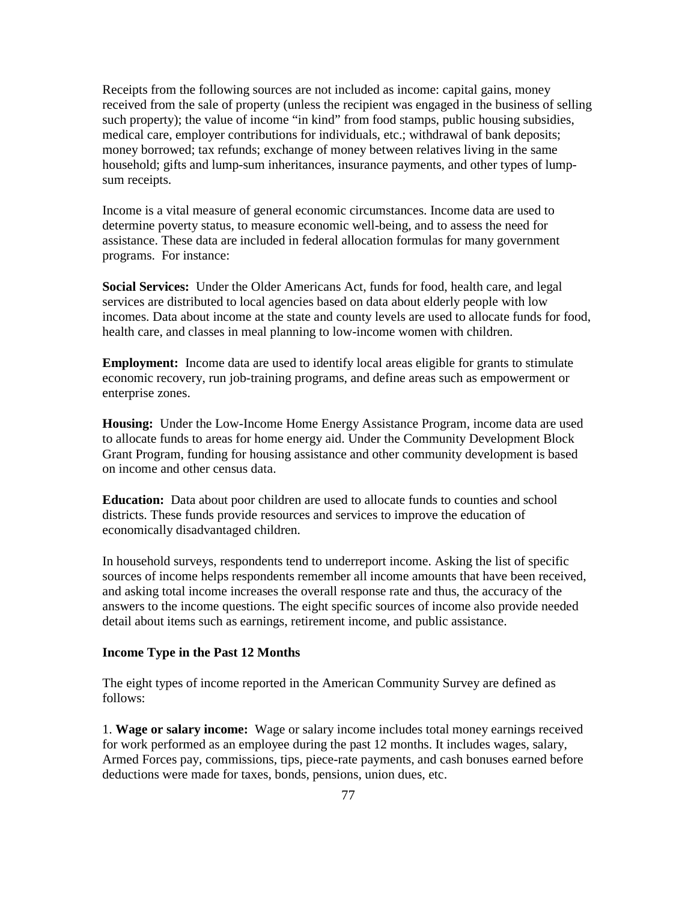Receipts from the following sources are not included as income: capital gains, money received from the sale of property (unless the recipient was engaged in the business of selling such property); the value of income "in kind" from food stamps, public housing subsidies, medical care, employer contributions for individuals, etc.; withdrawal of bank deposits; money borrowed; tax refunds; exchange of money between relatives living in the same household; gifts and lump-sum inheritances, insurance payments, and other types of lump-sum receipts.

Income is a vital measure of general economic circumstances. Income data are used to determine poverty status, to measure economic well-being, and to assess the need for assistance. These data are included in federal allocation formulas for many government programs. For instance:

**Social Services:** Under the Older Americans Act, funds for food, health care, and legal services are distributed to local agencies based on data about elderly people with low incomes. Data about income at the state and county levels are used to allocate funds for food, health care, and classes in meal planning to low-income women with children.

**Employment:** Income data are used to identify local areas eligible for grants to stimulate economic recovery, run job-training programs, and define areas such as empowerment or enterprise zones.

**Housing:** Under the Low-Income Home Energy Assistance Program, income data are used to allocate funds to areas for home energy aid. Under the Community Development Block Grant Program, funding for housing assistance and other community development is based on income and other census data.

**Education:** Data about poor children are used to allocate funds to counties and school districts. These funds provide resources and services to improve the education of economically disadvantaged children.

In household surveys, respondents tend to underreport income. Asking the list of specific sources of income helps respondents remember all income amounts that have been received, and asking total income increases the overall response rate and thus, the accuracy of the answers to the income questions. The eight specific sources of income also provide needed detail about items such as earnings, retirement income, and public assistance.

**Income Type in the Past 12 Months**

The eight types of income reported in the American Community Survey are defined as follows:

1. **Wage or salary income:** Wage or salary income includes total money earnings received for work performed as an employee during the past 12 months. It includes wages, salary, Armed Forces pay, commissions, tips, piece-rate payments, and cash bonuses earned before deductions were made for taxes, bonds, pensions, union dues, etc.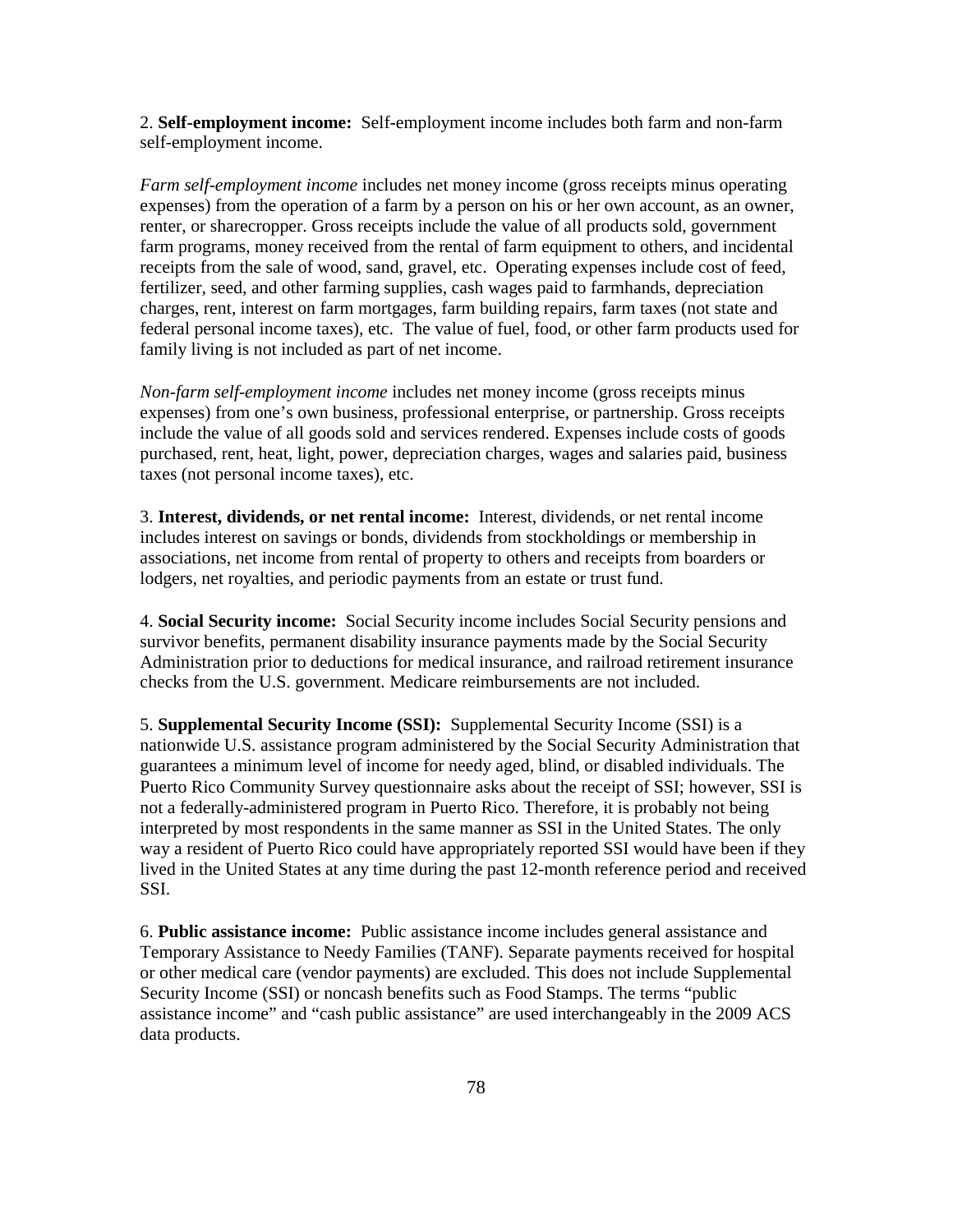2. **Self-employment income:** Self-employment income includes both farm and non-farm self-employment income.

*Farm self-employment income* includes net money income (gross receipts minus operating expenses) from the operation of a farm by a person on his or her own account, as an owner, renter, or sharecropper. Gross receipts include the value of all products sold, government farm programs, money received from the rental of farm equipment to others, and incidental receipts from the sale of wood, sand, gravel, etc. Operating expenses include cost of feed, fertilizer, seed, and other farming supplies, cash wages paid to farmhands, depreciation charges, rent, interest on farm mortgages, farm building repairs, farm taxes (not state and federal personal income taxes), etc. The value of fuel, food, or other farm products used for family living is not included as part of net income.

*Non-farm self-employment income* includes net money income (gross receipts minus expenses) from one's own business, professional enterprise, or partnership. Gross receipts include the value of all goods sold and services rendered. Expenses include costs of goods purchased, rent, heat, light, power, depreciation charges, wages and salaries paid, business taxes (not personal income taxes), etc.

3. **Interest, dividends, or net rental income:** Interest, dividends, or net rental income includes interest on savings or bonds, dividends from stockholdings or membership in associations, net income from rental of property to others and receipts from boarders or lodgers, net royalties, and periodic payments from an estate or trust fund.

4. **Social Security income:** Social Security income includes Social Security pensions and survivor benefits, permanent disability insurance payments made by the Social Security Administration prior to deductions for medical insurance, and railroad retirement insurance checks from the U.S. government. Medicare reimbursements are not included.

5. **Supplemental Security Income (SSI):** Supplemental Security Income (SSI) is a nationwide U.S. assistance program administered by the Social Security Administration that guarantees a minimum level of income for needy aged, blind, or disabled individuals. The Puerto Rico Community Survey questionnaire asks about the receipt of SSI; however, SSI is not a federally-administered program in Puerto Rico. Therefore, it is probably not being interpreted by most respondents in the same manner as SSI in the United States. The only way a resident of Puerto Rico could have appropriately reported SSI would have been if they lived in the United States at any time during the past 12-month reference period and received SSI.

6. **Public assistance income:** Public assistance income includes general assistance and Temporary Assistance to Needy Families (TANF). Separate payments received for hospital or other medical care (vendor payments) are excluded. This does not include Supplemental Security Income (SSI) or noncash benefits such as Food Stamps. The terms "public assistance income" and "cash public assistance" are used interchangeably in the 2009 ACS data products.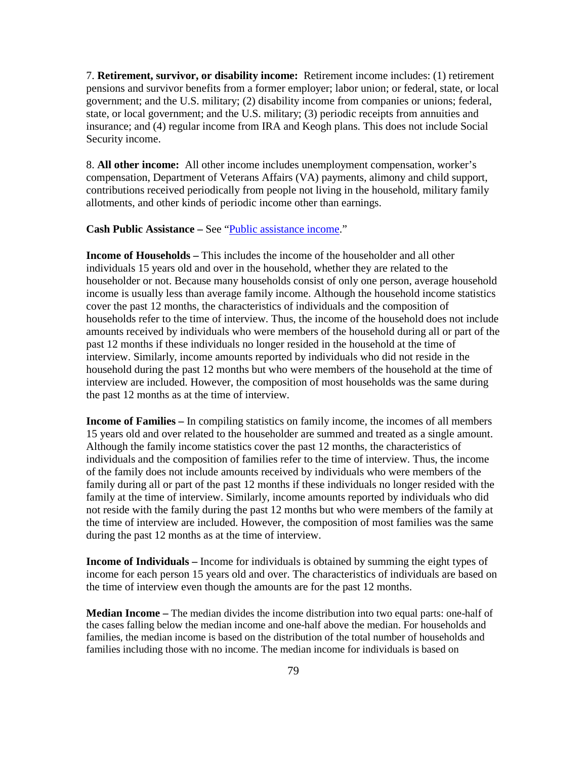7. **Retirement, survivor, or disability income:** Retirement income includes: (1) retirement pensions and survivor benefits from a former employer; labor union; or federal, state, or local government; and the U.S. military; (2) disability income from companies or unions; federal, state, or local government; and the U.S. military; (3) periodic receipts from annuities and insurance; and (4) regular income from IRA and Keogh plans. This does not include Social Security income.

8. **All other income:** All other income includes unemployment compensation, worker's compensation, Department of Veterans Affairs (VA) payments, alimony and child support, contributions received periodically from people not living in the household, military family allotments, and other kinds of periodic income other than earnings.

**Cash Public Assistance –** See "Public assistance income."

**Income of Households –** This includes the income of the householder and all other individuals 15 years old and over in the household, whether they are related to the householder or not. Because many households consist of only one person, average household income is usually less than average family income. Although the household income statistics cover the past 12 months, the characteristics of individuals and the composition of households refer to the time of interview. Thus, the income of the household does not include amounts received by individuals who were members of the household during all or part of the past 12 months if these individuals no longer resided in the household at the time of interview. Similarly, income amounts reported by individuals who did not reside in the household during the past 12 months but who were members of the household at the time of interview are included. However, the composition of most households was the same during the past 12 months as at the time of interview.

**Income of Families –** In compiling statistics on family income, the incomes of all members 15 years old and over related to the householder are summed and treated as a single amount. Although the family income statistics cover the past 12 months, the characteristics of individuals and the composition of families refer to the time of interview. Thus, the income of the family does not include amounts received by individuals who were members of the family during all or part of the past 12 months if these individuals no longer resided with the family at the time of interview. Similarly, income amounts reported by individuals who did not reside with the family during the past 12 months but who were members of the family at the time of interview are included. However, the composition of most families was the same during the past 12 months as at the time of interview.

**Income of Individuals –** Income for individuals is obtained by summing the eight types of income for each person 15 years old and over. The characteristics of individuals are based on the time of interview even though the amounts are for the past 12 months.

**Median Income –** The median divides the income distribution into two equal parts: one-half of the cases falling below the median income and one-half above the median. For households and families, the median income is based on the distribution of the total number of households and families including those with no income. The median income for individuals is based on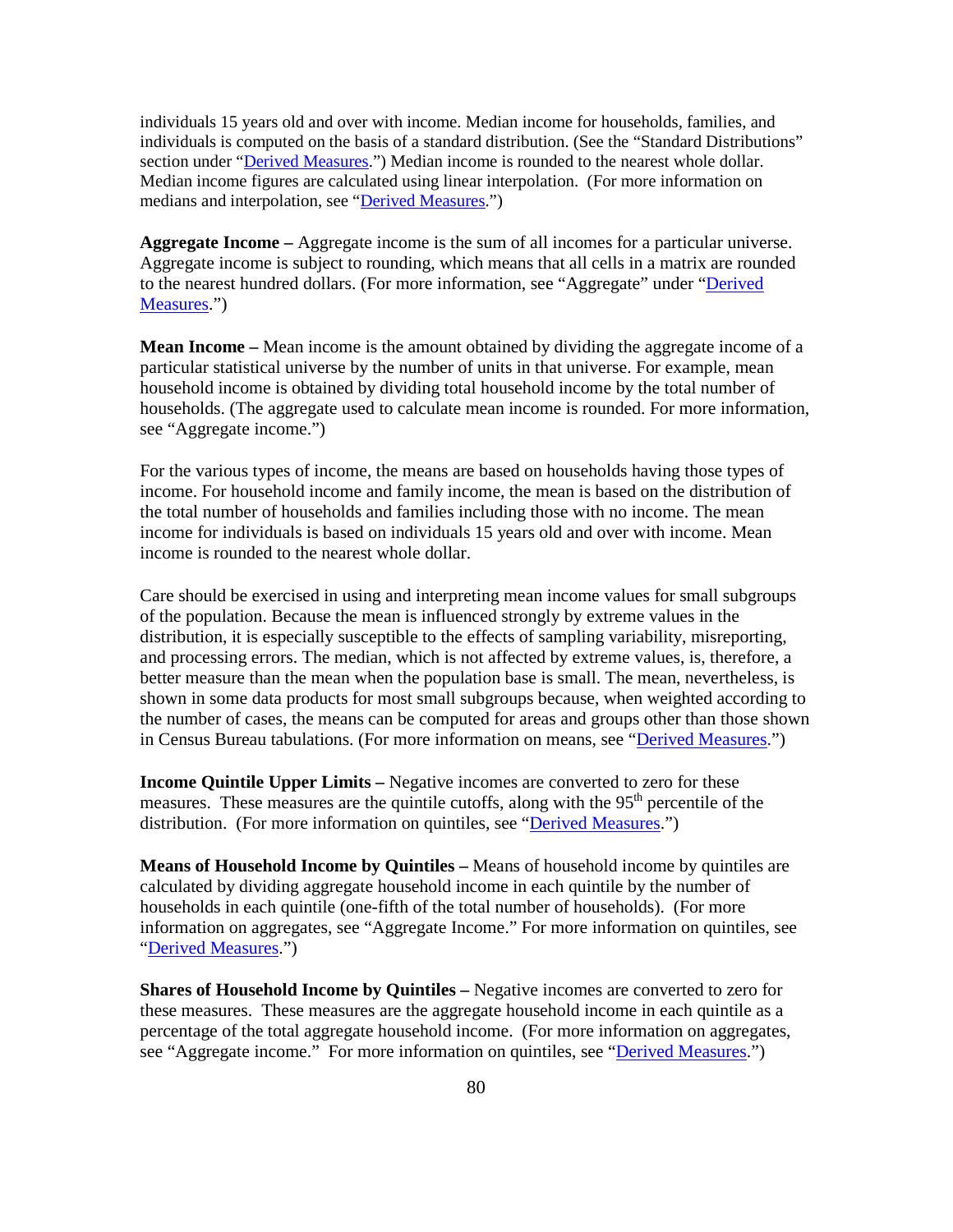individuals 15 years old and over with income. Median income for households, families, and individuals is computed on the basis of a standard distribution. (See the "Standard Distributions" section under "Derived Measures.") Median income is rounded to the nearest whole dollar. Median income figures are calculated using linear interpolation. (For more information on medians and interpolation, see "Derived Measures.")

**Aggregate Income –** Aggregate income is the sum of all incomes for a particular universe. Aggregate income is subject to rounding, which means that all cells in a matrix are rounded to the nearest hundred dollars. (For more information, see "Aggregate" under "Derived Measures.")

**Mean Income –** Mean income is the amount obtained by dividing the aggregate income of a particular statistical universe by the number of units in that universe. For example, mean household income is obtained by dividing total household income by the total number of households. (The aggregate used to calculate mean income is rounded. For more information, see "Aggregate income.")

For the various types of income, the means are based on households having those types of income. For household income and family income, the mean is based on the distribution of the total number of households and families including those with no income. The mean income for individuals is based on individuals 15 years old and over with income. Mean income is rounded to the nearest whole dollar.

Care should be exercised in using and interpreting mean income values for small subgroups of the population. Because the mean is influenced strongly by extreme values in the distribution, it is especially susceptible to the effects of sampling variability, misreporting, and processing errors. The median, which is not affected by extreme values, is, therefore, a better measure than the mean when the population base is small. The mean, nevertheless, is shown in some data products for most small subgroups because, when weighted according to the number of cases, the means can be computed for areas and groups other than those shown in Census Bureau tabulations. (For more information on means, see "Derived Measures.")

**Income Quintile Upper Limits –** Negative incomes are converted to zero for these measures. These measures are the quintile cutoffs, along with the 95th percentile of the distribution. (For more information on quintiles, see "Derived Measures.")

**Means of Household Income by Quintiles –** Means of household income by quintiles are calculated by dividing aggregate household income in each quintile by the number of households in each quintile (one-fifth of the total number of households). (For more information on aggregates, see "Aggregate Income." For more information on quintiles, see "Derived Measures.")

**Shares of Household Income by Quintiles –** Negative incomes are converted to zero for these measures. These measures are the aggregate household income in each quintile as a percentage of the total aggregate household income. (For more information on aggregates, see "Aggregate income." For more information on quintiles, see "Derived Measures.")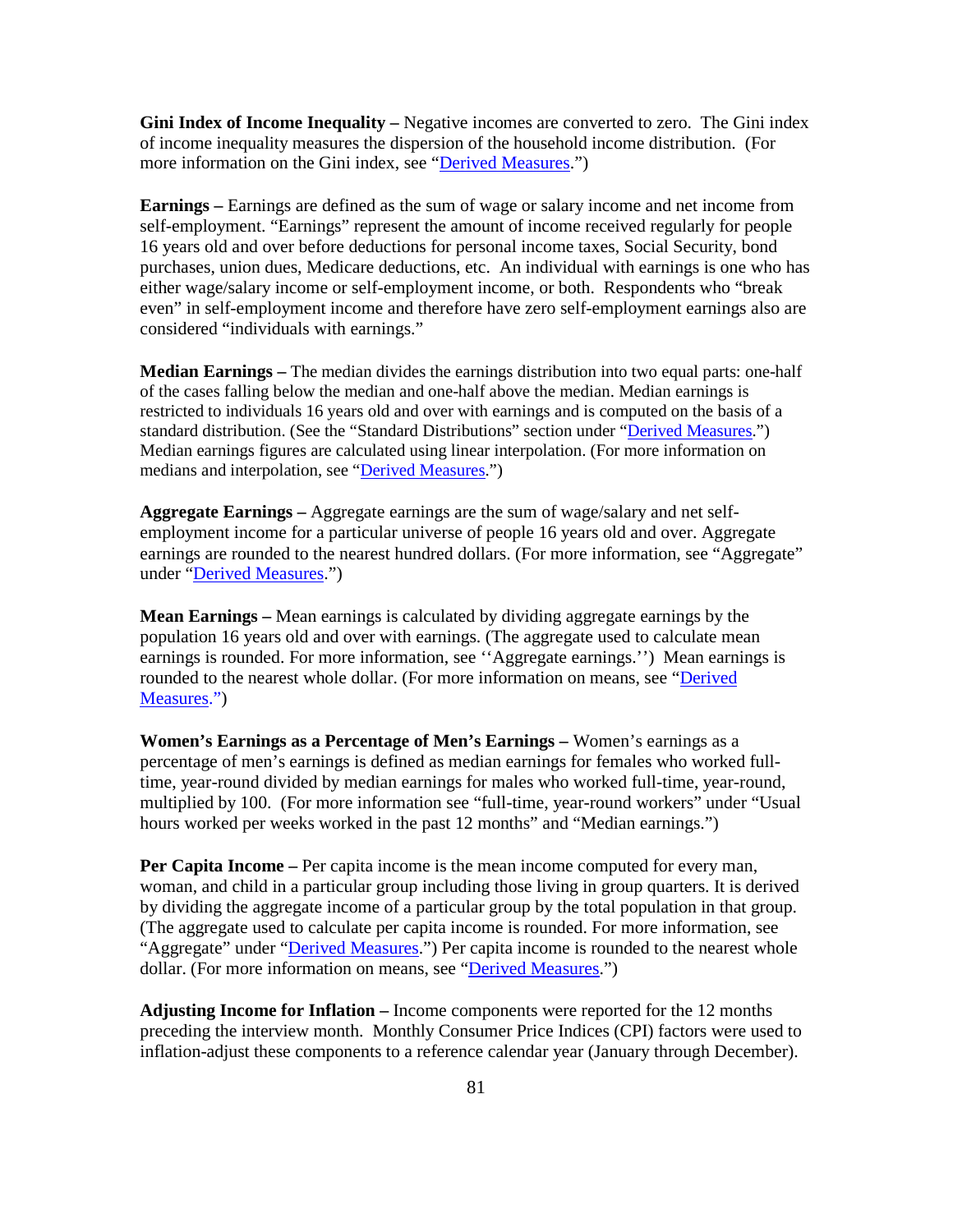**Gini Index of Income Inequality –** Negative incomes are converted to zero. The Gini index of income inequality measures the dispersion of the household income distribution. (For more information on the Gini index, see "Derived Measures.")

**Earnings –** Earnings are defined as the sum of wage or salary income and net income from self-employment. "Earnings" represent the amount of income received regularly for people 16 years old and over before deductions for personal income taxes, Social Security, bond purchases, union dues, Medicare deductions, etc. An individual with earnings is one who has either wage/salary income or self-employment income, or both. Respondents who "break even" in self-employment income and therefore have zero self-employment earnings also are considered "individuals with earnings."

**Median Earnings –** The median divides the earnings distribution into two equal parts: one-half of the cases falling below the median and one-half above the median. Median earnings is restricted to individuals 16 years old and over with earnings and is computed on the basis of a standard distribution. (See the "Standard Distributions" section under "Derived Measures.") Median earnings figures are calculated using linear interpolation. (For more information on medians and interpolation, see "Derived Measures.")

**Aggregate Earnings –** Aggregate earnings are the sum of wage/salary and net self-employment income for a particular universe of people 16 years old and over. Aggregate earnings are rounded to the nearest hundred dollars. (For more information, see "Aggregate" under "Derived Measures.")

**Mean Earnings –** Mean earnings is calculated by dividing aggregate earnings by the population 16 years old and over with earnings. (The aggregate used to calculate mean earnings is rounded. For more information, see ''Aggregate earnings.'') Mean earnings is rounded to the nearest whole dollar. (For more information on means, see "Derived Measures.")

**Women's Earnings as a Percentage of Men's Earnings –** Women's earnings as a percentage of men's earnings is defined as median earnings for females who worked full-time, year-round divided by median earnings for males who worked full-time, year-round, multiplied by 100. (For more information see "full-time, year-round workers" under "Usual hours worked per weeks worked in the past 12 months" and "Median earnings.")

**Per Capita Income –** Per capita income is the mean income computed for every man, woman, and child in a particular group including those living in group quarters. It is derived by dividing the aggregate income of a particular group by the total population in that group. (The aggregate used to calculate per capita income is rounded. For more information, see "Aggregate" under "Derived Measures.") Per capita income is rounded to the nearest whole dollar. (For more information on means, see "Derived Measures.")

**Adjusting Income for Inflation –** Income components were reported for the 12 months preceding the interview month. Monthly Consumer Price Indices (CPI) factors were used to inflation-adjust these components to a reference calendar year (January through December).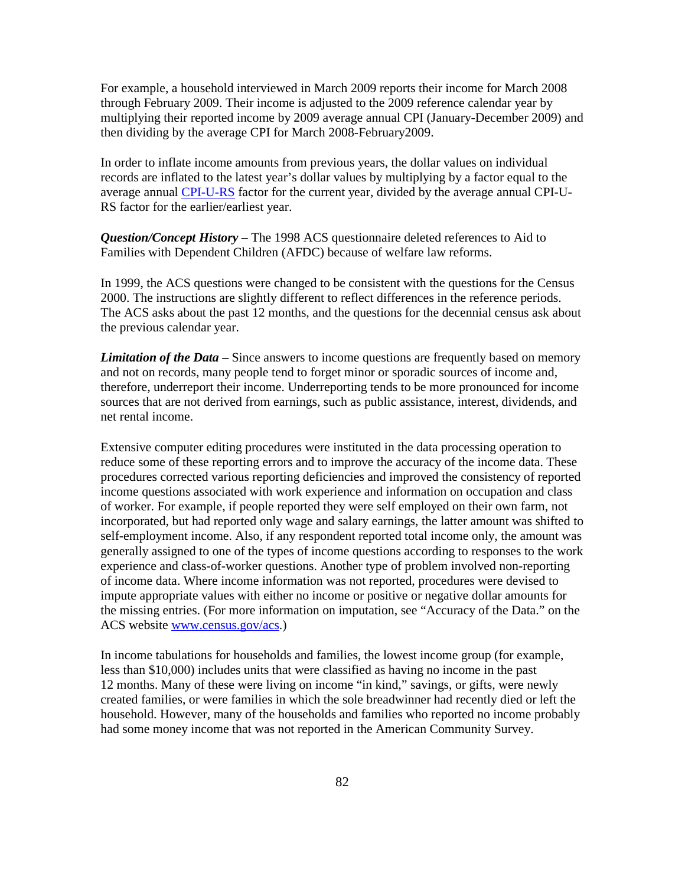For example, a household interviewed in March 2009 reports their income for March 2008 through February 2009. Their income is adjusted to the 2009 reference calendar year by multiplying their reported income by 2009 average annual CPI (January-December 2009) and then dividing by the average CPI for March 2008-February2009.

In order to inflate income amounts from previous years, the dollar values on individual records are inflated to the latest year's dollar values by multiplying by a factor equal to the average annual CPI-U-RS factor for the current year, divided by the average annual CPI-U-RS factor for the earlier/earliest year.

***Question/Concept History –*** The 1998 ACS questionnaire deleted references to Aid to Families with Dependent Children (AFDC) because of welfare law reforms.

In 1999, the ACS questions were changed to be consistent with the questions for the Census 2000. The instructions are slightly different to reflect differences in the reference periods. The ACS asks about the past 12 months, and the questions for the decennial census ask about the previous calendar year.

***Limitation of the Data –*** Since answers to income questions are frequently based on memory and not on records, many people tend to forget minor or sporadic sources of income and, therefore, underreport their income. Underreporting tends to be more pronounced for income sources that are not derived from earnings, such as public assistance, interest, dividends, and net rental income.

Extensive computer editing procedures were instituted in the data processing operation to reduce some of these reporting errors and to improve the accuracy of the income data. These procedures corrected various reporting deficiencies and improved the consistency of reported income questions associated with work experience and information on occupation and class of worker. For example, if people reported they were self employed on their own farm, not incorporated, but had reported only wage and salary earnings, the latter amount was shifted to self-employment income. Also, if any respondent reported total income only, the amount was generally assigned to one of the types of income questions according to responses to the work experience and class-of-worker questions. Another type of problem involved non-reporting of income data. Where income information was not reported, procedures were devised to impute appropriate values with either no income or positive or negative dollar amounts for the missing entries. (For more information on imputation, see "Accuracy of the Data." on the ACS website www.census.gov/acs.)

In income tabulations for households and families, the lowest income group (for example, less than $10,000) includes units that were classified as having no income in the past 12 months. Many of these were living on income "in kind," savings, or gifts, were newly created families, or were families in which the sole breadwinner had recently died or left the household. However, many of the households and families who reported no income probably had some money income that was not reported in the American Community Survey.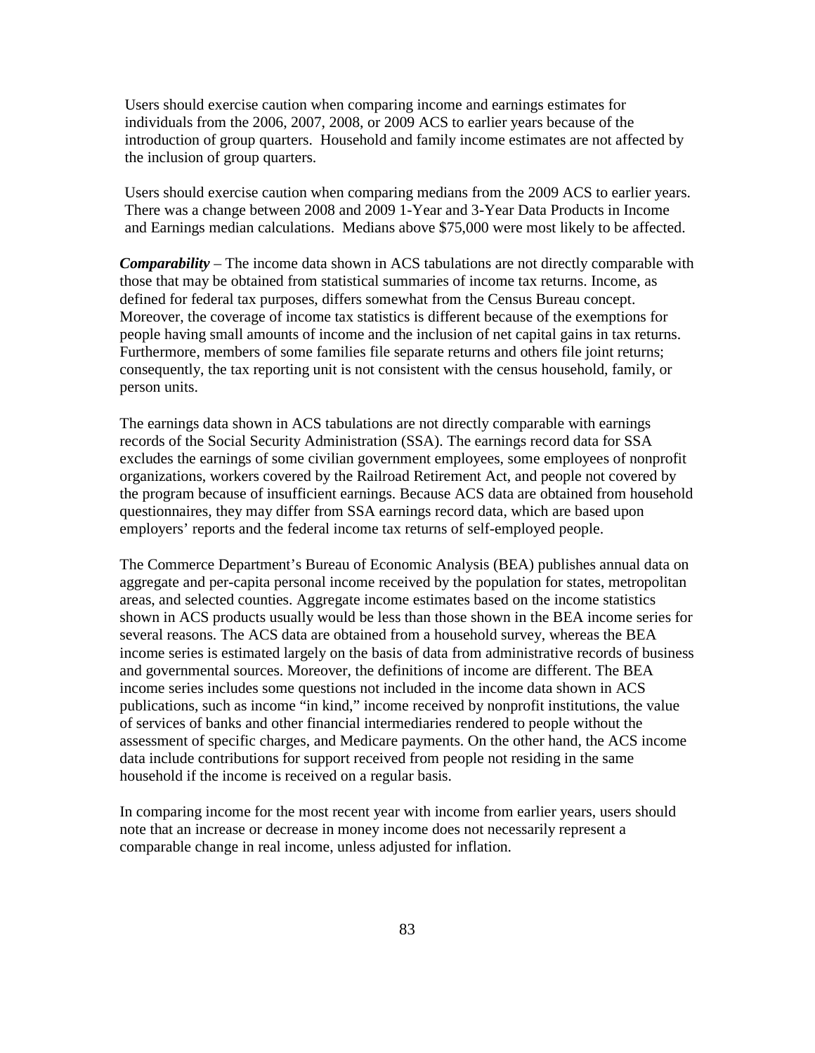Users should exercise caution when comparing income and earnings estimates for individuals from the 2006, 2007, 2008, or 2009 ACS to earlier years because of the introduction of group quarters. Household and family income estimates are not affected by the inclusion of group quarters.

Users should exercise caution when comparing medians from the 2009 ACS to earlier years. There was a change between 2008 and 2009 1-Year and 3-Year Data Products in Income and Earnings median calculations. Medians above $75,000 were most likely to be affected.

***Comparability*** – The income data shown in ACS tabulations are not directly comparable with those that may be obtained from statistical summaries of income tax returns. Income, as defined for federal tax purposes, differs somewhat from the Census Bureau concept. Moreover, the coverage of income tax statistics is different because of the exemptions for people having small amounts of income and the inclusion of net capital gains in tax returns. Furthermore, members of some families file separate returns and others file joint returns; consequently, the tax reporting unit is not consistent with the census household, family, or person units.

The earnings data shown in ACS tabulations are not directly comparable with earnings records of the Social Security Administration (SSA). The earnings record data for SSA excludes the earnings of some civilian government employees, some employees of nonprofit organizations, workers covered by the Railroad Retirement Act, and people not covered by the program because of insufficient earnings. Because ACS data are obtained from household questionnaires, they may differ from SSA earnings record data, which are based upon employers' reports and the federal income tax returns of self-employed people.

The Commerce Department's Bureau of Economic Analysis (BEA) publishes annual data on aggregate and per-capita personal income received by the population for states, metropolitan areas, and selected counties. Aggregate income estimates based on the income statistics shown in ACS products usually would be less than those shown in the BEA income series for several reasons. The ACS data are obtained from a household survey, whereas the BEA income series is estimated largely on the basis of data from administrative records of business and governmental sources. Moreover, the definitions of income are different. The BEA income series includes some questions not included in the income data shown in ACS publications, such as income "in kind," income received by nonprofit institutions, the value of services of banks and other financial intermediaries rendered to people without the assessment of specific charges, and Medicare payments. On the other hand, the ACS income data include contributions for support received from people not residing in the same household if the income is received on a regular basis.

In comparing income for the most recent year with income from earlier years, users should note that an increase or decrease in money income does not necessarily represent a comparable change in real income, unless adjusted for inflation.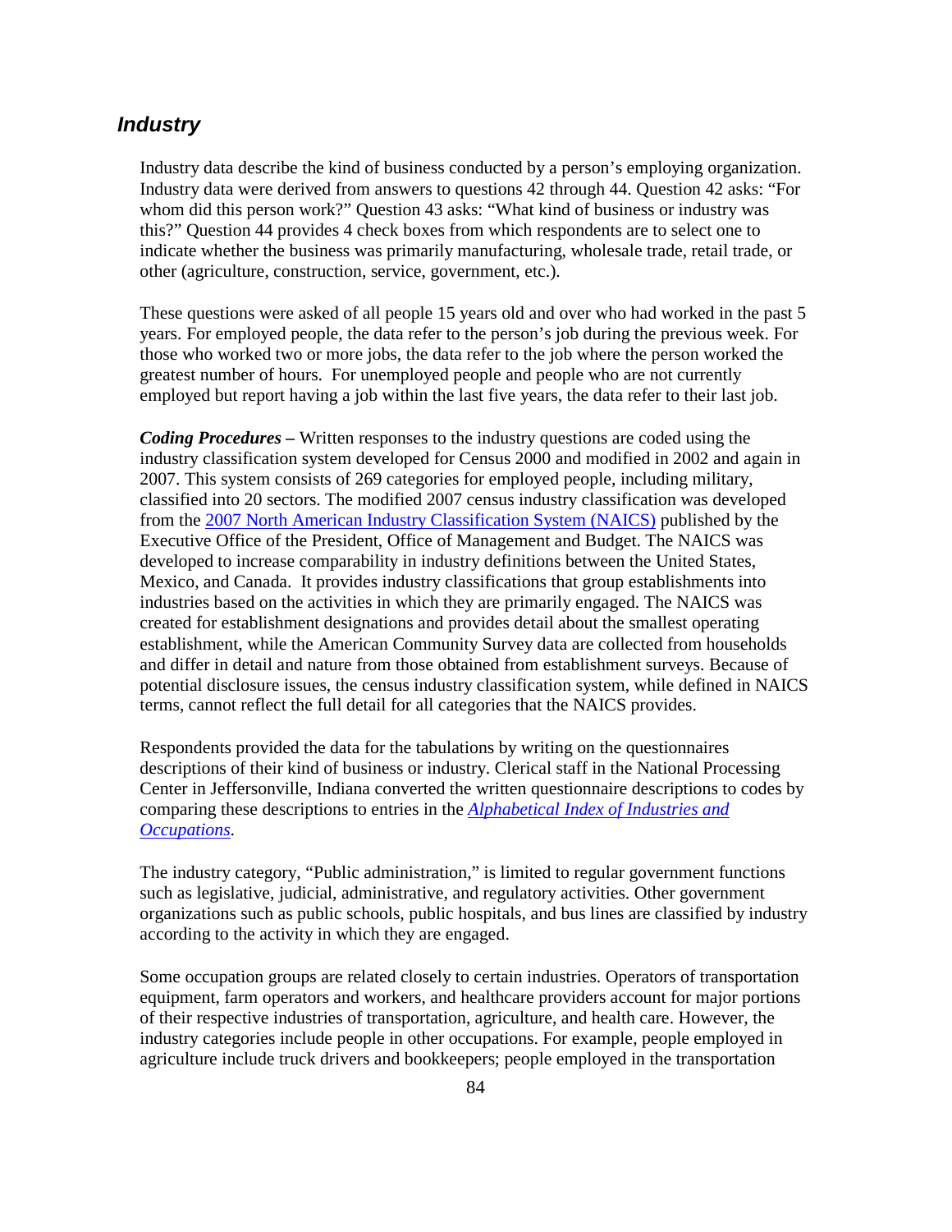## *Industry*

Industry data describe the kind of business conducted by a person's employing organization. Industry data were derived from answers to questions 42 through 44. Question 42 asks: "For whom did this person work?" Question 43 asks: "What kind of business or industry was this?" Question 44 provides 4 check boxes from which respondents are to select one to indicate whether the business was primarily manufacturing, wholesale trade, retail trade, or other (agriculture, construction, service, government, etc.).

These questions were asked of all people 15 years old and over who had worked in the past 5 years. For employed people, the data refer to the person's job during the previous week. For those who worked two or more jobs, the data refer to the job where the person worked the greatest number of hours. For unemployed people and people who are not currently employed but report having a job within the last five years, the data refer to their last job.

***Coding Procedures –*** Written responses to the industry questions are coded using the industry classification system developed for Census 2000 and modified in 2002 and again in 2007. This system consists of 269 categories for employed people, including military, classified into 20 sectors. The modified 2007 census industry classification was developed from the 2007 North American Industry Classification System (NAICS) published by the Executive Office of the President, Office of Management and Budget. The NAICS was developed to increase comparability in industry definitions between the United States, Mexico, and Canada. It provides industry classifications that group establishments into industries based on the activities in which they are primarily engaged. The NAICS was created for establishment designations and provides detail about the smallest operating establishment, while the American Community Survey data are collected from households and differ in detail and nature from those obtained from establishment surveys. Because of potential disclosure issues, the census industry classification system, while defined in NAICS terms, cannot reflect the full detail for all categories that the NAICS provides.

Respondents provided the data for the tabulations by writing on the questionnaires descriptions of their kind of business or industry. Clerical staff in the National Processing Center in Jeffersonville, Indiana converted the written questionnaire descriptions to codes by comparing these descriptions to entries in the *Alphabetical Index of Industries and Occupations*.

The industry category, "Public administration," is limited to regular government functions such as legislative, judicial, administrative, and regulatory activities. Other government organizations such as public schools, public hospitals, and bus lines are classified by industry according to the activity in which they are engaged.

Some occupation groups are related closely to certain industries. Operators of transportation equipment, farm operators and workers, and healthcare providers account for major portions of their respective industries of transportation, agriculture, and health care. However, the industry categories include people in other occupations. For example, people employed in agriculture include truck drivers and bookkeepers; people employed in the transportation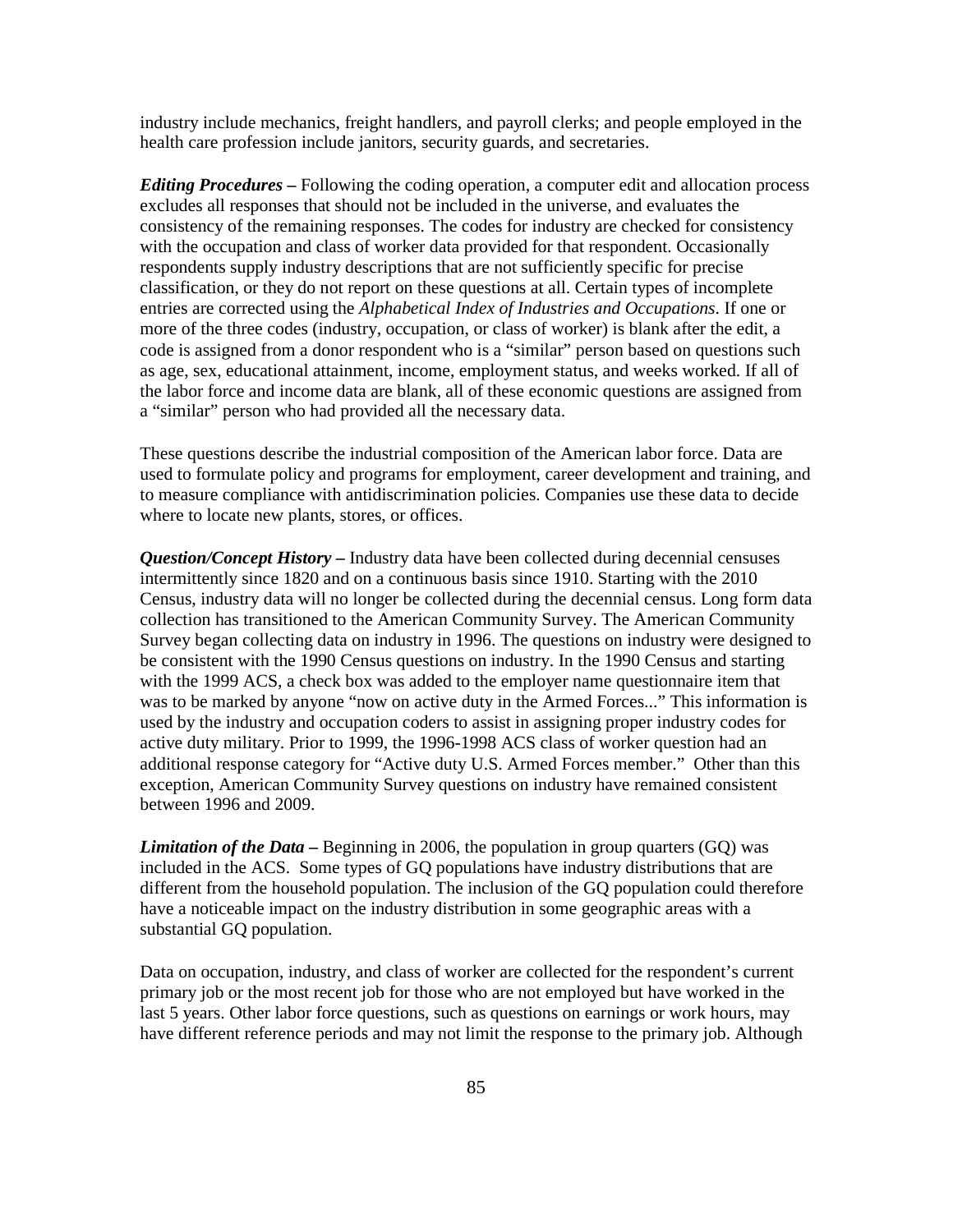industry include mechanics, freight handlers, and payroll clerks; and people employed in the health care profession include janitors, security guards, and secretaries.

***Editing Procedures –*** Following the coding operation, a computer edit and allocation process excludes all responses that should not be included in the universe, and evaluates the consistency of the remaining responses. The codes for industry are checked for consistency with the occupation and class of worker data provided for that respondent. Occasionally respondents supply industry descriptions that are not sufficiently specific for precise classification, or they do not report on these questions at all. Certain types of incomplete entries are corrected using the *Alphabetical Index of Industries and Occupations*. If one or more of the three codes (industry, occupation, or class of worker) is blank after the edit, a code is assigned from a donor respondent who is a "similar" person based on questions such as age, sex, educational attainment, income, employment status, and weeks worked. If all of the labor force and income data are blank, all of these economic questions are assigned from a "similar" person who had provided all the necessary data.

These questions describe the industrial composition of the American labor force. Data are used to formulate policy and programs for employment, career development and training, and to measure compliance with antidiscrimination policies. Companies use these data to decide where to locate new plants, stores, or offices.

***Question/Concept History –*** Industry data have been collected during decennial censuses intermittently since 1820 and on a continuous basis since 1910. Starting with the 2010 Census, industry data will no longer be collected during the decennial census. Long form data collection has transitioned to the American Community Survey. The American Community Survey began collecting data on industry in 1996. The questions on industry were designed to be consistent with the 1990 Census questions on industry. In the 1990 Census and starting with the 1999 ACS, a check box was added to the employer name questionnaire item that was to be marked by anyone "now on active duty in the Armed Forces..." This information is used by the industry and occupation coders to assist in assigning proper industry codes for active duty military. Prior to 1999, the 1996-1998 ACS class of worker question had an additional response category for "Active duty U.S. Armed Forces member." Other than this exception, American Community Survey questions on industry have remained consistent between 1996 and 2009.

***Limitation of the Data –*** Beginning in 2006, the population in group quarters (GQ) was included in the ACS. Some types of GQ populations have industry distributions that are different from the household population. The inclusion of the GQ population could therefore have a noticeable impact on the industry distribution in some geographic areas with a substantial GQ population.

Data on occupation, industry, and class of worker are collected for the respondent's current primary job or the most recent job for those who are not employed but have worked in the last 5 years. Other labor force questions, such as questions on earnings or work hours, may have different reference periods and may not limit the response to the primary job. Although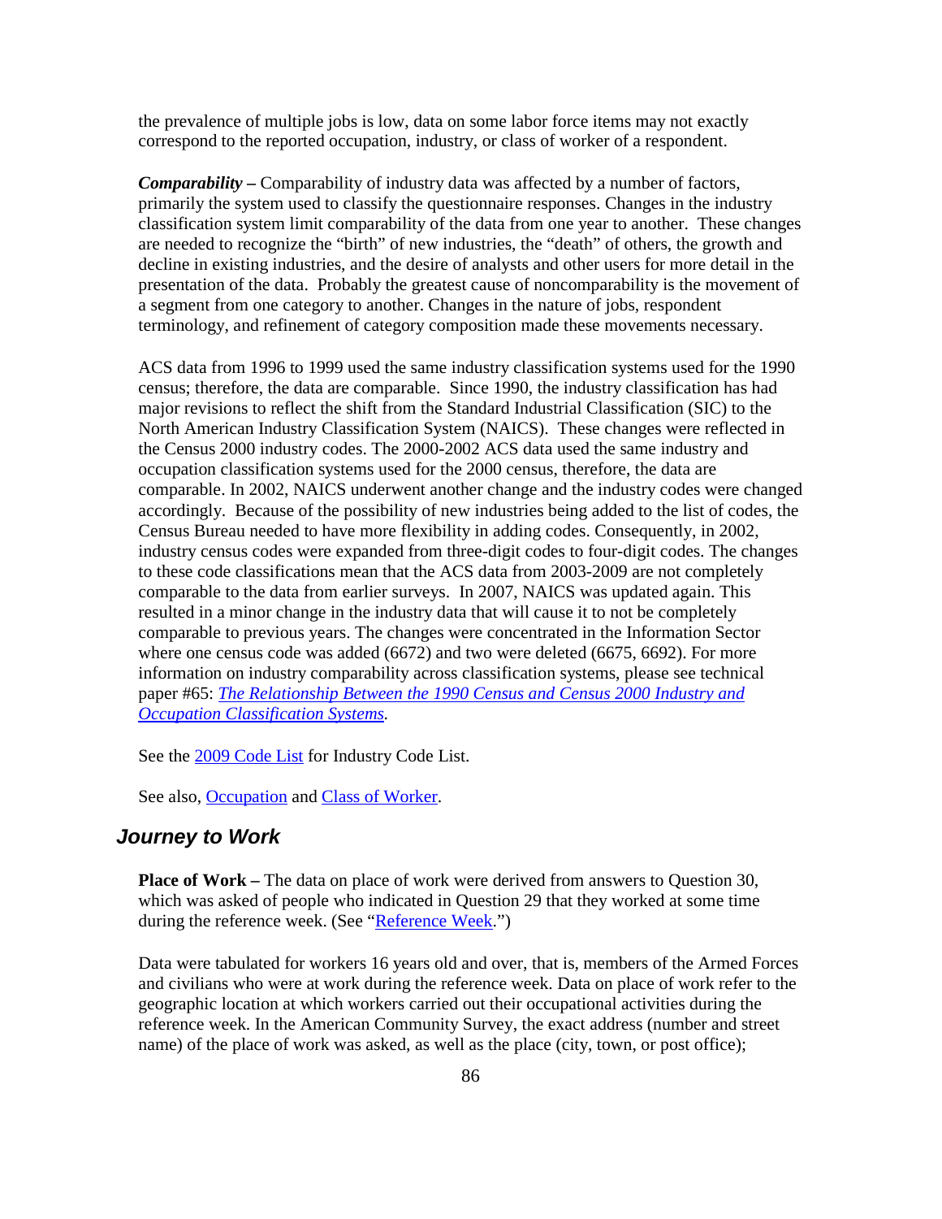the prevalence of multiple jobs is low, data on some labor force items may not exactly correspond to the reported occupation, industry, or class of worker of a respondent.

***Comparability –*** Comparability of industry data was affected by a number of factors, primarily the system used to classify the questionnaire responses. Changes in the industry classification system limit comparability of the data from one year to another. These changes are needed to recognize the "birth" of new industries, the "death" of others, the growth and decline in existing industries, and the desire of analysts and other users for more detail in the presentation of the data. Probably the greatest cause of noncomparability is the movement of a segment from one category to another. Changes in the nature of jobs, respondent terminology, and refinement of category composition made these movements necessary.

ACS data from 1996 to 1999 used the same industry classification systems used for the 1990 census; therefore, the data are comparable. Since 1990, the industry classification has had major revisions to reflect the shift from the Standard Industrial Classification (SIC) to the North American Industry Classification System (NAICS). These changes were reflected in the Census 2000 industry codes. The 2000-2002 ACS data used the same industry and occupation classification systems used for the 2000 census, therefore, the data are comparable. In 2002, NAICS underwent another change and the industry codes were changed accordingly. Because of the possibility of new industries being added to the list of codes, the Census Bureau needed to have more flexibility in adding codes. Consequently, in 2002, industry census codes were expanded from three-digit codes to four-digit codes. The changes to these code classifications mean that the ACS data from 2003-2009 are not completely comparable to the data from earlier surveys. In 2007, NAICS was updated again. This resulted in a minor change in the industry data that will cause it to not be completely comparable to previous years. The changes were concentrated in the Information Sector where one census code was added (6672) and two were deleted (6675, 6692). For more information on industry comparability across classification systems, please see technical paper #65: *The Relationship Between the 1990 Census and Census 2000 Industry and Occupation Classification Systems.*

See the 2009 Code List for Industry Code List.

See also, Occupation and Class of Worker.

## *Journey to Work*

**Place of Work –** The data on place of work were derived from answers to Question 30, which was asked of people who indicated in Question 29 that they worked at some time during the reference week. (See "Reference Week.")

Data were tabulated for workers 16 years old and over, that is, members of the Armed Forces and civilians who were at work during the reference week. Data on place of work refer to the geographic location at which workers carried out their occupational activities during the reference week. In the American Community Survey, the exact address (number and street name) of the place of work was asked, as well as the place (city, town, or post office);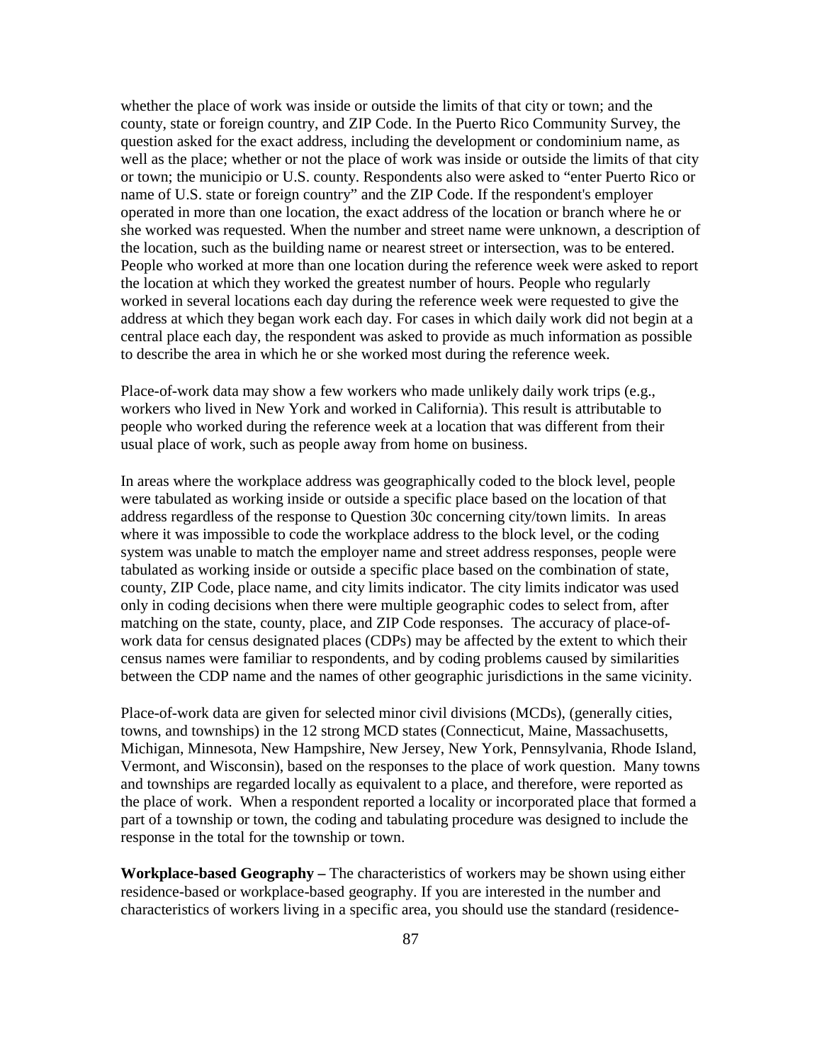whether the place of work was inside or outside the limits of that city or town; and the county, state or foreign country, and ZIP Code. In the Puerto Rico Community Survey, the question asked for the exact address, including the development or condominium name, as well as the place; whether or not the place of work was inside or outside the limits of that city or town; the municipio or U.S. county. Respondents also were asked to "enter Puerto Rico or name of U.S. state or foreign country" and the ZIP Code. If the respondent's employer operated in more than one location, the exact address of the location or branch where he or she worked was requested. When the number and street name were unknown, a description of the location, such as the building name or nearest street or intersection, was to be entered. People who worked at more than one location during the reference week were asked to report the location at which they worked the greatest number of hours. People who regularly worked in several locations each day during the reference week were requested to give the address at which they began work each day. For cases in which daily work did not begin at a central place each day, the respondent was asked to provide as much information as possible to describe the area in which he or she worked most during the reference week.

Place-of-work data may show a few workers who made unlikely daily work trips (e.g., workers who lived in New York and worked in California). This result is attributable to people who worked during the reference week at a location that was different from their usual place of work, such as people away from home on business.

In areas where the workplace address was geographically coded to the block level, people were tabulated as working inside or outside a specific place based on the location of that address regardless of the response to Question 30c concerning city/town limits. In areas where it was impossible to code the workplace address to the block level, or the coding system was unable to match the employer name and street address responses, people were tabulated as working inside or outside a specific place based on the combination of state, county, ZIP Code, place name, and city limits indicator. The city limits indicator was used only in coding decisions when there were multiple geographic codes to select from, after matching on the state, county, place, and ZIP Code responses. The accuracy of place-of-work data for census designated places (CDPs) may be affected by the extent to which their census names were familiar to respondents, and by coding problems caused by similarities between the CDP name and the names of other geographic jurisdictions in the same vicinity.

Place-of-work data are given for selected minor civil divisions (MCDs), (generally cities, towns, and townships) in the 12 strong MCD states (Connecticut, Maine, Massachusetts, Michigan, Minnesota, New Hampshire, New Jersey, New York, Pennsylvania, Rhode Island, Vermont, and Wisconsin), based on the responses to the place of work question. Many towns and townships are regarded locally as equivalent to a place, and therefore, were reported as the place of work. When a respondent reported a locality or incorporated place that formed a part of a township or town, the coding and tabulating procedure was designed to include the response in the total for the township or town.

**Workplace-based Geography –** The characteristics of workers may be shown using either residence-based or workplace-based geography. If you are interested in the number and characteristics of workers living in a specific area, you should use the standard (residence-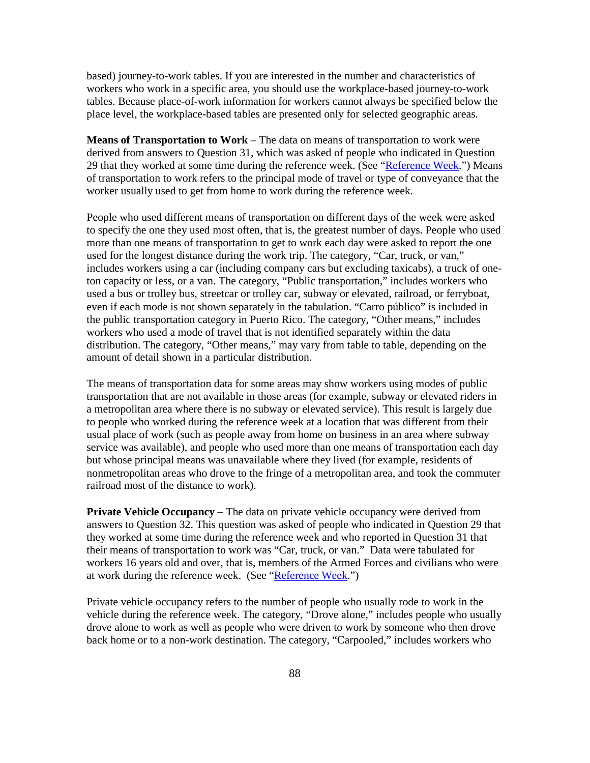based) journey-to-work tables. If you are interested in the number and characteristics of workers who work in a specific area, you should use the workplace-based journey-to-work tables. Because place-of-work information for workers cannot always be specified below the place level, the workplace-based tables are presented only for selected geographic areas.

**Means of Transportation to Work** – The data on means of transportation to work were derived from answers to Question 31, which was asked of people who indicated in Question 29 that they worked at some time during the reference week. (See "Reference Week.") Means of transportation to work refers to the principal mode of travel or type of conveyance that the worker usually used to get from home to work during the reference week.

People who used different means of transportation on different days of the week were asked to specify the one they used most often, that is, the greatest number of days. People who used more than one means of transportation to get to work each day were asked to report the one used for the longest distance during the work trip. The category, "Car, truck, or van," includes workers using a car (including company cars but excluding taxicabs), a truck of one-ton capacity or less, or a van. The category, "Public transportation," includes workers who used a bus or trolley bus, streetcar or trolley car, subway or elevated, railroad, or ferryboat, even if each mode is not shown separately in the tabulation. "Carro público" is included in the public transportation category in Puerto Rico. The category, "Other means," includes workers who used a mode of travel that is not identified separately within the data distribution. The category, "Other means," may vary from table to table, depending on the amount of detail shown in a particular distribution.

The means of transportation data for some areas may show workers using modes of public transportation that are not available in those areas (for example, subway or elevated riders in a metropolitan area where there is no subway or elevated service). This result is largely due to people who worked during the reference week at a location that was different from their usual place of work (such as people away from home on business in an area where subway service was available), and people who used more than one means of transportation each day but whose principal means was unavailable where they lived (for example, residents of nonmetropolitan areas who drove to the fringe of a metropolitan area, and took the commuter railroad most of the distance to work).

**Private Vehicle Occupancy –** The data on private vehicle occupancy were derived from answers to Question 32. This question was asked of people who indicated in Question 29 that they worked at some time during the reference week and who reported in Question 31 that their means of transportation to work was "Car, truck, or van." Data were tabulated for workers 16 years old and over, that is, members of the Armed Forces and civilians who were at work during the reference week. (See "Reference Week.")

Private vehicle occupancy refers to the number of people who usually rode to work in the vehicle during the reference week. The category, "Drove alone," includes people who usually drove alone to work as well as people who were driven to work by someone who then drove back home or to a non-work destination. The category, "Carpooled," includes workers who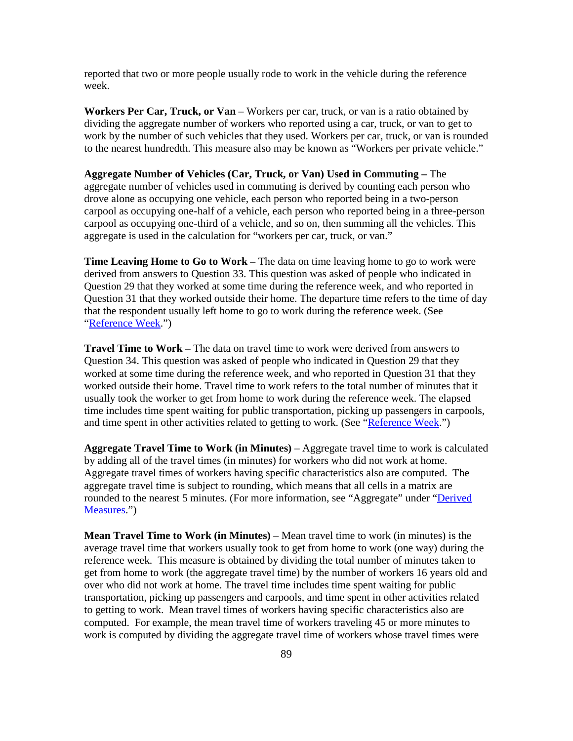reported that two or more people usually rode to work in the vehicle during the reference week.

**Workers Per Car, Truck, or Van** – Workers per car, truck, or van is a ratio obtained by dividing the aggregate number of workers who reported using a car, truck, or van to get to work by the number of such vehicles that they used. Workers per car, truck, or van is rounded to the nearest hundredth. This measure also may be known as "Workers per private vehicle."

**Aggregate Number of Vehicles (Car, Truck, or Van) Used in Commuting –** The aggregate number of vehicles used in commuting is derived by counting each person who drove alone as occupying one vehicle, each person who reported being in a two-person carpool as occupying one-half of a vehicle, each person who reported being in a three-person carpool as occupying one-third of a vehicle, and so on, then summing all the vehicles. This aggregate is used in the calculation for "workers per car, truck, or van."

**Time Leaving Home to Go to Work –** The data on time leaving home to go to work were derived from answers to Question 33. This question was asked of people who indicated in Question 29 that they worked at some time during the reference week, and who reported in Question 31 that they worked outside their home. The departure time refers to the time of day that the respondent usually left home to go to work during the reference week. (See "Reference Week.")

**Travel Time to Work –** The data on travel time to work were derived from answers to Question 34. This question was asked of people who indicated in Question 29 that they worked at some time during the reference week, and who reported in Question 31 that they worked outside their home. Travel time to work refers to the total number of minutes that it usually took the worker to get from home to work during the reference week. The elapsed time includes time spent waiting for public transportation, picking up passengers in carpools, and time spent in other activities related to getting to work. (See "Reference Week.")

**Aggregate Travel Time to Work (in Minutes)** – Aggregate travel time to work is calculated by adding all of the travel times (in minutes) for workers who did not work at home. Aggregate travel times of workers having specific characteristics also are computed. The aggregate travel time is subject to rounding, which means that all cells in a matrix are rounded to the nearest 5 minutes. (For more information, see "Aggregate" under "Derived Measures.")

**Mean Travel Time to Work (in Minutes)** – Mean travel time to work (in minutes) is the average travel time that workers usually took to get from home to work (one way) during the reference week. This measure is obtained by dividing the total number of minutes taken to get from home to work (the aggregate travel time) by the number of workers 16 years old and over who did not work at home. The travel time includes time spent waiting for public transportation, picking up passengers and carpools, and time spent in other activities related to getting to work. Mean travel times of workers having specific characteristics also are computed. For example, the mean travel time of workers traveling 45 or more minutes to work is computed by dividing the aggregate travel time of workers whose travel times were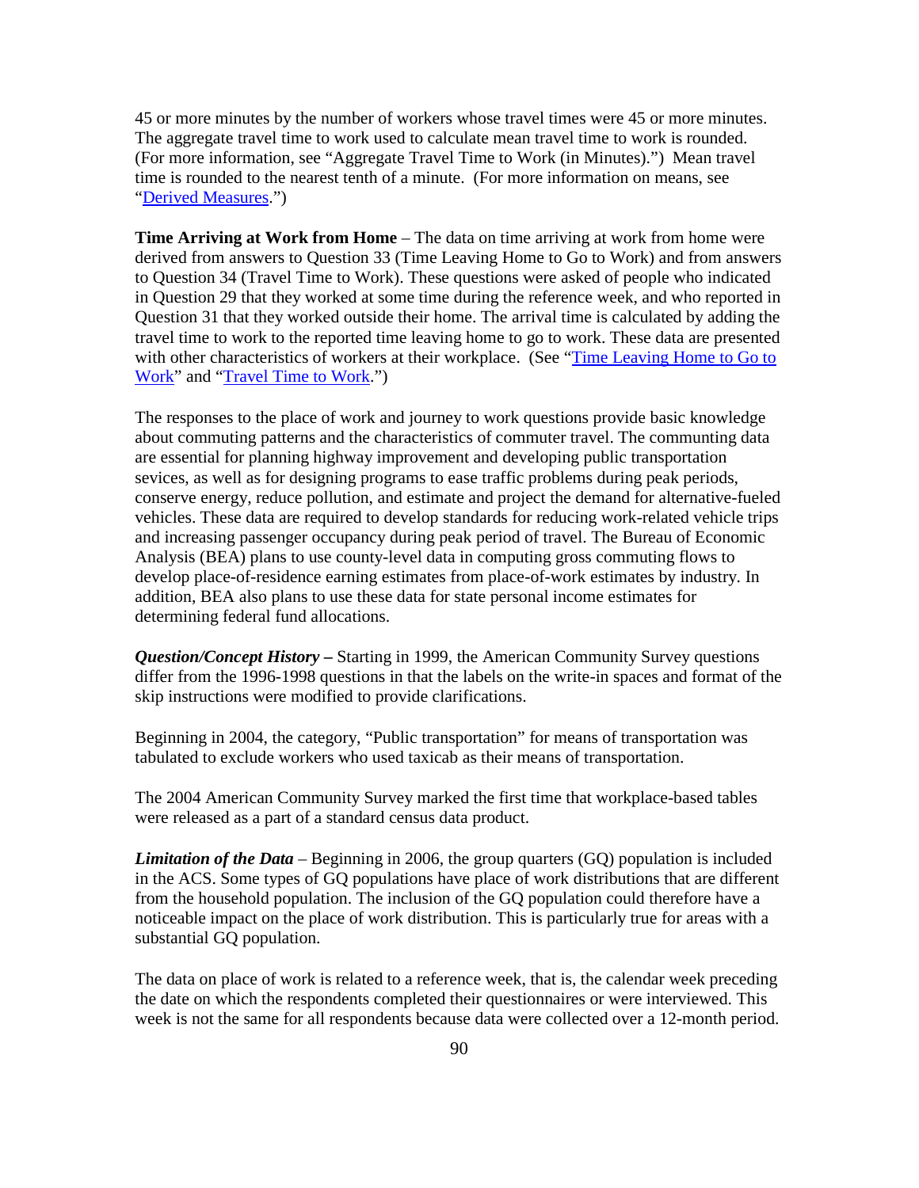45 or more minutes by the number of workers whose travel times were 45 or more minutes. The aggregate travel time to work used to calculate mean travel time to work is rounded. (For more information, see "Aggregate Travel Time to Work (in Minutes).") Mean travel time is rounded to the nearest tenth of a minute. (For more information on means, see "Derived Measures.")

**Time Arriving at Work from Home** – The data on time arriving at work from home were derived from answers to Question 33 (Time Leaving Home to Go to Work) and from answers to Question 34 (Travel Time to Work). These questions were asked of people who indicated in Question 29 that they worked at some time during the reference week, and who reported in Question 31 that they worked outside their home. The arrival time is calculated by adding the travel time to work to the reported time leaving home to go to work. These data are presented with other characteristics of workers at their workplace. (See "Time Leaving Home to Go to Work" and "Travel Time to Work.")

The responses to the place of work and journey to work questions provide basic knowledge about commuting patterns and the characteristics of commuter travel. The communting data are essential for planning highway improvement and developing public transportation sevices, as well as for designing programs to ease traffic problems during peak periods, conserve energy, reduce pollution, and estimate and project the demand for alternative-fueled vehicles. These data are required to develop standards for reducing work-related vehicle trips and increasing passenger occupancy during peak period of travel. The Bureau of Economic Analysis (BEA) plans to use county-level data in computing gross commuting flows to develop place-of-residence earning estimates from place-of-work estimates by industry. In addition, BEA also plans to use these data for state personal income estimates for determining federal fund allocations.

***Question/Concept History –*** Starting in 1999, the American Community Survey questions differ from the 1996-1998 questions in that the labels on the write-in spaces and format of the skip instructions were modified to provide clarifications.

Beginning in 2004, the category, "Public transportation" for means of transportation was tabulated to exclude workers who used taxicab as their means of transportation.

The 2004 American Community Survey marked the first time that workplace-based tables were released as a part of a standard census data product.

***Limitation of the Data*** – Beginning in 2006, the group quarters (GQ) population is included in the ACS. Some types of GQ populations have place of work distributions that are different from the household population. The inclusion of the GQ population could therefore have a noticeable impact on the place of work distribution. This is particularly true for areas with a substantial GQ population.

The data on place of work is related to a reference week, that is, the calendar week preceding the date on which the respondents completed their questionnaires or were interviewed. This week is not the same for all respondents because data were collected over a 12-month period.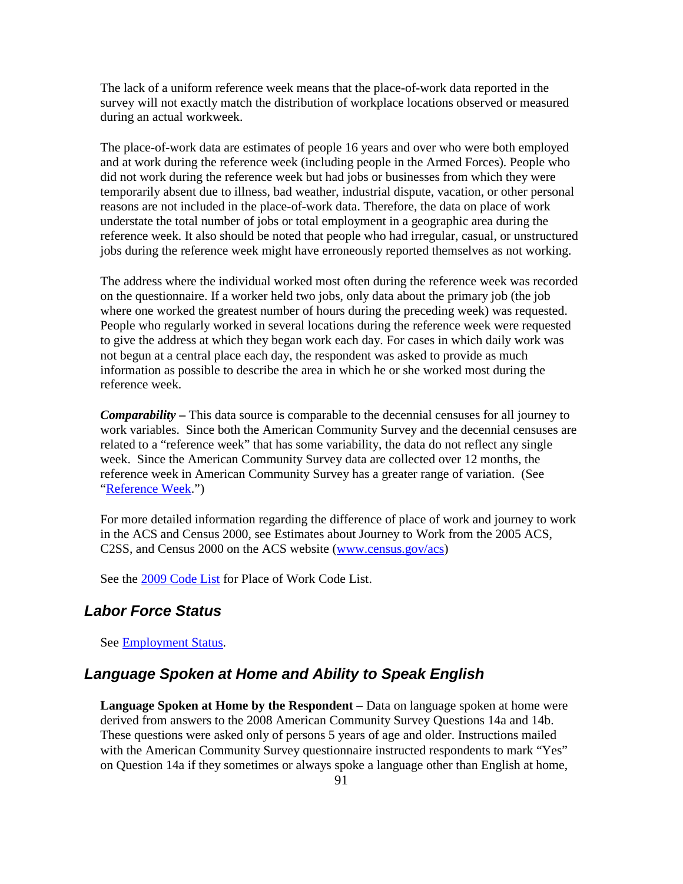The lack of a uniform reference week means that the place-of-work data reported in the survey will not exactly match the distribution of workplace locations observed or measured during an actual workweek.

The place-of-work data are estimates of people 16 years and over who were both employed and at work during the reference week (including people in the Armed Forces). People who did not work during the reference week but had jobs or businesses from which they were temporarily absent due to illness, bad weather, industrial dispute, vacation, or other personal reasons are not included in the place-of-work data. Therefore, the data on place of work understate the total number of jobs or total employment in a geographic area during the reference week. It also should be noted that people who had irregular, casual, or unstructured jobs during the reference week might have erroneously reported themselves as not working.

The address where the individual worked most often during the reference week was recorded on the questionnaire. If a worker held two jobs, only data about the primary job (the job where one worked the greatest number of hours during the preceding week) was requested. People who regularly worked in several locations during the reference week were requested to give the address at which they began work each day. For cases in which daily work was not begun at a central place each day, the respondent was asked to provide as much information as possible to describe the area in which he or she worked most during the reference week.

***Comparability –*** This data source is comparable to the decennial censuses for all journey to work variables. Since both the American Community Survey and the decennial censuses are related to a "reference week" that has some variability, the data do not reflect any single week. Since the American Community Survey data are collected over 12 months, the reference week in American Community Survey has a greater range of variation. (See "Reference Week.")

For more detailed information regarding the difference of place of work and journey to work in the ACS and Census 2000, see Estimates about Journey to Work from the 2005 ACS, C2SS, and Census 2000 on the ACS website (www.census.gov/acs)

See the 2009 Code List for Place of Work Code List.

## Labor Force Status

See Employment Status.

## Language Spoken at Home and Ability to Speak English

**Language Spoken at Home by the Respondent –** Data on language spoken at home were derived from answers to the 2008 American Community Survey Questions 14a and 14b. These questions were asked only of persons 5 years of age and older. Instructions mailed with the American Community Survey questionnaire instructed respondents to mark "Yes" on Question 14a if they sometimes or always spoke a language other than English at home,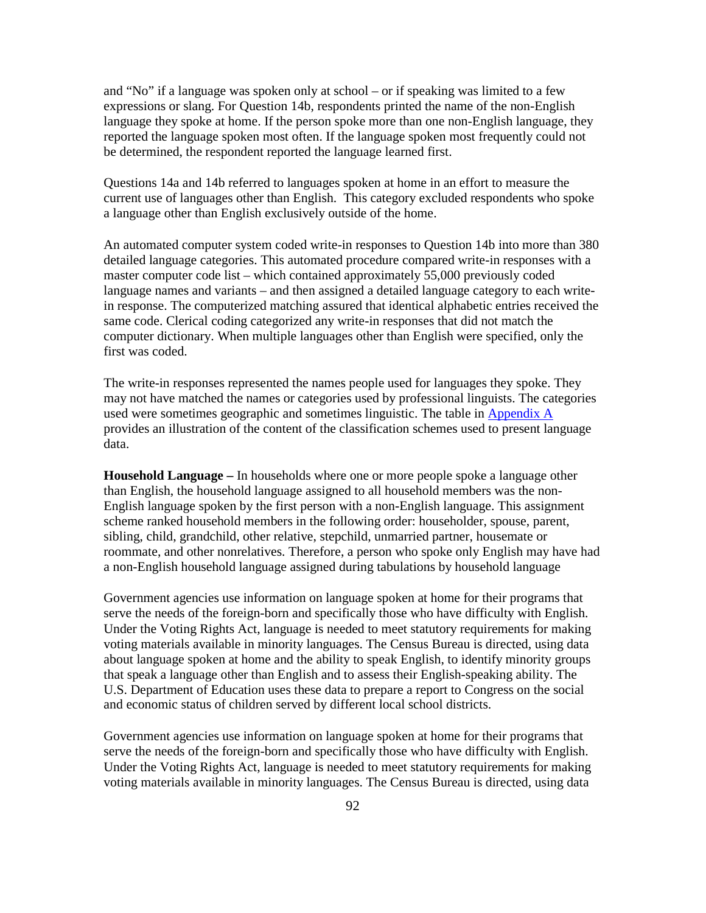and “No” if a language was spoken only at school – or if speaking was limited to a few expressions or slang. For Question 14b, respondents printed the name of the non-English language they spoke at home. If the person spoke more than one non-English language, they reported the language spoken most often. If the language spoken most frequently could not be determined, the respondent reported the language learned first.

Questions 14a and 14b referred to languages spoken at home in an effort to measure the current use of languages other than English. This category excluded respondents who spoke a language other than English exclusively outside of the home.

An automated computer system coded write-in responses to Question 14b into more than 380 detailed language categories. This automated procedure compared write-in responses with a master computer code list – which contained approximately 55,000 previously coded language names and variants – and then assigned a detailed language category to each write-in response. The computerized matching assured that identical alphabetic entries received the same code. Clerical coding categorized any write-in responses that did not match the computer dictionary. When multiple languages other than English were specified, only the first was coded.

The write-in responses represented the names people used for languages they spoke. They may not have matched the names or categories used by professional linguists. The categories used were sometimes geographic and sometimes linguistic. The table in [Appendix A] provides an illustration of the content of the classification schemes used to present language data.

**Household Language –** In households where one or more people spoke a language other than English, the household language assigned to all household members was the non-English language spoken by the first person with a non-English language. This assignment scheme ranked household members in the following order: householder, spouse, parent, sibling, child, grandchild, other relative, stepchild, unmarried partner, housemate or roommate, and other nonrelatives. Therefore, a person who spoke only English may have had a non-English household language assigned during tabulations by household language

Government agencies use information on language spoken at home for their programs that serve the needs of the foreign-born and specifically those who have difficulty with English. Under the Voting Rights Act, language is needed to meet statutory requirements for making voting materials available in minority languages. The Census Bureau is directed, using data about language spoken at home and the ability to speak English, to identify minority groups that speak a language other than English and to assess their English-speaking ability. The U.S. Department of Education uses these data to prepare a report to Congress on the social and economic status of children served by different local school districts.

Government agencies use information on language spoken at home for their programs that serve the needs of the foreign-born and specifically those who have difficulty with English. Under the Voting Rights Act, language is needed to meet statutory requirements for making voting materials available in minority languages. The Census Bureau is directed, using data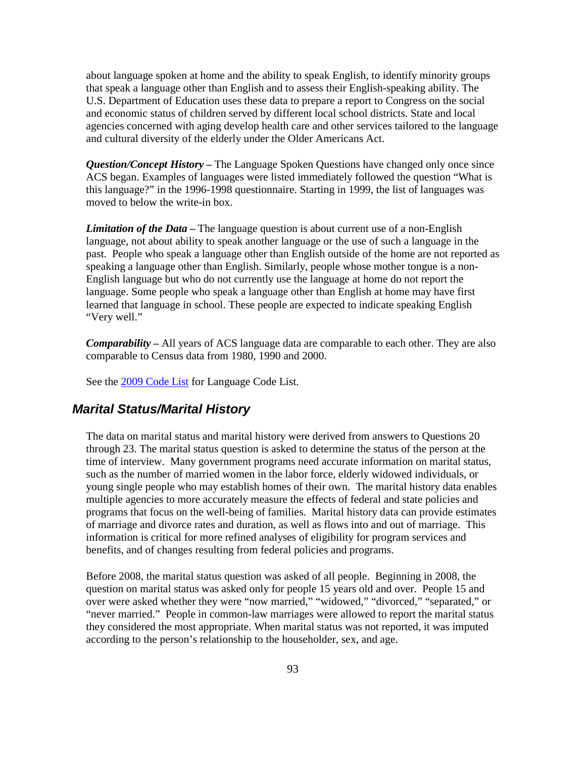about language spoken at home and the ability to speak English, to identify minority groups that speak a language other than English and to assess their English-speaking ability. The U.S. Department of Education uses these data to prepare a report to Congress on the social and economic status of children served by different local school districts. State and local agencies concerned with aging develop health care and other services tailored to the language and cultural diversity of the elderly under the Older Americans Act.

***Question/Concept History –*** The Language Spoken Questions have changed only once since ACS began. Examples of languages were listed immediately followed the question "What is this language?" in the 1996-1998 questionnaire. Starting in 1999, the list of languages was moved to below the write-in box.

***Limitation of the Data –*** The language question is about current use of a non-English language, not about ability to speak another language or the use of such a language in the past. People who speak a language other than English outside of the home are not reported as speaking a language other than English. Similarly, people whose mother tongue is a non-English language but who do not currently use the language at home do not report the language. Some people who speak a language other than English at home may have first learned that language in school. These people are expected to indicate speaking English "Very well."

***Comparability –*** All years of ACS language data are comparable to each other. They are also comparable to Census data from 1980, 1990 and 2000.

See the [2009 Code List] for Language Code List.

## Marital Status/Marital History

The data on marital status and marital history were derived from answers to Questions 20 through 23. The marital status question is asked to determine the status of the person at the time of interview. Many government programs need accurate information on marital status, such as the number of married women in the labor force, elderly widowed individuals, or young single people who may establish homes of their own. The marital history data enables multiple agencies to more accurately measure the effects of federal and state policies and programs that focus on the well-being of families. Marital history data can provide estimates of marriage and divorce rates and duration, as well as flows into and out of marriage. This information is critical for more refined analyses of eligibility for program services and benefits, and of changes resulting from federal policies and programs.

Before 2008, the marital status question was asked of all people. Beginning in 2008, the question on marital status was asked only for people 15 years old and over. People 15 and over were asked whether they were "now married," "widowed," "divorced," "separated," or "never married." People in common-law marriages were allowed to report the marital status they considered the most appropriate. When marital status was not reported, it was imputed according to the person's relationship to the householder, sex, and age.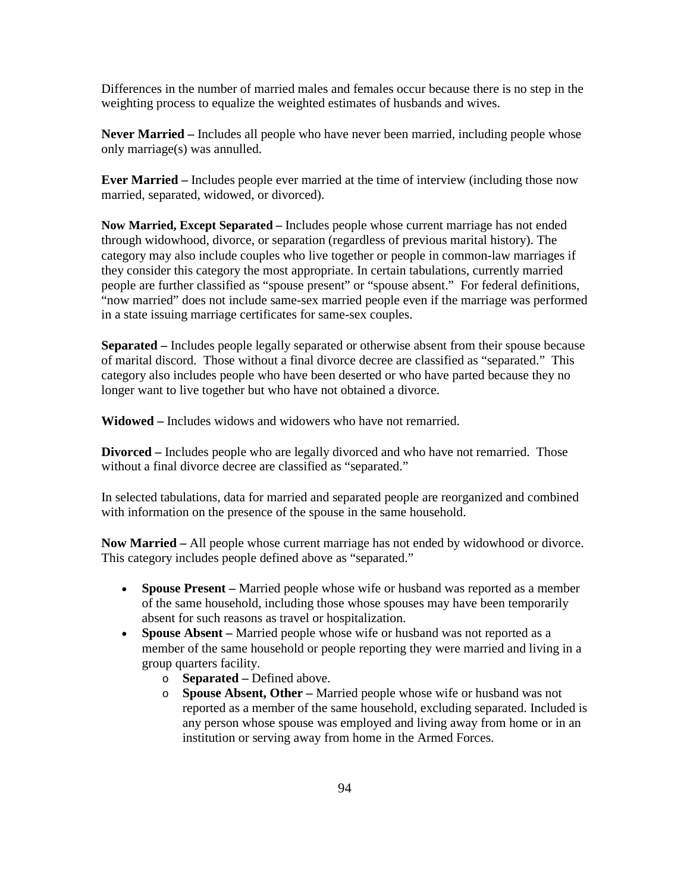Differences in the number of married males and females occur because there is no step in the weighting process to equalize the weighted estimates of husbands and wives.

**Never Married –** Includes all people who have never been married, including people whose only marriage(s) was annulled.

**Ever Married –** Includes people ever married at the time of interview (including those now married, separated, widowed, or divorced).

**Now Married, Except Separated –** Includes people whose current marriage has not ended through widowhood, divorce, or separation (regardless of previous marital history). The category may also include couples who live together or people in common-law marriages if they consider this category the most appropriate. In certain tabulations, currently married people are further classified as "spouse present" or "spouse absent." For federal definitions, "now married" does not include same-sex married people even if the marriage was performed in a state issuing marriage certificates for same-sex couples.

**Separated –** Includes people legally separated or otherwise absent from their spouse because of marital discord. Those without a final divorce decree are classified as "separated." This category also includes people who have been deserted or who have parted because they no longer want to live together but who have not obtained a divorce.

**Widowed –** Includes widows and widowers who have not remarried.

**Divorced –** Includes people who are legally divorced and who have not remarried. Those without a final divorce decree are classified as "separated."

In selected tabulations, data for married and separated people are reorganized and combined with information on the presence of the spouse in the same household.

**Now Married –** All people whose current marriage has not ended by widowhood or divorce. This category includes people defined above as "separated."

- **Spouse Present –** Married people whose wife or husband was reported as a member of the same household, including those whose spouses may have been temporarily absent for such reasons as travel or hospitalization.
- **Spouse Absent –** Married people whose wife or husband was not reported as a member of the same household or people reporting they were married and living in a group quarters facility.
  - **Separated –** Defined above.
  - **Spouse Absent, Other –** Married people whose wife or husband was not reported as a member of the same household, excluding separated. Included is any person whose spouse was employed and living away from home or in an institution or serving away from home in the Armed Forces.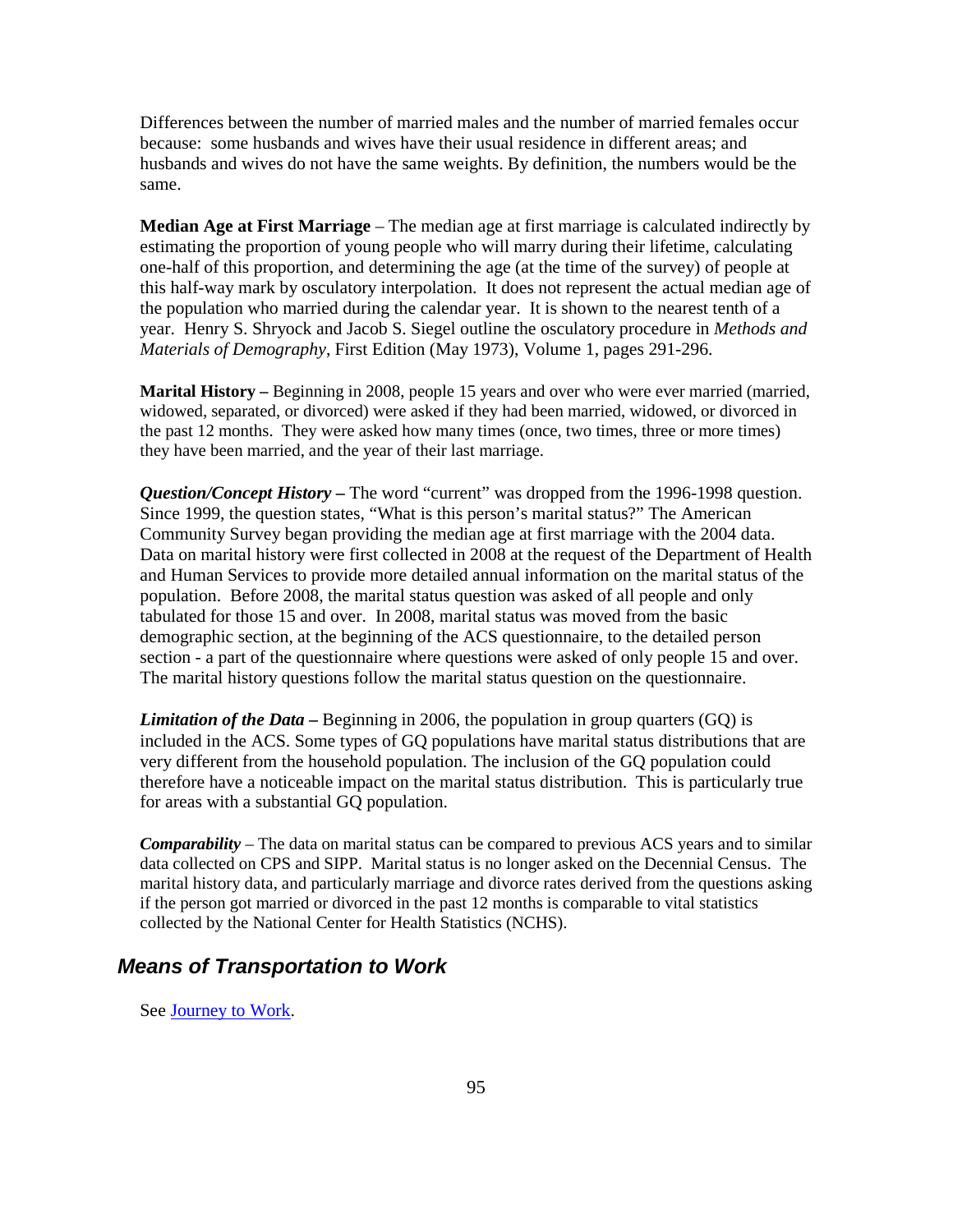Differences between the number of married males and the number of married females occur because: some husbands and wives have their usual residence in different areas; and husbands and wives do not have the same weights. By definition, the numbers would be the same.

**Median Age at First Marriage** – The median age at first marriage is calculated indirectly by estimating the proportion of young people who will marry during their lifetime, calculating one-half of this proportion, and determining the age (at the time of the survey) of people at this half-way mark by osculatory interpolation. It does not represent the actual median age of the population who married during the calendar year. It is shown to the nearest tenth of a year. Henry S. Shryock and Jacob S. Siegel outline the osculatory procedure in *Methods and Materials of Demography*, First Edition (May 1973), Volume 1, pages 291-296.

**Marital History –** Beginning in 2008, people 15 years and over who were ever married (married, widowed, separated, or divorced) were asked if they had been married, widowed, or divorced in the past 12 months. They were asked how many times (once, two times, three or more times) they have been married, and the year of their last marriage.

***Question/Concept History –*** The word "current" was dropped from the 1996-1998 question. Since 1999, the question states, "What is this person's marital status?" The American Community Survey began providing the median age at first marriage with the 2004 data. Data on marital history were first collected in 2008 at the request of the Department of Health and Human Services to provide more detailed annual information on the marital status of the population. Before 2008, the marital status question was asked of all people and only tabulated for those 15 and over. In 2008, marital status was moved from the basic demographic section, at the beginning of the ACS questionnaire, to the detailed person section - a part of the questionnaire where questions were asked of only people 15 and over. The marital history questions follow the marital status question on the questionnaire.

***Limitation of the Data –*** Beginning in 2006, the population in group quarters (GQ) is included in the ACS. Some types of GQ populations have marital status distributions that are very different from the household population. The inclusion of the GQ population could therefore have a noticeable impact on the marital status distribution. This is particularly true for areas with a substantial GQ population.

***Comparability*** – The data on marital status can be compared to previous ACS years and to similar data collected on CPS and SIPP. Marital status is no longer asked on the Decennial Census. The marital history data, and particularly marriage and divorce rates derived from the questions asking if the person got married or divorced in the past 12 months is comparable to vital statistics collected by the National Center for Health Statistics (NCHS).

## *Means of Transportation to Work*

See Journey to Work.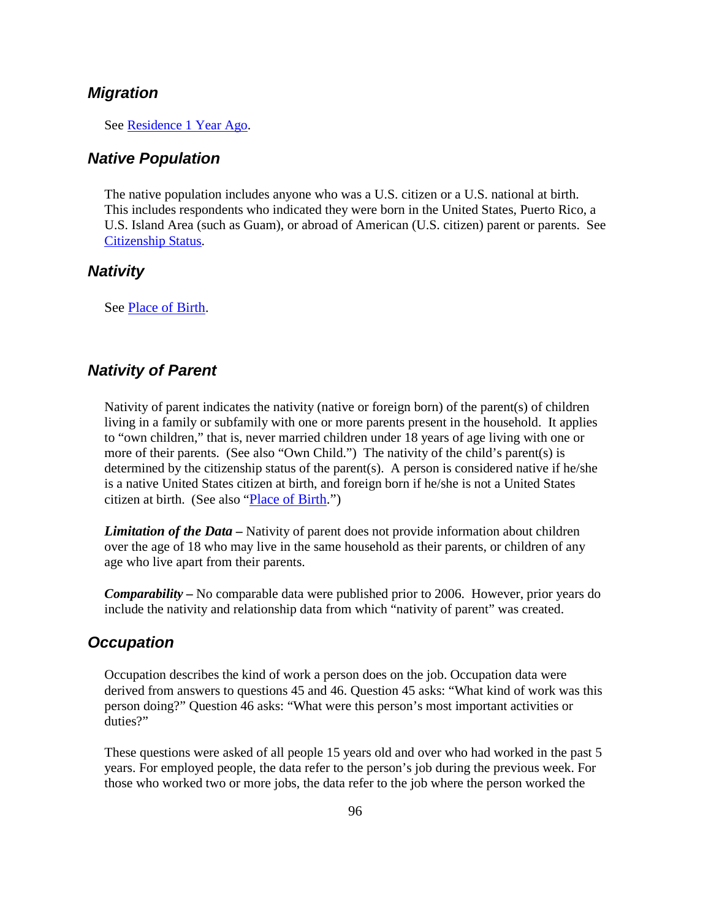## *Migration*

See Residence 1 Year Ago.

## *Native Population*

The native population includes anyone who was a U.S. citizen or a U.S. national at birth. This includes respondents who indicated they were born in the United States, Puerto Rico, a U.S. Island Area (such as Guam), or abroad of American (U.S. citizen) parent or parents. See Citizenship Status.

## *Nativity*

See Place of Birth.

## *Nativity of Parent*

Nativity of parent indicates the nativity (native or foreign born) of the parent(s) of children living in a family or subfamily with one or more parents present in the household. It applies to "own children," that is, never married children under 18 years of age living with one or more of their parents. (See also "Own Child.") The nativity of the child's parent(s) is determined by the citizenship status of the parent(s). A person is considered native if he/she is a native United States citizen at birth, and foreign born if he/she is not a United States citizen at birth. (See also "Place of Birth.")

***Limitation of the Data –*** Nativity of parent does not provide information about children over the age of 18 who may live in the same household as their parents, or children of any age who live apart from their parents.

***Comparability –*** No comparable data were published prior to 2006. However, prior years do include the nativity and relationship data from which "nativity of parent" was created.

## *Occupation*

Occupation describes the kind of work a person does on the job. Occupation data were derived from answers to questions 45 and 46. Question 45 asks: "What kind of work was this person doing?" Question 46 asks: "What were this person's most important activities or duties?"

These questions were asked of all people 15 years old and over who had worked in the past 5 years. For employed people, the data refer to the person's job during the previous week. For those who worked two or more jobs, the data refer to the job where the person worked the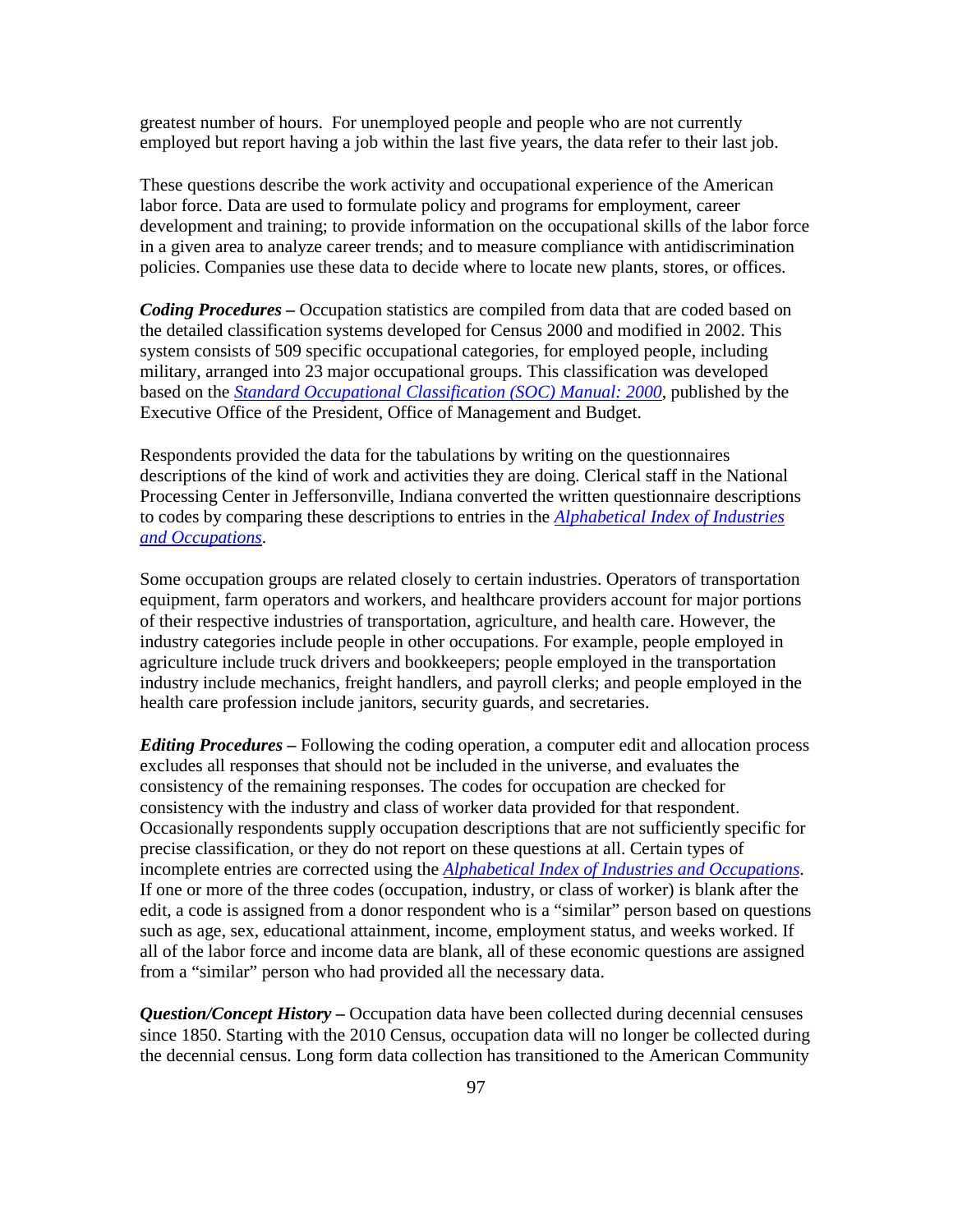greatest number of hours. For unemployed people and people who are not currently employed but report having a job within the last five years, the data refer to their last job.

These questions describe the work activity and occupational experience of the American labor force. Data are used to formulate policy and programs for employment, career development and training; to provide information on the occupational skills of the labor force in a given area to analyze career trends; and to measure compliance with antidiscrimination policies. Companies use these data to decide where to locate new plants, stores, or offices.

***Coding Procedures –*** Occupation statistics are compiled from data that are coded based on the detailed classification systems developed for Census 2000 and modified in 2002. This system consists of 509 specific occupational categories, for employed people, including military, arranged into 23 major occupational groups. This classification was developed based on the *Standard Occupational Classification (SOC) Manual: 2000*, published by the Executive Office of the President, Office of Management and Budget.

Respondents provided the data for the tabulations by writing on the questionnaires descriptions of the kind of work and activities they are doing. Clerical staff in the National Processing Center in Jeffersonville, Indiana converted the written questionnaire descriptions to codes by comparing these descriptions to entries in the *Alphabetical Index of Industries and Occupations*.

Some occupation groups are related closely to certain industries. Operators of transportation equipment, farm operators and workers, and healthcare providers account for major portions of their respective industries of transportation, agriculture, and health care. However, the industry categories include people in other occupations. For example, people employed in agriculture include truck drivers and bookkeepers; people employed in the transportation industry include mechanics, freight handlers, and payroll clerks; and people employed in the health care profession include janitors, security guards, and secretaries.

***Editing Procedures –*** Following the coding operation, a computer edit and allocation process excludes all responses that should not be included in the universe, and evaluates the consistency of the remaining responses. The codes for occupation are checked for consistency with the industry and class of worker data provided for that respondent. Occasionally respondents supply occupation descriptions that are not sufficiently specific for precise classification, or they do not report on these questions at all. Certain types of incomplete entries are corrected using the *Alphabetical Index of Industries and Occupations*. If one or more of the three codes (occupation, industry, or class of worker) is blank after the edit, a code is assigned from a donor respondent who is a "similar" person based on questions such as age, sex, educational attainment, income, employment status, and weeks worked. If all of the labor force and income data are blank, all of these economic questions are assigned from a "similar" person who had provided all the necessary data.

***Question/Concept History –*** Occupation data have been collected during decennial censuses since 1850. Starting with the 2010 Census, occupation data will no longer be collected during the decennial census. Long form data collection has transitioned to the American Community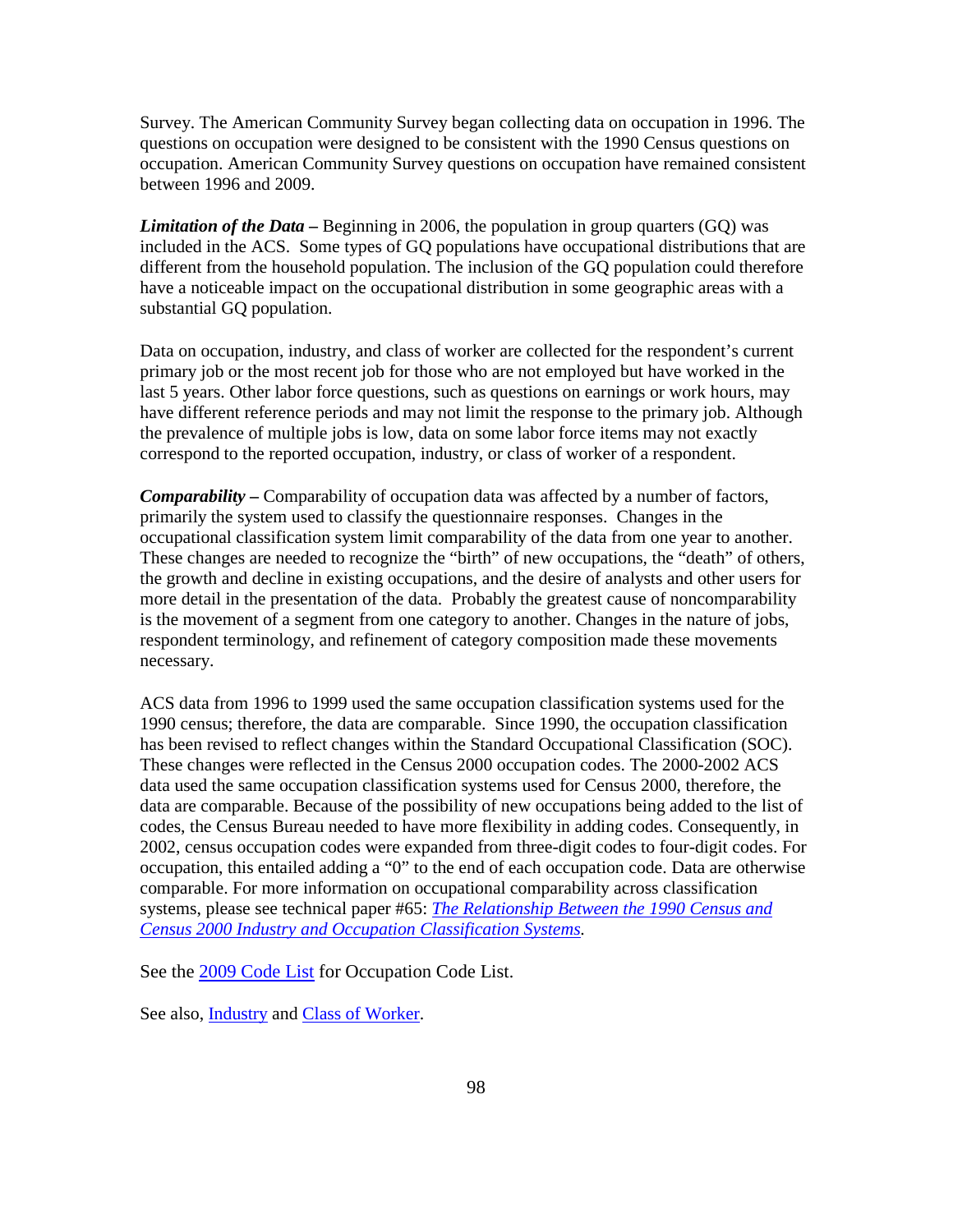Survey. The American Community Survey began collecting data on occupation in 1996. The questions on occupation were designed to be consistent with the 1990 Census questions on occupation. American Community Survey questions on occupation have remained consistent between 1996 and 2009.

***Limitation of the Data –*** Beginning in 2006, the population in group quarters (GQ) was included in the ACS. Some types of GQ populations have occupational distributions that are different from the household population. The inclusion of the GQ population could therefore have a noticeable impact on the occupational distribution in some geographic areas with a substantial GQ population.

Data on occupation, industry, and class of worker are collected for the respondent's current primary job or the most recent job for those who are not employed but have worked in the last 5 years. Other labor force questions, such as questions on earnings or work hours, may have different reference periods and may not limit the response to the primary job. Although the prevalence of multiple jobs is low, data on some labor force items may not exactly correspond to the reported occupation, industry, or class of worker of a respondent.

***Comparability –*** Comparability of occupation data was affected by a number of factors, primarily the system used to classify the questionnaire responses. Changes in the occupational classification system limit comparability of the data from one year to another. These changes are needed to recognize the "birth" of new occupations, the "death" of others, the growth and decline in existing occupations, and the desire of analysts and other users for more detail in the presentation of the data. Probably the greatest cause of noncomparability is the movement of a segment from one category to another. Changes in the nature of jobs, respondent terminology, and refinement of category composition made these movements necessary.

ACS data from 1996 to 1999 used the same occupation classification systems used for the 1990 census; therefore, the data are comparable. Since 1990, the occupation classification has been revised to reflect changes within the Standard Occupational Classification (SOC). These changes were reflected in the Census 2000 occupation codes. The 2000-2002 ACS data used the same occupation classification systems used for Census 2000, therefore, the data are comparable. Because of the possibility of new occupations being added to the list of codes, the Census Bureau needed to have more flexibility in adding codes. Consequently, in 2002, census occupation codes were expanded from three-digit codes to four-digit codes. For occupation, this entailed adding a "0" to the end of each occupation code. Data are otherwise comparable. For more information on occupational comparability across classification systems, please see technical paper #65: *The Relationship Between the 1990 Census and Census 2000 Industry and Occupation Classification Systems.*

See the 2009 Code List for Occupation Code List.

See also, Industry and Class of Worker.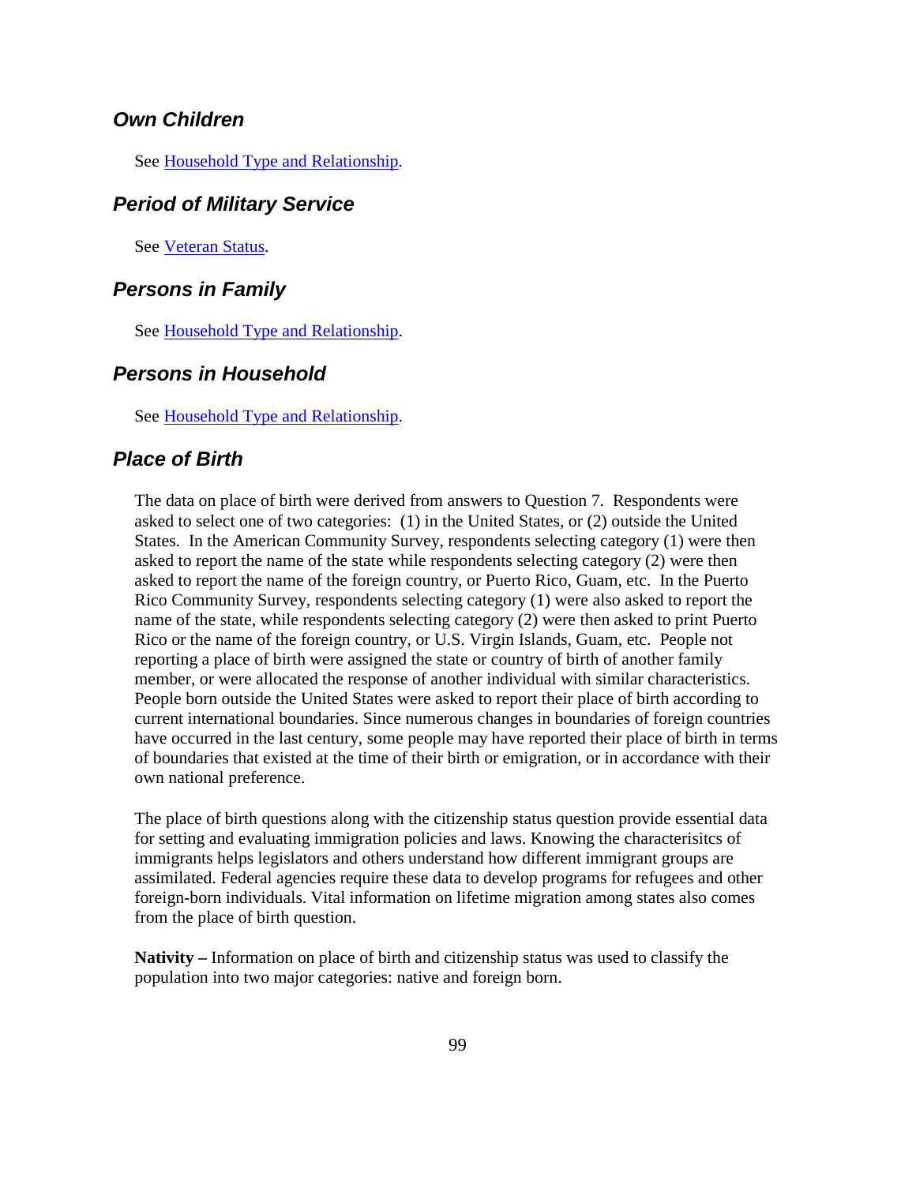## Own Children

See Household Type and Relationship.

## Period of Military Service

See Veteran Status.

## Persons in Family

See Household Type and Relationship.

## Persons in Household

See Household Type and Relationship.

## Place of Birth

The data on place of birth were derived from answers to Question 7. Respondents were asked to select one of two categories: (1) in the United States, or (2) outside the United States. In the American Community Survey, respondents selecting category (1) were then asked to report the name of the state while respondents selecting category (2) were then asked to report the name of the foreign country, or Puerto Rico, Guam, etc. In the Puerto Rico Community Survey, respondents selecting category (1) were also asked to report the name of the state, while respondents selecting category (2) were then asked to print Puerto Rico or the name of the foreign country, or U.S. Virgin Islands, Guam, etc. People not reporting a place of birth were assigned the state or country of birth of another family member, or were allocated the response of another individual with similar characteristics. People born outside the United States were asked to report their place of birth according to current international boundaries. Since numerous changes in boundaries of foreign countries have occurred in the last century, some people may have reported their place of birth in terms of boundaries that existed at the time of their birth or emigration, or in accordance with their own national preference.

The place of birth questions along with the citizenship status question provide essential data for setting and evaluating immigration policies and laws. Knowing the characterisitcs of immigrants helps legislators and others understand how different immigrant groups are assimilated. Federal agencies require these data to develop programs for refugees and other foreign-born individuals. Vital information on lifetime migration among states also comes from the place of birth question.

**Nativity –** Information on place of birth and citizenship status was used to classify the population into two major categories: native and foreign born.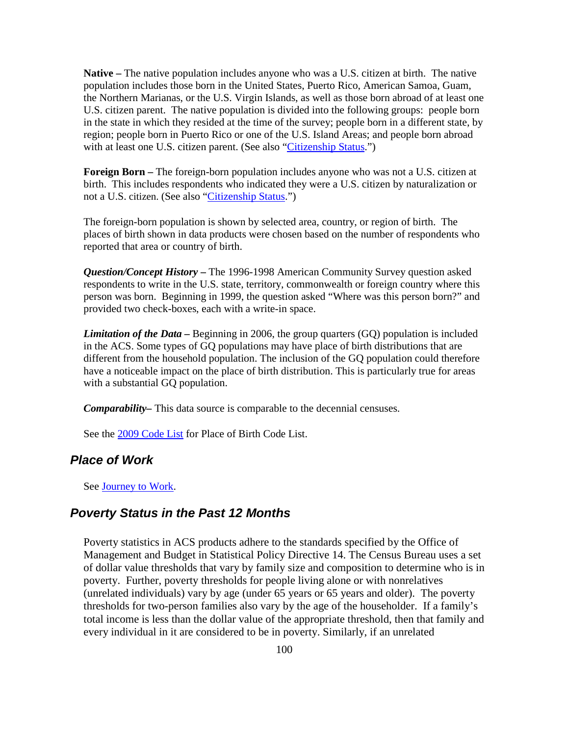**Native –** The native population includes anyone who was a U.S. citizen at birth. The native population includes those born in the United States, Puerto Rico, American Samoa, Guam, the Northern Marianas, or the U.S. Virgin Islands, as well as those born abroad of at least one U.S. citizen parent. The native population is divided into the following groups: people born in the state in which they resided at the time of the survey; people born in a different state, by region; people born in Puerto Rico or one of the U.S. Island Areas; and people born abroad with at least one U.S. citizen parent. (See also "Citizenship Status.")

**Foreign Born –** The foreign-born population includes anyone who was not a U.S. citizen at birth. This includes respondents who indicated they were a U.S. citizen by naturalization or not a U.S. citizen. (See also "Citizenship Status.")

The foreign-born population is shown by selected area, country, or region of birth. The places of birth shown in data products were chosen based on the number of respondents who reported that area or country of birth.

***Question/Concept History* –** The 1996-1998 American Community Survey question asked respondents to write in the U.S. state, territory, commonwealth or foreign country where this person was born. Beginning in 1999, the question asked "Where was this person born?" and provided two check-boxes, each with a write-in space.

***Limitation of the Data* –** Beginning in 2006, the group quarters (GQ) population is included in the ACS. Some types of GQ populations may have place of birth distributions that are different from the household population. The inclusion of the GQ population could therefore have a noticeable impact on the place of birth distribution. This is particularly true for areas with a substantial GQ population.

***Comparability*–** This data source is comparable to the decennial censuses.

See the 2009 Code List for Place of Birth Code List.

## Place of Work

See Journey to Work.

## Poverty Status in the Past 12 Months

Poverty statistics in ACS products adhere to the standards specified by the Office of Management and Budget in Statistical Policy Directive 14. The Census Bureau uses a set of dollar value thresholds that vary by family size and composition to determine who is in poverty. Further, poverty thresholds for people living alone or with nonrelatives (unrelated individuals) vary by age (under 65 years or 65 years and older). The poverty thresholds for two-person families also vary by the age of the householder. If a family's total income is less than the dollar value of the appropriate threshold, then that family and every individual in it are considered to be in poverty. Similarly, if an unrelated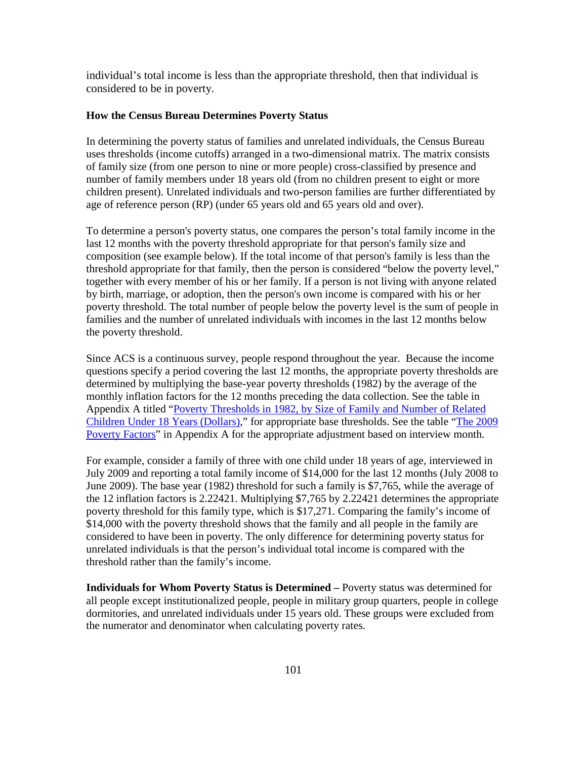individual's total income is less than the appropriate threshold, then that individual is considered to be in poverty.

**How the Census Bureau Determines Poverty Status**

In determining the poverty status of families and unrelated individuals, the Census Bureau uses thresholds (income cutoffs) arranged in a two-dimensional matrix. The matrix consists of family size (from one person to nine or more people) cross-classified by presence and number of family members under 18 years old (from no children present to eight or more children present). Unrelated individuals and two-person families are further differentiated by age of reference person (RP) (under 65 years old and 65 years old and over).

To determine a person's poverty status, one compares the person's total family income in the last 12 months with the poverty threshold appropriate for that person's family size and composition (see example below). If the total income of that person's family is less than the threshold appropriate for that family, then the person is considered "below the poverty level," together with every member of his or her family. If a person is not living with anyone related by birth, marriage, or adoption, then the person's own income is compared with his or her poverty threshold. The total number of people below the poverty level is the sum of people in families and the number of unrelated individuals with incomes in the last 12 months below the poverty threshold.

Since ACS is a continuous survey, people respond throughout the year. Because the income questions specify a period covering the last 12 months, the appropriate poverty thresholds are determined by multiplying the base-year poverty thresholds (1982) by the average of the monthly inflation factors for the 12 months preceding the data collection. See the table in Appendix A titled "Poverty Thresholds in 1982, by Size of Family and Number of Related Children Under 18 Years (Dollars)," for appropriate base thresholds. See the table "The 2009 Poverty Factors" in Appendix A for the appropriate adjustment based on interview month.

For example, consider a family of three with one child under 18 years of age, interviewed in July 2009 and reporting a total family income of $14,000 for the last 12 months (July 2008 to June 2009). The base year (1982) threshold for such a family is $7,765, while the average of the 12 inflation factors is 2.22421. Multiplying $7,765 by 2.22421 determines the appropriate poverty threshold for this family type, which is $17,271. Comparing the family's income of $14,000 with the poverty threshold shows that the family and all people in the family are considered to have been in poverty. The only difference for determining poverty status for unrelated individuals is that the person's individual total income is compared with the threshold rather than the family's income.

**Individuals for Whom Poverty Status is Determined –** Poverty status was determined for all people except institutionalized people, people in military group quarters, people in college dormitories, and unrelated individuals under 15 years old. These groups were excluded from the numerator and denominator when calculating poverty rates.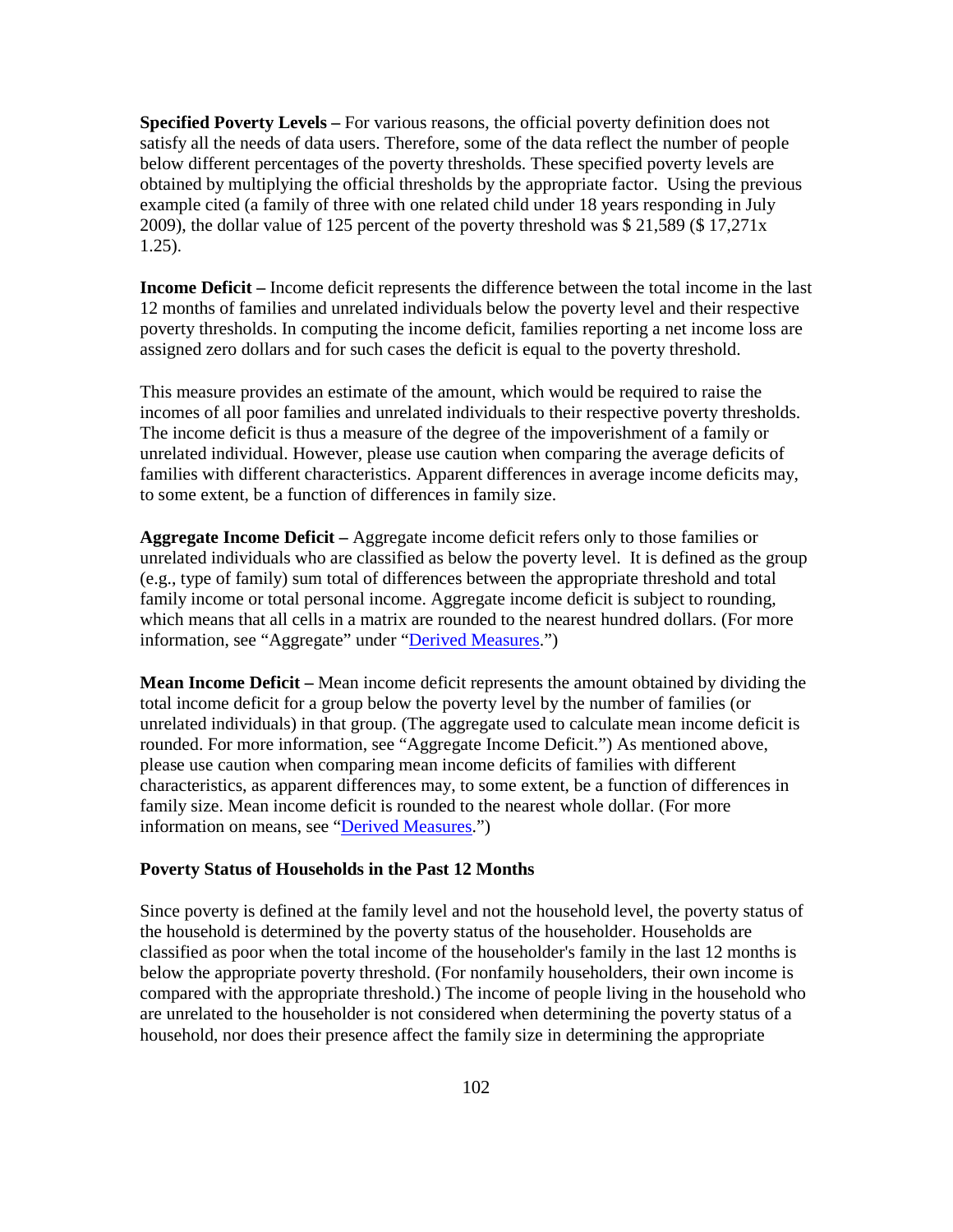**Specified Poverty Levels –** For various reasons, the official poverty definition does not satisfy all the needs of data users. Therefore, some of the data reflect the number of people below different percentages of the poverty thresholds. These specified poverty levels are obtained by multiplying the official thresholds by the appropriate factor. Using the previous example cited (a family of three with one related child under 18 years responding in July 2009), the dollar value of 125 percent of the poverty threshold was $ 21,589 ($ 17,271x 1.25).

**Income Deficit –** Income deficit represents the difference between the total income in the last 12 months of families and unrelated individuals below the poverty level and their respective poverty thresholds. In computing the income deficit, families reporting a net income loss are assigned zero dollars and for such cases the deficit is equal to the poverty threshold.

This measure provides an estimate of the amount, which would be required to raise the incomes of all poor families and unrelated individuals to their respective poverty thresholds. The income deficit is thus a measure of the degree of the impoverishment of a family or unrelated individual. However, please use caution when comparing the average deficits of families with different characteristics. Apparent differences in average income deficits may, to some extent, be a function of differences in family size.

**Aggregate Income Deficit –** Aggregate income deficit refers only to those families or unrelated individuals who are classified as below the poverty level. It is defined as the group (e.g., type of family) sum total of differences between the appropriate threshold and total family income or total personal income. Aggregate income deficit is subject to rounding, which means that all cells in a matrix are rounded to the nearest hundred dollars. (For more information, see "Aggregate" under "Derived Measures.")

**Mean Income Deficit –** Mean income deficit represents the amount obtained by dividing the total income deficit for a group below the poverty level by the number of families (or unrelated individuals) in that group. (The aggregate used to calculate mean income deficit is rounded. For more information, see "Aggregate Income Deficit.") As mentioned above, please use caution when comparing mean income deficits of families with different characteristics, as apparent differences may, to some extent, be a function of differences in family size. Mean income deficit is rounded to the nearest whole dollar. (For more information on means, see "Derived Measures.")

**Poverty Status of Households in the Past 12 Months**

Since poverty is defined at the family level and not the household level, the poverty status of the household is determined by the poverty status of the householder. Households are classified as poor when the total income of the householder's family in the last 12 months is below the appropriate poverty threshold. (For nonfamily householders, their own income is compared with the appropriate threshold.) The income of people living in the household who are unrelated to the householder is not considered when determining the poverty status of a household, nor does their presence affect the family size in determining the appropriate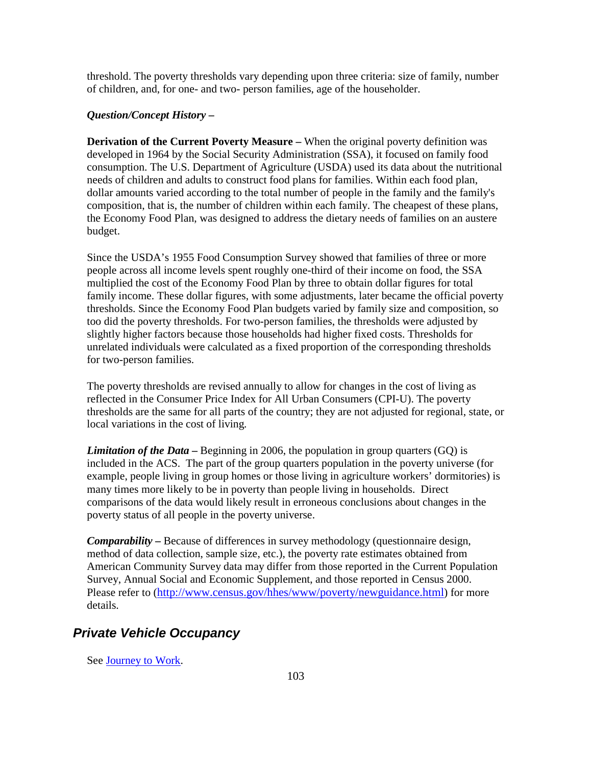threshold. The poverty thresholds vary depending upon three criteria: size of family, number of children, and, for one- and two- person families, age of the householder.

***Question/Concept History –***

**Derivation of the Current Poverty Measure –** When the original poverty definition was developed in 1964 by the Social Security Administration (SSA), it focused on family food consumption. The U.S. Department of Agriculture (USDA) used its data about the nutritional needs of children and adults to construct food plans for families. Within each food plan, dollar amounts varied according to the total number of people in the family and the family's composition, that is, the number of children within each family. The cheapest of these plans, the Economy Food Plan, was designed to address the dietary needs of families on an austere budget.

Since the USDA's 1955 Food Consumption Survey showed that families of three or more people across all income levels spent roughly one-third of their income on food, the SSA multiplied the cost of the Economy Food Plan by three to obtain dollar figures for total family income. These dollar figures, with some adjustments, later became the official poverty thresholds. Since the Economy Food Plan budgets varied by family size and composition, so too did the poverty thresholds. For two-person families, the thresholds were adjusted by slightly higher factors because those households had higher fixed costs. Thresholds for unrelated individuals were calculated as a fixed proportion of the corresponding thresholds for two-person families.

The poverty thresholds are revised annually to allow for changes in the cost of living as reflected in the Consumer Price Index for All Urban Consumers (CPI-U). The poverty thresholds are the same for all parts of the country; they are not adjusted for regional, state, or local variations in the cost of living.

***Limitation of the Data –*** Beginning in 2006, the population in group quarters (GQ) is included in the ACS. The part of the group quarters population in the poverty universe (for example, people living in group homes or those living in agriculture workers' dormitories) is many times more likely to be in poverty than people living in households. Direct comparisons of the data would likely result in erroneous conclusions about changes in the poverty status of all people in the poverty universe.

***Comparability –*** Because of differences in survey methodology (questionnaire design, method of data collection, sample size, etc.), the poverty rate estimates obtained from American Community Survey data may differ from those reported in the Current Population Survey, Annual Social and Economic Supplement, and those reported in Census 2000. Please refer to (http://www.census.gov/hhes/www/poverty/newguidance.html) for more details.

## *Private Vehicle Occupancy*

See Journey to Work.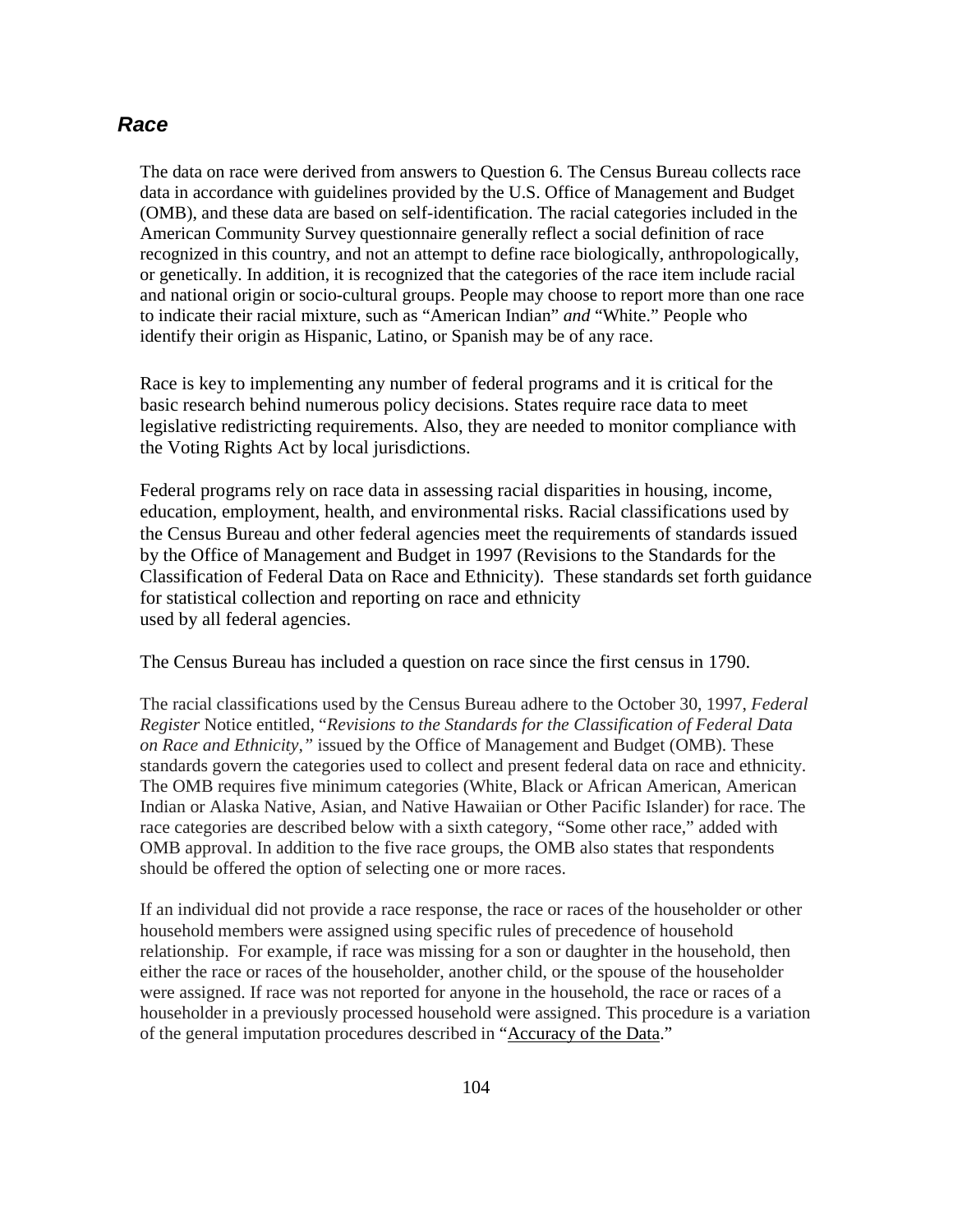## *Race*

The data on race were derived from answers to Question 6. The Census Bureau collects race data in accordance with guidelines provided by the U.S. Office of Management and Budget (OMB), and these data are based on self-identification. The racial categories included in the American Community Survey questionnaire generally reflect a social definition of race recognized in this country, and not an attempt to define race biologically, anthropologically, or genetically. In addition, it is recognized that the categories of the race item include racial and national origin or socio-cultural groups. People may choose to report more than one race to indicate their racial mixture, such as "American Indian" *and* "White." People who identify their origin as Hispanic, Latino, or Spanish may be of any race.

Race is key to implementing any number of federal programs and it is critical for the basic research behind numerous policy decisions. States require race data to meet legislative redistricting requirements. Also, they are needed to monitor compliance with the Voting Rights Act by local jurisdictions.

Federal programs rely on race data in assessing racial disparities in housing, income, education, employment, health, and environmental risks. Racial classifications used by the Census Bureau and other federal agencies meet the requirements of standards issued by the Office of Management and Budget in 1997 (Revisions to the Standards for the Classification of Federal Data on Race and Ethnicity). These standards set forth guidance for statistical collection and reporting on race and ethnicity used by all federal agencies.

The Census Bureau has included a question on race since the first census in 1790.

The racial classifications used by the Census Bureau adhere to the October 30, 1997, *Federal Register* Notice entitled, "*Revisions to the Standards for the Classification of Federal Data on Race and Ethnicity,"* issued by the Office of Management and Budget (OMB). These standards govern the categories used to collect and present federal data on race and ethnicity. The OMB requires five minimum categories (White, Black or African American, American Indian or Alaska Native, Asian, and Native Hawaiian or Other Pacific Islander) for race. The race categories are described below with a sixth category, "Some other race," added with OMB approval. In addition to the five race groups, the OMB also states that respondents should be offered the option of selecting one or more races.

If an individual did not provide a race response, the race or races of the householder or other household members were assigned using specific rules of precedence of household relationship. For example, if race was missing for a son or daughter in the household, then either the race or races of the householder, another child, or the spouse of the householder were assigned. If race was not reported for anyone in the household, the race or races of a householder in a previously processed household were assigned. This procedure is a variation of the general imputation procedures described in "Accuracy of the Data."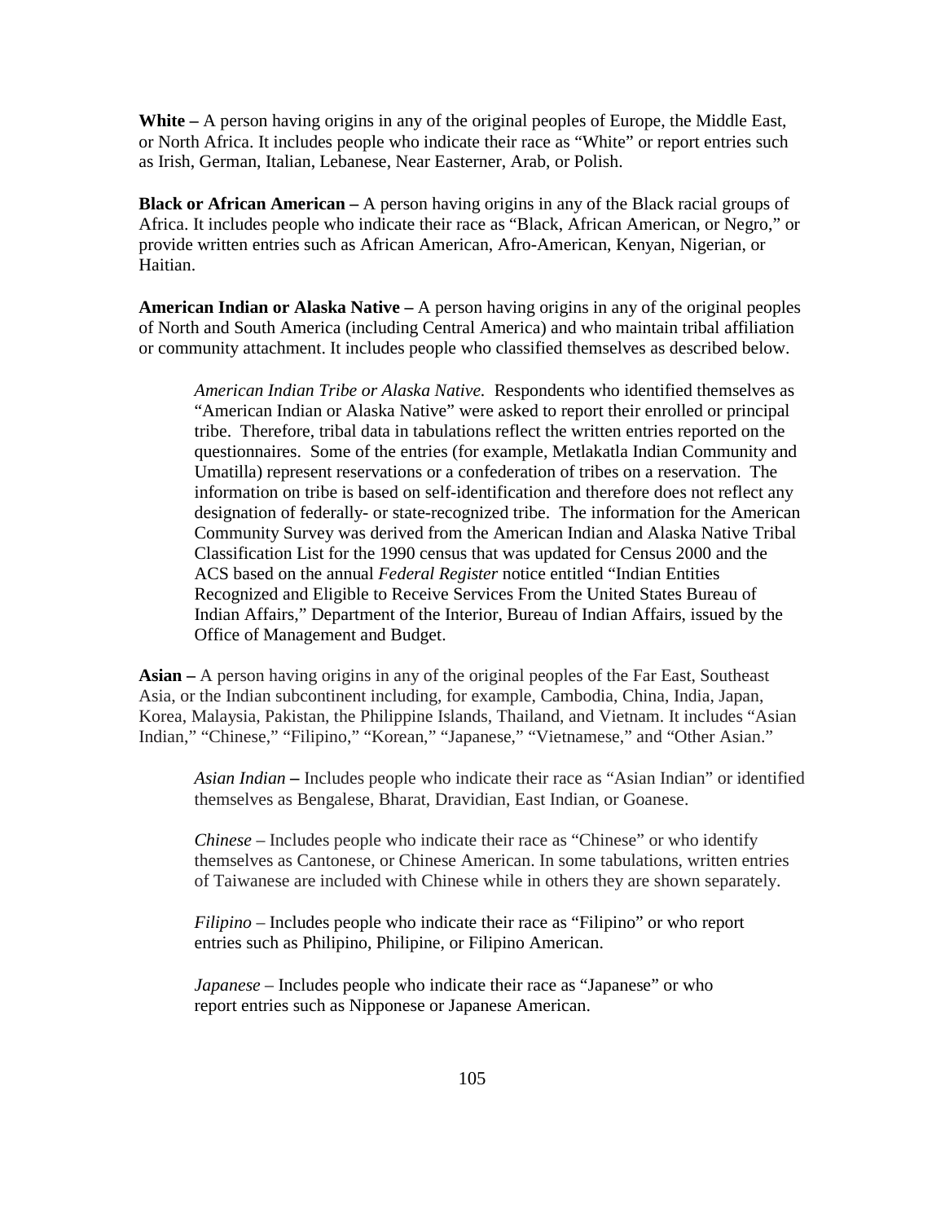**White –** A person having origins in any of the original peoples of Europe, the Middle East, or North Africa. It includes people who indicate their race as "White" or report entries such as Irish, German, Italian, Lebanese, Near Easterner, Arab, or Polish.

**Black or African American –** A person having origins in any of the Black racial groups of Africa. It includes people who indicate their race as "Black, African American, or Negro," or provide written entries such as African American, Afro-American, Kenyan, Nigerian, or Haitian.

**American Indian or Alaska Native –** A person having origins in any of the original peoples of North and South America (including Central America) and who maintain tribal affiliation or community attachment. It includes people who classified themselves as described below.

> *American Indian Tribe or Alaska Native.* Respondents who identified themselves as "American Indian or Alaska Native" were asked to report their enrolled or principal tribe. Therefore, tribal data in tabulations reflect the written entries reported on the questionnaires. Some of the entries (for example, Metlakatla Indian Community and Umatilla) represent reservations or a confederation of tribes on a reservation. The information on tribe is based on self-identification and therefore does not reflect any designation of federally- or state-recognized tribe. The information for the American Community Survey was derived from the American Indian and Alaska Native Tribal Classification List for the 1990 census that was updated for Census 2000 and the ACS based on the annual *Federal Register* notice entitled "Indian Entities Recognized and Eligible to Receive Services From the United States Bureau of Indian Affairs," Department of the Interior, Bureau of Indian Affairs, issued by the Office of Management and Budget.

**Asian –** A person having origins in any of the original peoples of the Far East, Southeast Asia, or the Indian subcontinent including, for example, Cambodia, China, India, Japan, Korea, Malaysia, Pakistan, the Philippine Islands, Thailand, and Vietnam. It includes "Asian Indian," "Chinese," "Filipino," "Korean," "Japanese," "Vietnamese," and "Other Asian."

> *Asian Indian* **–** Includes people who indicate their race as "Asian Indian" or identified themselves as Bengalese, Bharat, Dravidian, East Indian, or Goanese.
>
> *Chinese* – Includes people who indicate their race as "Chinese" or who identify themselves as Cantonese, or Chinese American. In some tabulations, written entries of Taiwanese are included with Chinese while in others they are shown separately.
>
> *Filipino* – Includes people who indicate their race as "Filipino" or who report entries such as Philipino, Philipine, or Filipino American.
>
> *Japanese* – Includes people who indicate their race as "Japanese" or who report entries such as Nipponese or Japanese American.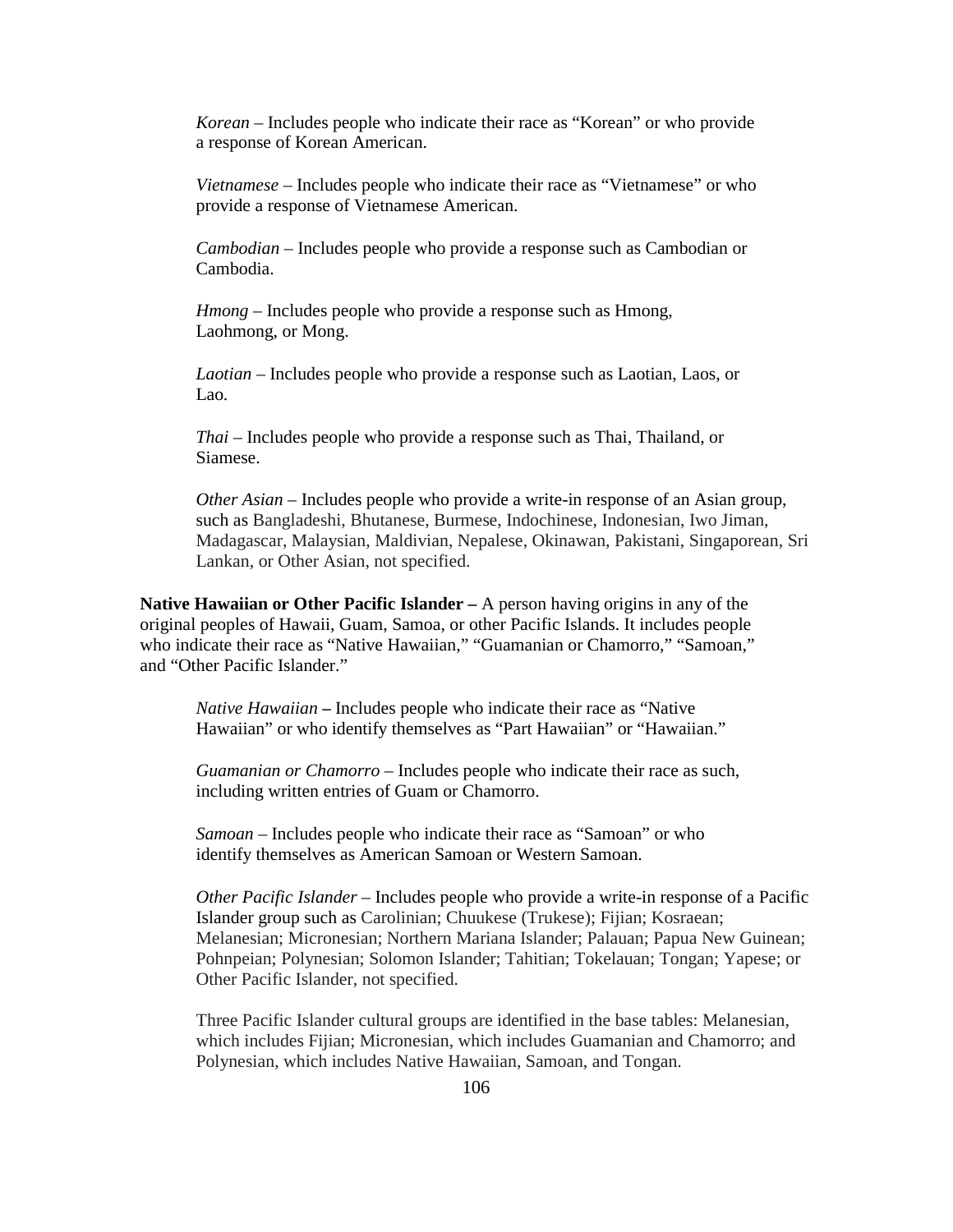*Korean* – Includes people who indicate their race as "Korean" or who provide a response of Korean American.

*Vietnamese* – Includes people who indicate their race as "Vietnamese" or who provide a response of Vietnamese American.

*Cambodian* – Includes people who provide a response such as Cambodian or Cambodia.

*Hmong* – Includes people who provide a response such as Hmong, Laohmong, or Mong.

*Laotian* – Includes people who provide a response such as Laotian, Laos, or Lao.

*Thai* – Includes people who provide a response such as Thai, Thailand, or Siamese.

*Other Asian* – Includes people who provide a write-in response of an Asian group, such as Bangladeshi, Bhutanese, Burmese, Indochinese, Indonesian, Iwo Jiman, Madagascar, Malaysian, Maldivian, Nepalese, Okinawan, Pakistani, Singaporean, Sri Lankan, or Other Asian, not specified.

**Native Hawaiian or Other Pacific Islander –** A person having origins in any of the original peoples of Hawaii, Guam, Samoa, or other Pacific Islands. It includes people who indicate their race as "Native Hawaiian," "Guamanian or Chamorro," "Samoan," and "Other Pacific Islander."

*Native Hawaiian* **–** Includes people who indicate their race as "Native Hawaiian" or who identify themselves as "Part Hawaiian" or "Hawaiian."

*Guamanian or Chamorro* – Includes people who indicate their race as such, including written entries of Guam or Chamorro.

*Samoan* – Includes people who indicate their race as "Samoan" or who identify themselves as American Samoan or Western Samoan.

*Other Pacific Islander* – Includes people who provide a write-in response of a Pacific Islander group such as Carolinian; Chuukese (Trukese); Fijian; Kosraean; Melanesian; Micronesian; Northern Mariana Islander; Palauan; Papua New Guinean; Pohnpeian; Polynesian; Solomon Islander; Tahitian; Tokelauan; Tongan; Yapese; or Other Pacific Islander, not specified.

Three Pacific Islander cultural groups are identified in the base tables: Melanesian, which includes Fijian; Micronesian, which includes Guamanian and Chamorro; and Polynesian, which includes Native Hawaiian, Samoan, and Tongan.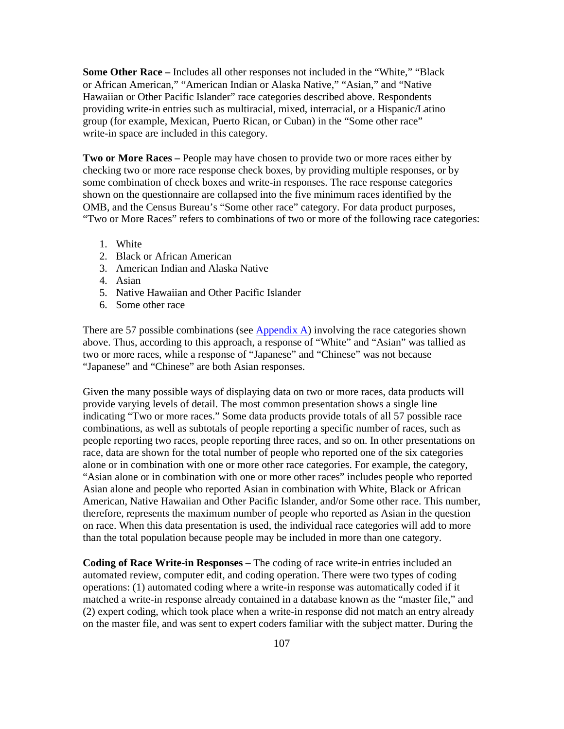**Some Other Race –** Includes all other responses not included in the "White," "Black or African American," "American Indian or Alaska Native," "Asian," and "Native Hawaiian or Other Pacific Islander" race categories described above. Respondents providing write-in entries such as multiracial, mixed, interracial, or a Hispanic/Latino group (for example, Mexican, Puerto Rican, or Cuban) in the "Some other race" write-in space are included in this category.

**Two or More Races –** People may have chosen to provide two or more races either by checking two or more race response check boxes, by providing multiple responses, or by some combination of check boxes and write-in responses. The race response categories shown on the questionnaire are collapsed into the five minimum races identified by the OMB, and the Census Bureau's "Some other race" category. For data product purposes, "Two or More Races" refers to combinations of two or more of the following race categories:

1. White
2. Black or African American
3. American Indian and Alaska Native
4. Asian
5. Native Hawaiian and Other Pacific Islander
6. Some other race

There are 57 possible combinations (see Appendix A) involving the race categories shown above. Thus, according to this approach, a response of "White" and "Asian" was tallied as two or more races, while a response of "Japanese" and "Chinese" was not because "Japanese" and "Chinese" are both Asian responses.

Given the many possible ways of displaying data on two or more races, data products will provide varying levels of detail. The most common presentation shows a single line indicating "Two or more races." Some data products provide totals of all 57 possible race combinations, as well as subtotals of people reporting a specific number of races, such as people reporting two races, people reporting three races, and so on. In other presentations on race, data are shown for the total number of people who reported one of the six categories alone or in combination with one or more other race categories. For example, the category, "Asian alone or in combination with one or more other races" includes people who reported Asian alone and people who reported Asian in combination with White, Black or African American, Native Hawaiian and Other Pacific Islander, and/or Some other race. This number, therefore, represents the maximum number of people who reported as Asian in the question on race. When this data presentation is used, the individual race categories will add to more than the total population because people may be included in more than one category.

**Coding of Race Write-in Responses –** The coding of race write-in entries included an automated review, computer edit, and coding operation. There were two types of coding operations: (1) automated coding where a write-in response was automatically coded if it matched a write-in response already contained in a database known as the "master file," and (2) expert coding, which took place when a write-in response did not match an entry already on the master file, and was sent to expert coders familiar with the subject matter. During the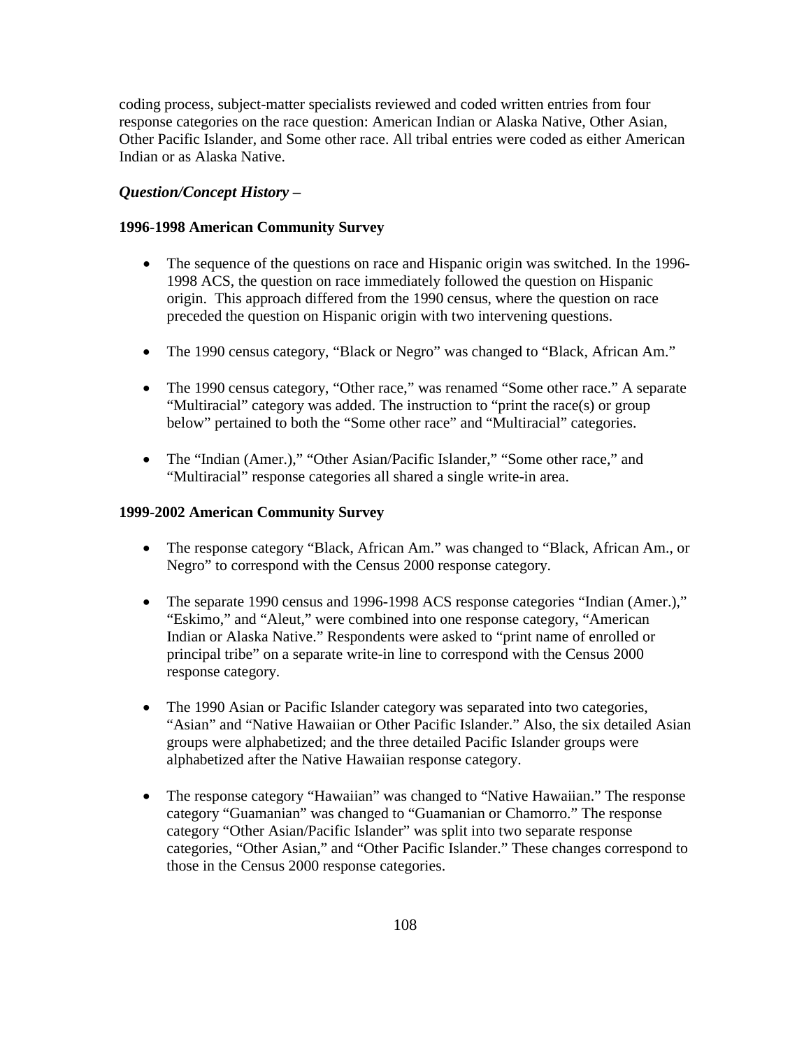coding process, subject-matter specialists reviewed and coded written entries from four response categories on the race question: American Indian or Alaska Native, Other Asian, Other Pacific Islander, and Some other race. All tribal entries were coded as either American Indian or as Alaska Native.

### *Question/Concept History –*

**1996-1998 American Community Survey**

- The sequence of the questions on race and Hispanic origin was switched. In the 1996-1998 ACS, the question on race immediately followed the question on Hispanic origin. This approach differed from the 1990 census, where the question on race preceded the question on Hispanic origin with two intervening questions.
- The 1990 census category, "Black or Negro" was changed to "Black, African Am."
- The 1990 census category, "Other race," was renamed "Some other race." A separate "Multiracial" category was added. The instruction to "print the race(s) or group below" pertained to both the "Some other race" and "Multiracial" categories.
- The "Indian (Amer.)," "Other Asian/Pacific Islander," "Some other race," and "Multiracial" response categories all shared a single write-in area.

**1999-2002 American Community Survey**

- The response category "Black, African Am." was changed to "Black, African Am., or Negro" to correspond with the Census 2000 response category.
- The separate 1990 census and 1996-1998 ACS response categories "Indian (Amer.)," "Eskimo," and "Aleut," were combined into one response category, "American Indian or Alaska Native." Respondents were asked to "print name of enrolled or principal tribe" on a separate write-in line to correspond with the Census 2000 response category.
- The 1990 Asian or Pacific Islander category was separated into two categories, "Asian" and "Native Hawaiian or Other Pacific Islander." Also, the six detailed Asian groups were alphabetized; and the three detailed Pacific Islander groups were alphabetized after the Native Hawaiian response category.
- The response category "Hawaiian" was changed to "Native Hawaiian." The response category "Guamanian" was changed to "Guamanian or Chamorro." The response category "Other Asian/Pacific Islander" was split into two separate response categories, "Other Asian," and "Other Pacific Islander." These changes correspond to those in the Census 2000 response categories.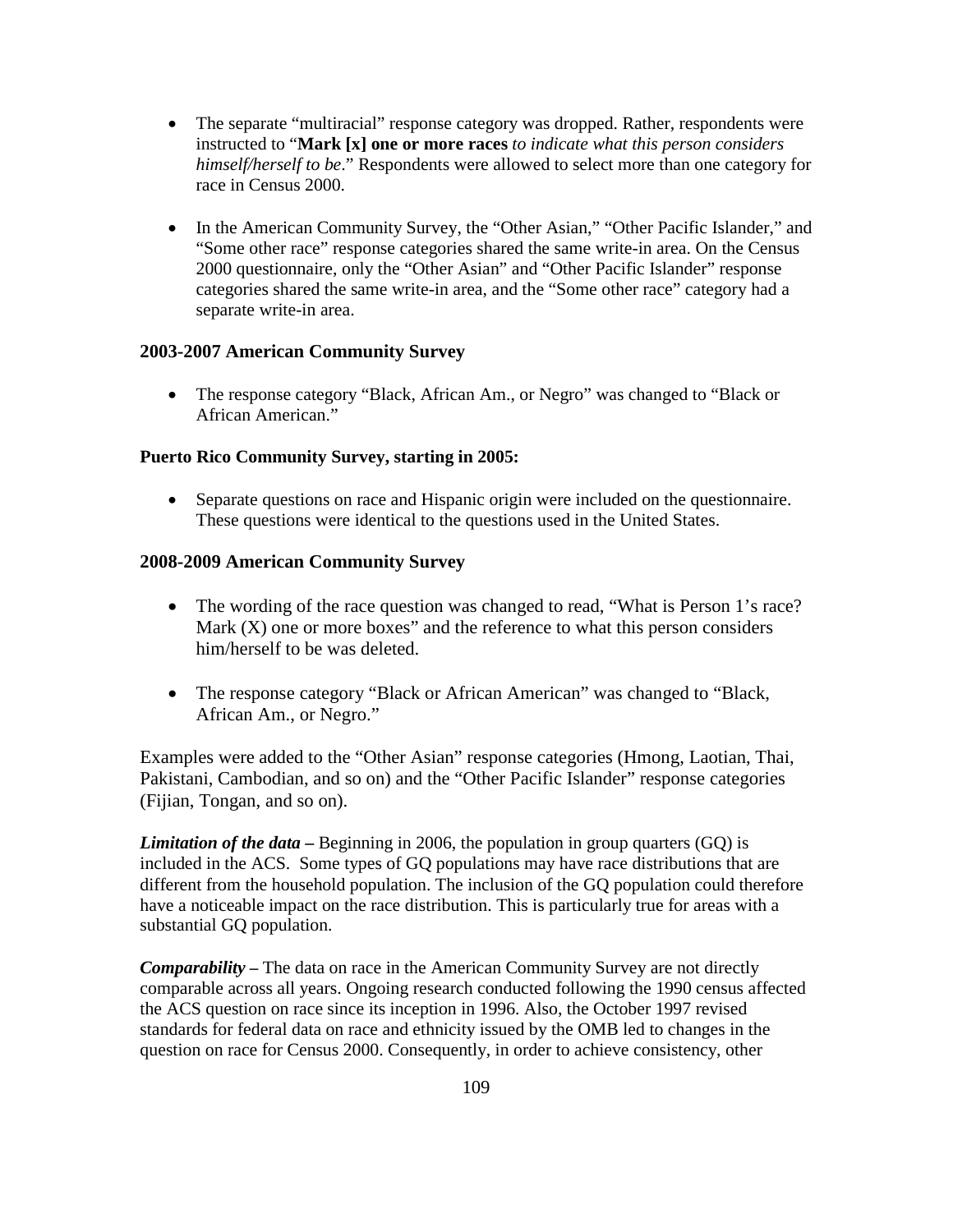- The separate "multiracial" response category was dropped. Rather, respondents were instructed to "**Mark [x] one or more races** *to indicate what this person considers himself/herself to be*." Respondents were allowed to select more than one category for race in Census 2000.

- In the American Community Survey, the "Other Asian," "Other Pacific Islander," and "Some other race" response categories shared the same write-in area. On the Census 2000 questionnaire, only the "Other Asian" and "Other Pacific Islander" response categories shared the same write-in area, and the "Some other race" category had a separate write-in area.

### 2003-2007 American Community Survey

- The response category "Black, African Am., or Negro" was changed to "Black or African American."

### Puerto Rico Community Survey, starting in 2005:

- Separate questions on race and Hispanic origin were included on the questionnaire. These questions were identical to the questions used in the United States.

### 2008-2009 American Community Survey

- The wording of the race question was changed to read, "What is Person 1's race? Mark (X) one or more boxes" and the reference to what this person considers him/herself to be was deleted.

- The response category "Black or African American" was changed to "Black, African Am., or Negro."

Examples were added to the "Other Asian" response categories (Hmong, Laotian, Thai, Pakistani, Cambodian, and so on) and the "Other Pacific Islander" response categories (Fijian, Tongan, and so on).

***Limitation of the data –*** Beginning in 2006, the population in group quarters (GQ) is included in the ACS. Some types of GQ populations may have race distributions that are different from the household population. The inclusion of the GQ population could therefore have a noticeable impact on the race distribution. This is particularly true for areas with a substantial GQ population.

***Comparability –*** The data on race in the American Community Survey are not directly comparable across all years. Ongoing research conducted following the 1990 census affected the ACS question on race since its inception in 1996. Also, the October 1997 revised standards for federal data on race and ethnicity issued by the OMB led to changes in the question on race for Census 2000. Consequently, in order to achieve consistency, other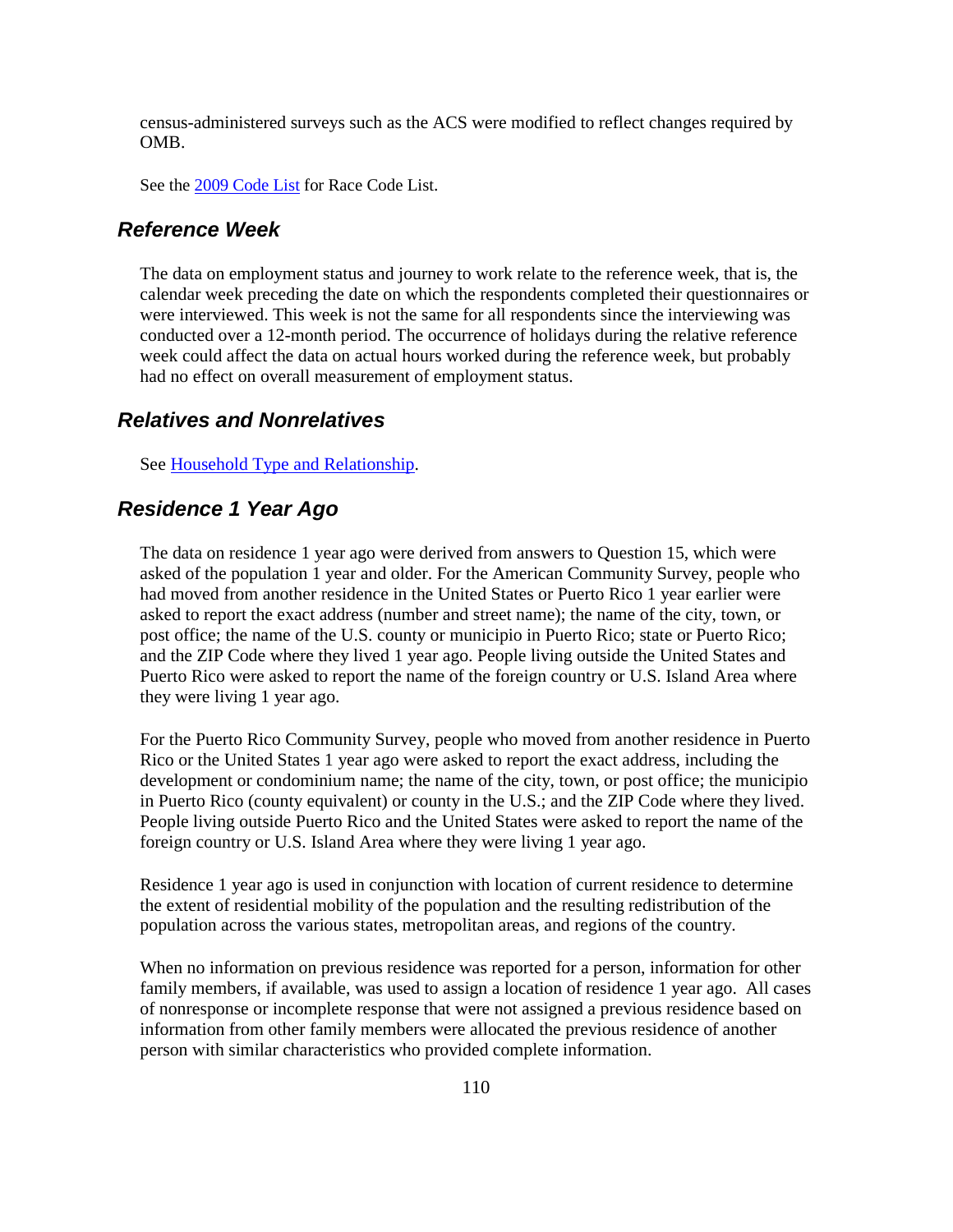census-administered surveys such as the ACS were modified to reflect changes required by OMB.

See the [2009 Code List] for Race Code List.

### Reference Week

The data on employment status and journey to work relate to the reference week, that is, the calendar week preceding the date on which the respondents completed their questionnaires or were interviewed. This week is not the same for all respondents since the interviewing was conducted over a 12-month period. The occurrence of holidays during the relative reference week could affect the data on actual hours worked during the reference week, but probably had no effect on overall measurement of employment status.

### Relatives and Nonrelatives

See [Household Type and Relationship].

### Residence 1 Year Ago

The data on residence 1 year ago were derived from answers to Question 15, which were asked of the population 1 year and older. For the American Community Survey, people who had moved from another residence in the United States or Puerto Rico 1 year earlier were asked to report the exact address (number and street name); the name of the city, town, or post office; the name of the U.S. county or municipio in Puerto Rico; state or Puerto Rico; and the ZIP Code where they lived 1 year ago. People living outside the United States and Puerto Rico were asked to report the name of the foreign country or U.S. Island Area where they were living 1 year ago.

For the Puerto Rico Community Survey, people who moved from another residence in Puerto Rico or the United States 1 year ago were asked to report the exact address, including the development or condominium name; the name of the city, town, or post office; the municipio in Puerto Rico (county equivalent) or county in the U.S.; and the ZIP Code where they lived. People living outside Puerto Rico and the United States were asked to report the name of the foreign country or U.S. Island Area where they were living 1 year ago.

Residence 1 year ago is used in conjunction with location of current residence to determine the extent of residential mobility of the population and the resulting redistribution of the population across the various states, metropolitan areas, and regions of the country.

When no information on previous residence was reported for a person, information for other family members, if available, was used to assign a location of residence 1 year ago. All cases of nonresponse or incomplete response that were not assigned a previous residence based on information from other family members were allocated the previous residence of another person with similar characteristics who provided complete information.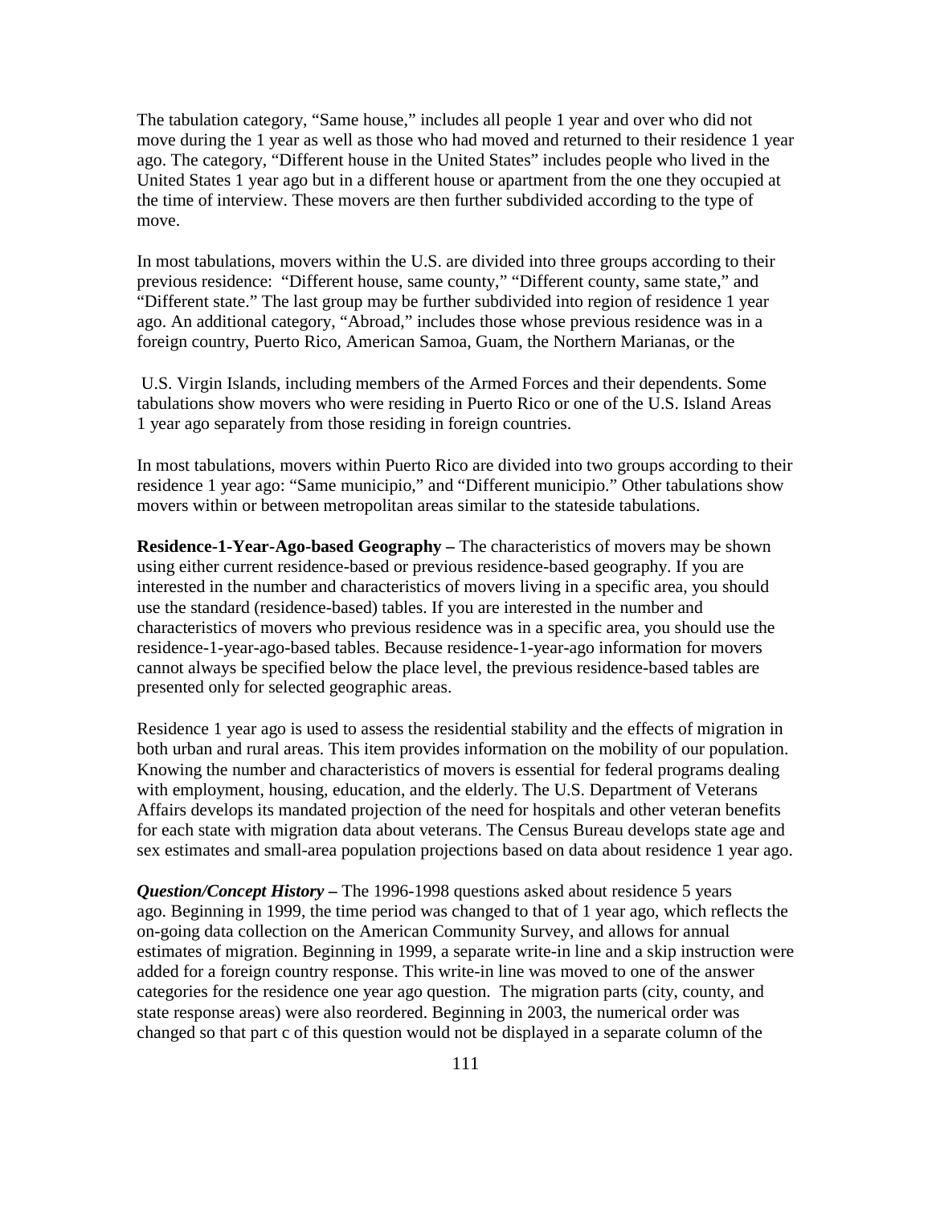The tabulation category, "Same house," includes all people 1 year and over who did not move during the 1 year as well as those who had moved and returned to their residence 1 year ago. The category, "Different house in the United States" includes people who lived in the United States 1 year ago but in a different house or apartment from the one they occupied at the time of interview. These movers are then further subdivided according to the type of move.

In most tabulations, movers within the U.S. are divided into three groups according to their previous residence: "Different house, same county," "Different county, same state," and "Different state." The last group may be further subdivided into region of residence 1 year ago. An additional category, "Abroad," includes those whose previous residence was in a foreign country, Puerto Rico, American Samoa, Guam, the Northern Marianas, or the U.S. Virgin Islands, including members of the Armed Forces and their dependents. Some tabulations show movers who were residing in Puerto Rico or one of the U.S. Island Areas 1 year ago separately from those residing in foreign countries.

In most tabulations, movers within Puerto Rico are divided into two groups according to their residence 1 year ago: "Same municipio," and "Different municipio." Other tabulations show movers within or between metropolitan areas similar to the stateside tabulations.

**Residence-1-Year-Ago-based Geography –** The characteristics of movers may be shown using either current residence-based or previous residence-based geography. If you are interested in the number and characteristics of movers living in a specific area, you should use the standard (residence-based) tables. If you are interested in the number and characteristics of movers who previous residence was in a specific area, you should use the residence-1-year-ago-based tables. Because residence-1-year-ago information for movers cannot always be specified below the place level, the previous residence-based tables are presented only for selected geographic areas.

Residence 1 year ago is used to assess the residential stability and the effects of migration in both urban and rural areas. This item provides information on the mobility of our population. Knowing the number and characteristics of movers is essential for federal programs dealing with employment, housing, education, and the elderly. The U.S. Department of Veterans Affairs develops its mandated projection of the need for hospitals and other veteran benefits for each state with migration data about veterans. The Census Bureau develops state age and sex estimates and small-area population projections based on data about residence 1 year ago.

***Question/Concept History –*** The 1996-1998 questions asked about residence 5 years ago. Beginning in 1999, the time period was changed to that of 1 year ago, which reflects the on-going data collection on the American Community Survey, and allows for annual estimates of migration. Beginning in 1999, a separate write-in line and a skip instruction were added for a foreign country response. This write-in line was moved to one of the answer categories for the residence one year ago question. The migration parts (city, county, and state response areas) were also reordered. Beginning in 2003, the numerical order was changed so that part c of this question would not be displayed in a separate column of the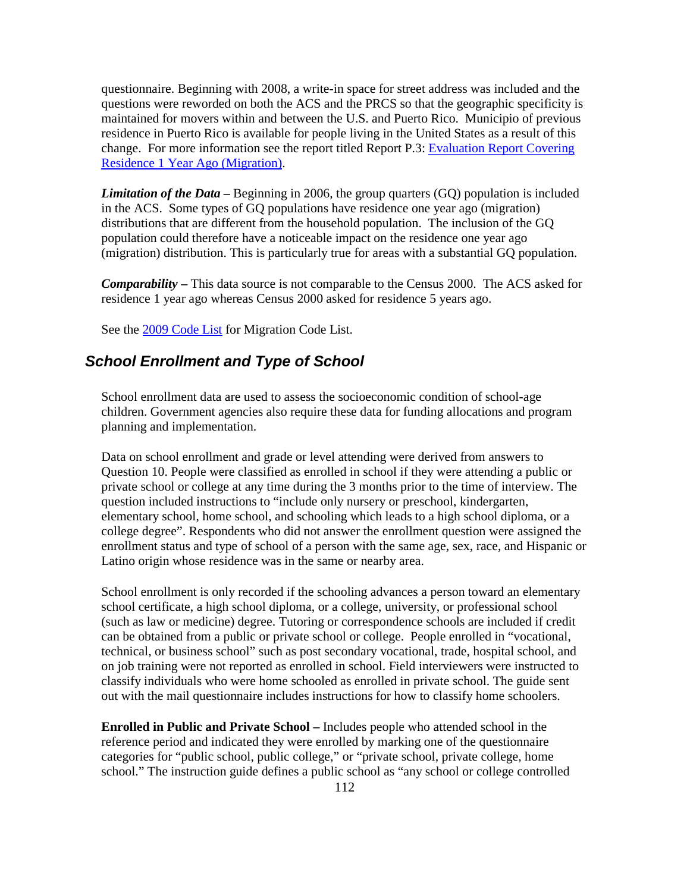questionnaire. Beginning with 2008, a write-in space for street address was included and the questions were reworded on both the ACS and the PRCS so that the geographic specificity is maintained for movers within and between the U.S. and Puerto Rico. Municipio of previous residence in Puerto Rico is available for people living in the United States as a result of this change. For more information see the report titled Report P.3: [Evaluation Report Covering Residence 1 Year Ago (Migration)](#).

***Limitation of the Data –*** Beginning in 2006, the group quarters (GQ) population is included in the ACS. Some types of GQ populations have residence one year ago (migration) distributions that are different from the household population. The inclusion of the GQ population could therefore have a noticeable impact on the residence one year ago (migration) distribution. This is particularly true for areas with a substantial GQ population.

***Comparability –*** This data source is not comparable to the Census 2000. The ACS asked for residence 1 year ago whereas Census 2000 asked for residence 5 years ago.

See the [2009 Code List](#) for Migration Code List.

## School Enrollment and Type of School

School enrollment data are used to assess the socioeconomic condition of school-age children. Government agencies also require these data for funding allocations and program planning and implementation.

Data on school enrollment and grade or level attending were derived from answers to Question 10. People were classified as enrolled in school if they were attending a public or private school or college at any time during the 3 months prior to the time of interview. The question included instructions to "include only nursery or preschool, kindergarten, elementary school, home school, and schooling which leads to a high school diploma, or a college degree". Respondents who did not answer the enrollment question were assigned the enrollment status and type of school of a person with the same age, sex, race, and Hispanic or Latino origin whose residence was in the same or nearby area.

School enrollment is only recorded if the schooling advances a person toward an elementary school certificate, a high school diploma, or a college, university, or professional school (such as law or medicine) degree. Tutoring or correspondence schools are included if credit can be obtained from a public or private school or college. People enrolled in "vocational, technical, or business school" such as post secondary vocational, trade, hospital school, and on job training were not reported as enrolled in school. Field interviewers were instructed to classify individuals who were home schooled as enrolled in private school. The guide sent out with the mail questionnaire includes instructions for how to classify home schoolers.

**Enrolled in Public and Private School –** Includes people who attended school in the reference period and indicated they were enrolled by marking one of the questionnaire categories for "public school, public college," or "private school, private college, home school." The instruction guide defines a public school as "any school or college controlled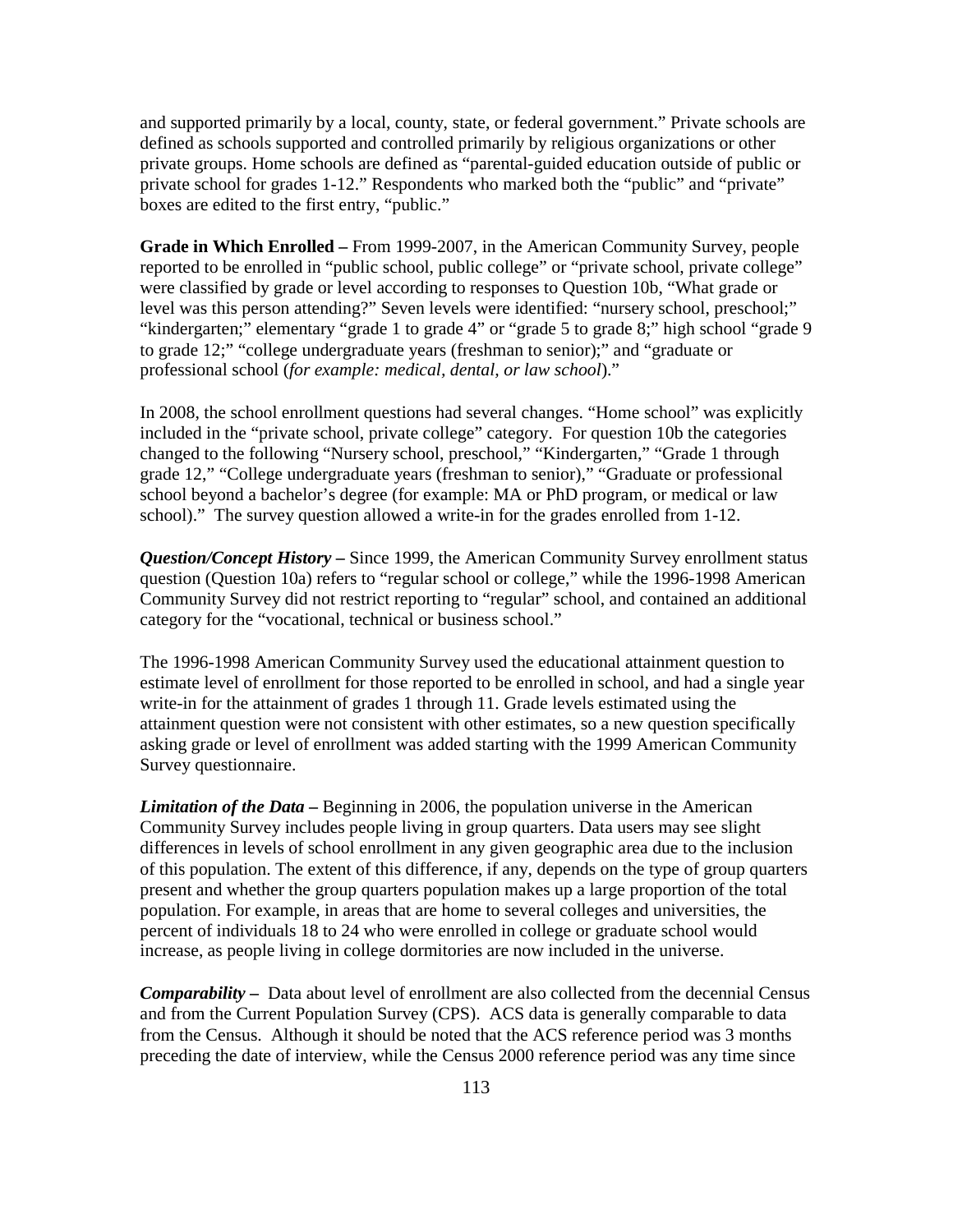and supported primarily by a local, county, state, or federal government." Private schools are defined as schools supported and controlled primarily by religious organizations or other private groups. Home schools are defined as "parental-guided education outside of public or private school for grades 1-12." Respondents who marked both the "public" and "private" boxes are edited to the first entry, "public."

**Grade in Which Enrolled –** From 1999-2007, in the American Community Survey, people reported to be enrolled in "public school, public college" or "private school, private college" were classified by grade or level according to responses to Question 10b, "What grade or level was this person attending?" Seven levels were identified: "nursery school, preschool;" "kindergarten;" elementary "grade 1 to grade 4" or "grade 5 to grade 8;" high school "grade 9 to grade 12;" "college undergraduate years (freshman to senior);" and "graduate or professional school (*for example: medical, dental, or law school*)."

In 2008, the school enrollment questions had several changes. "Home school" was explicitly included in the "private school, private college" category. For question 10b the categories changed to the following "Nursery school, preschool," "Kindergarten," "Grade 1 through grade 12," "College undergraduate years (freshman to senior)," "Graduate or professional school beyond a bachelor's degree (for example: MA or PhD program, or medical or law school)." The survey question allowed a write-in for the grades enrolled from 1-12.

***Question/Concept History* –** Since 1999, the American Community Survey enrollment status question (Question 10a) refers to "regular school or college," while the 1996-1998 American Community Survey did not restrict reporting to "regular" school, and contained an additional category for the "vocational, technical or business school."

The 1996-1998 American Community Survey used the educational attainment question to estimate level of enrollment for those reported to be enrolled in school, and had a single year write-in for the attainment of grades 1 through 11. Grade levels estimated using the attainment question were not consistent with other estimates, so a new question specifically asking grade or level of enrollment was added starting with the 1999 American Community Survey questionnaire.

***Limitation of the Data* –** Beginning in 2006, the population universe in the American Community Survey includes people living in group quarters. Data users may see slight differences in levels of school enrollment in any given geographic area due to the inclusion of this population. The extent of this difference, if any, depends on the type of group quarters present and whether the group quarters population makes up a large proportion of the total population. For example, in areas that are home to several colleges and universities, the percent of individuals 18 to 24 who were enrolled in college or graduate school would increase, as people living in college dormitories are now included in the universe.

***Comparability* –** Data about level of enrollment are also collected from the decennial Census and from the Current Population Survey (CPS). ACS data is generally comparable to data from the Census. Although it should be noted that the ACS reference period was 3 months preceding the date of interview, while the Census 2000 reference period was any time since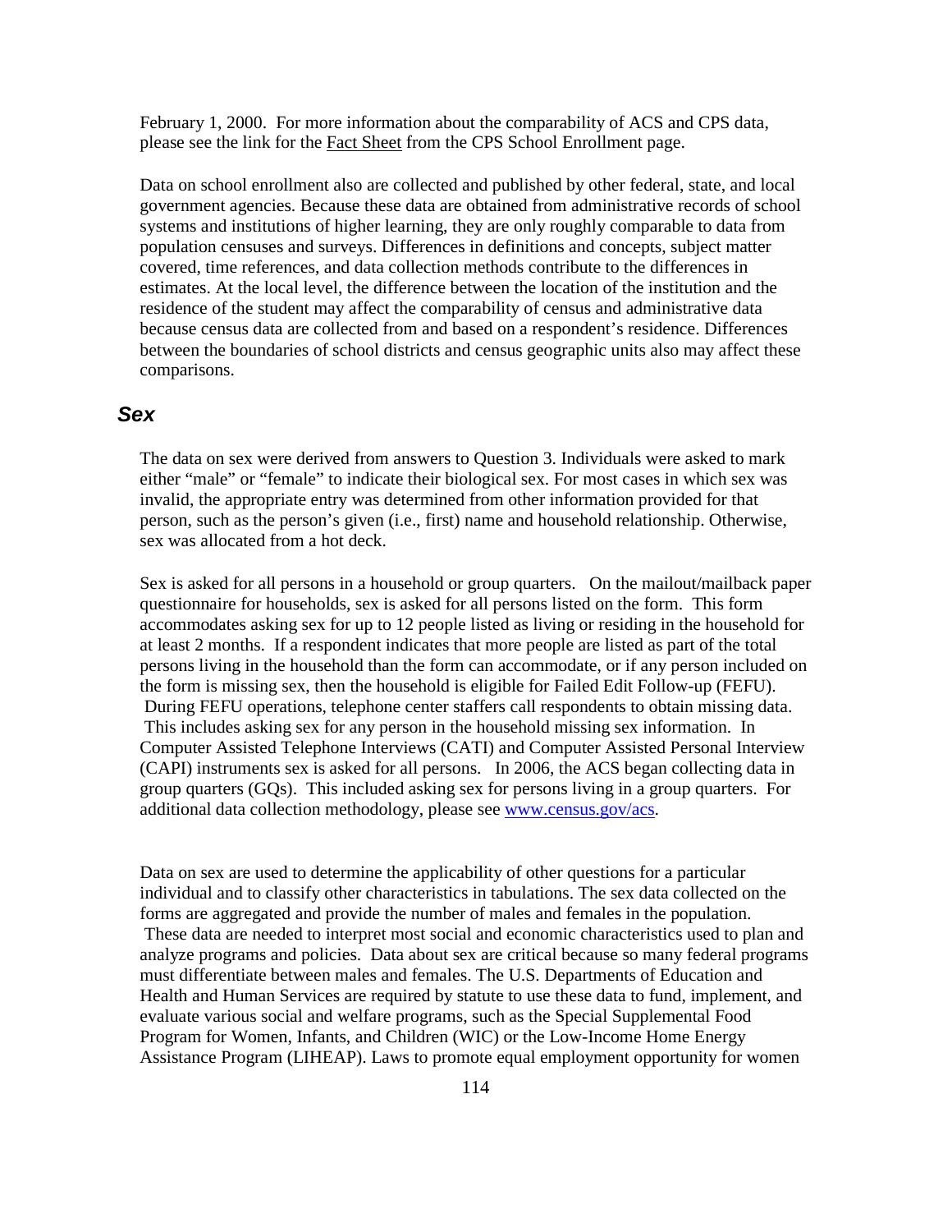February 1, 2000. For more information about the comparability of ACS and CPS data, please see the link for the Fact Sheet from the CPS School Enrollment page.

Data on school enrollment also are collected and published by other federal, state, and local government agencies. Because these data are obtained from administrative records of school systems and institutions of higher learning, they are only roughly comparable to data from population censuses and surveys. Differences in definitions and concepts, subject matter covered, time references, and data collection methods contribute to the differences in estimates. At the local level, the difference between the location of the institution and the residence of the student may affect the comparability of census and administrative data because census data are collected from and based on a respondent's residence. Differences between the boundaries of school districts and census geographic units also may affect these comparisons.

## *Sex*

The data on sex were derived from answers to Question 3. Individuals were asked to mark either "male" or "female" to indicate their biological sex. For most cases in which sex was invalid, the appropriate entry was determined from other information provided for that person, such as the person's given (i.e., first) name and household relationship. Otherwise, sex was allocated from a hot deck.

Sex is asked for all persons in a household or group quarters. On the mailout/mailback paper questionnaire for households, sex is asked for all persons listed on the form. This form accommodates asking sex for up to 12 people listed as living or residing in the household for at least 2 months. If a respondent indicates that more people are listed as part of the total persons living in the household than the form can accommodate, or if any person included on the form is missing sex, then the household is eligible for Failed Edit Follow-up (FEFU). During FEFU operations, telephone center staffers call respondents to obtain missing data. This includes asking sex for any person in the household missing sex information. In Computer Assisted Telephone Interviews (CATI) and Computer Assisted Personal Interview (CAPI) instruments sex is asked for all persons. In 2006, the ACS began collecting data in group quarters (GQs). This included asking sex for persons living in a group quarters. For additional data collection methodology, please see www.census.gov/acs.

Data on sex are used to determine the applicability of other questions for a particular individual and to classify other characteristics in tabulations. The sex data collected on the forms are aggregated and provide the number of males and females in the population. These data are needed to interpret most social and economic characteristics used to plan and analyze programs and policies. Data about sex are critical because so many federal programs must differentiate between males and females. The U.S. Departments of Education and Health and Human Services are required by statute to use these data to fund, implement, and evaluate various social and welfare programs, such as the Special Supplemental Food Program for Women, Infants, and Children (WIC) or the Low-Income Home Energy Assistance Program (LIHEAP). Laws to promote equal employment opportunity for women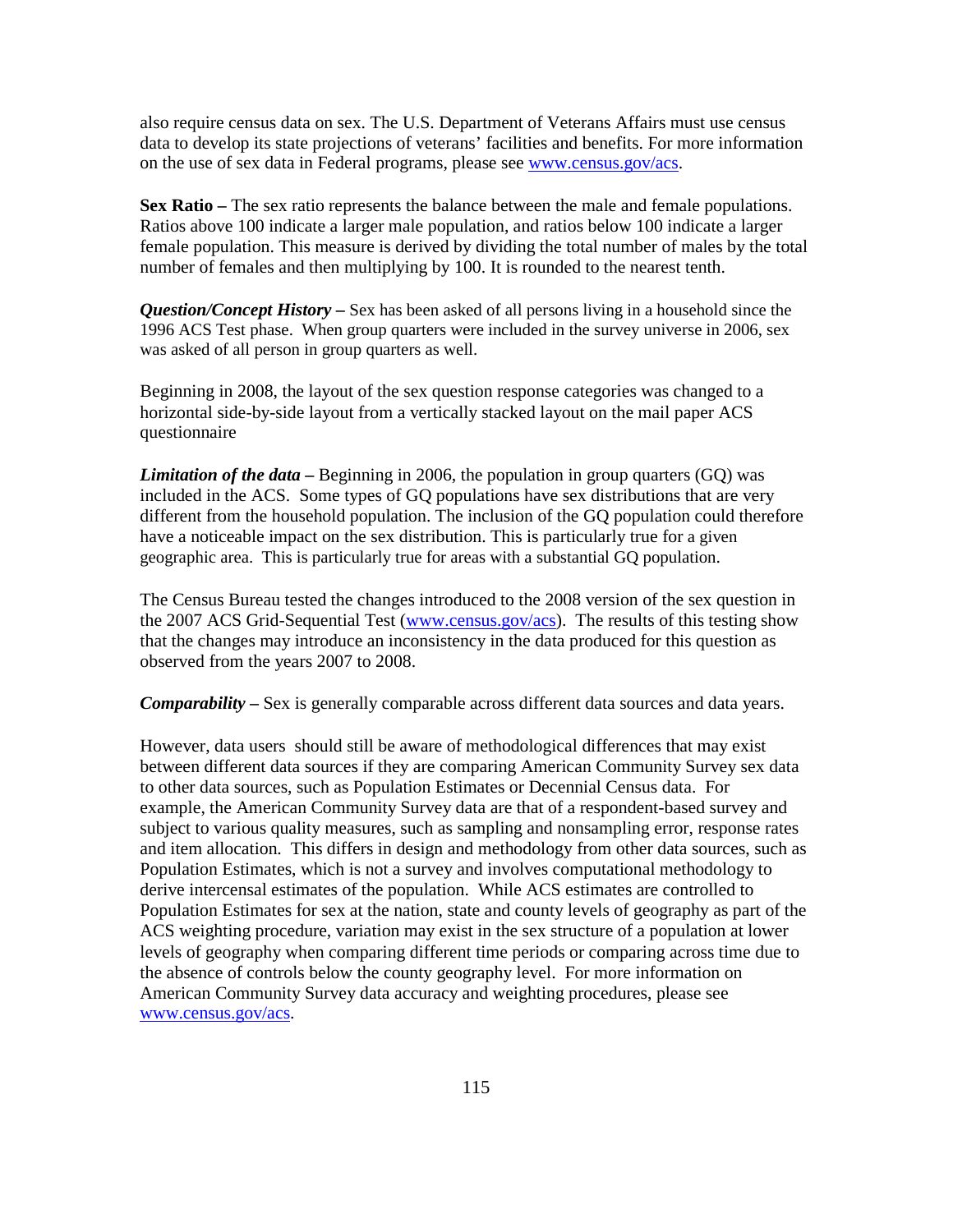also require census data on sex. The U.S. Department of Veterans Affairs must use census data to develop its state projections of veterans' facilities and benefits. For more information on the use of sex data in Federal programs, please see www.census.gov/acs.

**Sex Ratio –** The sex ratio represents the balance between the male and female populations. Ratios above 100 indicate a larger male population, and ratios below 100 indicate a larger female population. This measure is derived by dividing the total number of males by the total number of females and then multiplying by 100. It is rounded to the nearest tenth.

***Question/Concept History –*** Sex has been asked of all persons living in a household since the 1996 ACS Test phase. When group quarters were included in the survey universe in 2006, sex was asked of all person in group quarters as well.

Beginning in 2008, the layout of the sex question response categories was changed to a horizontal side-by-side layout from a vertically stacked layout on the mail paper ACS questionnaire

***Limitation of the data –*** Beginning in 2006, the population in group quarters (GQ) was included in the ACS. Some types of GQ populations have sex distributions that are very different from the household population. The inclusion of the GQ population could therefore have a noticeable impact on the sex distribution. This is particularly true for a given geographic area. This is particularly true for areas with a substantial GQ population.

The Census Bureau tested the changes introduced to the 2008 version of the sex question in the 2007 ACS Grid-Sequential Test (www.census.gov/acs). The results of this testing show that the changes may introduce an inconsistency in the data produced for this question as observed from the years 2007 to 2008.

***Comparability –*** Sex is generally comparable across different data sources and data years.

However, data users should still be aware of methodological differences that may exist between different data sources if they are comparing American Community Survey sex data to other data sources, such as Population Estimates or Decennial Census data. For example, the American Community Survey data are that of a respondent-based survey and subject to various quality measures, such as sampling and nonsampling error, response rates and item allocation. This differs in design and methodology from other data sources, such as Population Estimates, which is not a survey and involves computational methodology to derive intercensal estimates of the population. While ACS estimates are controlled to Population Estimates for sex at the nation, state and county levels of geography as part of the ACS weighting procedure, variation may exist in the sex structure of a population at lower levels of geography when comparing different time periods or comparing across time due to the absence of controls below the county geography level. For more information on American Community Survey data accuracy and weighting procedures, please see www.census.gov/acs.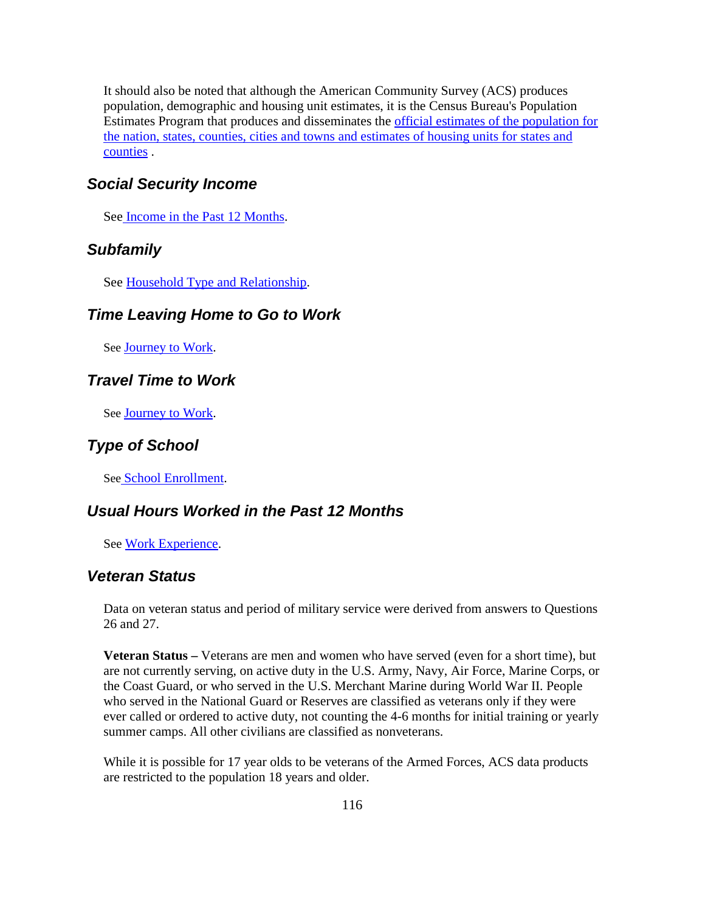It should also be noted that although the American Community Survey (ACS) produces population, demographic and housing unit estimates, it is the Census Bureau's Population Estimates Program that produces and disseminates the official estimates of the population for the nation, states, counties, cities and towns and estimates of housing units for states and counties .

## *Social Security Income*

See Income in the Past 12 Months.

## *Subfamily*

See Household Type and Relationship.

## *Time Leaving Home to Go to Work*

See Journey to Work.

## *Travel Time to Work*

See Journey to Work.

## *Type of School*

See School Enrollment.

## *Usual Hours Worked in the Past 12 Months*

See Work Experience.

## *Veteran Status*

Data on veteran status and period of military service were derived from answers to Questions 26 and 27.

**Veteran Status –** Veterans are men and women who have served (even for a short time), but are not currently serving, on active duty in the U.S. Army, Navy, Air Force, Marine Corps, or the Coast Guard, or who served in the U.S. Merchant Marine during World War II. People who served in the National Guard or Reserves are classified as veterans only if they were ever called or ordered to active duty, not counting the 4-6 months for initial training or yearly summer camps. All other civilians are classified as nonveterans.

While it is possible for 17 year olds to be veterans of the Armed Forces, ACS data products are restricted to the population 18 years and older.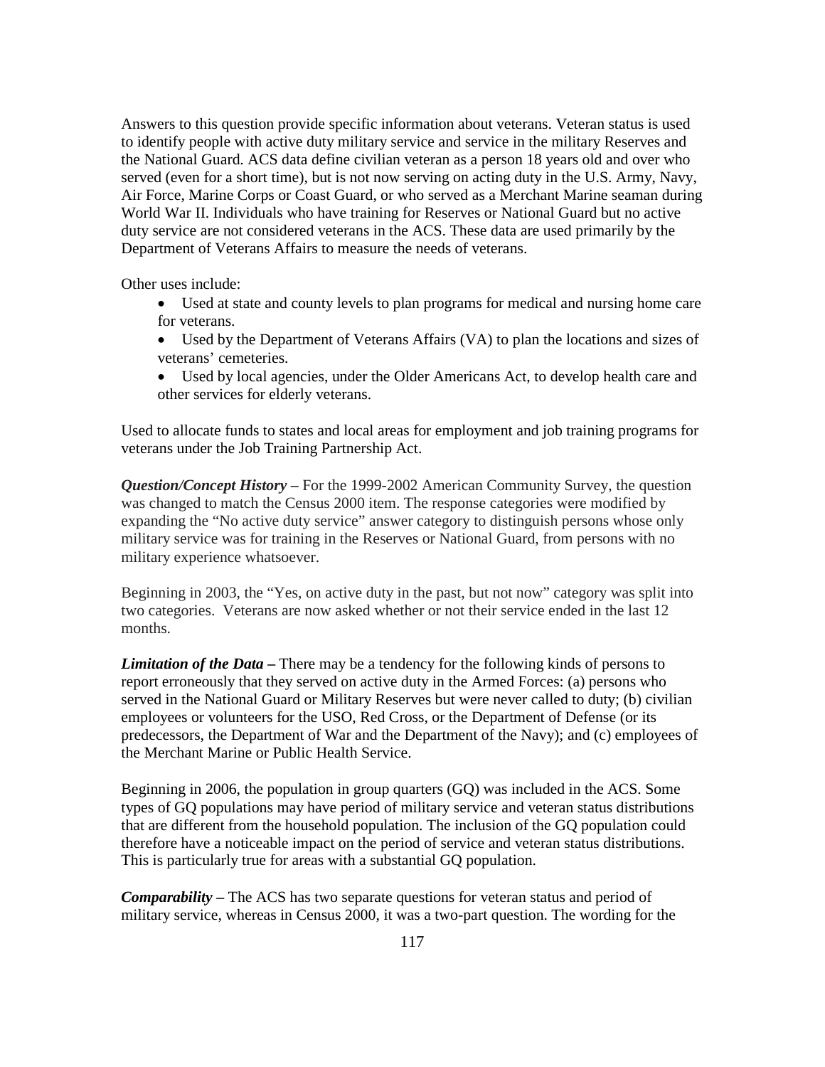Answers to this question provide specific information about veterans. Veteran status is used to identify people with active duty military service and service in the military Reserves and the National Guard. ACS data define civilian veteran as a person 18 years old and over who served (even for a short time), but is not now serving on acting duty in the U.S. Army, Navy, Air Force, Marine Corps or Coast Guard, or who served as a Merchant Marine seaman during World War II. Individuals who have training for Reserves or National Guard but no active duty service are not considered veterans in the ACS. These data are used primarily by the Department of Veterans Affairs to measure the needs of veterans.

Other uses include:

- Used at state and county levels to plan programs for medical and nursing home care for veterans.
- Used by the Department of Veterans Affairs (VA) to plan the locations and sizes of veterans' cemeteries.
- Used by local agencies, under the Older Americans Act, to develop health care and other services for elderly veterans.

Used to allocate funds to states and local areas for employment and job training programs for veterans under the Job Training Partnership Act.

***Question/Concept History –*** For the 1999-2002 American Community Survey, the question was changed to match the Census 2000 item. The response categories were modified by expanding the "No active duty service" answer category to distinguish persons whose only military service was for training in the Reserves or National Guard, from persons with no military experience whatsoever.

Beginning in 2003, the "Yes, on active duty in the past, but not now" category was split into two categories. Veterans are now asked whether or not their service ended in the last 12 months.

***Limitation of the Data –*** There may be a tendency for the following kinds of persons to report erroneously that they served on active duty in the Armed Forces: (a) persons who served in the National Guard or Military Reserves but were never called to duty; (b) civilian employees or volunteers for the USO, Red Cross, or the Department of Defense (or its predecessors, the Department of War and the Department of the Navy); and (c) employees of the Merchant Marine or Public Health Service.

Beginning in 2006, the population in group quarters (GQ) was included in the ACS. Some types of GQ populations may have period of military service and veteran status distributions that are different from the household population. The inclusion of the GQ population could therefore have a noticeable impact on the period of service and veteran status distributions. This is particularly true for areas with a substantial GQ population.

***Comparability –*** The ACS has two separate questions for veteran status and period of military service, whereas in Census 2000, it was a two-part question. The wording for the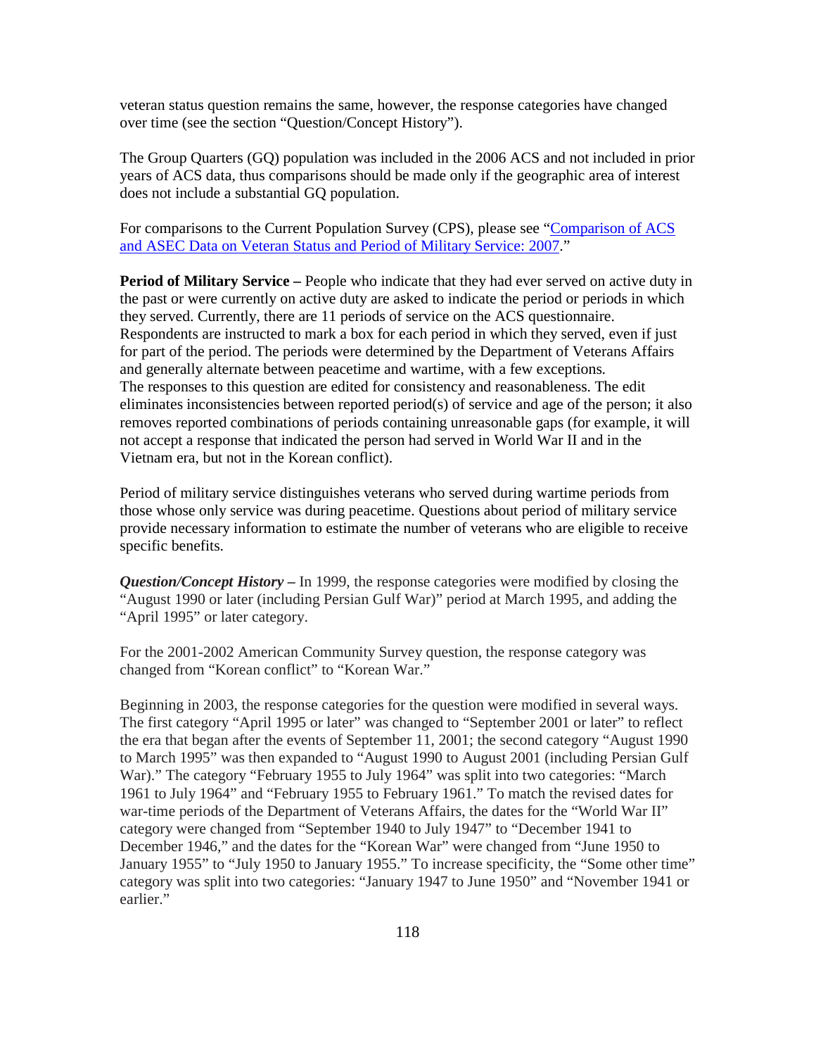veteran status question remains the same, however, the response categories have changed over time (see the section "Question/Concept History").

The Group Quarters (GQ) population was included in the 2006 ACS and not included in prior years of ACS data, thus comparisons should be made only if the geographic area of interest does not include a substantial GQ population.

For comparisons to the Current Population Survey (CPS), please see "Comparison of ACS and ASEC Data on Veteran Status and Period of Military Service: 2007."

**Period of Military Service –** People who indicate that they had ever served on active duty in the past or were currently on active duty are asked to indicate the period or periods in which they served. Currently, there are 11 periods of service on the ACS questionnaire. Respondents are instructed to mark a box for each period in which they served, even if just for part of the period. The periods were determined by the Department of Veterans Affairs and generally alternate between peacetime and wartime, with a few exceptions. The responses to this question are edited for consistency and reasonableness. The edit eliminates inconsistencies between reported period(s) of service and age of the person; it also removes reported combinations of periods containing unreasonable gaps (for example, it will not accept a response that indicated the person had served in World War II and in the Vietnam era, but not in the Korean conflict).

Period of military service distinguishes veterans who served during wartime periods from those whose only service was during peacetime. Questions about period of military service provide necessary information to estimate the number of veterans who are eligible to receive specific benefits.

***Question/Concept History* –** In 1999, the response categories were modified by closing the "August 1990 or later (including Persian Gulf War)" period at March 1995, and adding the "April 1995" or later category.

For the 2001-2002 American Community Survey question, the response category was changed from "Korean conflict" to "Korean War."

Beginning in 2003, the response categories for the question were modified in several ways. The first category "April 1995 or later" was changed to "September 2001 or later" to reflect the era that began after the events of September 11, 2001; the second category "August 1990 to March 1995" was then expanded to "August 1990 to August 2001 (including Persian Gulf War)." The category "February 1955 to July 1964" was split into two categories: "March 1961 to July 1964" and "February 1955 to February 1961." To match the revised dates for war-time periods of the Department of Veterans Affairs, the dates for the "World War II" category were changed from "September 1940 to July 1947" to "December 1941 to December 1946," and the dates for the "Korean War" were changed from "June 1950 to January 1955" to "July 1950 to January 1955." To increase specificity, the "Some other time" category was split into two categories: "January 1947 to June 1950" and "November 1941 or earlier."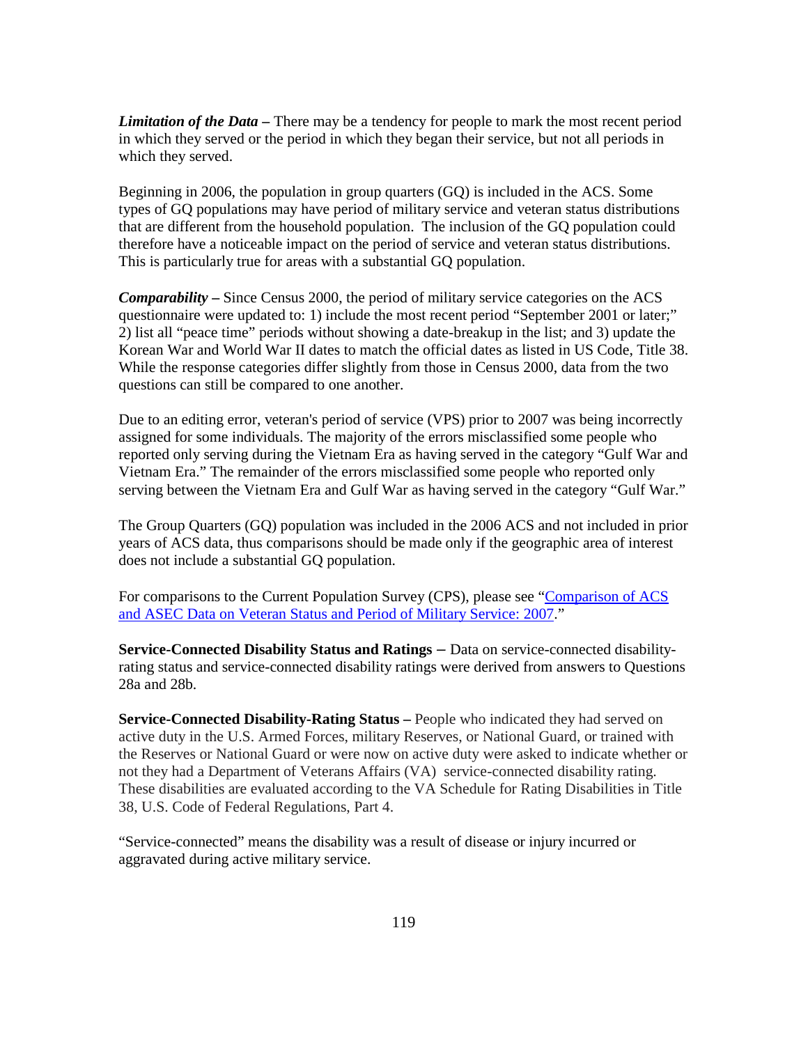***Limitation of the Data –*** There may be a tendency for people to mark the most recent period in which they served or the period in which they began their service, but not all periods in which they served.

Beginning in 2006, the population in group quarters (GQ) is included in the ACS. Some types of GQ populations may have period of military service and veteran status distributions that are different from the household population. The inclusion of the GQ population could therefore have a noticeable impact on the period of service and veteran status distributions. This is particularly true for areas with a substantial GQ population.

***Comparability –*** Since Census 2000, the period of military service categories on the ACS questionnaire were updated to: 1) include the most recent period "September 2001 or later;" 2) list all "peace time" periods without showing a date-breakup in the list; and 3) update the Korean War and World War II dates to match the official dates as listed in US Code, Title 38. While the response categories differ slightly from those in Census 2000, data from the two questions can still be compared to one another.

Due to an editing error, veteran's period of service (VPS) prior to 2007 was being incorrectly assigned for some individuals. The majority of the errors misclassified some people who reported only serving during the Vietnam Era as having served in the category "Gulf War and Vietnam Era." The remainder of the errors misclassified some people who reported only serving between the Vietnam Era and Gulf War as having served in the category "Gulf War."

The Group Quarters (GQ) population was included in the 2006 ACS and not included in prior years of ACS data, thus comparisons should be made only if the geographic area of interest does not include a substantial GQ population.

For comparisons to the Current Population Survey (CPS), please see "Comparison of ACS and ASEC Data on Veteran Status and Period of Military Service: 2007."

**Service-Connected Disability Status and Ratings –** Data on service-connected disability-rating status and service-connected disability ratings were derived from answers to Questions 28a and 28b.

**Service-Connected Disability-Rating Status –** People who indicated they had served on active duty in the U.S. Armed Forces, military Reserves, or National Guard, or trained with the Reserves or National Guard or were now on active duty were asked to indicate whether or not they had a Department of Veterans Affairs (VA) service-connected disability rating. These disabilities are evaluated according to the VA Schedule for Rating Disabilities in Title 38, U.S. Code of Federal Regulations, Part 4.

"Service-connected" means the disability was a result of disease or injury incurred or aggravated during active military service.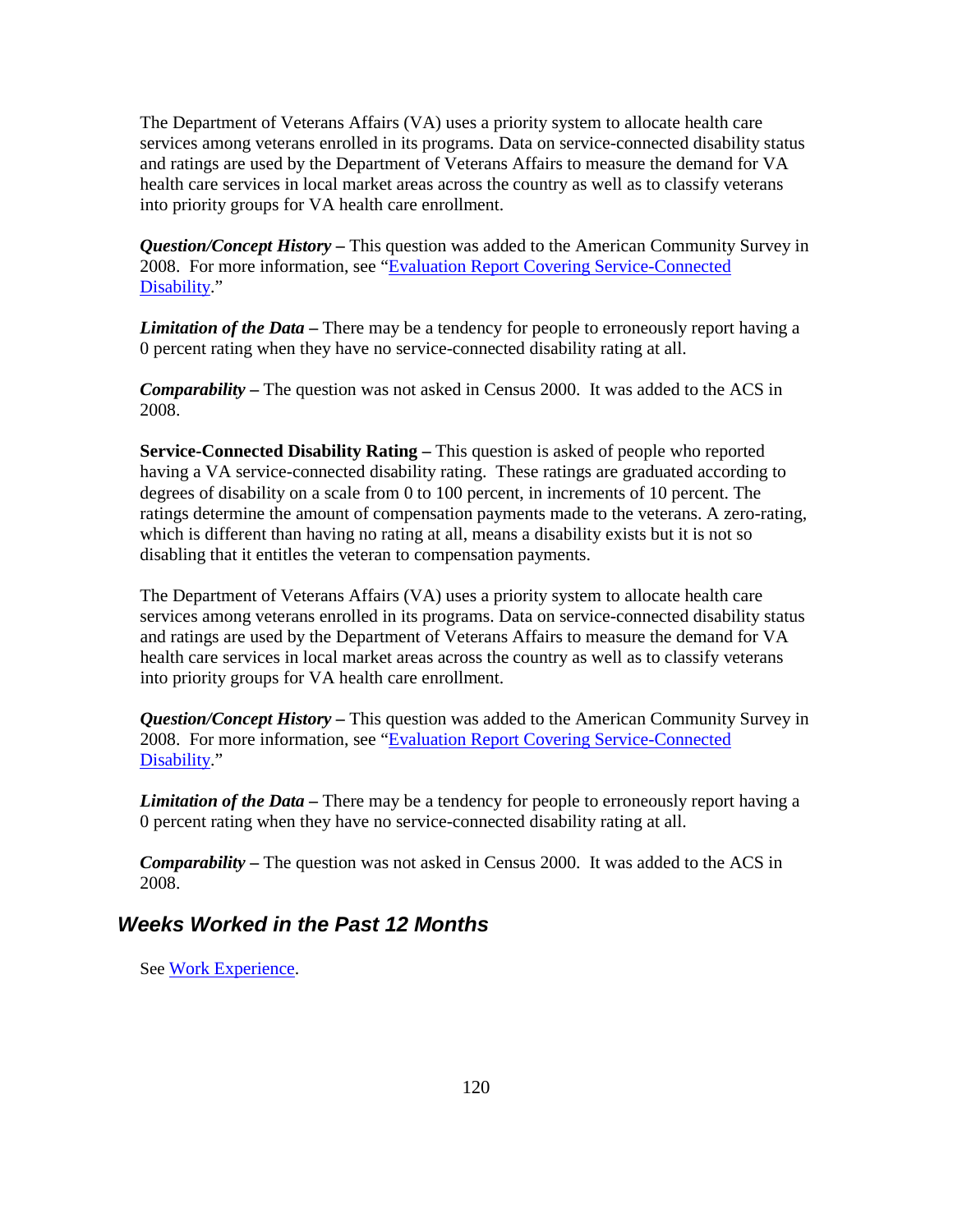The Department of Veterans Affairs (VA) uses a priority system to allocate health care services among veterans enrolled in its programs. Data on service-connected disability status and ratings are used by the Department of Veterans Affairs to measure the demand for VA health care services in local market areas across the country as well as to classify veterans into priority groups for VA health care enrollment.

***Question/Concept History*** **–** This question was added to the American Community Survey in 2008. For more information, see "Evaluation Report Covering Service-Connected Disability."

***Limitation of the Data*** **–** There may be a tendency for people to erroneously report having a 0 percent rating when they have no service-connected disability rating at all.

***Comparability*** **–** The question was not asked in Census 2000. It was added to the ACS in 2008.

**Service-Connected Disability Rating –** This question is asked of people who reported having a VA service-connected disability rating. These ratings are graduated according to degrees of disability on a scale from 0 to 100 percent, in increments of 10 percent. The ratings determine the amount of compensation payments made to the veterans. A zero-rating, which is different than having no rating at all, means a disability exists but it is not so disabling that it entitles the veteran to compensation payments.

The Department of Veterans Affairs (VA) uses a priority system to allocate health care services among veterans enrolled in its programs. Data on service-connected disability status and ratings are used by the Department of Veterans Affairs to measure the demand for VA health care services in local market areas across the country as well as to classify veterans into priority groups for VA health care enrollment.

***Question/Concept History*** **–** This question was added to the American Community Survey in 2008. For more information, see "Evaluation Report Covering Service-Connected Disability."

***Limitation of the Data*** **–** There may be a tendency for people to erroneously report having a 0 percent rating when they have no service-connected disability rating at all.

***Comparability*** **–** The question was not asked in Census 2000. It was added to the ACS in 2008.

## *Weeks Worked in the Past 12 Months*

See Work Experience.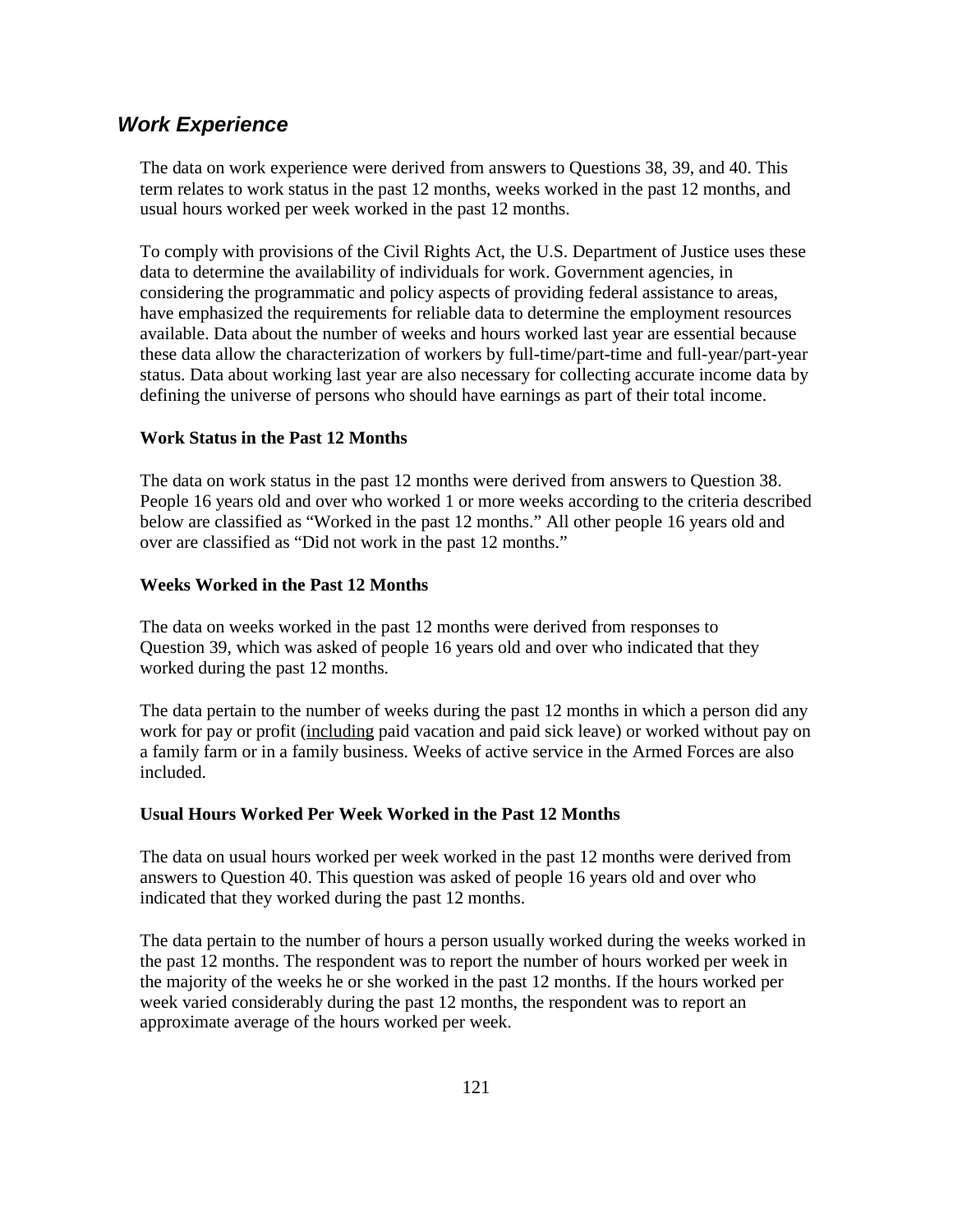## *Work Experience*

The data on work experience were derived from answers to Questions 38, 39, and 40. This term relates to work status in the past 12 months, weeks worked in the past 12 months, and usual hours worked per week worked in the past 12 months.

To comply with provisions of the Civil Rights Act, the U.S. Department of Justice uses these data to determine the availability of individuals for work. Government agencies, in considering the programmatic and policy aspects of providing federal assistance to areas, have emphasized the requirements for reliable data to determine the employment resources available. Data about the number of weeks and hours worked last year are essential because these data allow the characterization of workers by full-time/part-time and full-year/part-year status. Data about working last year are also necessary for collecting accurate income data by defining the universe of persons who should have earnings as part of their total income.

### Work Status in the Past 12 Months

The data on work status in the past 12 months were derived from answers to Question 38. People 16 years old and over who worked 1 or more weeks according to the criteria described below are classified as "Worked in the past 12 months." All other people 16 years old and over are classified as "Did not work in the past 12 months."

### Weeks Worked in the Past 12 Months

The data on weeks worked in the past 12 months were derived from responses to Question 39, which was asked of people 16 years old and over who indicated that they worked during the past 12 months.

The data pertain to the number of weeks during the past 12 months in which a person did any work for pay or profit (<u>including</u> paid vacation and paid sick leave) or worked without pay on a family farm or in a family business. Weeks of active service in the Armed Forces are also included.

### Usual Hours Worked Per Week Worked in the Past 12 Months

The data on usual hours worked per week worked in the past 12 months were derived from answers to Question 40. This question was asked of people 16 years old and over who indicated that they worked during the past 12 months.

The data pertain to the number of hours a person usually worked during the weeks worked in the past 12 months. The respondent was to report the number of hours worked per week in the majority of the weeks he or she worked in the past 12 months. If the hours worked per week varied considerably during the past 12 months, the respondent was to report an approximate average of the hours worked per week.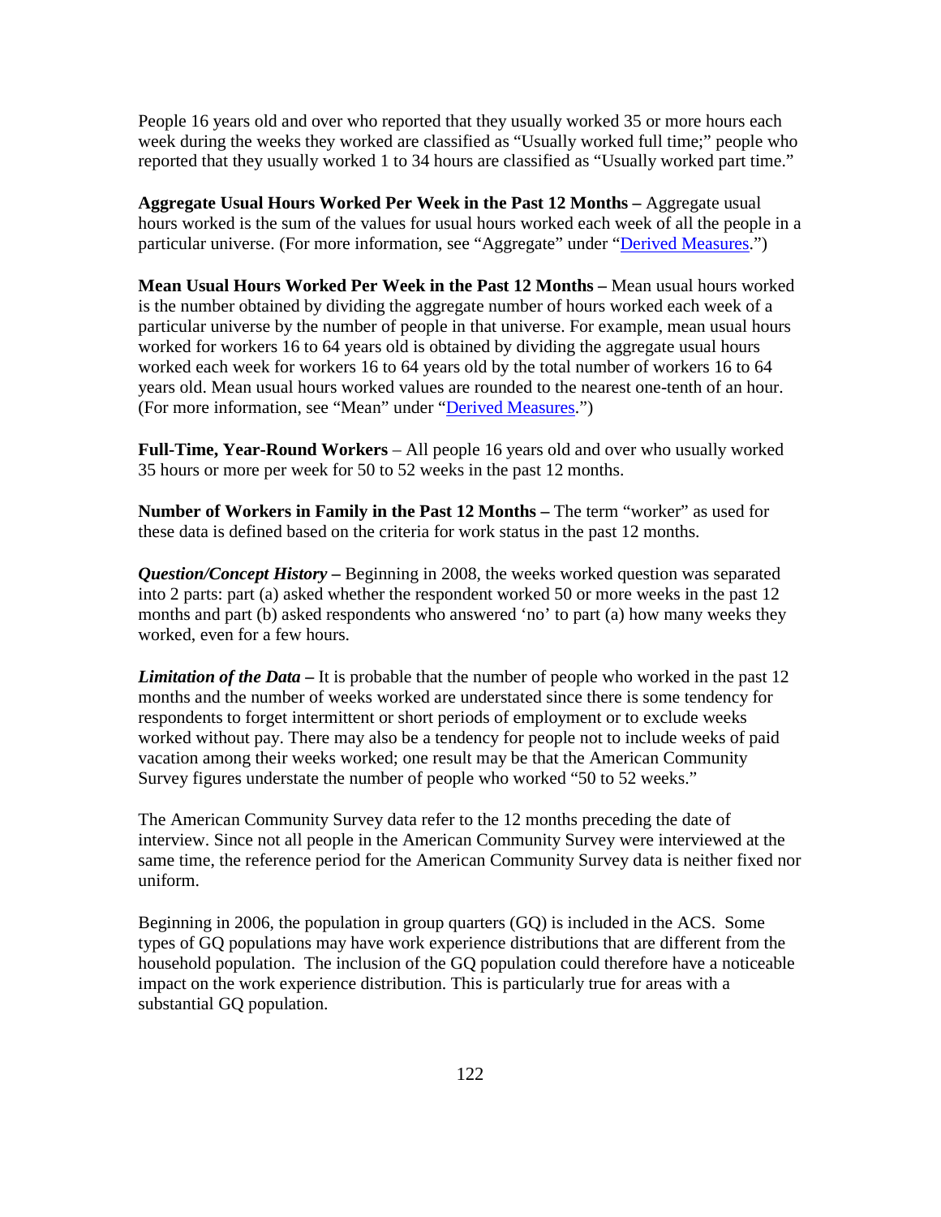People 16 years old and over who reported that they usually worked 35 or more hours each week during the weeks they worked are classified as "Usually worked full time;" people who reported that they usually worked 1 to 34 hours are classified as "Usually worked part time."

**Aggregate Usual Hours Worked Per Week in the Past 12 Months –** Aggregate usual hours worked is the sum of the values for usual hours worked each week of all the people in a particular universe. (For more information, see "Aggregate" under "Derived Measures.")

**Mean Usual Hours Worked Per Week in the Past 12 Months –** Mean usual hours worked is the number obtained by dividing the aggregate number of hours worked each week of a particular universe by the number of people in that universe. For example, mean usual hours worked for workers 16 to 64 years old is obtained by dividing the aggregate usual hours worked each week for workers 16 to 64 years old by the total number of workers 16 to 64 years old. Mean usual hours worked values are rounded to the nearest one-tenth of an hour. (For more information, see "Mean" under "Derived Measures.")

**Full-Time, Year-Round Workers** – All people 16 years old and over who usually worked 35 hours or more per week for 50 to 52 weeks in the past 12 months.

**Number of Workers in Family in the Past 12 Months –** The term "worker" as used for these data is defined based on the criteria for work status in the past 12 months.

***Question/Concept History* –** Beginning in 2008, the weeks worked question was separated into 2 parts: part (a) asked whether the respondent worked 50 or more weeks in the past 12 months and part (b) asked respondents who answered 'no' to part (a) how many weeks they worked, even for a few hours.

***Limitation of the Data* –** It is probable that the number of people who worked in the past 12 months and the number of weeks worked are understated since there is some tendency for respondents to forget intermittent or short periods of employment or to exclude weeks worked without pay. There may also be a tendency for people not to include weeks of paid vacation among their weeks worked; one result may be that the American Community Survey figures understate the number of people who worked "50 to 52 weeks."

The American Community Survey data refer to the 12 months preceding the date of interview. Since not all people in the American Community Survey were interviewed at the same time, the reference period for the American Community Survey data is neither fixed nor uniform.

Beginning in 2006, the population in group quarters (GQ) is included in the ACS. Some types of GQ populations may have work experience distributions that are different from the household population. The inclusion of the GQ population could therefore have a noticeable impact on the work experience distribution. This is particularly true for areas with a substantial GQ population.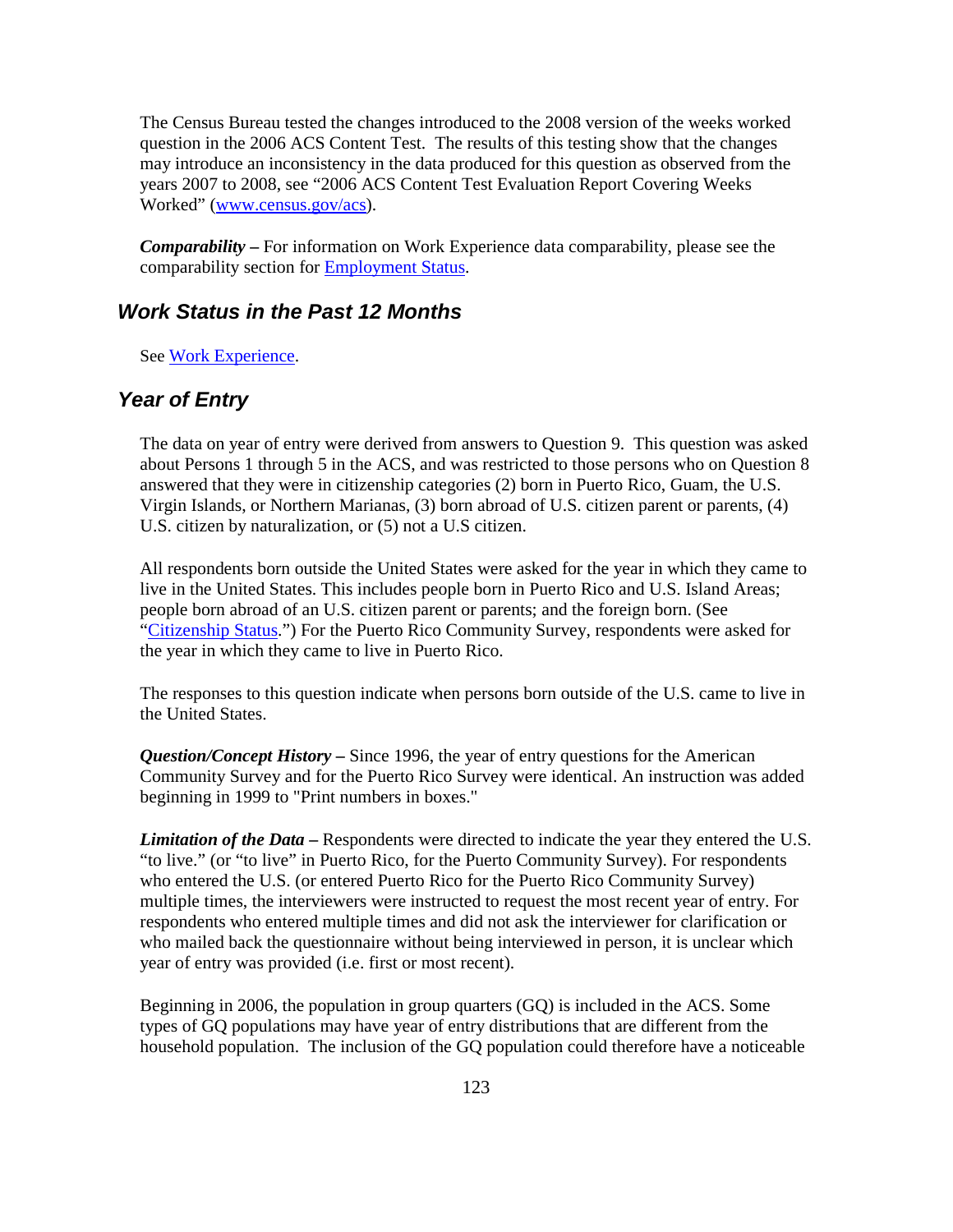The Census Bureau tested the changes introduced to the 2008 version of the weeks worked question in the 2006 ACS Content Test. The results of this testing show that the changes may introduce an inconsistency in the data produced for this question as observed from the years 2007 to 2008, see "2006 ACS Content Test Evaluation Report Covering Weeks Worked" (www.census.gov/acs).

***Comparability –*** For information on Work Experience data comparability, please see the comparability section for Employment Status.

## *Work Status in the Past 12 Months*

See Work Experience.

## *Year of Entry*

The data on year of entry were derived from answers to Question 9. This question was asked about Persons 1 through 5 in the ACS, and was restricted to those persons who on Question 8 answered that they were in citizenship categories (2) born in Puerto Rico, Guam, the U.S. Virgin Islands, or Northern Marianas, (3) born abroad of U.S. citizen parent or parents, (4) U.S. citizen by naturalization, or (5) not a U.S citizen.

All respondents born outside the United States were asked for the year in which they came to live in the United States. This includes people born in Puerto Rico and U.S. Island Areas; people born abroad of an U.S. citizen parent or parents; and the foreign born. (See "Citizenship Status.") For the Puerto Rico Community Survey, respondents were asked for the year in which they came to live in Puerto Rico.

The responses to this question indicate when persons born outside of the U.S. came to live in the United States.

***Question/Concept History –*** Since 1996, the year of entry questions for the American Community Survey and for the Puerto Rico Survey were identical. An instruction was added beginning in 1999 to "Print numbers in boxes."

***Limitation of the Data –*** Respondents were directed to indicate the year they entered the U.S. "to live." (or "to live" in Puerto Rico, for the Puerto Community Survey). For respondents who entered the U.S. (or entered Puerto Rico for the Puerto Rico Community Survey) multiple times, the interviewers were instructed to request the most recent year of entry. For respondents who entered multiple times and did not ask the interviewer for clarification or who mailed back the questionnaire without being interviewed in person, it is unclear which year of entry was provided (i.e. first or most recent).

Beginning in 2006, the population in group quarters (GQ) is included in the ACS. Some types of GQ populations may have year of entry distributions that are different from the household population. The inclusion of the GQ population could therefore have a noticeable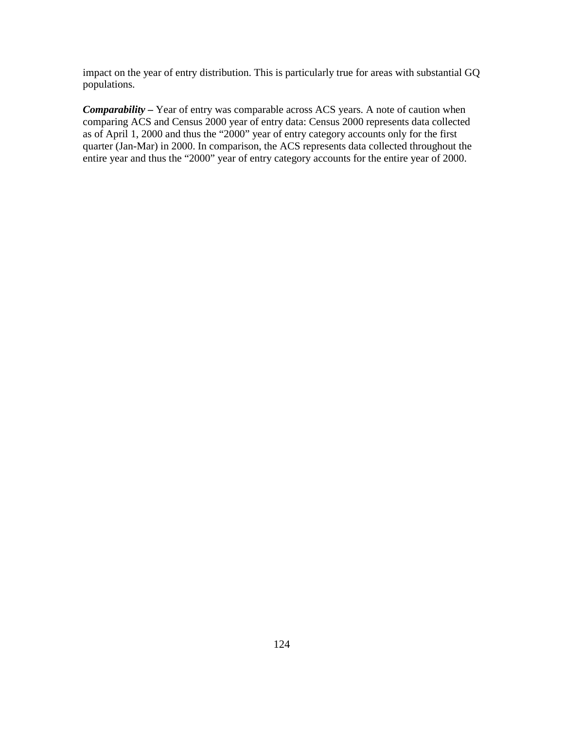impact on the year of entry distribution. This is particularly true for areas with substantial GQ populations.

***Comparability –*** Year of entry was comparable across ACS years. A note of caution when comparing ACS and Census 2000 year of entry data: Census 2000 represents data collected as of April 1, 2000 and thus the "2000" year of entry category accounts only for the first quarter (Jan-Mar) in 2000. In comparison, the ACS represents data collected throughout the entire year and thus the "2000" year of entry category accounts for the entire year of 2000.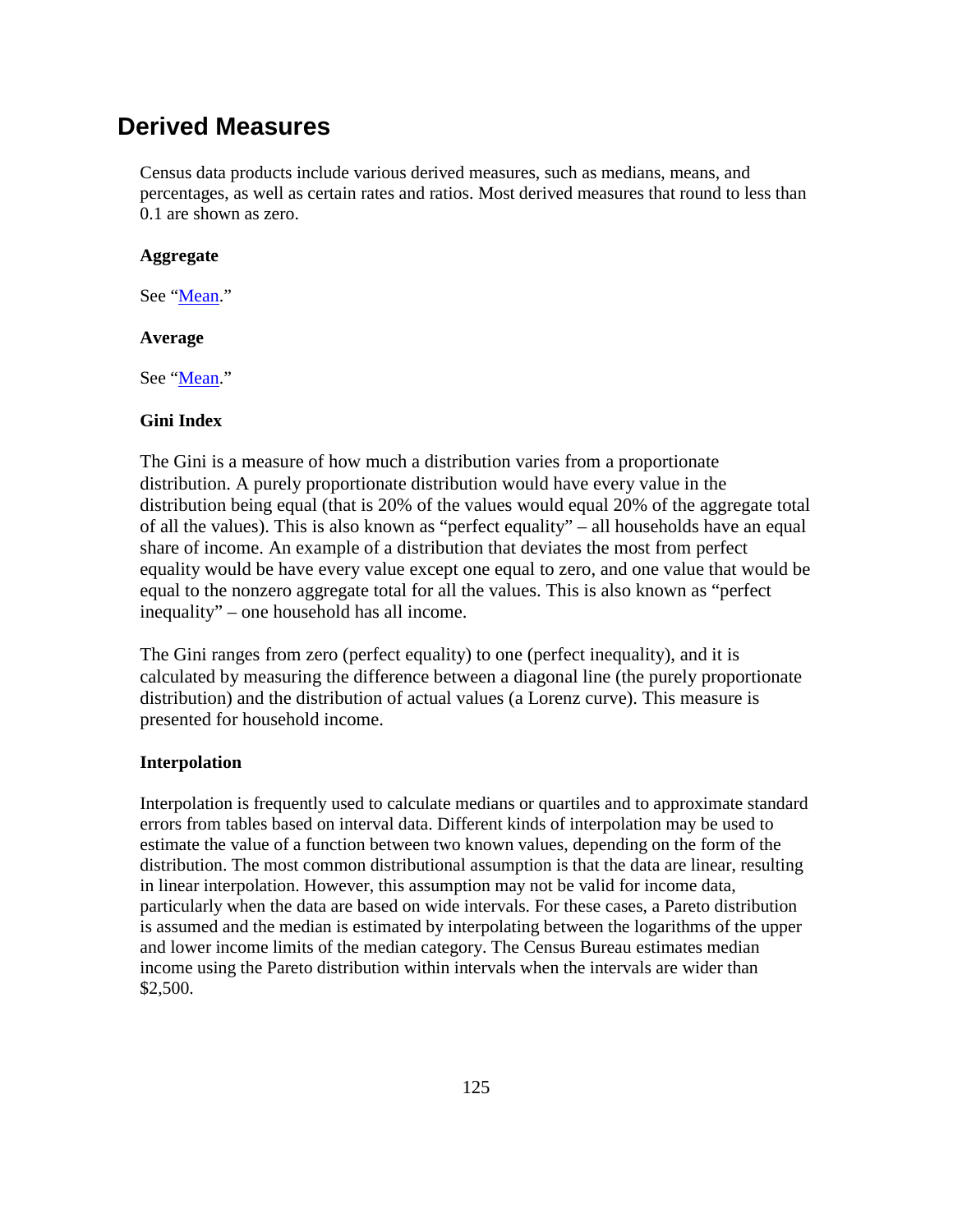## Derived Measures

Census data products include various derived measures, such as medians, means, and percentages, as well as certain rates and ratios. Most derived measures that round to less than 0.1 are shown as zero.

**Aggregate**

See "Mean."

**Average**

See "Mean."

**Gini Index**

The Gini is a measure of how much a distribution varies from a proportionate distribution. A purely proportionate distribution would have every value in the distribution being equal (that is 20% of the values would equal 20% of the aggregate total of all the values). This is also known as "perfect equality" – all households have an equal share of income. An example of a distribution that deviates the most from perfect equality would be have every value except one equal to zero, and one value that would be equal to the nonzero aggregate total for all the values. This is also known as "perfect inequality" – one household has all income.

The Gini ranges from zero (perfect equality) to one (perfect inequality), and it is calculated by measuring the difference between a diagonal line (the purely proportionate distribution) and the distribution of actual values (a Lorenz curve). This measure is presented for household income.

**Interpolation**

Interpolation is frequently used to calculate medians or quartiles and to approximate standard errors from tables based on interval data. Different kinds of interpolation may be used to estimate the value of a function between two known values, depending on the form of the distribution. The most common distributional assumption is that the data are linear, resulting in linear interpolation. However, this assumption may not be valid for income data, particularly when the data are based on wide intervals. For these cases, a Pareto distribution is assumed and the median is estimated by interpolating between the logarithms of the upper and lower income limits of the median category. The Census Bureau estimates median income using the Pareto distribution within intervals when the intervals are wider than $2,500.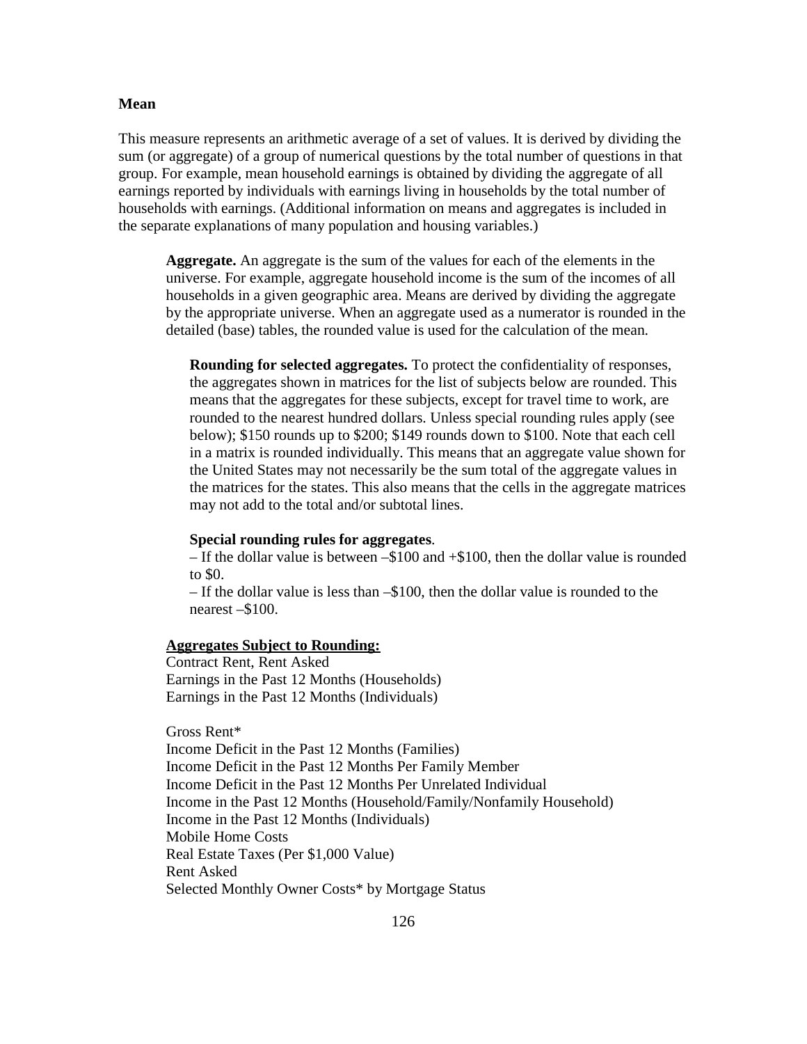**Mean**

This measure represents an arithmetic average of a set of values. It is derived by dividing the sum (or aggregate) of a group of numerical questions by the total number of questions in that group. For example, mean household earnings is obtained by dividing the aggregate of all earnings reported by individuals with earnings living in households by the total number of households with earnings. (Additional information on means and aggregates is included in the separate explanations of many population and housing variables.)

**Aggregate.** An aggregate is the sum of the values for each of the elements in the universe. For example, aggregate household income is the sum of the incomes of all households in a given geographic area. Means are derived by dividing the aggregate by the appropriate universe. When an aggregate used as a numerator is rounded in the detailed (base) tables, the rounded value is used for the calculation of the mean.

**Rounding for selected aggregates.** To protect the confidentiality of responses, the aggregates shown in matrices for the list of subjects below are rounded. This means that the aggregates for these subjects, except for travel time to work, are rounded to the nearest hundred dollars. Unless special rounding rules apply (see below); $150 rounds up to $200; $149 rounds down to $100. Note that each cell in a matrix is rounded individually. This means that an aggregate value shown for the United States may not necessarily be the sum total of the aggregate values in the matrices for the states. This also means that the cells in the aggregate matrices may not add to the total and/or subtotal lines.

**Special rounding rules for aggregates**.
– If the dollar value is between –$100 and +$100, then the dollar value is rounded to $0.
– If the dollar value is less than –$100, then the dollar value is rounded to the nearest –$100.

<u>**Aggregates Subject to Rounding:**</u>
Contract Rent, Rent Asked
Earnings in the Past 12 Months (Households)
Earnings in the Past 12 Months (Individuals)

Gross Rent*
Income Deficit in the Past 12 Months (Families)
Income Deficit in the Past 12 Months Per Family Member
Income Deficit in the Past 12 Months Per Unrelated Individual
Income in the Past 12 Months (Household/Family/Nonfamily Household)
Income in the Past 12 Months (Individuals)
Mobile Home Costs
Real Estate Taxes (Per $1,000 Value)
Rent Asked
Selected Monthly Owner Costs* by Mortgage Status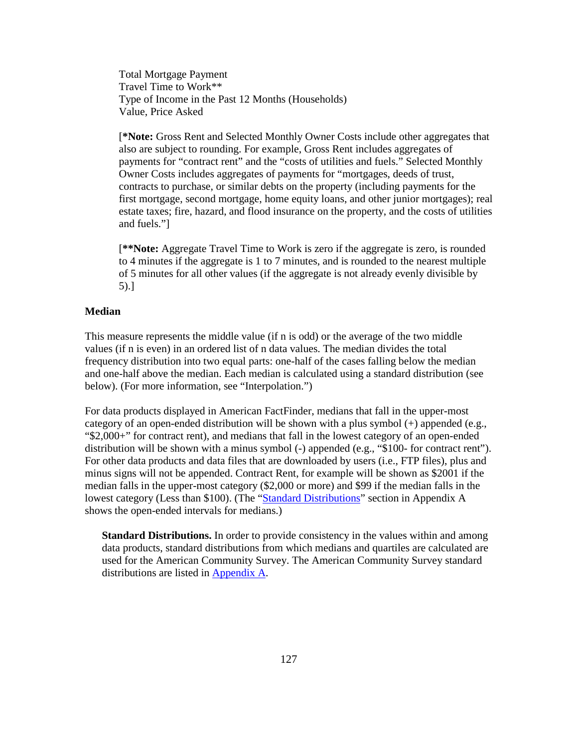Total Mortgage Payment
Travel Time to Work**
Type of Income in the Past 12 Months (Households)
Value, Price Asked

[**\*Note:** Gross Rent and Selected Monthly Owner Costs include other aggregates that also are subject to rounding. For example, Gross Rent includes aggregates of payments for "contract rent" and the "costs of utilities and fuels." Selected Monthly Owner Costs includes aggregates of payments for "mortgages, deeds of trust, contracts to purchase, or similar debts on the property (including payments for the first mortgage, second mortgage, home equity loans, and other junior mortgages); real estate taxes; fire, hazard, and flood insurance on the property, and the costs of utilities and fuels."]

[**\*\*Note:** Aggregate Travel Time to Work is zero if the aggregate is zero, is rounded to 4 minutes if the aggregate is 1 to 7 minutes, and is rounded to the nearest multiple of 5 minutes for all other values (if the aggregate is not already evenly divisible by 5).]

**Median**

This measure represents the middle value (if n is odd) or the average of the two middle values (if n is even) in an ordered list of n data values. The median divides the total frequency distribution into two equal parts: one-half of the cases falling below the median and one-half above the median. Each median is calculated using a standard distribution (see below). (For more information, see "Interpolation.")

For data products displayed in American FactFinder, medians that fall in the upper-most category of an open-ended distribution will be shown with a plus symbol (+) appended (e.g., "$2,000+" for contract rent), and medians that fall in the lowest category of an open-ended distribution will be shown with a minus symbol (-) appended (e.g., "$100- for contract rent"). For other data products and data files that are downloaded by users (i.e., FTP files), plus and minus signs will not be appended. Contract Rent, for example will be shown as $2001 if the median falls in the upper-most category ($2,000 or more) and $99 if the median falls in the lowest category (Less than $100). (The "Standard Distributions" section in Appendix A shows the open-ended intervals for medians.)

**Standard Distributions.** In order to provide consistency in the values within and among data products, standard distributions from which medians and quartiles are calculated are used for the American Community Survey. The American Community Survey standard distributions are listed in Appendix A.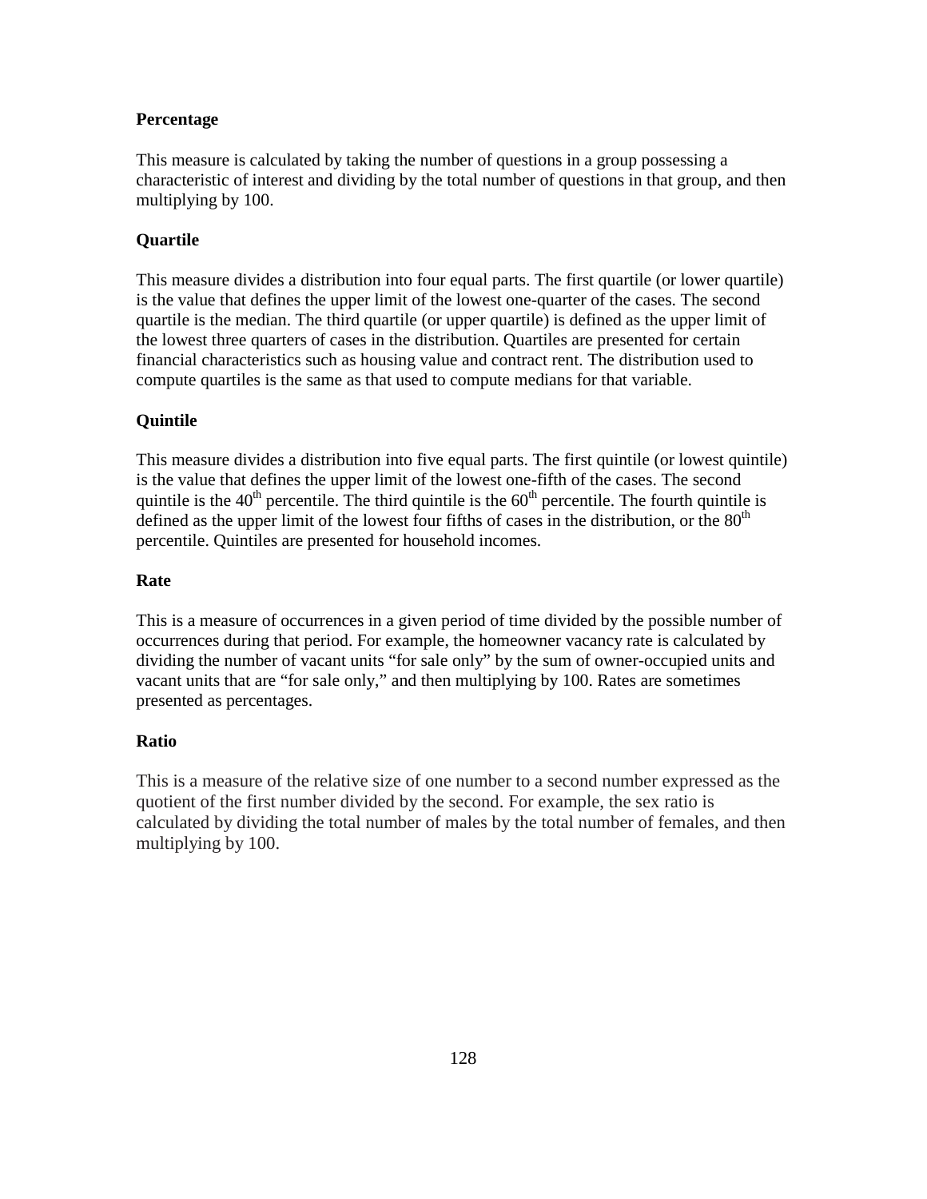### Percentage

This measure is calculated by taking the number of questions in a group possessing a characteristic of interest and dividing by the total number of questions in that group, and then multiplying by 100.

### Quartile

This measure divides a distribution into four equal parts. The first quartile (or lower quartile) is the value that defines the upper limit of the lowest one-quarter of the cases. The second quartile is the median. The third quartile (or upper quartile) is defined as the upper limit of the lowest three quarters of cases in the distribution. Quartiles are presented for certain financial characteristics such as housing value and contract rent. The distribution used to compute quartiles is the same as that used to compute medians for that variable.

### Quintile

This measure divides a distribution into five equal parts. The first quintile (or lowest quintile) is the value that defines the upper limit of the lowest one-fifth of the cases. The second quintile is the $40^{th}$ percentile. The third quintile is the $60^{th}$ percentile. The fourth quintile is defined as the upper limit of the lowest four fifths of cases in the distribution, or the $80^{th}$ percentile. Quintiles are presented for household incomes.

### Rate

This is a measure of occurrences in a given period of time divided by the possible number of occurrences during that period. For example, the homeowner vacancy rate is calculated by dividing the number of vacant units "for sale only" by the sum of owner-occupied units and vacant units that are "for sale only," and then multiplying by 100. Rates are sometimes presented as percentages.

### Ratio

This is a measure of the relative size of one number to a second number expressed as the quotient of the first number divided by the second. For example, the sex ratio is calculated by dividing the total number of males by the total number of females, and then multiplying by 100.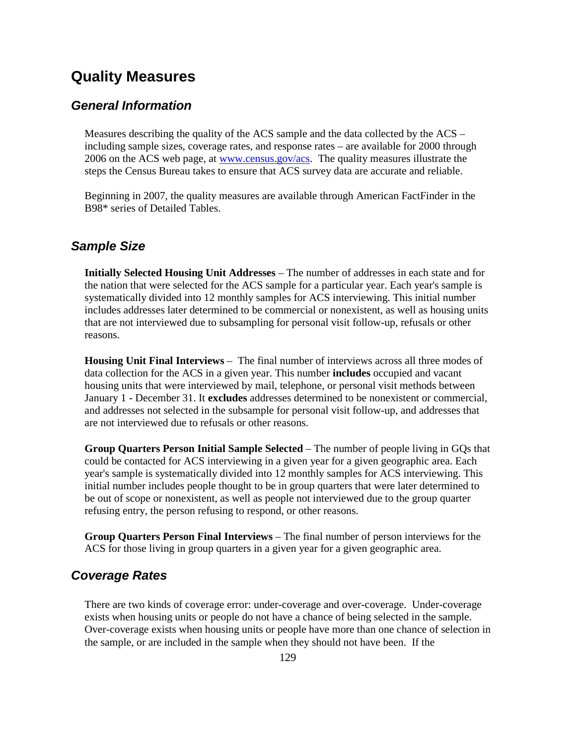# Quality Measures

## General Information

Measures describing the quality of the ACS sample and the data collected by the ACS – including sample sizes, coverage rates, and response rates – are available for 2000 through 2006 on the ACS web page, at www.census.gov/acs. The quality measures illustrate the steps the Census Bureau takes to ensure that ACS survey data are accurate and reliable.

Beginning in 2007, the quality measures are available through American FactFinder in the B98* series of Detailed Tables.

## Sample Size

**Initially Selected Housing Unit Addresses** – The number of addresses in each state and for the nation that were selected for the ACS sample for a particular year. Each year's sample is systematically divided into 12 monthly samples for ACS interviewing. This initial number includes addresses later determined to be commercial or nonexistent, as well as housing units that are not interviewed due to subsampling for personal visit follow-up, refusals or other reasons.

**Housing Unit Final Interviews** – The final number of interviews across all three modes of data collection for the ACS in a given year. This number **includes** occupied and vacant housing units that were interviewed by mail, telephone, or personal visit methods between January 1 - December 31. It **excludes** addresses determined to be nonexistent or commercial, and addresses not selected in the subsample for personal visit follow-up, and addresses that are not interviewed due to refusals or other reasons.

**Group Quarters Person Initial Sample Selected** – The number of people living in GQs that could be contacted for ACS interviewing in a given year for a given geographic area. Each year's sample is systematically divided into 12 monthly samples for ACS interviewing. This initial number includes people thought to be in group quarters that were later determined to be out of scope or nonexistent, as well as people not interviewed due to the group quarter refusing entry, the person refusing to respond, or other reasons.

**Group Quarters Person Final Interviews** – The final number of person interviews for the ACS for those living in group quarters in a given year for a given geographic area.

## Coverage Rates

There are two kinds of coverage error: under-coverage and over-coverage. Under-coverage exists when housing units or people do not have a chance of being selected in the sample. Over-coverage exists when housing units or people have more than one chance of selection in the sample, or are included in the sample when they should not have been. If the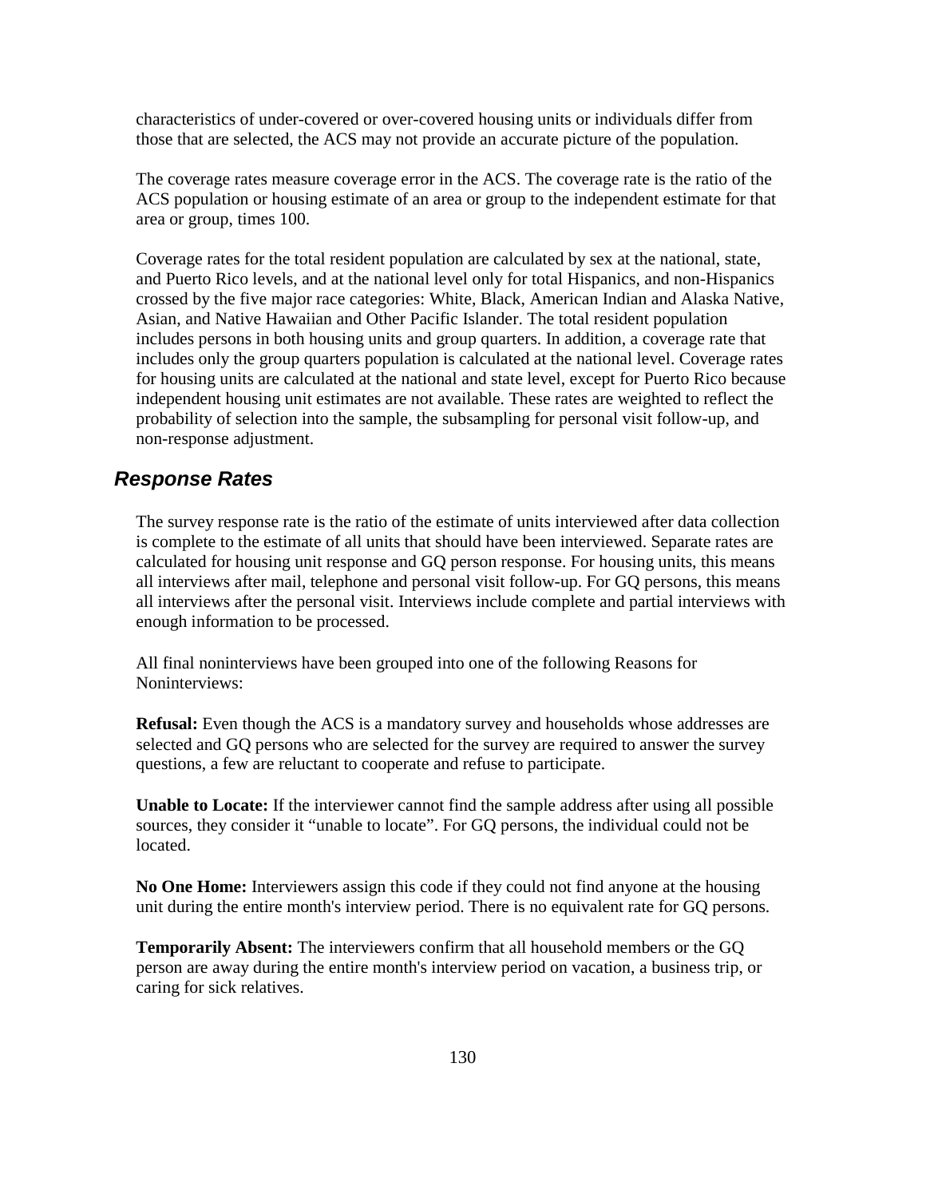characteristics of under-covered or over-covered housing units or individuals differ from those that are selected, the ACS may not provide an accurate picture of the population.

The coverage rates measure coverage error in the ACS. The coverage rate is the ratio of the ACS population or housing estimate of an area or group to the independent estimate for that area or group, times 100.

Coverage rates for the total resident population are calculated by sex at the national, state, and Puerto Rico levels, and at the national level only for total Hispanics, and non-Hispanics crossed by the five major race categories: White, Black, American Indian and Alaska Native, Asian, and Native Hawaiian and Other Pacific Islander. The total resident population includes persons in both housing units and group quarters. In addition, a coverage rate that includes only the group quarters population is calculated at the national level. Coverage rates for housing units are calculated at the national and state level, except for Puerto Rico because independent housing unit estimates are not available. These rates are weighted to reflect the probability of selection into the sample, the subsampling for personal visit follow-up, and non-response adjustment.

## *Response Rates*

The survey response rate is the ratio of the estimate of units interviewed after data collection is complete to the estimate of all units that should have been interviewed. Separate rates are calculated for housing unit response and GQ person response. For housing units, this means all interviews after mail, telephone and personal visit follow-up. For GQ persons, this means all interviews after the personal visit. Interviews include complete and partial interviews with enough information to be processed.

All final noninterviews have been grouped into one of the following Reasons for Noninterviews:

**Refusal:** Even though the ACS is a mandatory survey and households whose addresses are selected and GQ persons who are selected for the survey are required to answer the survey questions, a few are reluctant to cooperate and refuse to participate.

**Unable to Locate:** If the interviewer cannot find the sample address after using all possible sources, they consider it "unable to locate". For GQ persons, the individual could not be located.

**No One Home:** Interviewers assign this code if they could not find anyone at the housing unit during the entire month's interview period. There is no equivalent rate for GQ persons.

**Temporarily Absent:** The interviewers confirm that all household members or the GQ person are away during the entire month's interview period on vacation, a business trip, or caring for sick relatives.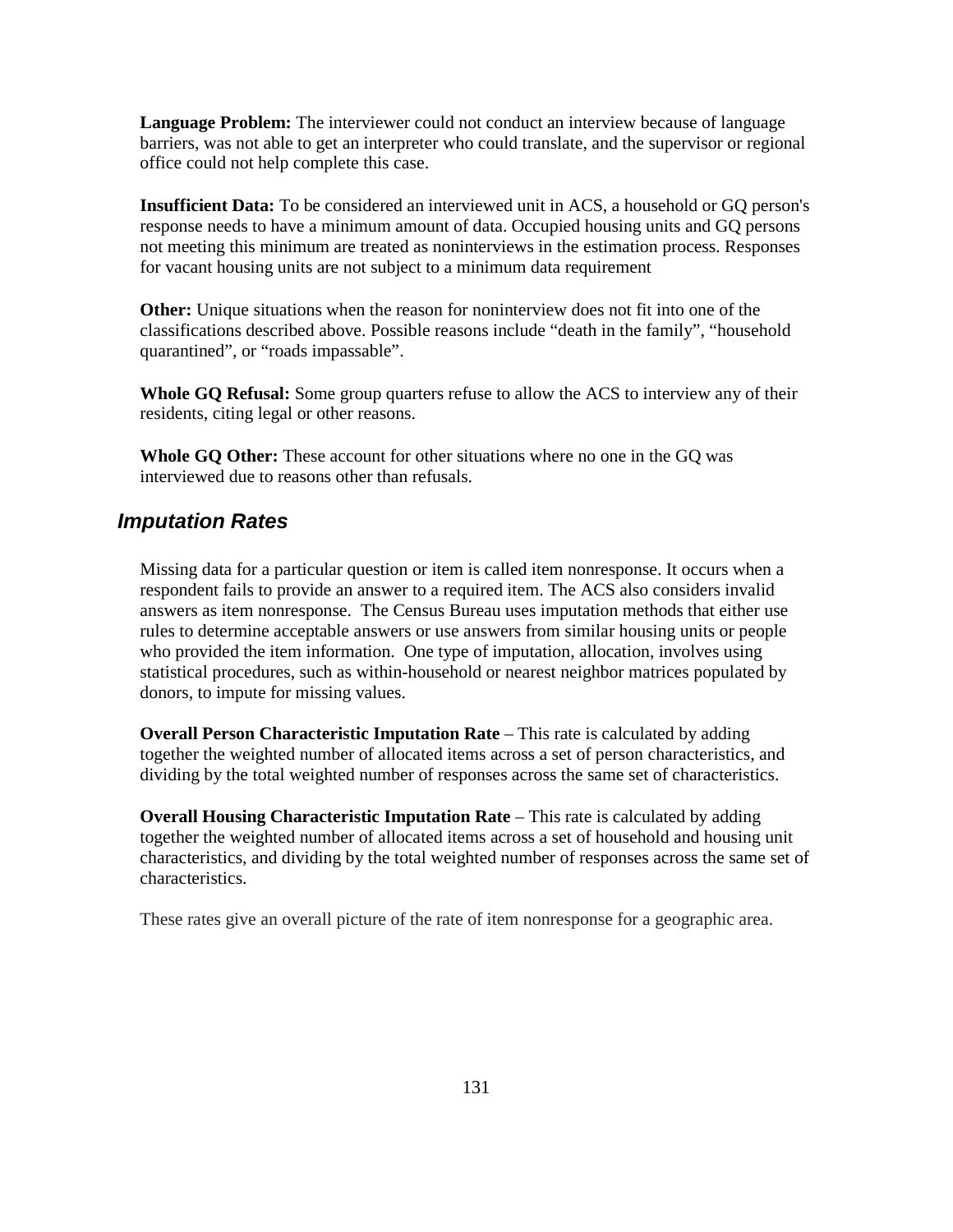**Language Problem:** The interviewer could not conduct an interview because of language barriers, was not able to get an interpreter who could translate, and the supervisor or regional office could not help complete this case.

**Insufficient Data:** To be considered an interviewed unit in ACS, a household or GQ person's response needs to have a minimum amount of data. Occupied housing units and GQ persons not meeting this minimum are treated as noninterviews in the estimation process. Responses for vacant housing units are not subject to a minimum data requirement

**Other:** Unique situations when the reason for noninterview does not fit into one of the classifications described above. Possible reasons include "death in the family", "household quarantined", or "roads impassable".

**Whole GQ Refusal:** Some group quarters refuse to allow the ACS to interview any of their residents, citing legal or other reasons.

**Whole GQ Other:** These account for other situations where no one in the GQ was interviewed due to reasons other than refusals.

## *Imputation Rates*

Missing data for a particular question or item is called item nonresponse. It occurs when a respondent fails to provide an answer to a required item. The ACS also considers invalid answers as item nonresponse. The Census Bureau uses imputation methods that either use rules to determine acceptable answers or use answers from similar housing units or people who provided the item information. One type of imputation, allocation, involves using statistical procedures, such as within-household or nearest neighbor matrices populated by donors, to impute for missing values.

**Overall Person Characteristic Imputation Rate** – This rate is calculated by adding together the weighted number of allocated items across a set of person characteristics, and dividing by the total weighted number of responses across the same set of characteristics.

**Overall Housing Characteristic Imputation Rate** – This rate is calculated by adding together the weighted number of allocated items across a set of household and housing unit characteristics, and dividing by the total weighted number of responses across the same set of characteristics.

These rates give an overall picture of the rate of item nonresponse for a geographic area.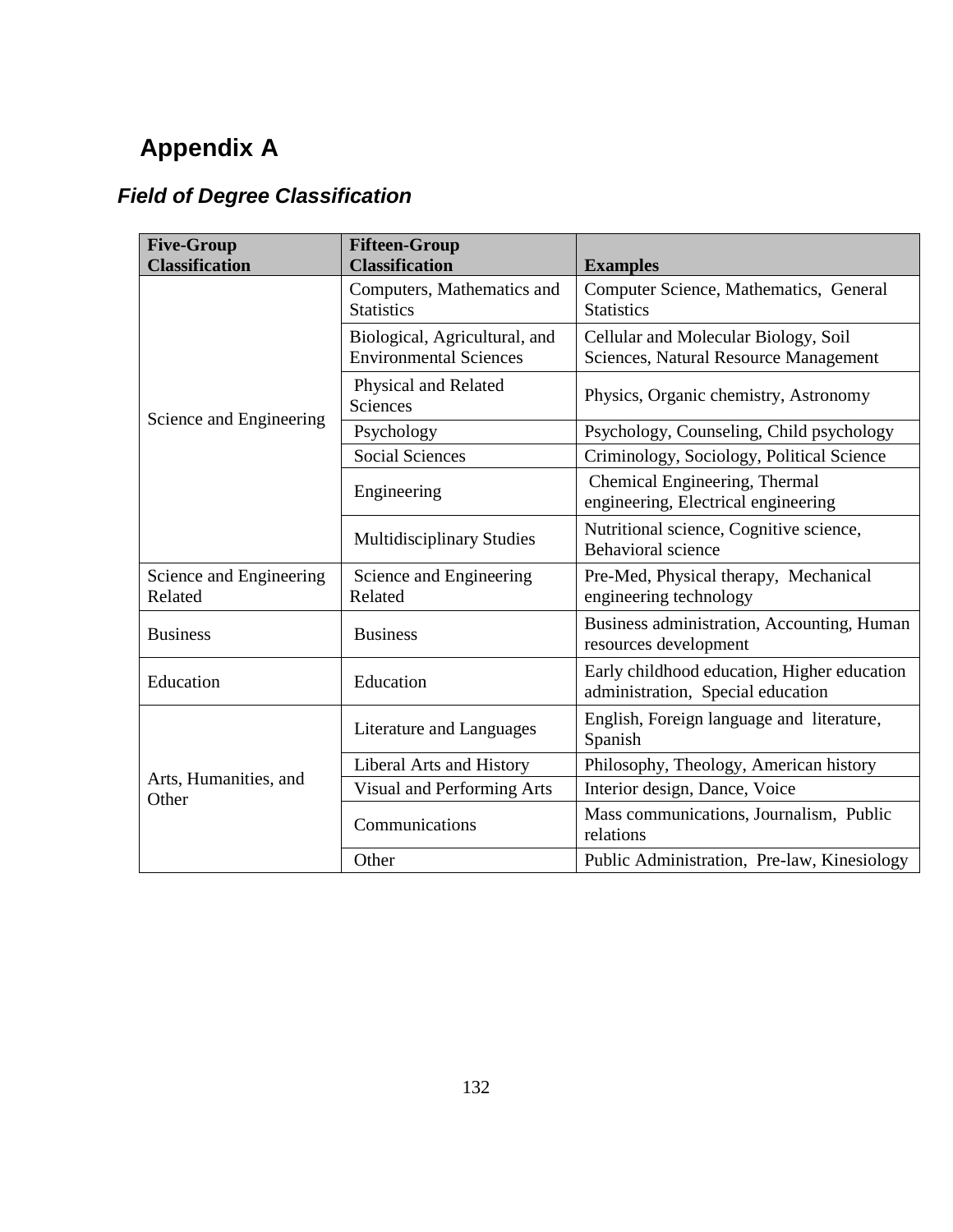# Appendix A

## *Field of Degree Classification*

| Five-Group Classification | Fifteen-Group Classification | Examples |
|---|---|---|
| Science and Engineering | Computers, Mathematics and Statistics | Computer Science, Mathematics, General Statistics |
| | Biological, Agricultural, and Environmental Sciences | Cellular and Molecular Biology, Soil Sciences, Natural Resource Management |
| | Physical and Related Sciences | Physics, Organic chemistry, Astronomy |
| | Psychology | Psychology, Counseling, Child psychology |
| | Social Sciences | Criminology, Sociology, Political Science |
| | Engineering | Chemical Engineering, Thermal engineering, Electrical engineering |
| | Multidisciplinary Studies | Nutritional science, Cognitive science, Behavioral science |
| Science and Engineering Related | Science and Engineering Related | Pre-Med, Physical therapy, Mechanical engineering technology |
| Business | Business | Business administration, Accounting, Human resources development |
| Education | Education | Early childhood education, Higher education administration, Special education |
| Arts, Humanities, and Other | Literature and Languages | English, Foreign language and literature, Spanish |
| | Liberal Arts and History | Philosophy, Theology, American history |
| | Visual and Performing Arts | Interior design, Dance, Voice |
| | Communications | Mass communications, Journalism, Public relations |
| | Other | Public Administration, Pre-law, Kinesiology |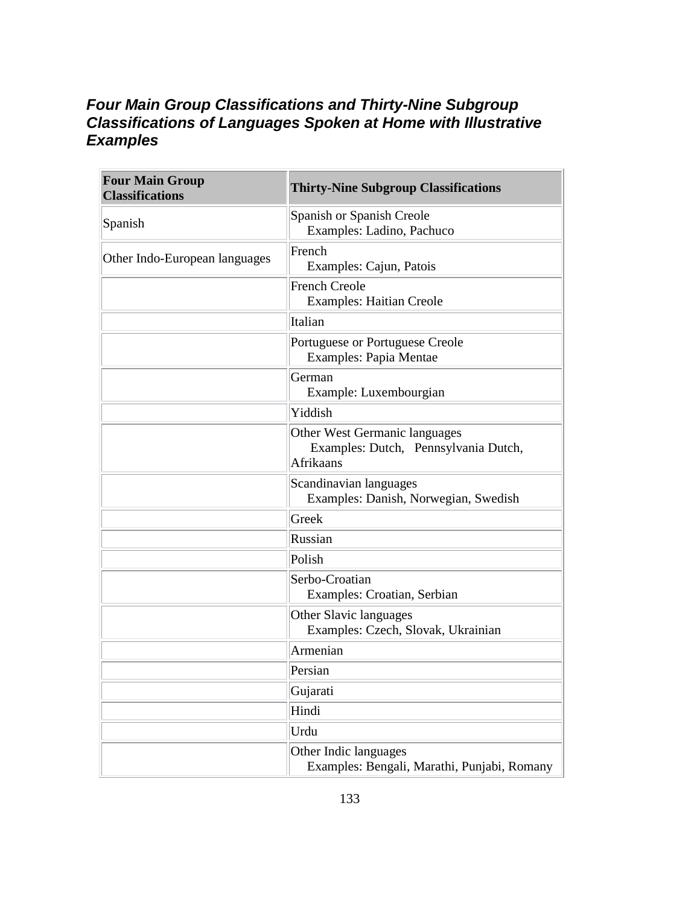### *Four Main Group Classifications and Thirty-Nine Subgroup Classifications of Languages Spoken at Home with Illustrative Examples*

| Four Main Group Classifications | Thirty-Nine Subgroup Classifications |
|---|---|
| Spanish | Spanish or Spanish Creole<br>Examples: Ladino, Pachuco |
| Other Indo-European languages | French<br>Examples: Cajun, Patois |
| | French Creole<br>Examples: Haitian Creole |
| | Italian |
| | Portuguese or Portuguese Creole<br>Examples: Papia Mentae |
| | German<br>Example: Luxembourgian |
| | Yiddish |
| | Other West Germanic languages<br>Examples: Dutch, Pennsylvania Dutch, Afrikaans |
| | Scandinavian languages<br>Examples: Danish, Norwegian, Swedish |
| | Greek |
| | Russian |
| | Polish |
| | Serbo-Croatian<br>Examples: Croatian, Serbian |
| | Other Slavic languages<br>Examples: Czech, Slovak, Ukrainian |
| | Armenian |
| | Persian |
| | Gujarati |
| | Hindi |
| | Urdu |
| | Other Indic languages<br>Examples: Bengali, Marathi, Punjabi, Romany |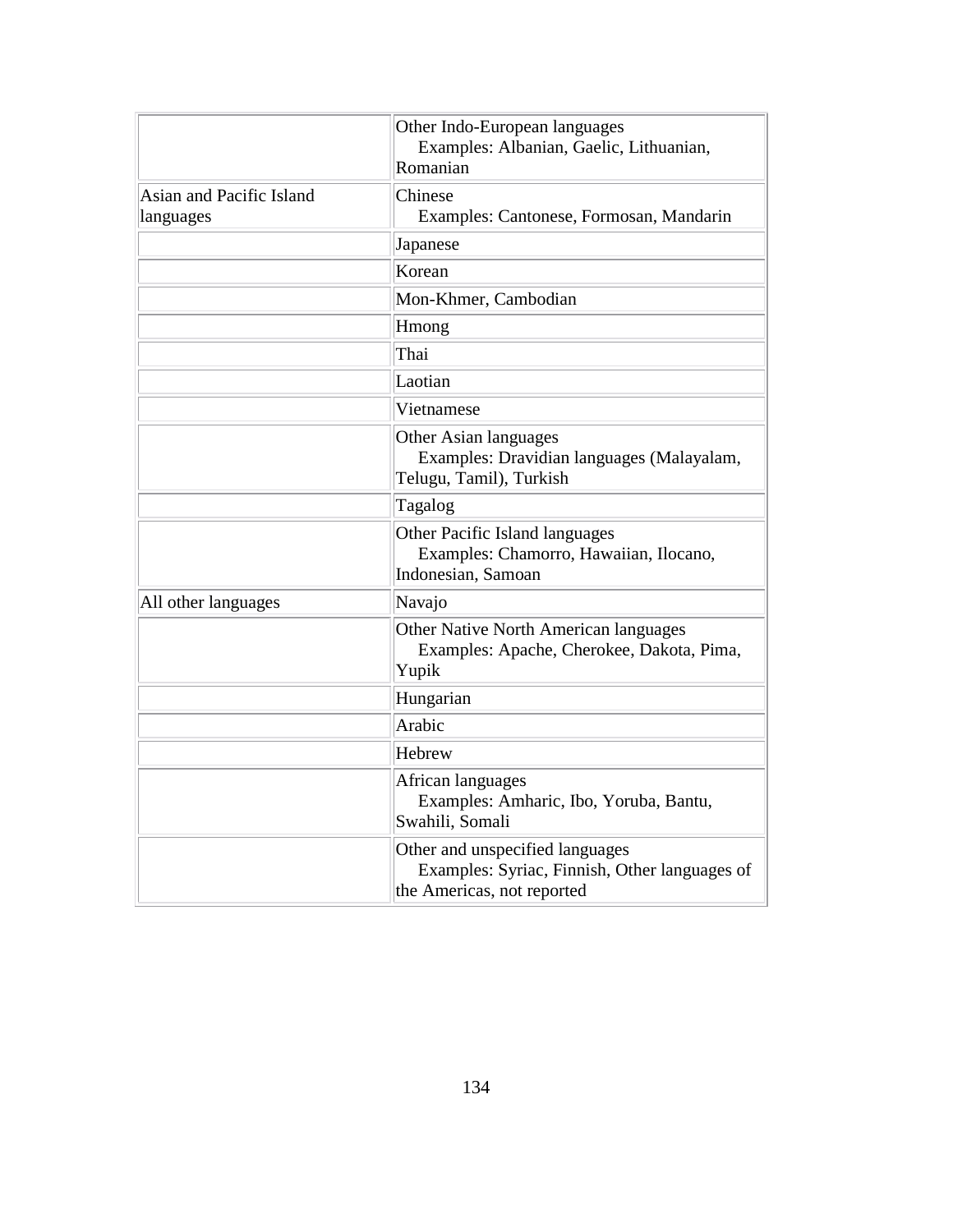| | |
|---|---|
| | Other Indo-European languages<br>Examples: Albanian, Gaelic, Lithuanian, Romanian |
| Asian and Pacific Island languages | Chinese<br>Examples: Cantonese, Formosan, Mandarin |
| | Japanese |
| | Korean |
| | Mon-Khmer, Cambodian |
| | Hmong |
| | Thai |
| | Laotian |
| | Vietnamese |
| | Other Asian languages<br>Examples: Dravidian languages (Malayalam, Telugu, Tamil), Turkish |
| | Tagalog |
| | Other Pacific Island languages<br>Examples: Chamorro, Hawaiian, Ilocano, Indonesian, Samoan |
| All other languages | Navajo |
| | Other Native North American languages<br>Examples: Apache, Cherokee, Dakota, Pima, Yupik |
| | Hungarian |
| | Arabic |
| | Hebrew |
| | African languages<br>Examples: Amharic, Ibo, Yoruba, Bantu, Swahili, Somali |
| | Other and unspecified languages<br>Examples: Syriac, Finnish, Other languages of the Americas, not reported |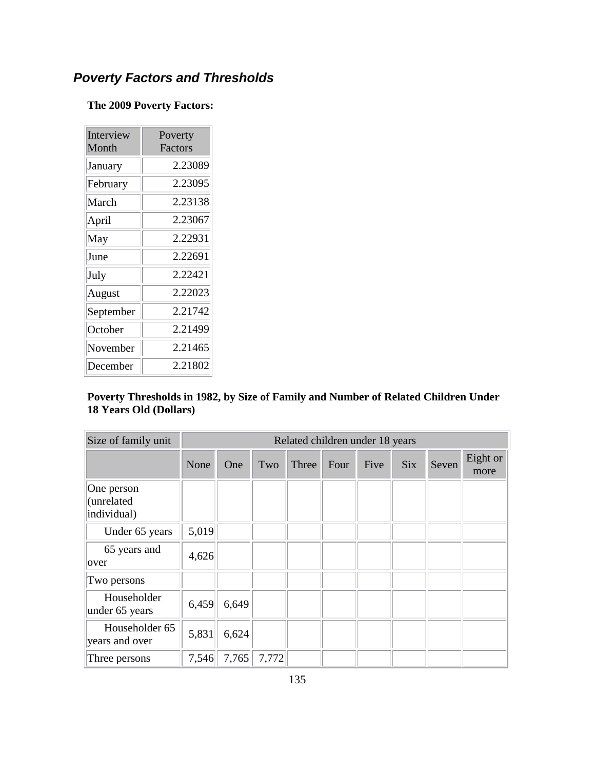## *Poverty Factors and Thresholds*

**The 2009 Poverty Factors:**

| Interview Month | Poverty Factors |
|---|---|
| January | 2.23089 |
| February | 2.23095 |
| March | 2.23138 |
| April | 2.23067 |
| May | 2.22931 |
| June | 2.22691 |
| July | 2.22421 |
| August | 2.22023 |
| September | 2.21742 |
| October | 2.21499 |
| November | 2.21465 |
| December | 2.21802 |

**Poverty Thresholds in 1982, by Size of Family and Number of Related Children Under 18 Years Old (Dollars)**

| Size of family unit | Related children under 18 years | | | | | | | | |
|---|---|---|---|---|---|---|---|---|---|
| | None | One | Two | Three | Four | Five | Six | Seven | Eight or more |
| One person (unrelated individual) | | | | | | | | | |
| Under 65 years | 5,019 | | | | | | | | |
| 65 years and over | 4,626 | | | | | | | | |
| Two persons | | | | | | | | | |
| Householder under 65 years | 6,459 | 6,649 | | | | | | | |
| Householder 65 years and over | 5,831 | 6,624 | | | | | | | |
| Three persons | 7,546 | 7,765 | 7,772 | | | | | | |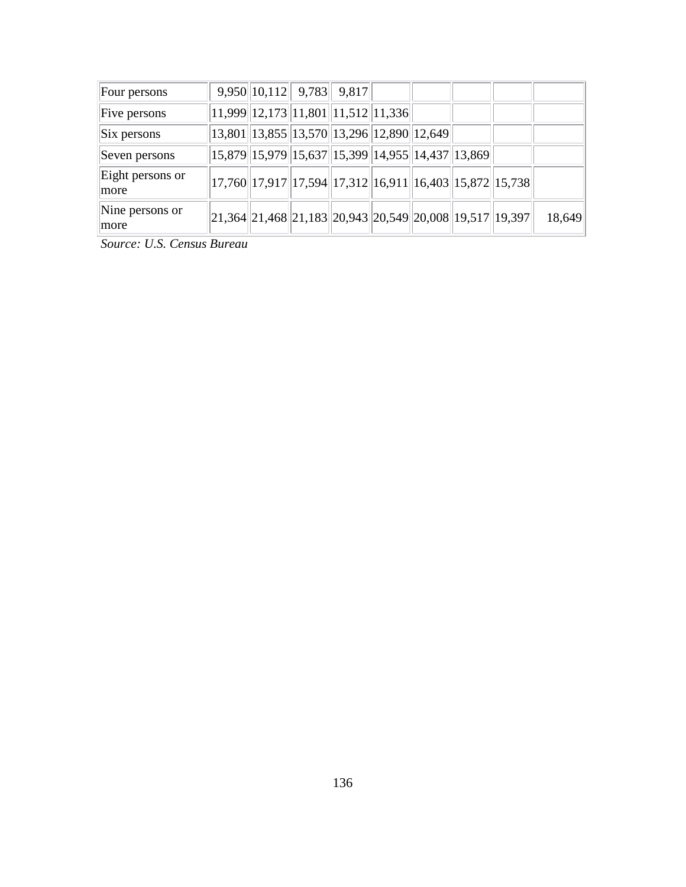|  |  |  |  |  |  |  |  |  |  |
|---|---|---|---|---|---|---|---|---|---|
| Four persons | 9,950 | 10,112 | 9,783 | 9,817 |  |  |  |  |  |
| Five persons | 11,999 | 12,173 | 11,801 | 11,512 | 11,336 |  |  |  |  |
| Six persons | 13,801 | 13,855 | 13,570 | 13,296 | 12,890 | 12,649 |  |  |  |
| Seven persons | 15,879 | 15,979 | 15,637 | 15,399 | 14,955 | 14,437 | 13,869 |  |  |
| Eight persons or more | 17,760 | 17,917 | 17,594 | 17,312 | 16,911 | 16,403 | 15,872 | 15,738 |  |
| Nine persons or more | 21,364 | 21,468 | 21,183 | 20,943 | 20,549 | 20,008 | 19,517 | 19,397 | 18,649 |

*Source: U.S. Census Bureau*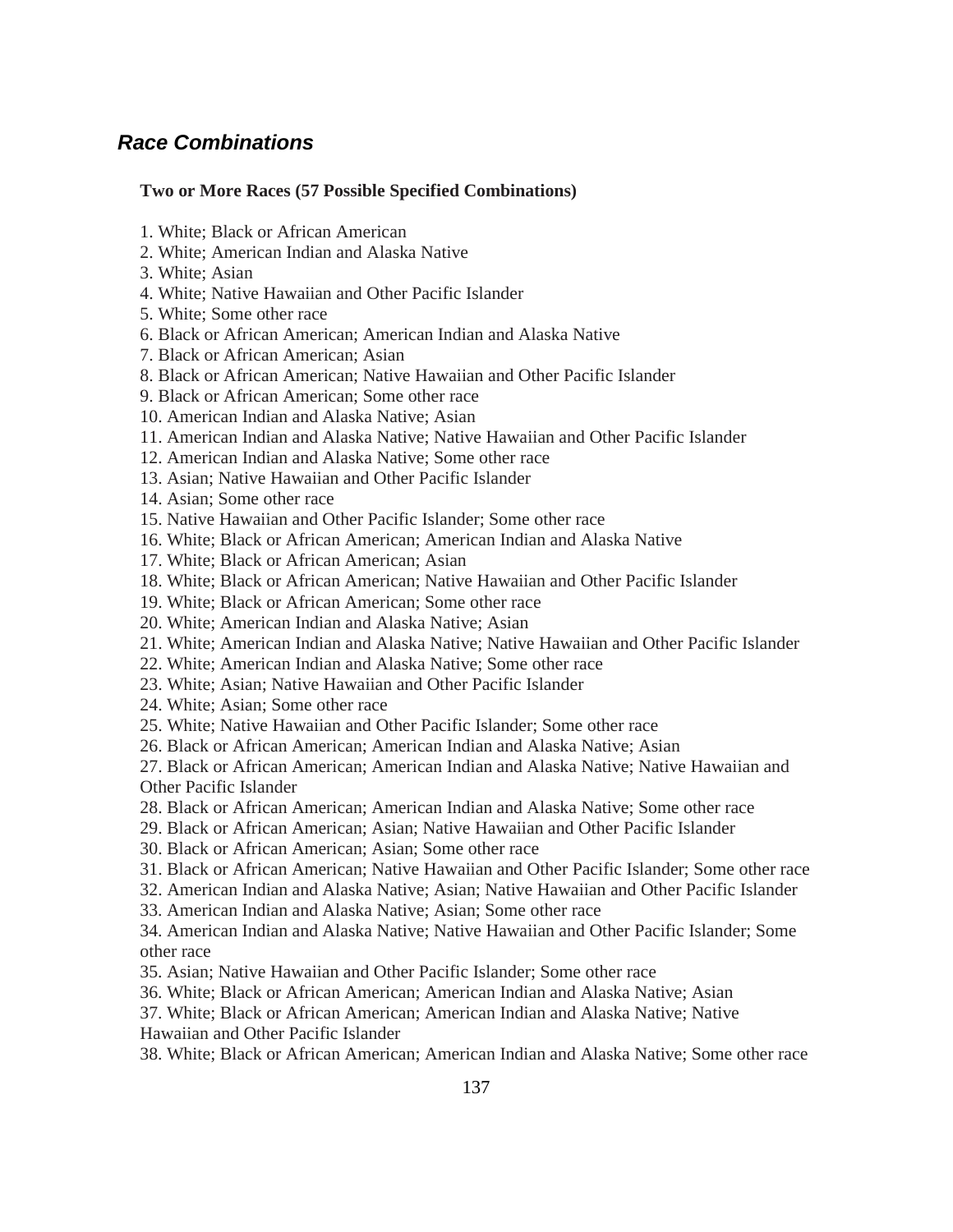## *Race Combinations*

**Two or More Races (57 Possible Specified Combinations)**

1. White; Black or African American
2. White; American Indian and Alaska Native
3. White; Asian
4. White; Native Hawaiian and Other Pacific Islander
5. White; Some other race
6. Black or African American; American Indian and Alaska Native
7. Black or African American; Asian
8. Black or African American; Native Hawaiian and Other Pacific Islander
9. Black or African American; Some other race
10. American Indian and Alaska Native; Asian
11. American Indian and Alaska Native; Native Hawaiian and Other Pacific Islander
12. American Indian and Alaska Native; Some other race
13. Asian; Native Hawaiian and Other Pacific Islander
14. Asian; Some other race
15. Native Hawaiian and Other Pacific Islander; Some other race
16. White; Black or African American; American Indian and Alaska Native
17. White; Black or African American; Asian
18. White; Black or African American; Native Hawaiian and Other Pacific Islander
19. White; Black or African American; Some other race
20. White; American Indian and Alaska Native; Asian
21. White; American Indian and Alaska Native; Native Hawaiian and Other Pacific Islander
22. White; American Indian and Alaska Native; Some other race
23. White; Asian; Native Hawaiian and Other Pacific Islander
24. White; Asian; Some other race
25. White; Native Hawaiian and Other Pacific Islander; Some other race
26. Black or African American; American Indian and Alaska Native; Asian
27. Black or African American; American Indian and Alaska Native; Native Hawaiian and Other Pacific Islander
28. Black or African American; American Indian and Alaska Native; Some other race
29. Black or African American; Asian; Native Hawaiian and Other Pacific Islander
30. Black or African American; Asian; Some other race
31. Black or African American; Native Hawaiian and Other Pacific Islander; Some other race
32. American Indian and Alaska Native; Asian; Native Hawaiian and Other Pacific Islander
33. American Indian and Alaska Native; Asian; Some other race
34. American Indian and Alaska Native; Native Hawaiian and Other Pacific Islander; Some other race
35. Asian; Native Hawaiian and Other Pacific Islander; Some other race
36. White; Black or African American; American Indian and Alaska Native; Asian
37. White; Black or African American; American Indian and Alaska Native; Native Hawaiian and Other Pacific Islander
38. White; Black or African American; American Indian and Alaska Native; Some other race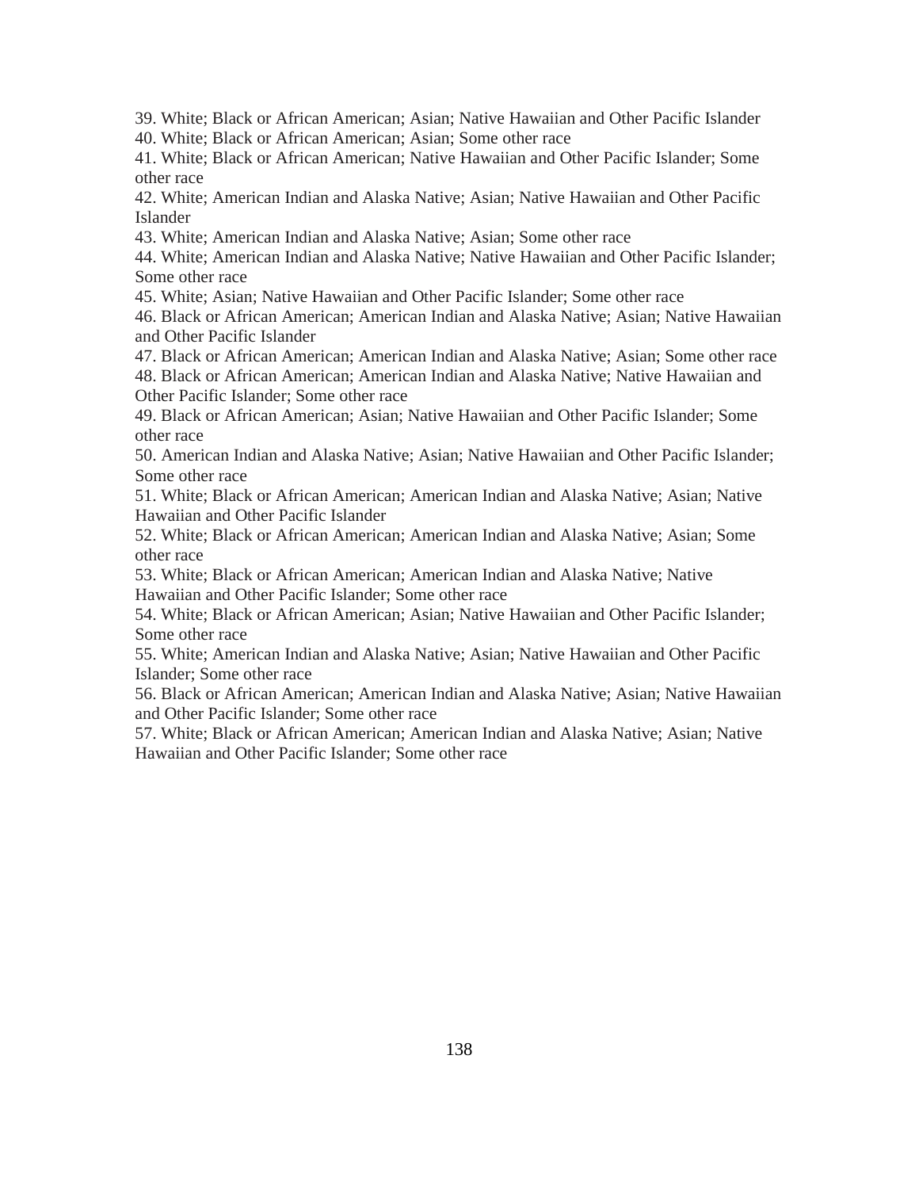39. White; Black or African American; Asian; Native Hawaiian and Other Pacific Islander
40. White; Black or African American; Asian; Some other race
41. White; Black or African American; Native Hawaiian and Other Pacific Islander; Some other race
42. White; American Indian and Alaska Native; Asian; Native Hawaiian and Other Pacific Islander
43. White; American Indian and Alaska Native; Asian; Some other race
44. White; American Indian and Alaska Native; Native Hawaiian and Other Pacific Islander; Some other race
45. White; Asian; Native Hawaiian and Other Pacific Islander; Some other race
46. Black or African American; American Indian and Alaska Native; Asian; Native Hawaiian and Other Pacific Islander
47. Black or African American; American Indian and Alaska Native; Asian; Some other race
48. Black or African American; American Indian and Alaska Native; Native Hawaiian and Other Pacific Islander; Some other race
49. Black or African American; Asian; Native Hawaiian and Other Pacific Islander; Some other race
50. American Indian and Alaska Native; Asian; Native Hawaiian and Other Pacific Islander; Some other race
51. White; Black or African American; American Indian and Alaska Native; Asian; Native Hawaiian and Other Pacific Islander
52. White; Black or African American; American Indian and Alaska Native; Asian; Some other race
53. White; Black or African American; American Indian and Alaska Native; Native Hawaiian and Other Pacific Islander; Some other race
54. White; Black or African American; Asian; Native Hawaiian and Other Pacific Islander; Some other race
55. White; American Indian and Alaska Native; Asian; Native Hawaiian and Other Pacific Islander; Some other race
56. Black or African American; American Indian and Alaska Native; Asian; Native Hawaiian and Other Pacific Islander; Some other race
57. White; Black or African American; American Indian and Alaska Native; Asian; Native Hawaiian and Other Pacific Islander; Some other race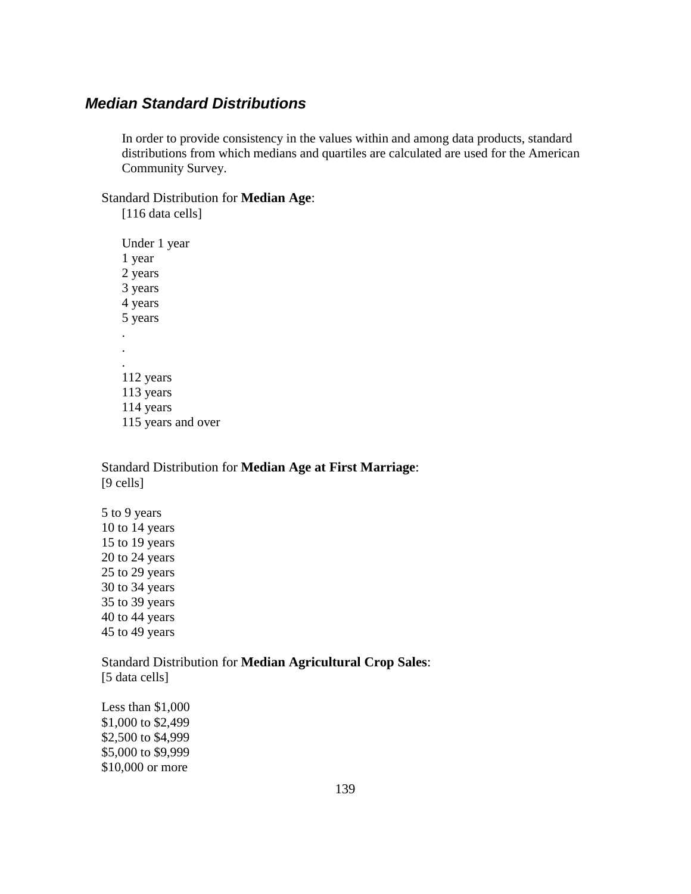### *Median Standard Distributions*

In order to provide consistency in the values within and among data products, standard distributions from which medians and quartiles are calculated are used for the American Community Survey.

Standard Distribution for **Median Age**:
[116 data cells]

Under 1 year
1 year
2 years
3 years
4 years
5 years
.
.
.
112 years
113 years
114 years
115 years and over

Standard Distribution for **Median Age at First Marriage**:
[9 cells]

5 to 9 years
10 to 14 years
15 to 19 years
20 to 24 years
25 to 29 years
30 to 34 years
35 to 39 years
40 to 44 years
45 to 49 years

Standard Distribution for **Median Agricultural Crop Sales**:
[5 data cells]

Less than $1,000
$1,000 to $2,499
$2,500 to $4,999
$5,000 to $9,999
$10,000 or more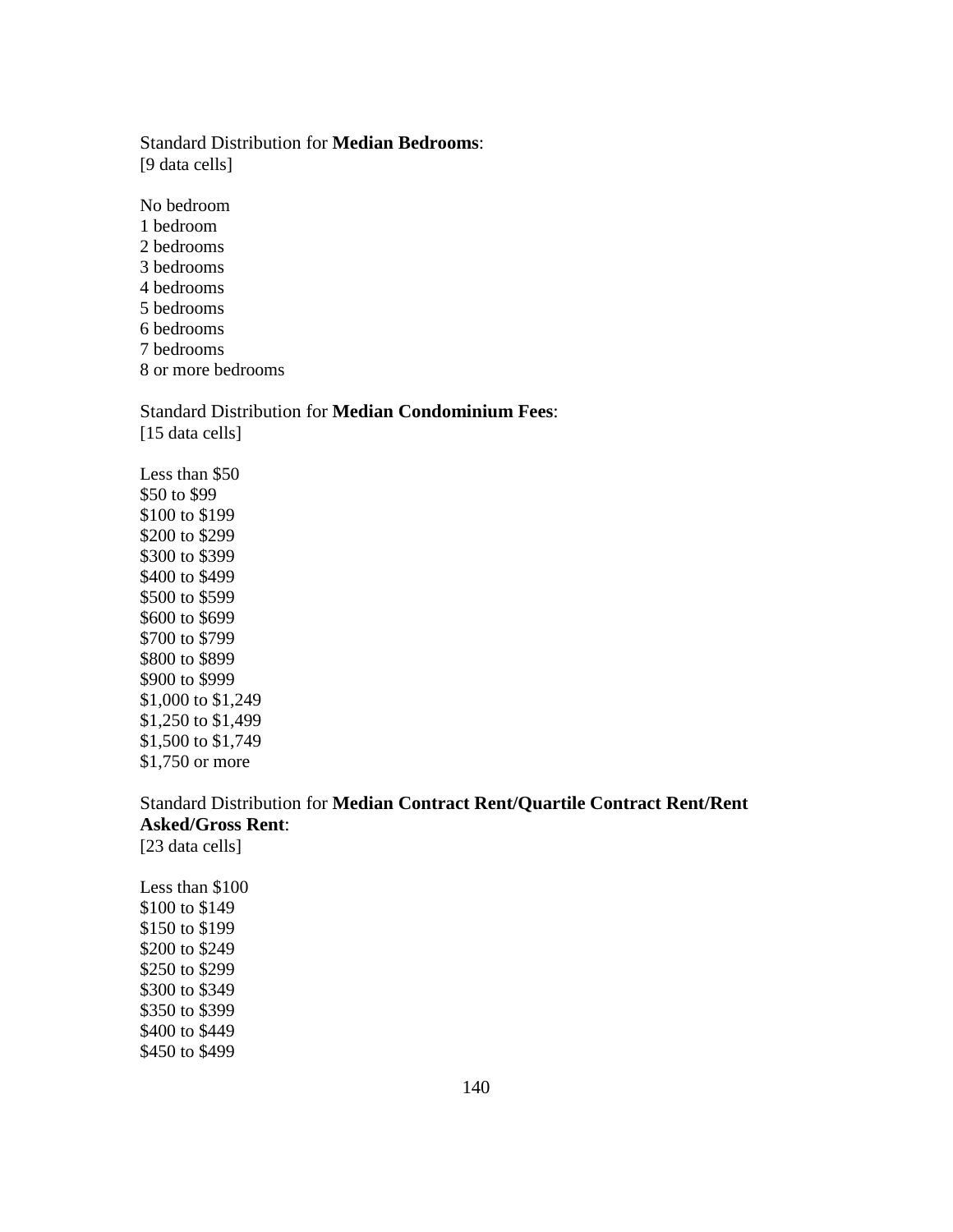Standard Distribution for **Median Bedrooms**:
[9 data cells]

No bedroom
1 bedroom
2 bedrooms
3 bedrooms
4 bedrooms
5 bedrooms
6 bedrooms
7 bedrooms
8 or more bedrooms

Standard Distribution for **Median Condominium Fees**:
[15 data cells]

Less than $50
$50 to $99
$100 to $199
$200 to $299
$300 to $399
$400 to $499
$500 to $599
$600 to $699
$700 to $799
$800 to $899
$900 to $999
$1,000 to $1,249
$1,250 to $1,499
$1,500 to $1,749
$1,750 or more

Standard Distribution for **Median Contract Rent/Quartile Contract Rent/Rent Asked/Gross Rent**:
[23 data cells]

Less than $100
$100 to $149
$150 to $199
$200 to $249
$250 to $299
$300 to $349
$350 to $399
$400 to $449
$450 to $499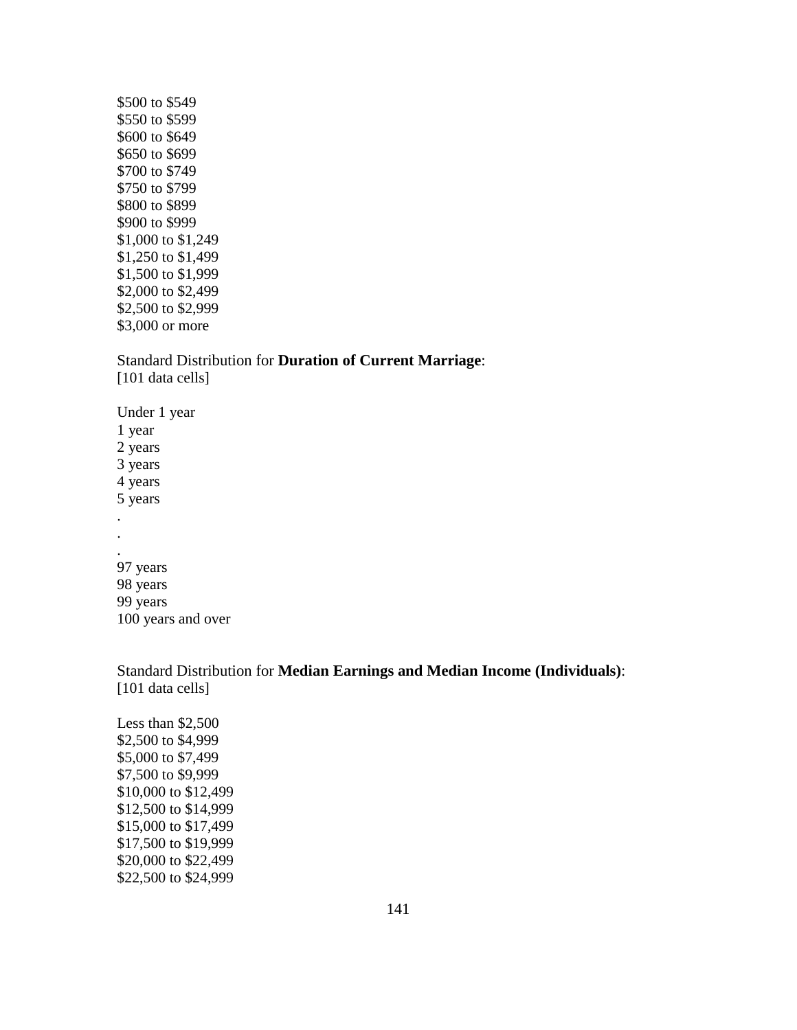$500 to $549
$550 to $599
$600 to $649
$650 to $699
$700 to $749
$750 to $799
$800 to $899
$900 to $999
$1,000 to $1,249
$1,250 to $1,499
$1,500 to $1,999
$2,000 to $2,499
$2,500 to $2,999
$3,000 or more

Standard Distribution for **Duration of Current Marriage**:
[101 data cells]

Under 1 year
1 year
2 years
3 years
4 years
5 years
.
.
.
97 years
98 years
99 years
100 years and over

Standard Distribution for **Median Earnings and Median Income (Individuals)**:
[101 data cells]

Less than $2,500
$2,500 to $4,999
$5,000 to $7,499
$7,500 to $9,999
$10,000 to $12,499
$12,500 to $14,999
$15,000 to $17,499
$17,500 to $19,999
$20,000 to $22,499
$22,500 to $24,999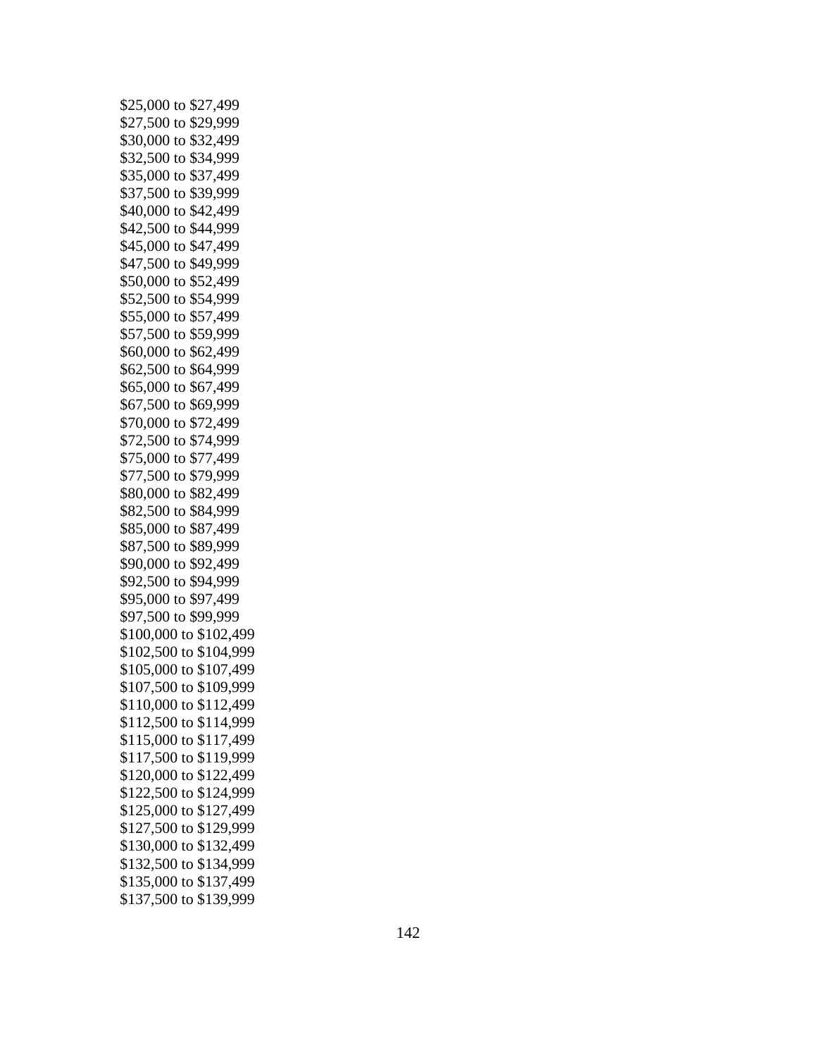$25,000 to $27,499
$27,500 to $29,999
$30,000 to $32,499
$32,500 to $34,999
$35,000 to $37,499
$37,500 to $39,999
$40,000 to $42,499
$42,500 to $44,999
$45,000 to $47,499
$47,500 to $49,999
$50,000 to $52,499
$52,500 to $54,999
$55,000 to $57,499
$57,500 to $59,999
$60,000 to $62,499
$62,500 to $64,999
$65,000 to $67,499
$67,500 to $69,999
$70,000 to $72,499
$72,500 to $74,999
$75,000 to $77,499
$77,500 to $79,999
$80,000 to $82,499
$82,500 to $84,999
$85,000 to $87,499
$87,500 to $89,999
$90,000 to $92,499
$92,500 to $94,999
$95,000 to $97,499
$97,500 to $99,999
$100,000 to $102,499
$102,500 to $104,999
$105,000 to $107,499
$107,500 to $109,999
$110,000 to $112,499
$112,500 to $114,999
$115,000 to $117,499
$117,500 to $119,999
$120,000 to $122,499
$122,500 to $124,999
$125,000 to $127,499
$127,500 to $129,999
$130,000 to $132,499
$132,500 to $134,999
$135,000 to $137,499
$137,500 to $139,999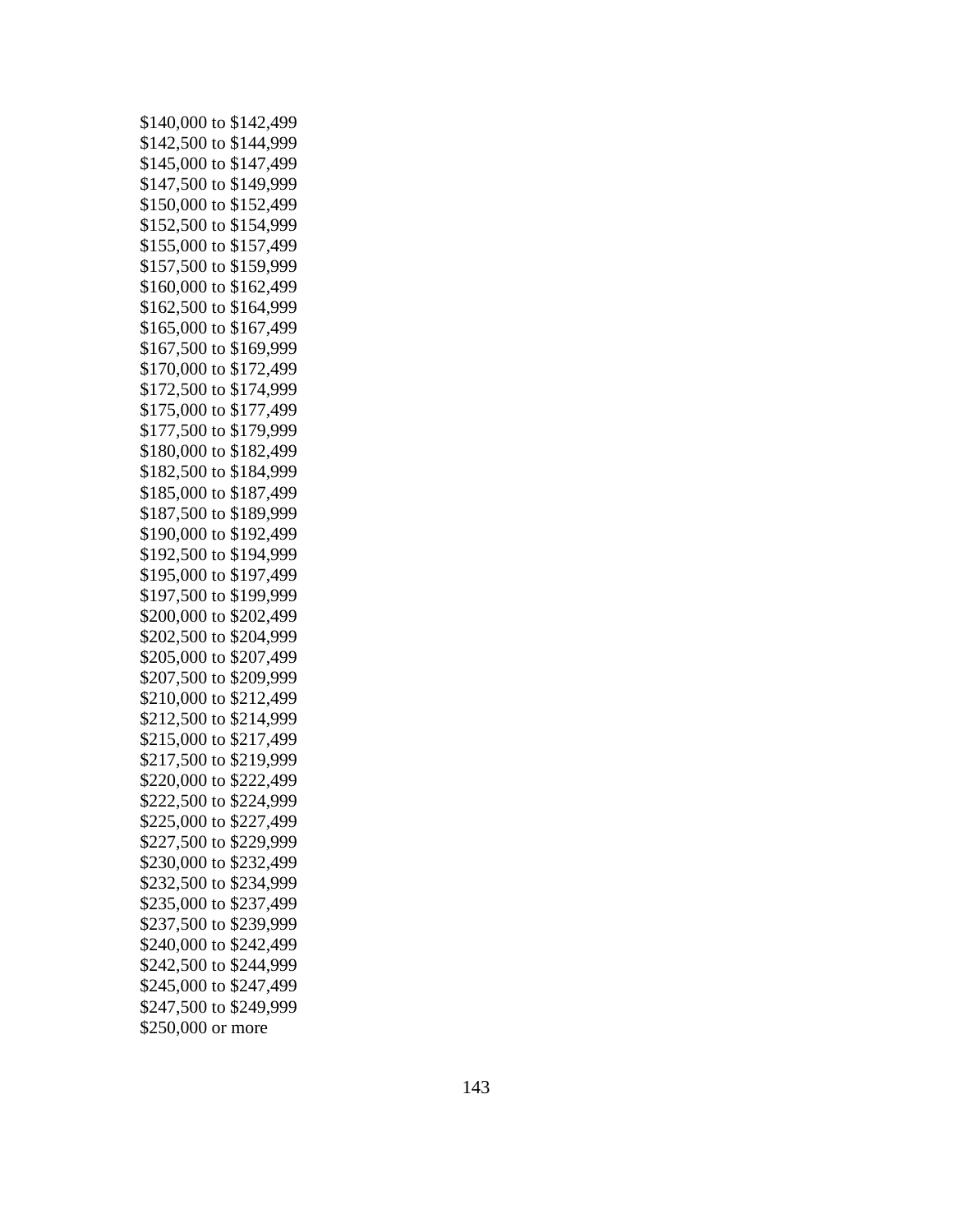$140,000 to $142,499
$142,500 to $144,999
$145,000 to $147,499
$147,500 to $149,999
$150,000 to $152,499
$152,500 to $154,999
$155,000 to $157,499
$157,500 to $159,999
$160,000 to $162,499
$162,500 to $164,999
$165,000 to $167,499
$167,500 to $169,999
$170,000 to $172,499
$172,500 to $174,999
$175,000 to $177,499
$177,500 to $179,999
$180,000 to $182,499
$182,500 to $184,999
$185,000 to $187,499
$187,500 to $189,999
$190,000 to $192,499
$192,500 to $194,999
$195,000 to $197,499
$197,500 to $199,999
$200,000 to $202,499
$202,500 to $204,999
$205,000 to $207,499
$207,500 to $209,999
$210,000 to $212,499
$212,500 to $214,999
$215,000 to $217,499
$217,500 to $219,999
$220,000 to $222,499
$222,500 to $224,999
$225,000 to $227,499
$227,500 to $229,999
$230,000 to $232,499
$232,500 to $234,999
$235,000 to $237,499
$237,500 to $239,999
$240,000 to $242,499
$242,500 to $244,999
$245,000 to $247,499
$247,500 to $249,999
$250,000 or more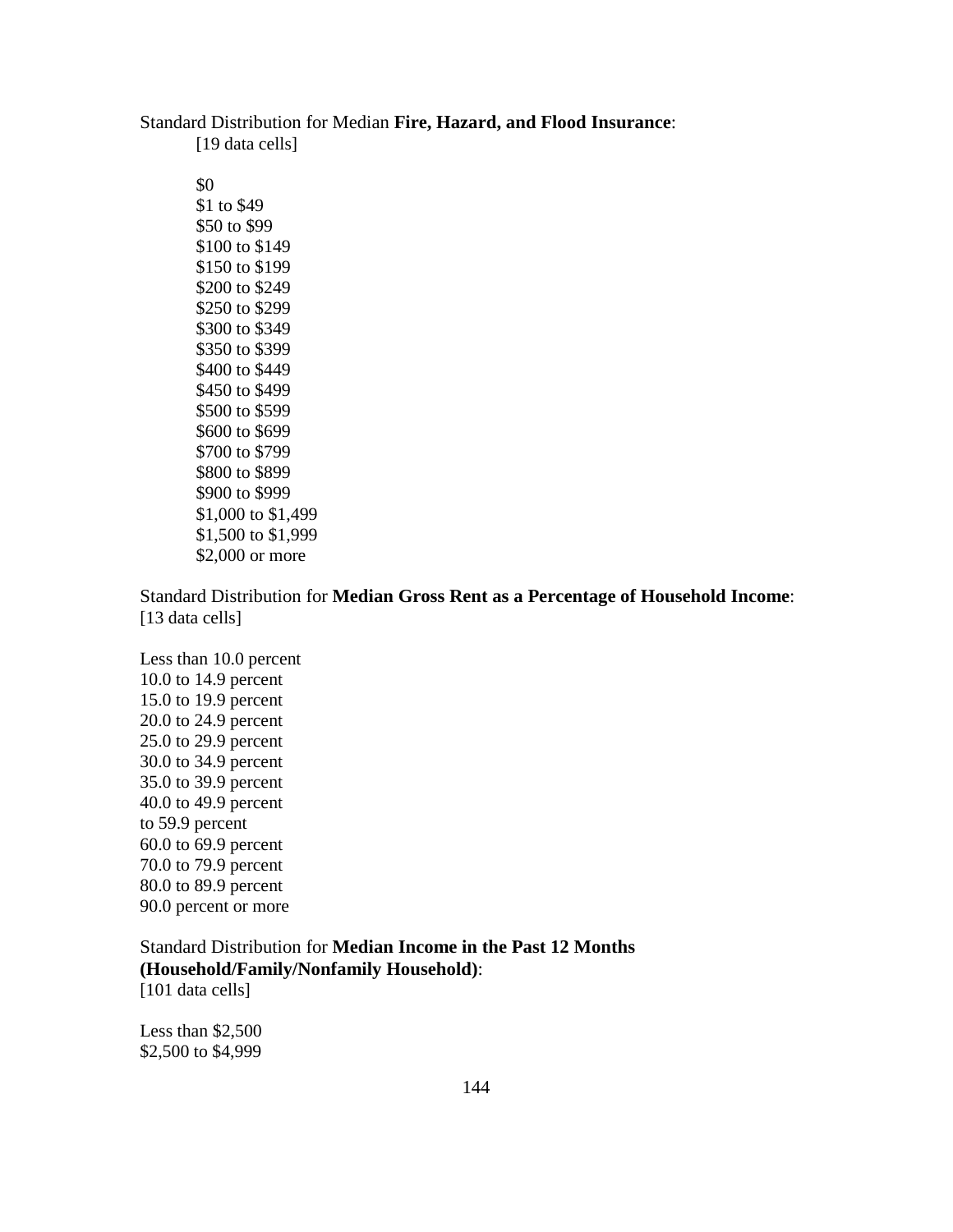Standard Distribution for Median **Fire, Hazard, and Flood Insurance**:
[19 data cells]

$0
$1 to $49
$50 to $99
$100 to $149
$150 to $199
$200 to $249
$250 to $299
$300 to $349
$350 to $399
$400 to $449
$450 to $499
$500 to $599
$600 to $699
$700 to $799
$800 to $899
$900 to $999
$1,000 to $1,499
$1,500 to $1,999
$2,000 or more

Standard Distribution for **Median Gross Rent as a Percentage of Household Income**:
[13 data cells]

Less than 10.0 percent
10.0 to 14.9 percent
15.0 to 19.9 percent
20.0 to 24.9 percent
25.0 to 29.9 percent
30.0 to 34.9 percent
35.0 to 39.9 percent
40.0 to 49.9 percent
to 59.9 percent
60.0 to 69.9 percent
70.0 to 79.9 percent
80.0 to 89.9 percent
90.0 percent or more

Standard Distribution for **Median Income in the Past 12 Months (Household/Family/Nonfamily Household)**:
[101 data cells]

Less than $2,500
$2,500 to $4,999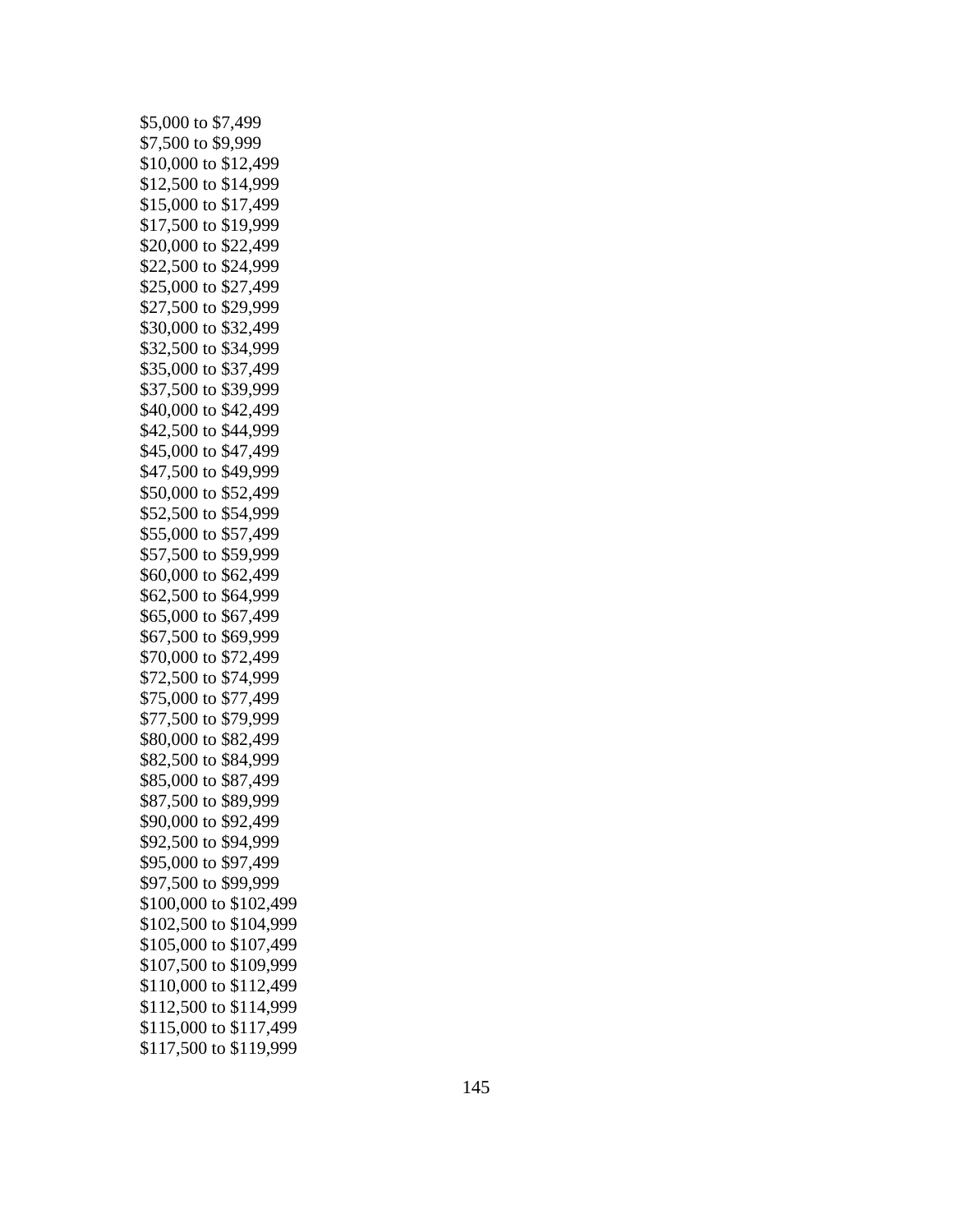$5,000 to $7,499
$7,500 to $9,999
$10,000 to $12,499
$12,500 to $14,999
$15,000 to $17,499
$17,500 to $19,999
$20,000 to $22,499
$22,500 to $24,999
$25,000 to $27,499
$27,500 to $29,999
$30,000 to $32,499
$32,500 to $34,999
$35,000 to $37,499
$37,500 to $39,999
$40,000 to $42,499
$42,500 to $44,999
$45,000 to $47,499
$47,500 to $49,999
$50,000 to $52,499
$52,500 to $54,999
$55,000 to $57,499
$57,500 to $59,999
$60,000 to $62,499
$62,500 to $64,999
$65,000 to $67,499
$67,500 to $69,999
$70,000 to $72,499
$72,500 to $74,999
$75,000 to $77,499
$77,500 to $79,999
$80,000 to $82,499
$82,500 to $84,999
$85,000 to $87,499
$87,500 to $89,999
$90,000 to $92,499
$92,500 to $94,999
$95,000 to $97,499
$97,500 to $99,999
$100,000 to $102,499
$102,500 to $104,999
$105,000 to $107,499
$107,500 to $109,999
$110,000 to $112,499
$112,500 to $114,999
$115,000 to $117,499
$117,500 to $119,999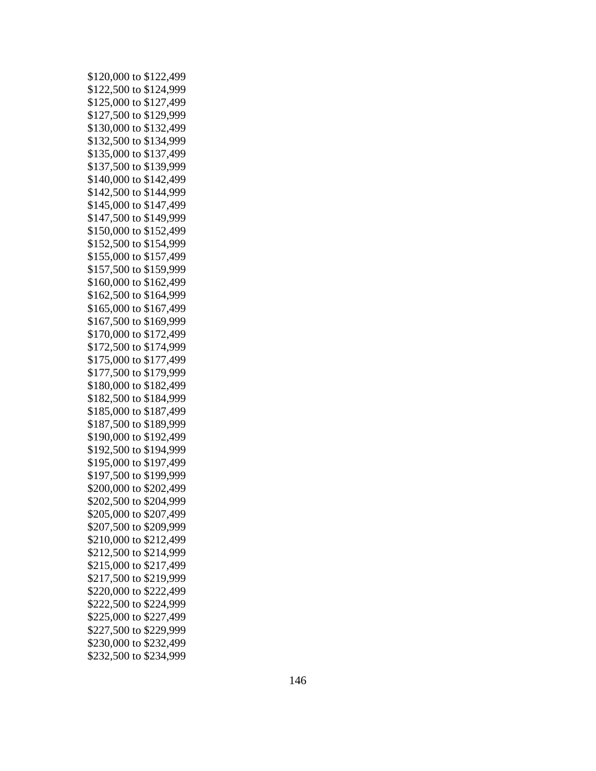$120,000 to $122,499
$122,500 to $124,999
$125,000 to $127,499
$127,500 to $129,999
$130,000 to $132,499
$132,500 to $134,999
$135,000 to $137,499
$137,500 to $139,999
$140,000 to $142,499
$142,500 to $144,999
$145,000 to $147,499
$147,500 to $149,999
$150,000 to $152,499
$152,500 to $154,999
$155,000 to $157,499
$157,500 to $159,999
$160,000 to $162,499
$162,500 to $164,999
$165,000 to $167,499
$167,500 to $169,999
$170,000 to $172,499
$172,500 to $174,999
$175,000 to $177,499
$177,500 to $179,999
$180,000 to $182,499
$182,500 to $184,999
$185,000 to $187,499
$187,500 to $189,999
$190,000 to $192,499
$192,500 to $194,999
$195,000 to $197,499
$197,500 to $199,999
$200,000 to $202,499
$202,500 to $204,999
$205,000 to $207,499
$207,500 to $209,999
$210,000 to $212,499
$212,500 to $214,999
$215,000 to $217,499
$217,500 to $219,999
$220,000 to $222,499
$222,500 to $224,999
$225,000 to $227,499
$227,500 to $229,999
$230,000 to $232,499
$232,500 to $234,999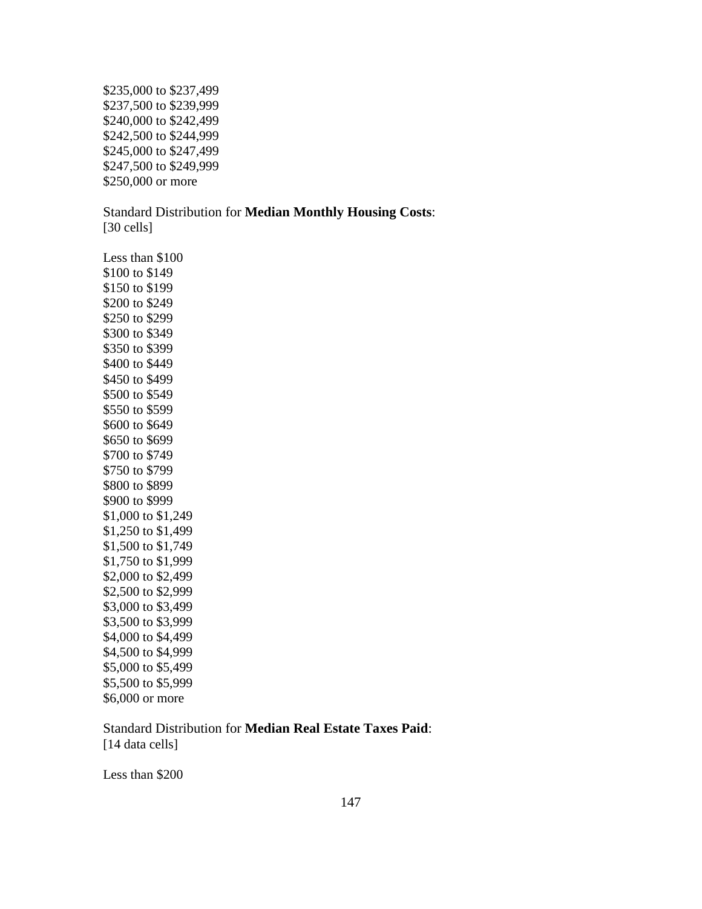$235,000 to $237,499
$237,500 to $239,999
$240,000 to $242,499
$242,500 to $244,999
$245,000 to $247,499
$247,500 to $249,999
$250,000 or more

Standard Distribution for **Median Monthly Housing Costs**:
[30 cells]

Less than $100
$100 to $149
$150 to $199
$200 to $249
$250 to $299
$300 to $349
$350 to $399
$400 to $449
$450 to $499
$500 to $549
$550 to $599
$600 to $649
$650 to $699
$700 to $749
$750 to $799
$800 to $899
$900 to $999
$1,000 to $1,249
$1,250 to $1,499
$1,500 to $1,749
$1,750 to $1,999
$2,000 to $2,499
$2,500 to $2,999
$3,000 to $3,499
$3,500 to $3,999
$4,000 to $4,499
$4,500 to $4,999
$5,000 to $5,499
$5,500 to $5,999
$6,000 or more

Standard Distribution for **Median Real Estate Taxes Paid**:
[14 data cells]

Less than $200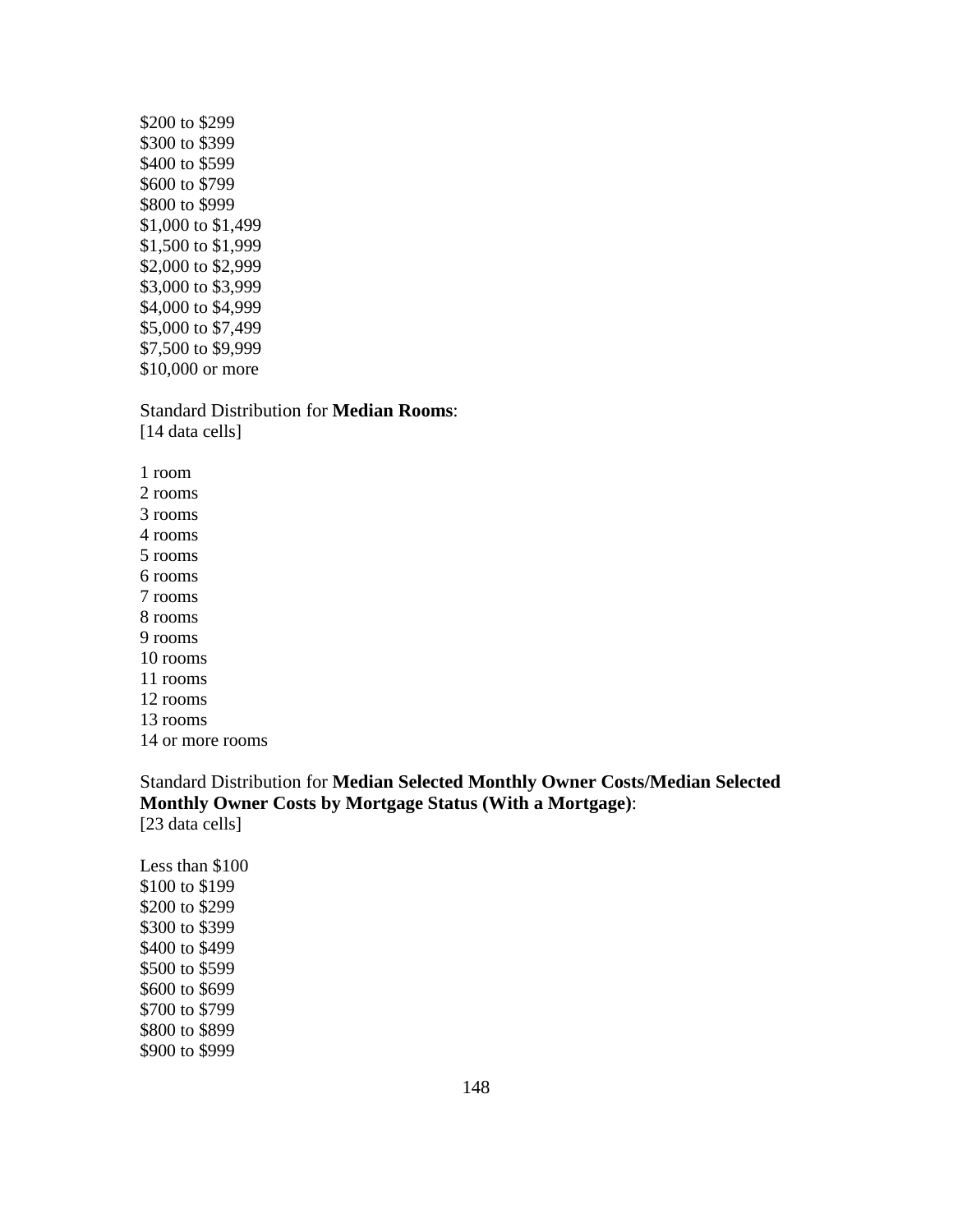$200 to $299
$300 to $399
$400 to $599
$600 to $799
$800 to $999
$1,000 to $1,499
$1,500 to $1,999
$2,000 to $2,999
$3,000 to $3,999
$4,000 to $4,999
$5,000 to $7,499
$7,500 to $9,999
$10,000 or more

Standard Distribution for **Median Rooms**:
[14 data cells]

1 room
2 rooms
3 rooms
4 rooms
5 rooms
6 rooms
7 rooms
8 rooms
9 rooms
10 rooms
11 rooms
12 rooms
13 rooms
14 or more rooms

Standard Distribution for **Median Selected Monthly Owner Costs/Median Selected Monthly Owner Costs by Mortgage Status (With a Mortgage)**:
[23 data cells]

Less than $100
$100 to $199
$200 to $299
$300 to $399
$400 to $499
$500 to $599
$600 to $699
$700 to $799
$800 to $899
$900 to $999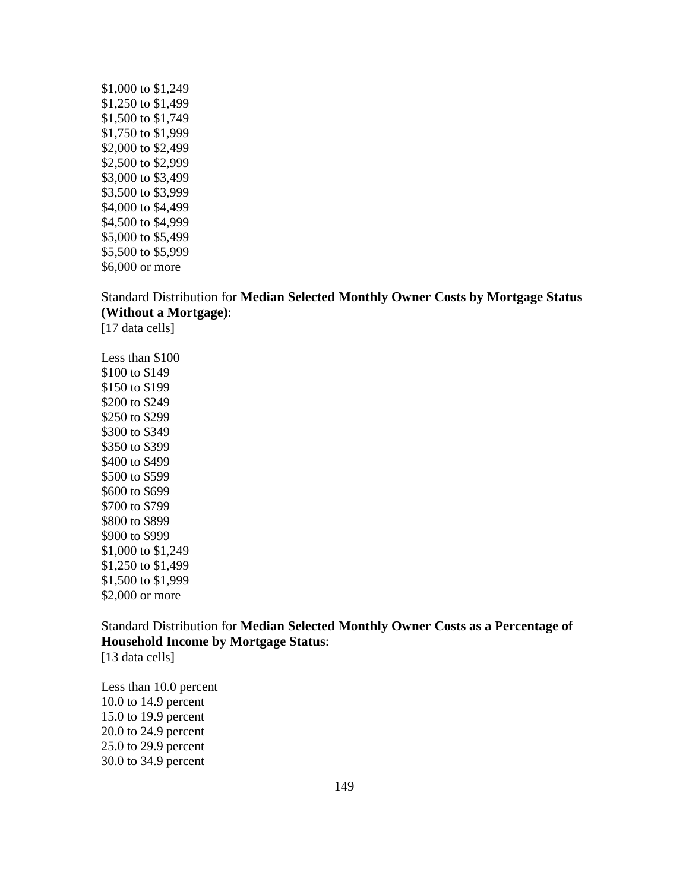$1,000 to $1,249
$1,250 to $1,499
$1,500 to $1,749
$1,750 to $1,999
$2,000 to $2,499
$2,500 to $2,999
$3,000 to $3,499
$3,500 to $3,999
$4,000 to $4,499
$4,500 to $4,999
$5,000 to $5,499
$5,500 to $5,999
$6,000 or more

Standard Distribution for **Median Selected Monthly Owner Costs by Mortgage Status (Without a Mortgage)**:
[17 data cells]

Less than $100
$100 to $149
$150 to $199
$200 to $249
$250 to $299
$300 to $349
$350 to $399
$400 to $499
$500 to $599
$600 to $699
$700 to $799
$800 to $899
$900 to $999
$1,000 to $1,249
$1,250 to $1,499
$1,500 to $1,999
$2,000 or more

Standard Distribution for **Median Selected Monthly Owner Costs as a Percentage of Household Income by Mortgage Status**:
[13 data cells]

Less than 10.0 percent
10.0 to 14.9 percent
15.0 to 19.9 percent
20.0 to 24.9 percent
25.0 to 29.9 percent
30.0 to 34.9 percent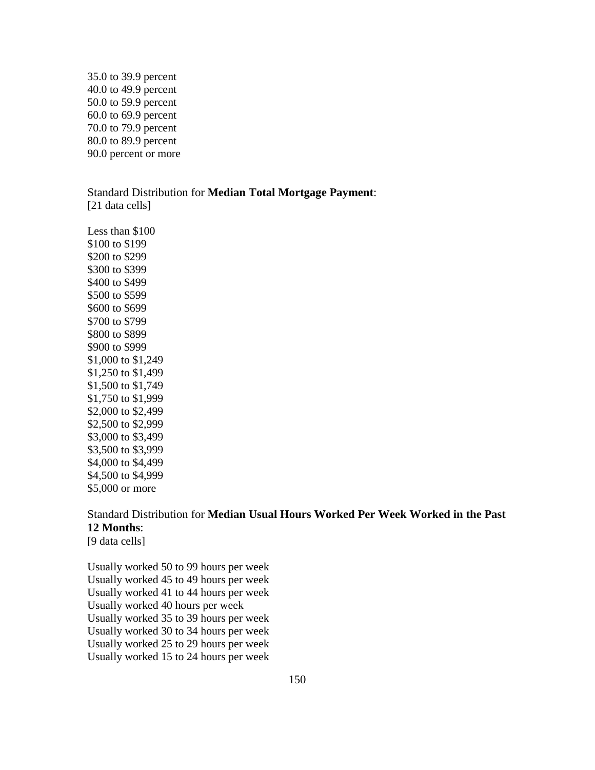35.0 to 39.9 percent
40.0 to 49.9 percent
50.0 to 59.9 percent
60.0 to 69.9 percent
70.0 to 79.9 percent
80.0 to 89.9 percent
90.0 percent or more

Standard Distribution for **Median Total Mortgage Payment**:
[21 data cells]

Less than $100
$100 to $199
$200 to $299
$300 to $399
$400 to $499
$500 to $599
$600 to $699
$700 to $799
$800 to $899
$900 to $999
$1,000 to $1,249
$1,250 to $1,499
$1,500 to $1,749
$1,750 to $1,999
$2,000 to $2,499
$2,500 to $2,999
$3,000 to $3,499
$3,500 to $3,999
$4,000 to $4,499
$4,500 to $4,999
$5,000 or more

Standard Distribution for **Median Usual Hours Worked Per Week Worked in the Past 12 Months**:
[9 data cells]

Usually worked 50 to 99 hours per week
Usually worked 45 to 49 hours per week
Usually worked 41 to 44 hours per week
Usually worked 40 hours per week
Usually worked 35 to 39 hours per week
Usually worked 30 to 34 hours per week
Usually worked 25 to 29 hours per week
Usually worked 15 to 24 hours per week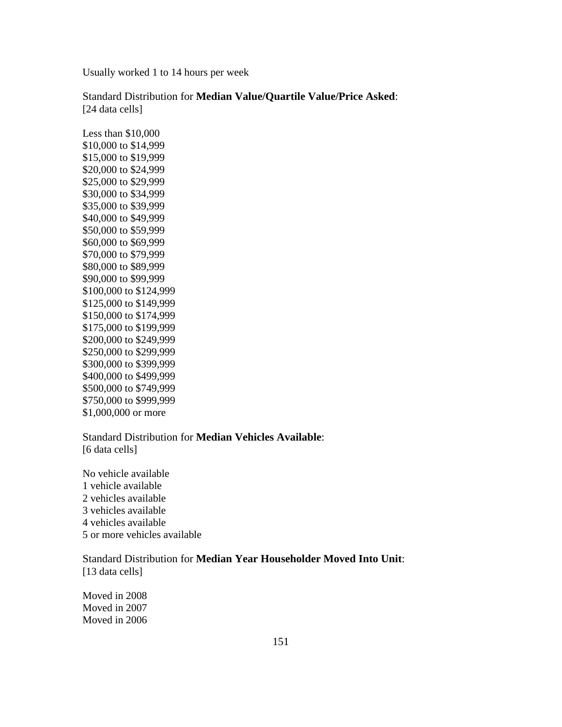Usually worked 1 to 14 hours per week

Standard Distribution for **Median Value/Quartile Value/Price Asked**:
[24 data cells]

Less than $10,000
$10,000 to $14,999
$15,000 to $19,999
$20,000 to $24,999
$25,000 to $29,999
$30,000 to $34,999
$35,000 to $39,999
$40,000 to $49,999
$50,000 to $59,999
$60,000 to $69,999
$70,000 to $79,999
$80,000 to $89,999
$90,000 to $99,999
$100,000 to $124,999
$125,000 to $149,999
$150,000 to $174,999
$175,000 to $199,999
$200,000 to $249,999
$250,000 to $299,999
$300,000 to $399,999
$400,000 to $499,999
$500,000 to $749,999
$750,000 to $999,999
$1,000,000 or more

Standard Distribution for **Median Vehicles Available**:
[6 data cells]

No vehicle available
1 vehicle available
2 vehicles available
3 vehicles available
4 vehicles available
5 or more vehicles available

Standard Distribution for **Median Year Householder Moved Into Unit**:
[13 data cells]

Moved in 2008
Moved in 2007
Moved in 2006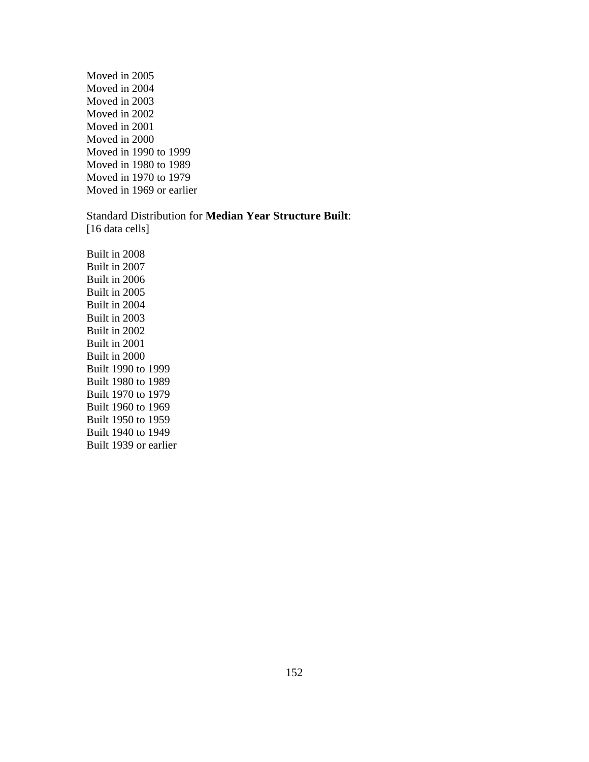Moved in 2005
Moved in 2004
Moved in 2003
Moved in 2002
Moved in 2001
Moved in 2000
Moved in 1990 to 1999
Moved in 1980 to 1989
Moved in 1970 to 1979
Moved in 1969 or earlier

Standard Distribution for **Median Year Structure Built**:
[16 data cells]

Built in 2008
Built in 2007
Built in 2006
Built in 2005
Built in 2004
Built in 2003
Built in 2002
Built in 2001
Built in 2000
Built 1990 to 1999
Built 1980 to 1989
Built 1970 to 1979
Built 1960 to 1969
Built 1950 to 1959
Built 1940 to 1949
Built 1939 or earlier